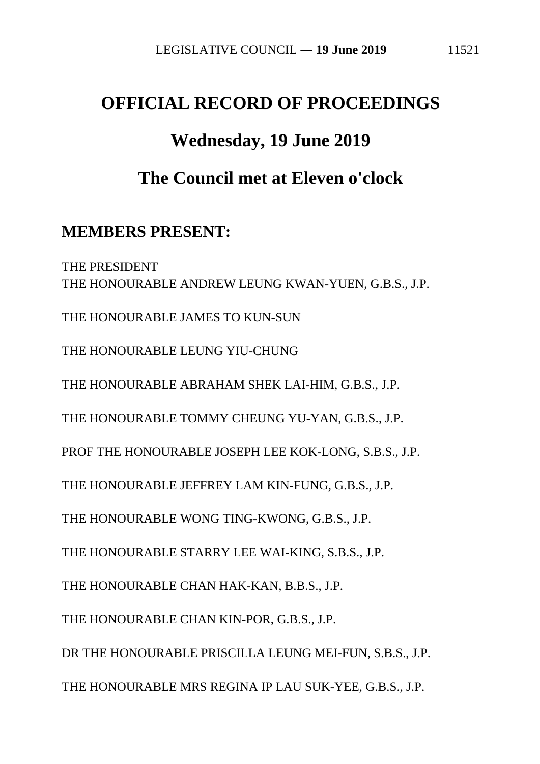# OFFICIAL RECORD OF PROCEEDINGS

## Wednesday, 19 June 2019

## The Council met at Eleven o'clock

### MEMBERS PRESENT:

THE PRESIDENT
THE HONOURABLE ANDREW LEUNG KWAN-YUEN, G.B.S., J.P.

THE HONOURABLE JAMES TO KUN-SUN

THE HONOURABLE LEUNG YIU-CHUNG

THE HONOURABLE ABRAHAM SHEK LAI-HIM, G.B.S., J.P.

THE HONOURABLE TOMMY CHEUNG YU-YAN, G.B.S., J.P.

PROF THE HONOURABLE JOSEPH LEE KOK-LONG, S.B.S., J.P.

THE HONOURABLE JEFFREY LAM KIN-FUNG, G.B.S., J.P.

THE HONOURABLE WONG TING-KWONG, G.B.S., J.P.

THE HONOURABLE STARRY LEE WAI-KING, S.B.S., J.P.

THE HONOURABLE CHAN HAK-KAN, B.B.S., J.P.

THE HONOURABLE CHAN KIN-POR, G.B.S., J.P.

DR THE HONOURABLE PRISCILLA LEUNG MEI-FUN, S.B.S., J.P.

THE HONOURABLE MRS REGINA IP LAU SUK-YEE, G.B.S., J.P.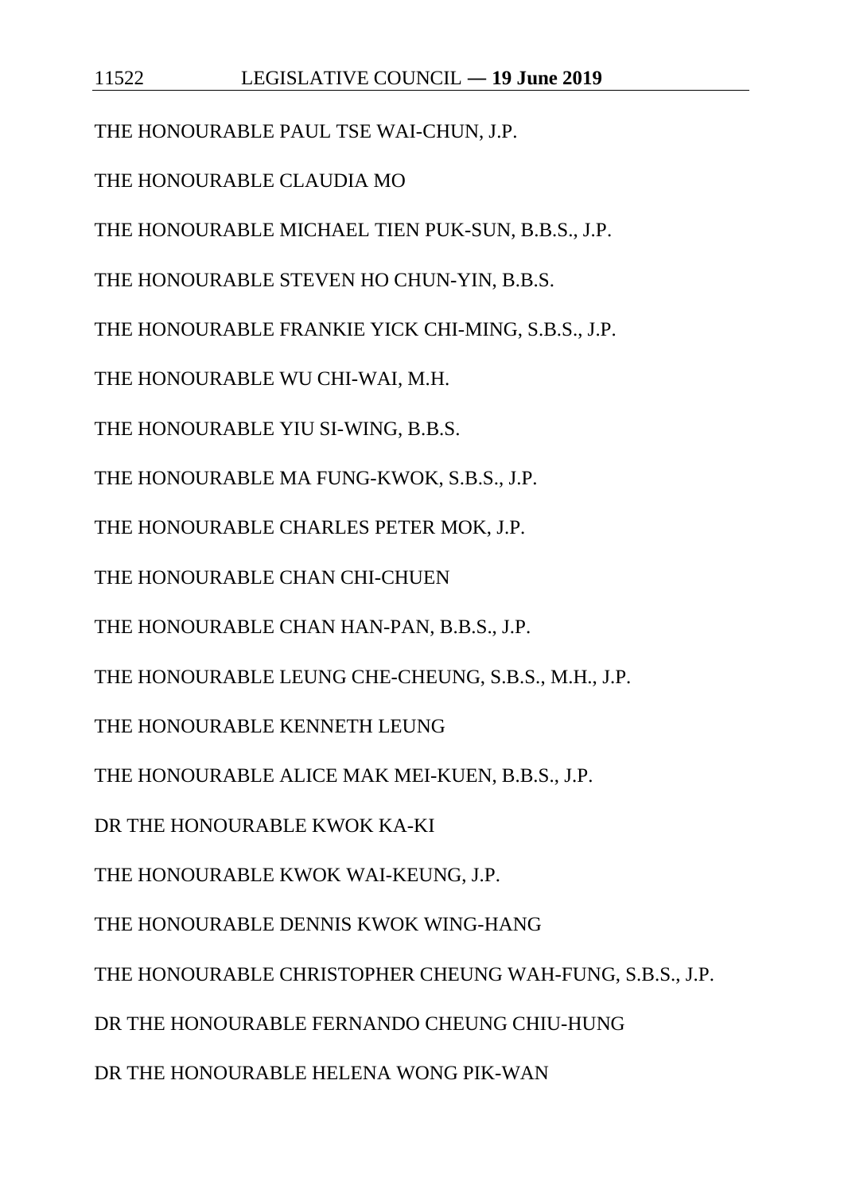THE HONOURABLE PAUL TSE WAI-CHUN, J.P.

THE HONOURABLE CLAUDIA MO

THE HONOURABLE MICHAEL TIEN PUK-SUN, B.B.S., J.P.

THE HONOURABLE STEVEN HO CHUN-YIN, B.B.S.

THE HONOURABLE FRANKIE YICK CHI-MING, S.B.S., J.P.

THE HONOURABLE WU CHI-WAI, M.H.

THE HONOURABLE YIU SI-WING, B.B.S.

THE HONOURABLE MA FUNG-KWOK, S.B.S., J.P.

THE HONOURABLE CHARLES PETER MOK, J.P.

THE HONOURABLE CHAN CHI-CHUEN

THE HONOURABLE CHAN HAN-PAN, B.B.S., J.P.

THE HONOURABLE LEUNG CHE-CHEUNG, S.B.S., M.H., J.P.

THE HONOURABLE KENNETH LEUNG

THE HONOURABLE ALICE MAK MEI-KUEN, B.B.S., J.P.

DR THE HONOURABLE KWOK KA-KI

THE HONOURABLE KWOK WAI-KEUNG, J.P.

THE HONOURABLE DENNIS KWOK WING-HANG

THE HONOURABLE CHRISTOPHER CHEUNG WAH-FUNG, S.B.S., J.P.

DR THE HONOURABLE FERNANDO CHEUNG CHIU-HUNG

DR THE HONOURABLE HELENA WONG PIK-WAN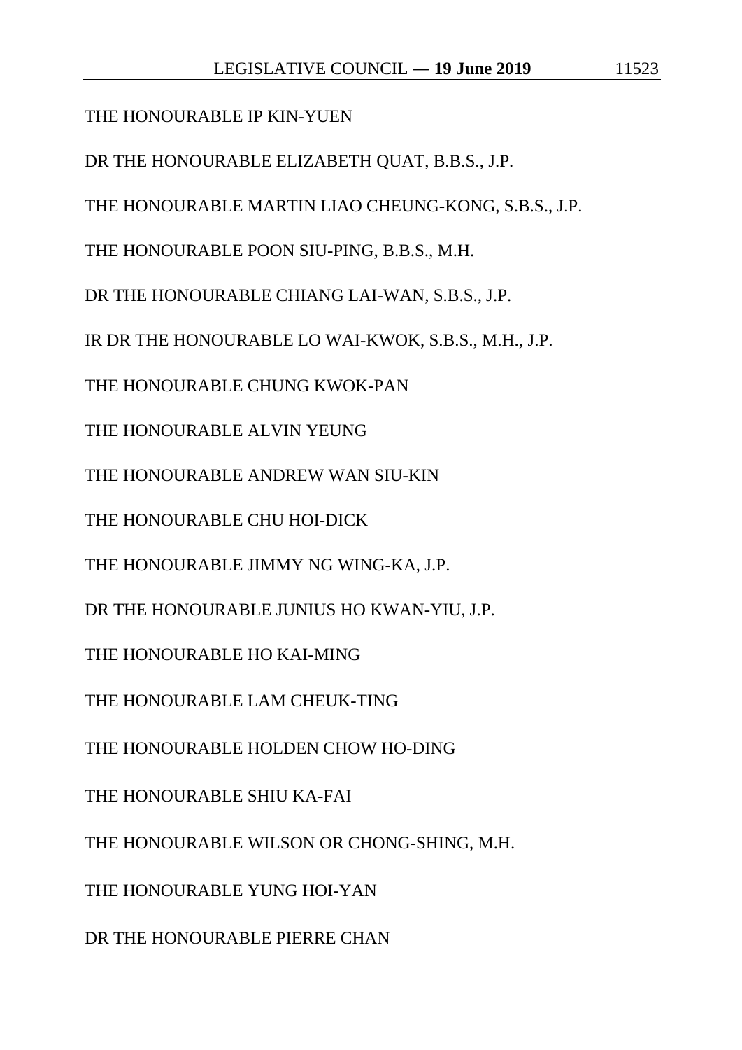THE HONOURABLE IP KIN-YUEN

DR THE HONOURABLE ELIZABETH QUAT, B.B.S., J.P.

THE HONOURABLE MARTIN LIAO CHEUNG-KONG, S.B.S., J.P.

THE HONOURABLE POON SIU-PING, B.B.S., M.H.

DR THE HONOURABLE CHIANG LAI-WAN, S.B.S., J.P.

IR DR THE HONOURABLE LO WAI-KWOK, S.B.S., M.H., J.P.

THE HONOURABLE CHUNG KWOK-PAN

THE HONOURABLE ALVIN YEUNG

THE HONOURABLE ANDREW WAN SIU-KIN

THE HONOURABLE CHU HOI-DICK

THE HONOURABLE JIMMY NG WING-KA, J.P.

DR THE HONOURABLE JUNIUS HO KWAN-YIU, J.P.

THE HONOURABLE HO KAI-MING

THE HONOURABLE LAM CHEUK-TING

THE HONOURABLE HOLDEN CHOW HO-DING

THE HONOURABLE SHIU KA-FAI

THE HONOURABLE WILSON OR CHONG-SHING, M.H.

THE HONOURABLE YUNG HOI-YAN

DR THE HONOURABLE PIERRE CHAN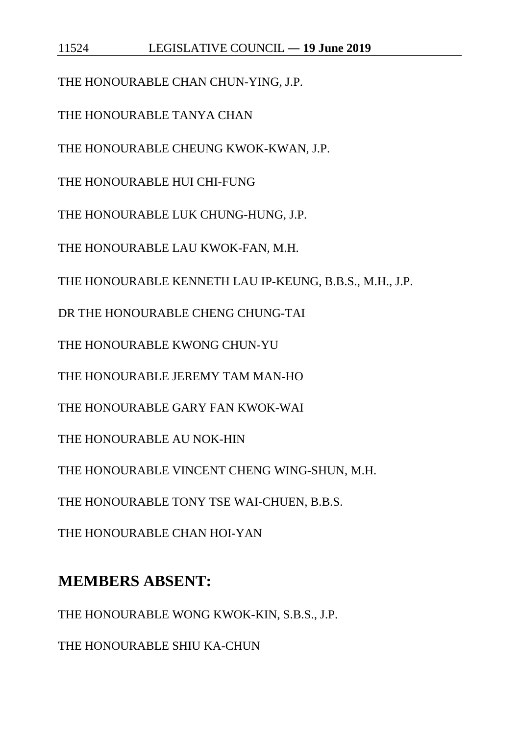THE HONOURABLE CHAN CHUN-YING, J.P.

THE HONOURABLE TANYA CHAN

THE HONOURABLE CHEUNG KWOK-KWAN, J.P.

THE HONOURABLE HUI CHI-FUNG

THE HONOURABLE LUK CHUNG-HUNG, J.P.

THE HONOURABLE LAU KWOK-FAN, M.H.

THE HONOURABLE KENNETH LAU IP-KEUNG, B.B.S., M.H., J.P.

DR THE HONOURABLE CHENG CHUNG-TAI

THE HONOURABLE KWONG CHUN-YU

THE HONOURABLE JEREMY TAM MAN-HO

THE HONOURABLE GARY FAN KWOK-WAI

THE HONOURABLE AU NOK-HIN

THE HONOURABLE VINCENT CHENG WING-SHUN, M.H.

THE HONOURABLE TONY TSE WAI-CHUEN, B.B.S.

THE HONOURABLE CHAN HOI-YAN

## MEMBERS ABSENT:

THE HONOURABLE WONG KWOK-KIN, S.B.S., J.P.

THE HONOURABLE SHIU KA-CHUN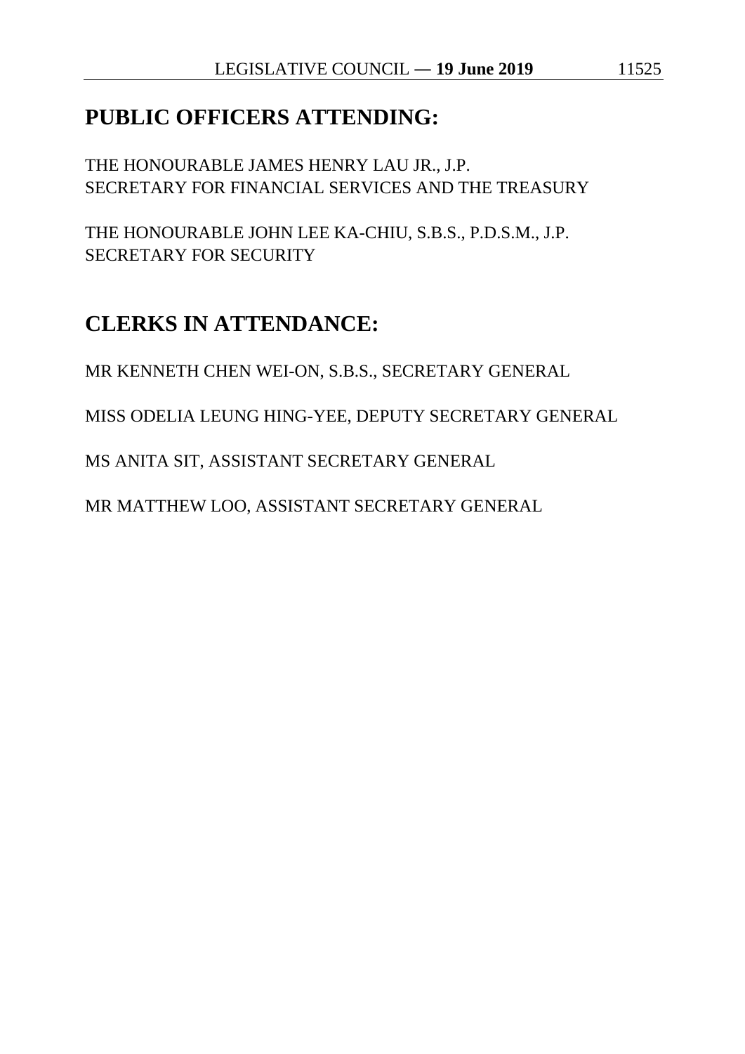## PUBLIC OFFICERS ATTENDING:

THE HONOURABLE JAMES HENRY LAU JR., J.P.
SECRETARY FOR FINANCIAL SERVICES AND THE TREASURY

THE HONOURABLE JOHN LEE KA-CHIU, S.B.S., P.D.S.M., J.P.
SECRETARY FOR SECURITY

## CLERKS IN ATTENDANCE:

MR KENNETH CHEN WEI-ON, S.B.S., SECRETARY GENERAL

MISS ODELIA LEUNG HING-YEE, DEPUTY SECRETARY GENERAL

MS ANITA SIT, ASSISTANT SECRETARY GENERAL

MR MATTHEW LOO, ASSISTANT SECRETARY GENERAL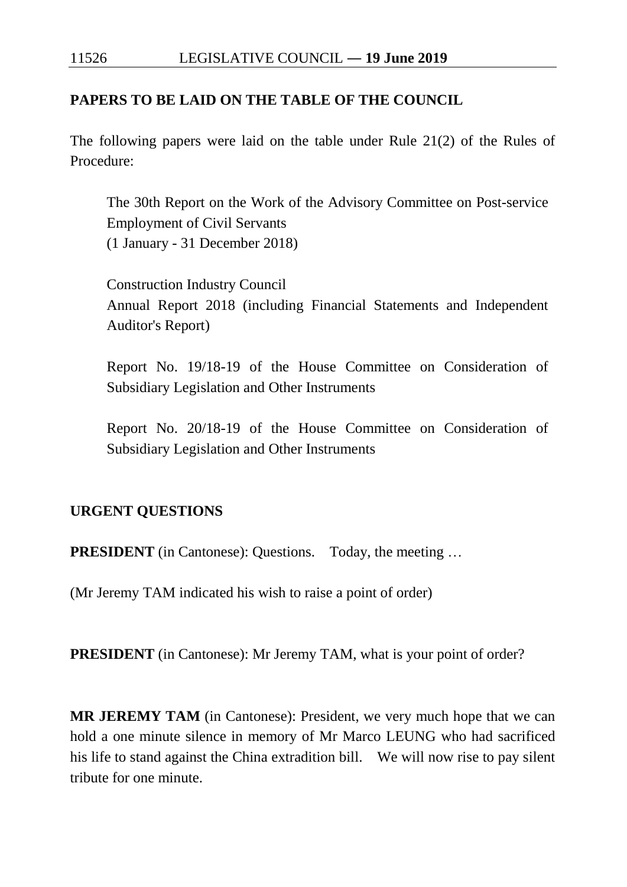## PAPERS TO BE LAID ON THE TABLE OF THE COUNCIL

The following papers were laid on the table under Rule 21(2) of the Rules of Procedure:

> The 30th Report on the Work of the Advisory Committee on Post-service Employment of Civil Servants
> (1 January - 31 December 2018)
>
> Construction Industry Council
> Annual Report 2018 (including Financial Statements and Independent Auditor's Report)
>
> Report No. 19/18-19 of the House Committee on Consideration of Subsidiary Legislation and Other Instruments
>
> Report No. 20/18-19 of the House Committee on Consideration of Subsidiary Legislation and Other Instruments

## URGENT QUESTIONS

**PRESIDENT** (in Cantonese): Questions. Today, the meeting …

(Mr Jeremy TAM indicated his wish to raise a point of order)

**PRESIDENT** (in Cantonese): Mr Jeremy TAM, what is your point of order?

**MR JEREMY TAM** (in Cantonese): President, we very much hope that we can hold a one minute silence in memory of Mr Marco LEUNG who had sacrificed his life to stand against the China extradition bill. We will now rise to pay silent tribute for one minute.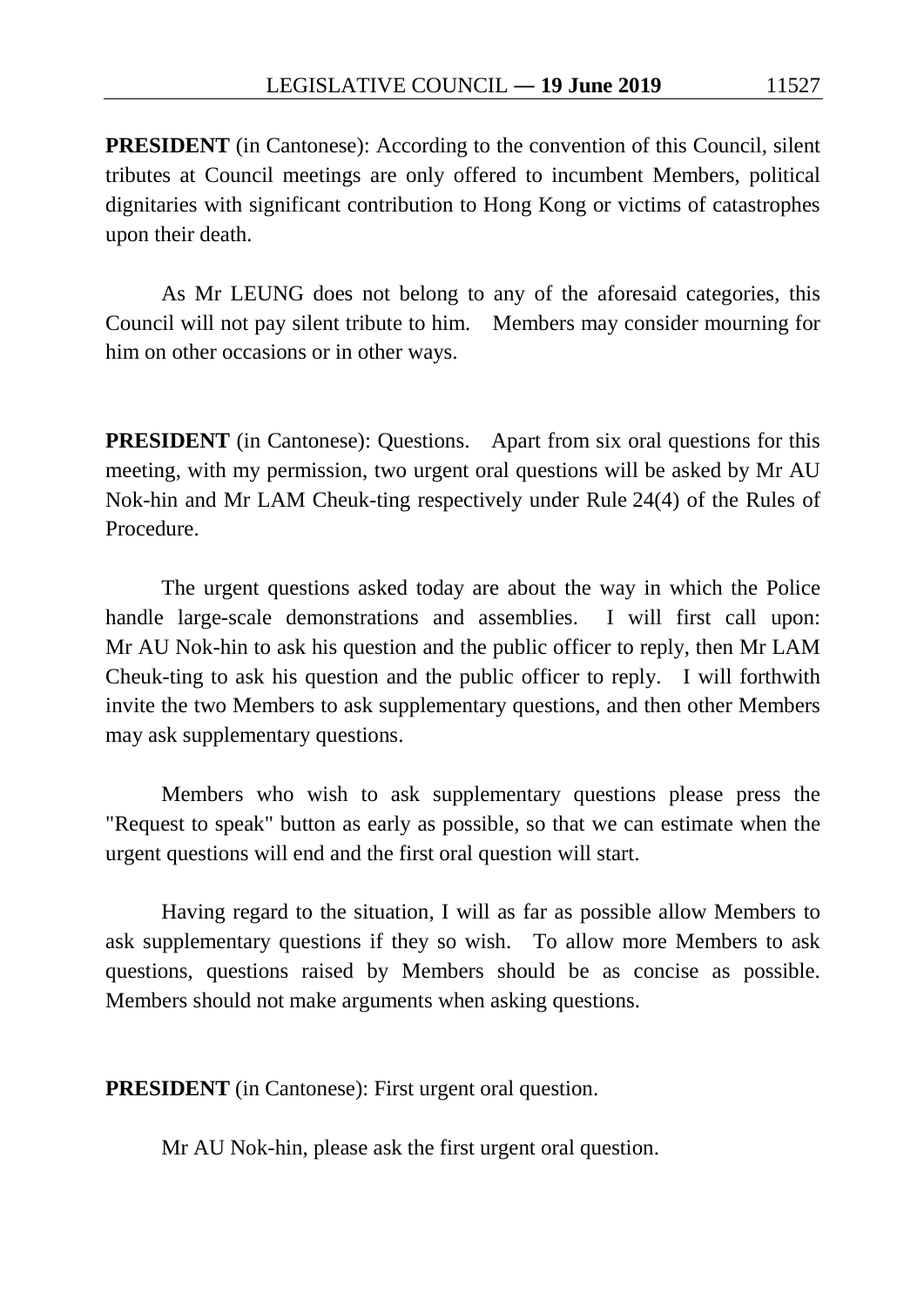**PRESIDENT** (in Cantonese): According to the convention of this Council, silent tributes at Council meetings are only offered to incumbent Members, political dignitaries with significant contribution to Hong Kong or victims of catastrophes upon their death.

As Mr LEUNG does not belong to any of the aforesaid categories, this Council will not pay silent tribute to him. Members may consider mourning for him on other occasions or in other ways.

**PRESIDENT** (in Cantonese): Questions. Apart from six oral questions for this meeting, with my permission, two urgent oral questions will be asked by Mr AU Nok-hin and Mr LAM Cheuk-ting respectively under Rule 24(4) of the Rules of Procedure.

The urgent questions asked today are about the way in which the Police handle large-scale demonstrations and assemblies. I will first call upon: Mr AU Nok-hin to ask his question and the public officer to reply, then Mr LAM Cheuk-ting to ask his question and the public officer to reply. I will forthwith invite the two Members to ask supplementary questions, and then other Members may ask supplementary questions.

Members who wish to ask supplementary questions please press the "Request to speak" button as early as possible, so that we can estimate when the urgent questions will end and the first oral question will start.

Having regard to the situation, I will as far as possible allow Members to ask supplementary questions if they so wish. To allow more Members to ask questions, questions raised by Members should be as concise as possible. Members should not make arguments when asking questions.

**PRESIDENT** (in Cantonese): First urgent oral question.

Mr AU Nok-hin, please ask the first urgent oral question.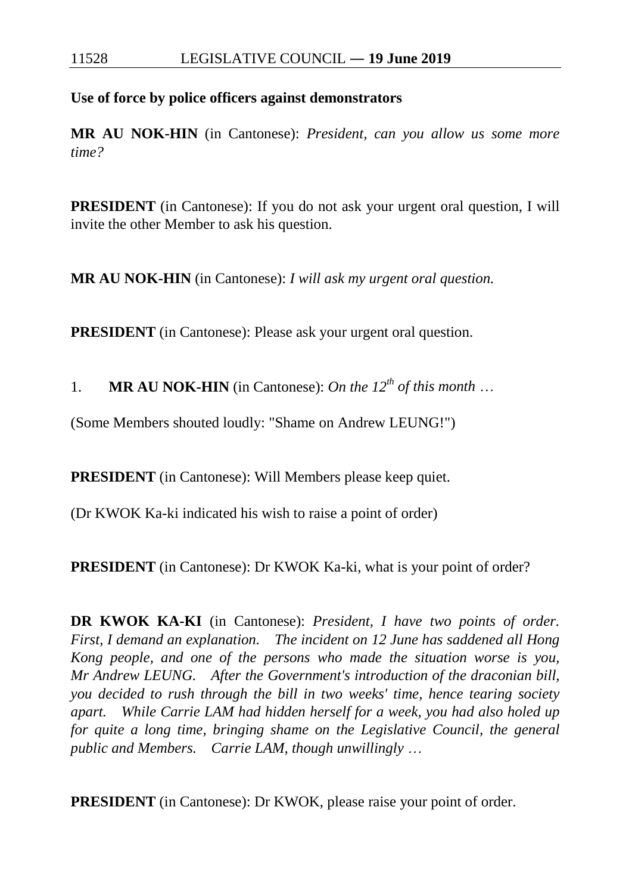**Use of force by police officers against demonstrators**

**MR AU NOK-HIN** (in Cantonese): *President, can you allow us some more time?*

**PRESIDENT** (in Cantonese): If you do not ask your urgent oral question, I will invite the other Member to ask his question.

**MR AU NOK-HIN** (in Cantonese): *I will ask my urgent oral question.*

**PRESIDENT** (in Cantonese): Please ask your urgent oral question.

1. **MR AU NOK-HIN** (in Cantonese): *On the 12th of this month …*

(Some Members shouted loudly: "Shame on Andrew LEUNG!")

**PRESIDENT** (in Cantonese): Will Members please keep quiet.

(Dr KWOK Ka-ki indicated his wish to raise a point of order)

**PRESIDENT** (in Cantonese): Dr KWOK Ka-ki, what is your point of order?

**DR KWOK KA-KI** (in Cantonese): *President, I have two points of order. First, I demand an explanation. The incident on 12 June has saddened all Hong Kong people, and one of the persons who made the situation worse is you, Mr Andrew LEUNG. After the Government's introduction of the draconian bill, you decided to rush through the bill in two weeks' time, hence tearing society apart. While Carrie LAM had hidden herself for a week, you had also holed up for quite a long time, bringing shame on the Legislative Council, the general public and Members. Carrie LAM, though unwillingly …*

**PRESIDENT** (in Cantonese): Dr KWOK, please raise your point of order.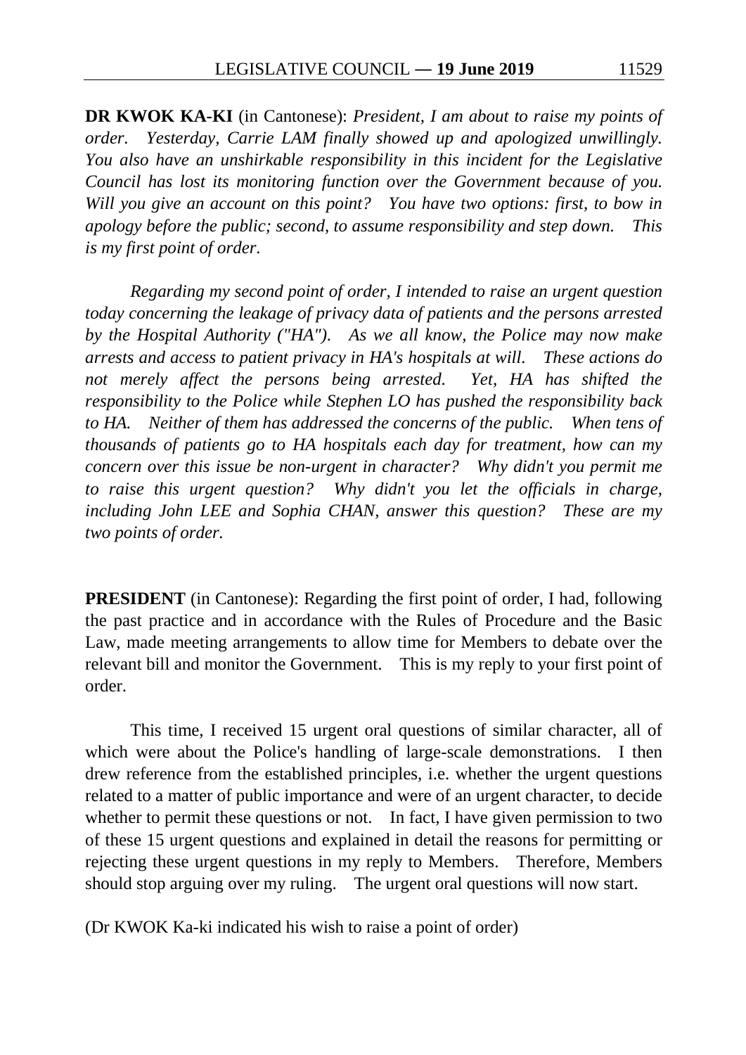**DR KWOK KA-KI** (in Cantonese): *President, I am about to raise my points of order. Yesterday, Carrie LAM finally showed up and apologized unwillingly. You also have an unshirkable responsibility in this incident for the Legislative Council has lost its monitoring function over the Government because of you. Will you give an account on this point? You have two options: first, to bow in apology before the public; second, to assume responsibility and step down. This is my first point of order.*

*Regarding my second point of order, I intended to raise an urgent question today concerning the leakage of privacy data of patients and the persons arrested by the Hospital Authority ("HA"). As we all know, the Police may now make arrests and access to patient privacy in HA's hospitals at will. These actions do not merely affect the persons being arrested. Yet, HA has shifted the responsibility to the Police while Stephen LO has pushed the responsibility back to HA. Neither of them has addressed the concerns of the public. When tens of thousands of patients go to HA hospitals each day for treatment, how can my concern over this issue be non-urgent in character? Why didn't you permit me to raise this urgent question? Why didn't you let the officials in charge, including John LEE and Sophia CHAN, answer this question? These are my two points of order.*

**PRESIDENT** (in Cantonese): Regarding the first point of order, I had, following the past practice and in accordance with the Rules of Procedure and the Basic Law, made meeting arrangements to allow time for Members to debate over the relevant bill and monitor the Government. This is my reply to your first point of order.

This time, I received 15 urgent oral questions of similar character, all of which were about the Police's handling of large-scale demonstrations. I then drew reference from the established principles, i.e. whether the urgent questions related to a matter of public importance and were of an urgent character, to decide whether to permit these questions or not. In fact, I have given permission to two of these 15 urgent questions and explained in detail the reasons for permitting or rejecting these urgent questions in my reply to Members. Therefore, Members should stop arguing over my ruling. The urgent oral questions will now start.

(Dr KWOK Ka-ki indicated his wish to raise a point of order)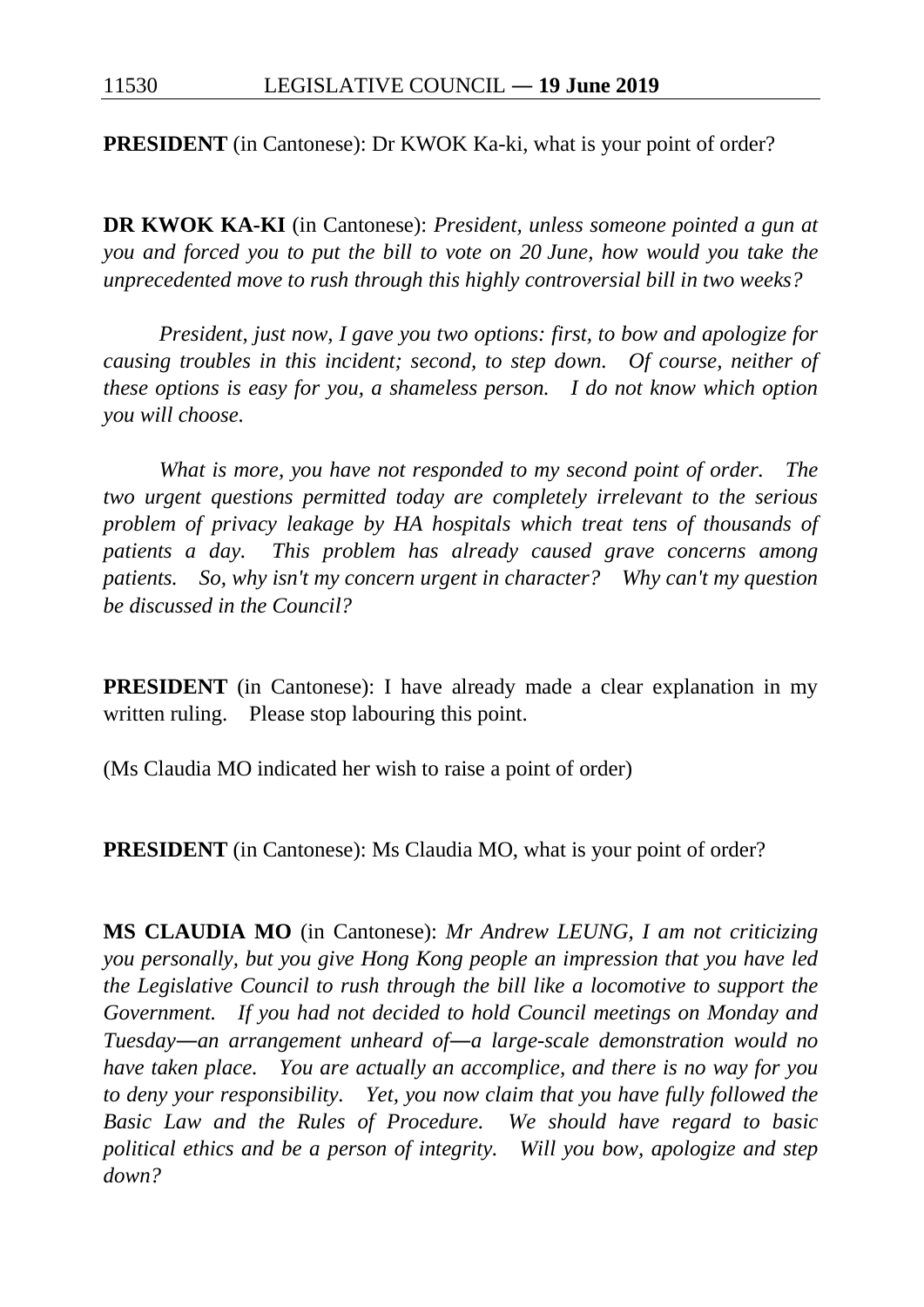**PRESIDENT** (in Cantonese): Dr KWOK Ka-ki, what is your point of order?

**DR KWOK KA-KI** (in Cantonese): *President, unless someone pointed a gun at you and forced you to put the bill to vote on 20 June, how would you take the unprecedented move to rush through this highly controversial bill in two weeks?*

*President, just now, I gave you two options: first, to bow and apologize for causing troubles in this incident; second, to step down. Of course, neither of these options is easy for you, a shameless person. I do not know which option you will choose.*

*What is more, you have not responded to my second point of order. The two urgent questions permitted today are completely irrelevant to the serious problem of privacy leakage by HA hospitals which treat tens of thousands of patients a day. This problem has already caused grave concerns among patients. So, why isn't my concern urgent in character? Why can't my question be discussed in the Council?*

**PRESIDENT** (in Cantonese): I have already made a clear explanation in my written ruling. Please stop labouring this point.

(Ms Claudia MO indicated her wish to raise a point of order)

**PRESIDENT** (in Cantonese): Ms Claudia MO, what is your point of order?

**MS CLAUDIA MO** (in Cantonese): *Mr Andrew LEUNG, I am not criticizing you personally, but you give Hong Kong people an impression that you have led the Legislative Council to rush through the bill like a locomotive to support the Government. If you had not decided to hold Council meetings on Monday and Tuesday—an arrangement unheard of—a large-scale demonstration would no have taken place. You are actually an accomplice, and there is no way for you to deny your responsibility. Yet, you now claim that you have fully followed the Basic Law and the Rules of Procedure. We should have regard to basic political ethics and be a person of integrity. Will you bow, apologize and step down?*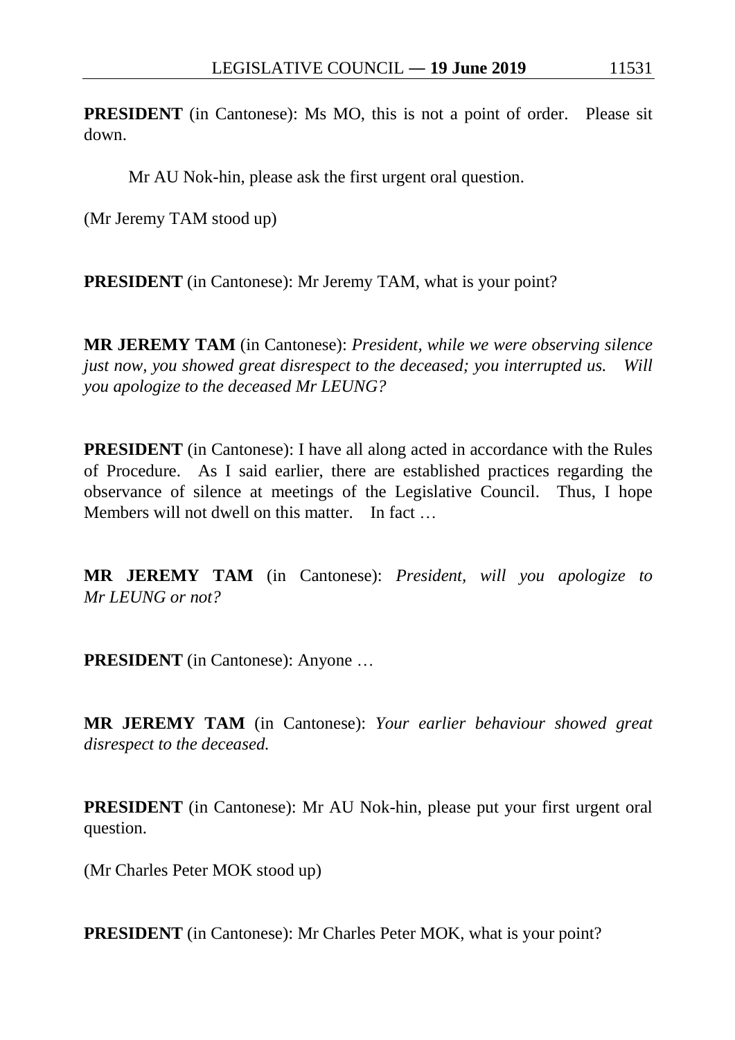**PRESIDENT** (in Cantonese): Ms MO, this is not a point of order. Please sit down.

Mr AU Nok-hin, please ask the first urgent oral question.

(Mr Jeremy TAM stood up)

**PRESIDENT** (in Cantonese): Mr Jeremy TAM, what is your point?

**MR JEREMY TAM** (in Cantonese): *President, while we were observing silence just now, you showed great disrespect to the deceased; you interrupted us. Will you apologize to the deceased Mr LEUNG?*

**PRESIDENT** (in Cantonese): I have all along acted in accordance with the Rules of Procedure. As I said earlier, there are established practices regarding the observance of silence at meetings of the Legislative Council. Thus, I hope Members will not dwell on this matter. In fact …

**MR JEREMY TAM** (in Cantonese): *President, will you apologize to Mr LEUNG or not?*

**PRESIDENT** (in Cantonese): Anyone …

**MR JEREMY TAM** (in Cantonese): *Your earlier behaviour showed great disrespect to the deceased.*

**PRESIDENT** (in Cantonese): Mr AU Nok-hin, please put your first urgent oral question.

(Mr Charles Peter MOK stood up)

**PRESIDENT** (in Cantonese): Mr Charles Peter MOK, what is your point?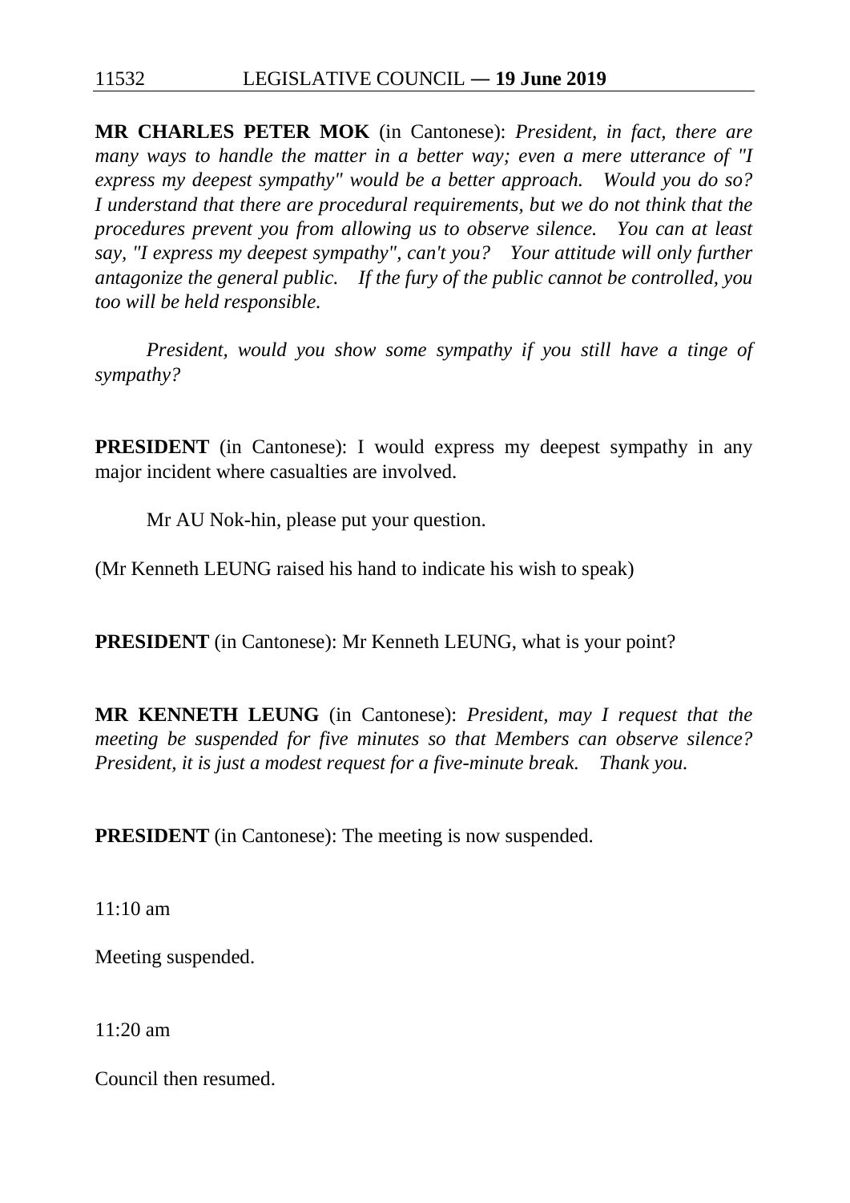**MR CHARLES PETER MOK** (in Cantonese): *President, in fact, there are many ways to handle the matter in a better way; even a mere utterance of "I express my deepest sympathy" would be a better approach. Would you do so? I understand that there are procedural requirements, but we do not think that the procedures prevent you from allowing us to observe silence. You can at least say, "I express my deepest sympathy", can't you? Your attitude will only further antagonize the general public. If the fury of the public cannot be controlled, you too will be held responsible.*

*President, would you show some sympathy if you still have a tinge of sympathy?*

**PRESIDENT** (in Cantonese): I would express my deepest sympathy in any major incident where casualties are involved.

Mr AU Nok-hin, please put your question.

(Mr Kenneth LEUNG raised his hand to indicate his wish to speak)

**PRESIDENT** (in Cantonese): Mr Kenneth LEUNG, what is your point?

**MR KENNETH LEUNG** (in Cantonese): *President, may I request that the meeting be suspended for five minutes so that Members can observe silence? President, it is just a modest request for a five-minute break. Thank you.*

**PRESIDENT** (in Cantonese): The meeting is now suspended.

11:10 am

Meeting suspended.

11:20 am

Council then resumed.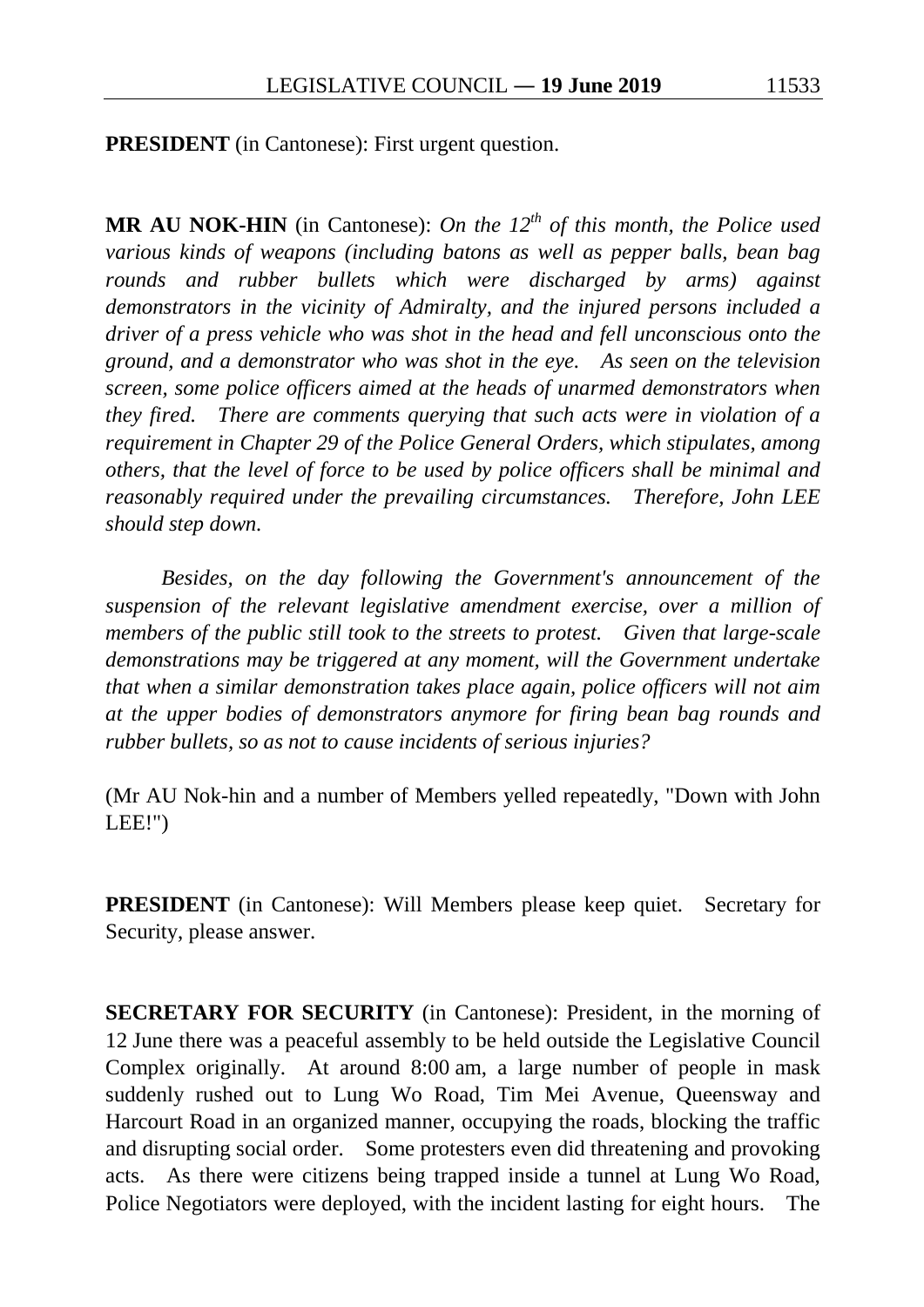**PRESIDENT** (in Cantonese): First urgent question.

**MR AU NOK-HIN** (in Cantonese): *On the 12th of this month, the Police used various kinds of weapons (including batons as well as pepper balls, bean bag rounds and rubber bullets which were discharged by arms) against demonstrators in the vicinity of Admiralty, and the injured persons included a driver of a press vehicle who was shot in the head and fell unconscious onto the ground, and a demonstrator who was shot in the eye. As seen on the television screen, some police officers aimed at the heads of unarmed demonstrators when they fired. There are comments querying that such acts were in violation of a requirement in Chapter 29 of the Police General Orders, which stipulates, among others, that the level of force to be used by police officers shall be minimal and reasonably required under the prevailing circumstances. Therefore, John LEE should step down.*

*Besides, on the day following the Government's announcement of the suspension of the relevant legislative amendment exercise, over a million of members of the public still took to the streets to protest. Given that large-scale demonstrations may be triggered at any moment, will the Government undertake that when a similar demonstration takes place again, police officers will not aim at the upper bodies of demonstrators anymore for firing bean bag rounds and rubber bullets, so as not to cause incidents of serious injuries?*

(Mr AU Nok-hin and a number of Members yelled repeatedly, "Down with John LEE!")

**PRESIDENT** (in Cantonese): Will Members please keep quiet. Secretary for Security, please answer.

**SECRETARY FOR SECURITY** (in Cantonese): President, in the morning of 12 June there was a peaceful assembly to be held outside the Legislative Council Complex originally. At around 8:00 am, a large number of people in mask suddenly rushed out to Lung Wo Road, Tim Mei Avenue, Queensway and Harcourt Road in an organized manner, occupying the roads, blocking the traffic and disrupting social order. Some protesters even did threatening and provoking acts. As there were citizens being trapped inside a tunnel at Lung Wo Road, Police Negotiators were deployed, with the incident lasting for eight hours. The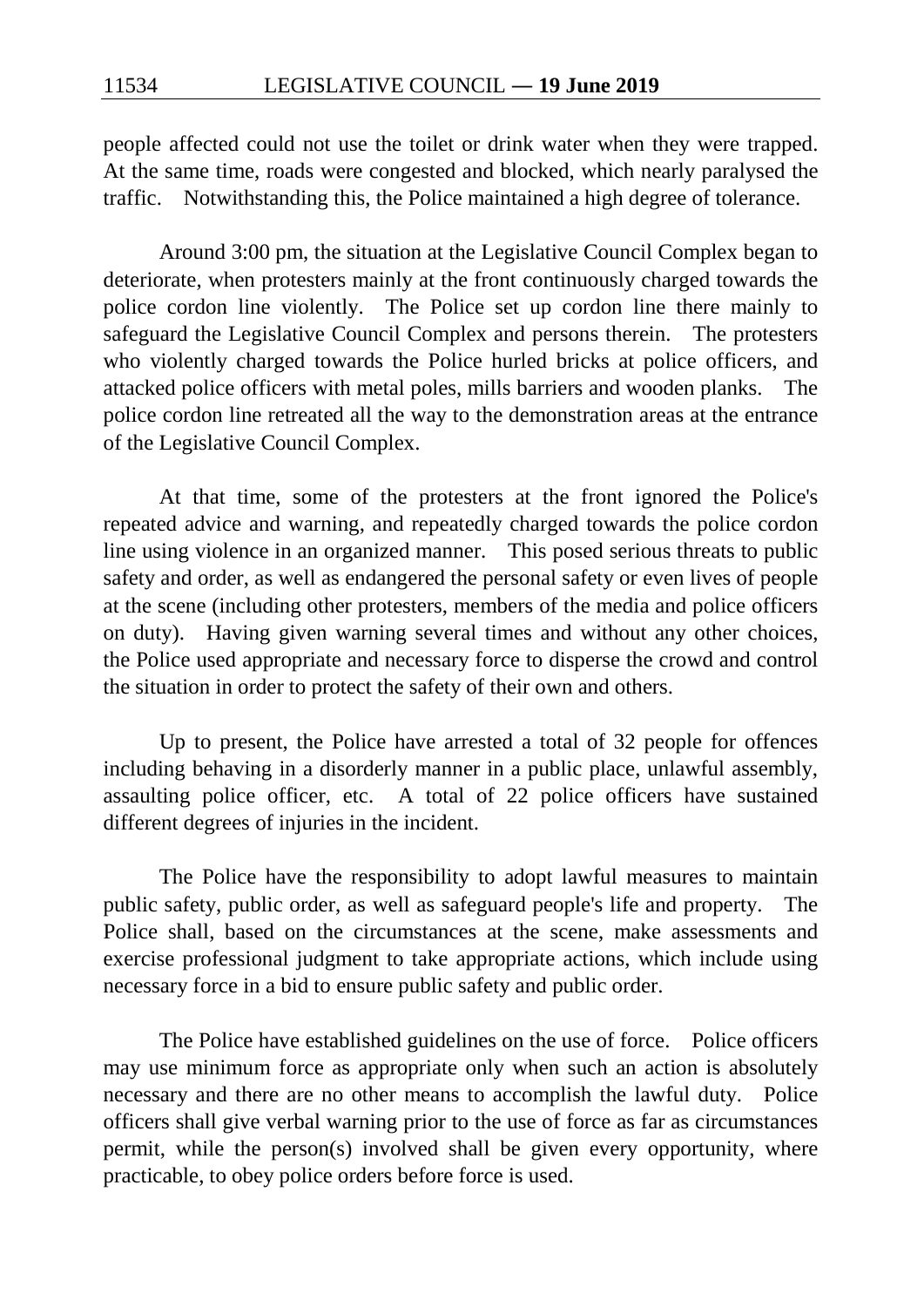people affected could not use the toilet or drink water when they were trapped. At the same time, roads were congested and blocked, which nearly paralysed the traffic. Notwithstanding this, the Police maintained a high degree of tolerance.

Around 3:00 pm, the situation at the Legislative Council Complex began to deteriorate, when protesters mainly at the front continuously charged towards the police cordon line violently. The Police set up cordon line there mainly to safeguard the Legislative Council Complex and persons therein. The protesters who violently charged towards the Police hurled bricks at police officers, and attacked police officers with metal poles, mills barriers and wooden planks. The police cordon line retreated all the way to the demonstration areas at the entrance of the Legislative Council Complex.

At that time, some of the protesters at the front ignored the Police's repeated advice and warning, and repeatedly charged towards the police cordon line using violence in an organized manner. This posed serious threats to public safety and order, as well as endangered the personal safety or even lives of people at the scene (including other protesters, members of the media and police officers on duty). Having given warning several times and without any other choices, the Police used appropriate and necessary force to disperse the crowd and control the situation in order to protect the safety of their own and others.

Up to present, the Police have arrested a total of 32 people for offences including behaving in a disorderly manner in a public place, unlawful assembly, assaulting police officer, etc. A total of 22 police officers have sustained different degrees of injuries in the incident.

The Police have the responsibility to adopt lawful measures to maintain public safety, public order, as well as safeguard people's life and property. The Police shall, based on the circumstances at the scene, make assessments and exercise professional judgment to take appropriate actions, which include using necessary force in a bid to ensure public safety and public order.

The Police have established guidelines on the use of force. Police officers may use minimum force as appropriate only when such an action is absolutely necessary and there are no other means to accomplish the lawful duty. Police officers shall give verbal warning prior to the use of force as far as circumstances permit, while the person(s) involved shall be given every opportunity, where practicable, to obey police orders before force is used.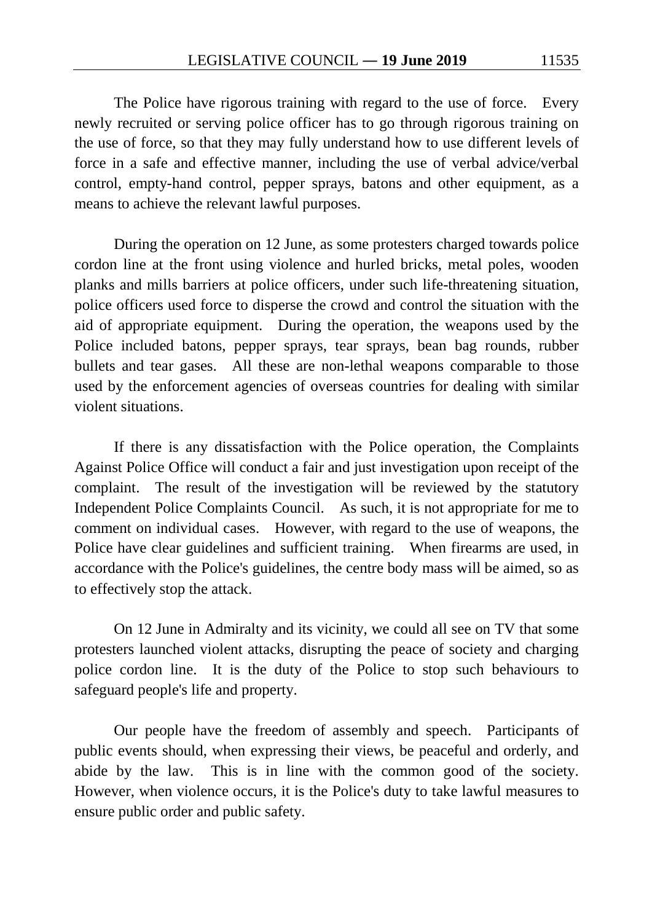The Police have rigorous training with regard to the use of force. Every newly recruited or serving police officer has to go through rigorous training on the use of force, so that they may fully understand how to use different levels of force in a safe and effective manner, including the use of verbal advice/verbal control, empty-hand control, pepper sprays, batons and other equipment, as a means to achieve the relevant lawful purposes.

During the operation on 12 June, as some protesters charged towards police cordon line at the front using violence and hurled bricks, metal poles, wooden planks and mills barriers at police officers, under such life-threatening situation, police officers used force to disperse the crowd and control the situation with the aid of appropriate equipment. During the operation, the weapons used by the Police included batons, pepper sprays, tear sprays, bean bag rounds, rubber bullets and tear gases. All these are non-lethal weapons comparable to those used by the enforcement agencies of overseas countries for dealing with similar violent situations.

If there is any dissatisfaction with the Police operation, the Complaints Against Police Office will conduct a fair and just investigation upon receipt of the complaint. The result of the investigation will be reviewed by the statutory Independent Police Complaints Council. As such, it is not appropriate for me to comment on individual cases. However, with regard to the use of weapons, the Police have clear guidelines and sufficient training. When firearms are used, in accordance with the Police's guidelines, the centre body mass will be aimed, so as to effectively stop the attack.

On 12 June in Admiralty and its vicinity, we could all see on TV that some protesters launched violent attacks, disrupting the peace of society and charging police cordon line. It is the duty of the Police to stop such behaviours to safeguard people's life and property.

Our people have the freedom of assembly and speech. Participants of public events should, when expressing their views, be peaceful and orderly, and abide by the law. This is in line with the common good of the society. However, when violence occurs, it is the Police's duty to take lawful measures to ensure public order and public safety.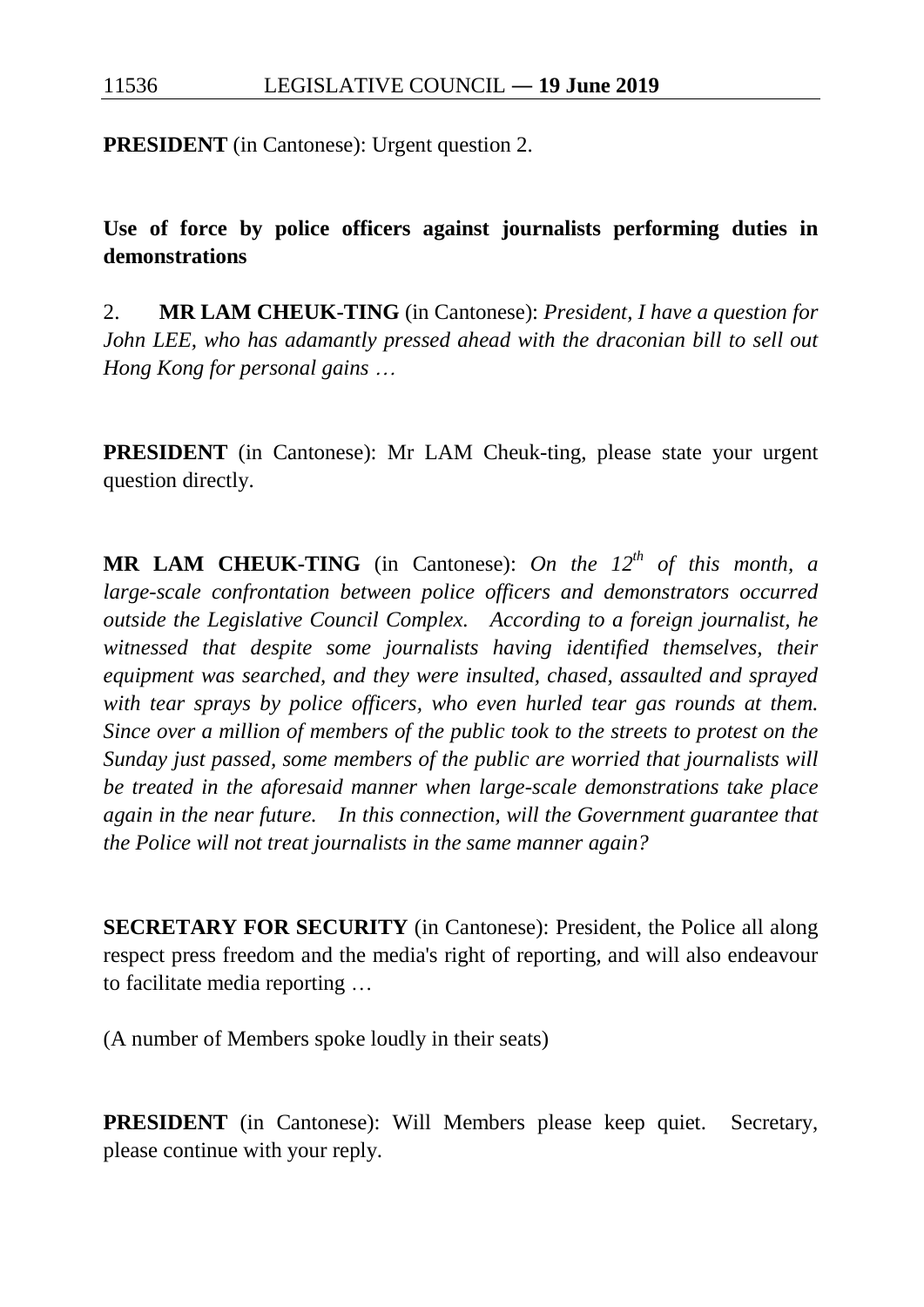**PRESIDENT** (in Cantonese): Urgent question 2.

**Use of force by police officers against journalists performing duties in demonstrations**

2. **MR LAM CHEUK-TING** (in Cantonese): *President, I have a question for John LEE, who has adamantly pressed ahead with the draconian bill to sell out Hong Kong for personal gains …*

**PRESIDENT** (in Cantonese): Mr LAM Cheuk-ting, please state your urgent question directly.

**MR LAM CHEUK-TING** (in Cantonese): *On the 12th of this month, a large-scale confrontation between police officers and demonstrators occurred outside the Legislative Council Complex. According to a foreign journalist, he witnessed that despite some journalists having identified themselves, their equipment was searched, and they were insulted, chased, assaulted and sprayed with tear sprays by police officers, who even hurled tear gas rounds at them. Since over a million of members of the public took to the streets to protest on the Sunday just passed, some members of the public are worried that journalists will be treated in the aforesaid manner when large-scale demonstrations take place again in the near future. In this connection, will the Government guarantee that the Police will not treat journalists in the same manner again?*

**SECRETARY FOR SECURITY** (in Cantonese): President, the Police all along respect press freedom and the media's right of reporting, and will also endeavour to facilitate media reporting …

(A number of Members spoke loudly in their seats)

**PRESIDENT** (in Cantonese): Will Members please keep quiet. Secretary, please continue with your reply.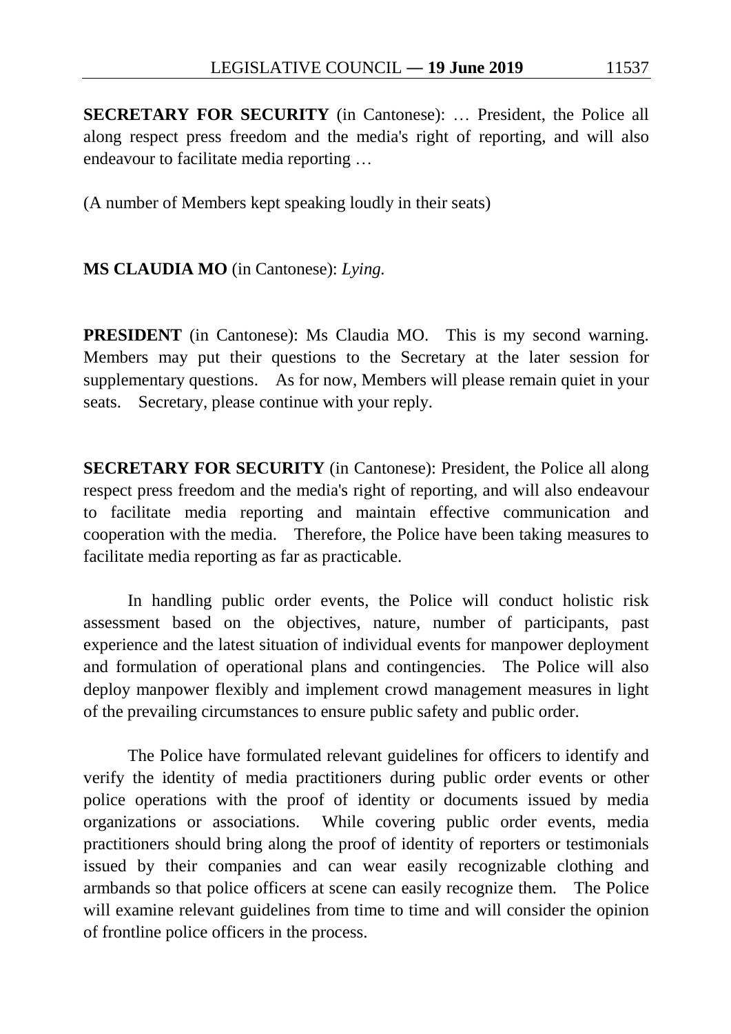**SECRETARY FOR SECURITY** (in Cantonese): … President, the Police all along respect press freedom and the media's right of reporting, and will also endeavour to facilitate media reporting …

(A number of Members kept speaking loudly in their seats)

**MS CLAUDIA MO** (in Cantonese): *Lying.*

**PRESIDENT** (in Cantonese): Ms Claudia MO. This is my second warning. Members may put their questions to the Secretary at the later session for supplementary questions. As for now, Members will please remain quiet in your seats. Secretary, please continue with your reply.

**SECRETARY FOR SECURITY** (in Cantonese): President, the Police all along respect press freedom and the media's right of reporting, and will also endeavour to facilitate media reporting and maintain effective communication and cooperation with the media. Therefore, the Police have been taking measures to facilitate media reporting as far as practicable.

In handling public order events, the Police will conduct holistic risk assessment based on the objectives, nature, number of participants, past experience and the latest situation of individual events for manpower deployment and formulation of operational plans and contingencies. The Police will also deploy manpower flexibly and implement crowd management measures in light of the prevailing circumstances to ensure public safety and public order.

The Police have formulated relevant guidelines for officers to identify and verify the identity of media practitioners during public order events or other police operations with the proof of identity or documents issued by media organizations or associations. While covering public order events, media practitioners should bring along the proof of identity of reporters or testimonials issued by their companies and can wear easily recognizable clothing and armbands so that police officers at scene can easily recognize them. The Police will examine relevant guidelines from time to time and will consider the opinion of frontline police officers in the process.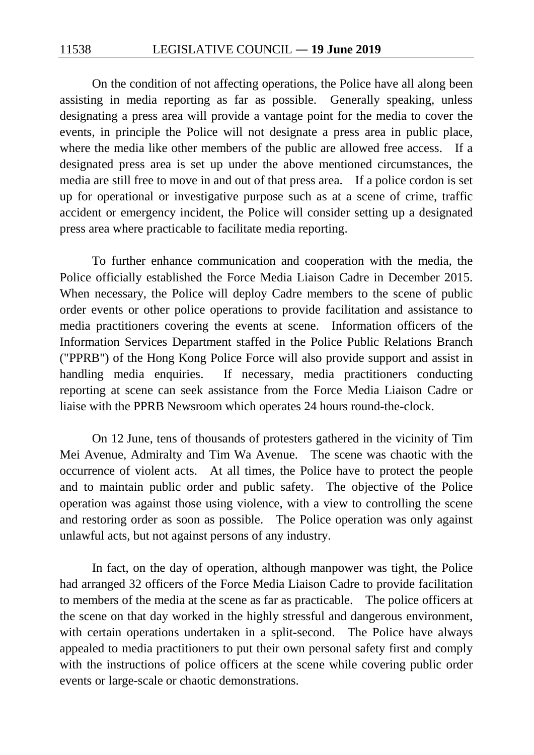On the condition of not affecting operations, the Police have all along been assisting in media reporting as far as possible. Generally speaking, unless designating a press area will provide a vantage point for the media to cover the events, in principle the Police will not designate a press area in public place, where the media like other members of the public are allowed free access. If a designated press area is set up under the above mentioned circumstances, the media are still free to move in and out of that press area. If a police cordon is set up for operational or investigative purpose such as at a scene of crime, traffic accident or emergency incident, the Police will consider setting up a designated press area where practicable to facilitate media reporting.

To further enhance communication and cooperation with the media, the Police officially established the Force Media Liaison Cadre in December 2015. When necessary, the Police will deploy Cadre members to the scene of public order events or other police operations to provide facilitation and assistance to media practitioners covering the events at scene. Information officers of the Information Services Department staffed in the Police Public Relations Branch ("PPRB") of the Hong Kong Police Force will also provide support and assist in handling media enquiries. If necessary, media practitioners conducting reporting at scene can seek assistance from the Force Media Liaison Cadre or liaise with the PPRB Newsroom which operates 24 hours round-the-clock.

On 12 June, tens of thousands of protesters gathered in the vicinity of Tim Mei Avenue, Admiralty and Tim Wa Avenue. The scene was chaotic with the occurrence of violent acts. At all times, the Police have to protect the people and to maintain public order and public safety. The objective of the Police operation was against those using violence, with a view to controlling the scene and restoring order as soon as possible. The Police operation was only against unlawful acts, but not against persons of any industry.

In fact, on the day of operation, although manpower was tight, the Police had arranged 32 officers of the Force Media Liaison Cadre to provide facilitation to members of the media at the scene as far as practicable. The police officers at the scene on that day worked in the highly stressful and dangerous environment, with certain operations undertaken in a split-second. The Police have always appealed to media practitioners to put their own personal safety first and comply with the instructions of police officers at the scene while covering public order events or large-scale or chaotic demonstrations.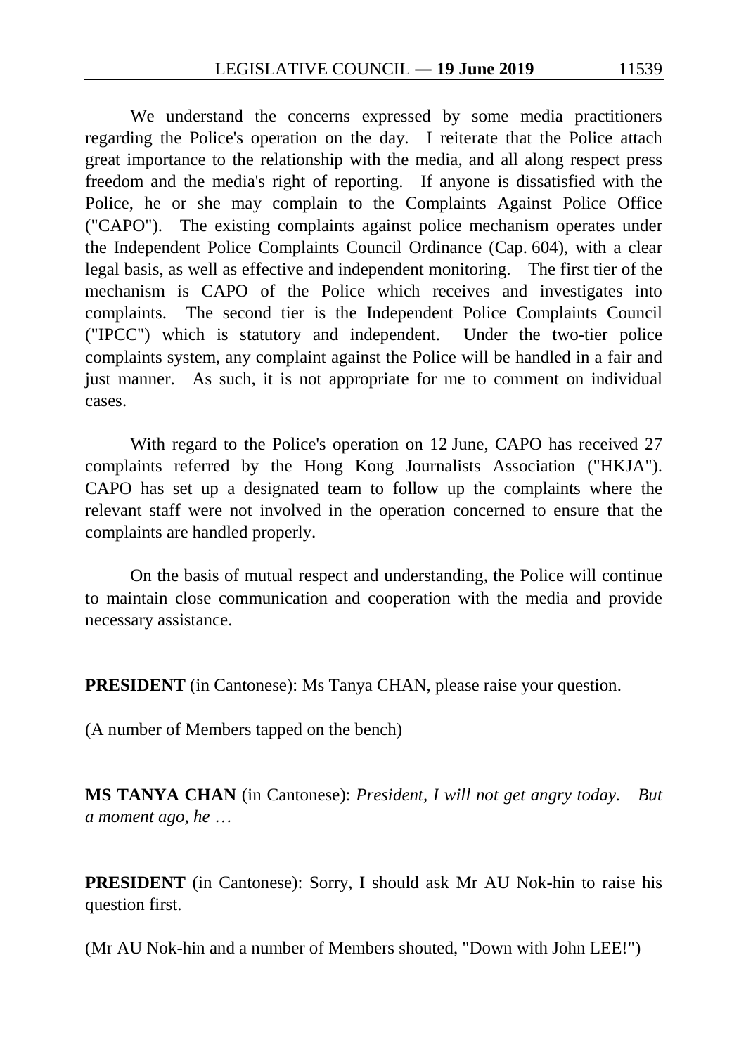We understand the concerns expressed by some media practitioners regarding the Police's operation on the day. I reiterate that the Police attach great importance to the relationship with the media, and all along respect press freedom and the media's right of reporting. If anyone is dissatisfied with the Police, he or she may complain to the Complaints Against Police Office ("CAPO"). The existing complaints against police mechanism operates under the Independent Police Complaints Council Ordinance (Cap. 604), with a clear legal basis, as well as effective and independent monitoring. The first tier of the mechanism is CAPO of the Police which receives and investigates into complaints. The second tier is the Independent Police Complaints Council ("IPCC") which is statutory and independent. Under the two-tier police complaints system, any complaint against the Police will be handled in a fair and just manner. As such, it is not appropriate for me to comment on individual cases.

With regard to the Police's operation on 12 June, CAPO has received 27 complaints referred by the Hong Kong Journalists Association ("HKJA"). CAPO has set up a designated team to follow up the complaints where the relevant staff were not involved in the operation concerned to ensure that the complaints are handled properly.

On the basis of mutual respect and understanding, the Police will continue to maintain close communication and cooperation with the media and provide necessary assistance.

**PRESIDENT** (in Cantonese): Ms Tanya CHAN, please raise your question.

(A number of Members tapped on the bench)

**MS TANYA CHAN** (in Cantonese): *President, I will not get angry today. But a moment ago, he …*

**PRESIDENT** (in Cantonese): Sorry, I should ask Mr AU Nok-hin to raise his question first.

(Mr AU Nok-hin and a number of Members shouted, "Down with John LEE!")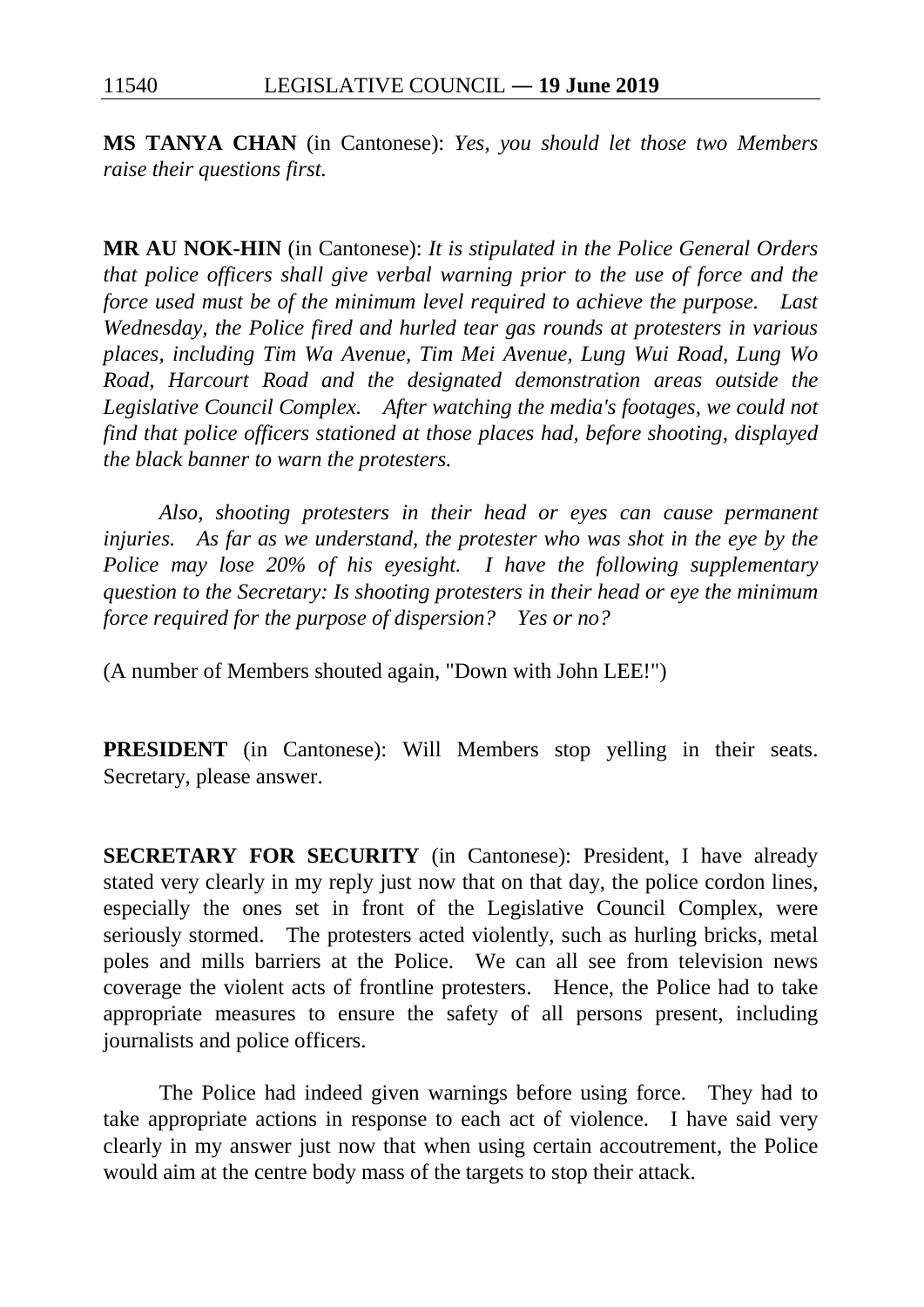**MS TANYA CHAN** (in Cantonese): *Yes, you should let those two Members raise their questions first.*

**MR AU NOK-HIN** (in Cantonese): *It is stipulated in the Police General Orders that police officers shall give verbal warning prior to the use of force and the force used must be of the minimum level required to achieve the purpose. Last Wednesday, the Police fired and hurled tear gas rounds at protesters in various places, including Tim Wa Avenue, Tim Mei Avenue, Lung Wui Road, Lung Wo Road, Harcourt Road and the designated demonstration areas outside the Legislative Council Complex. After watching the media's footages, we could not find that police officers stationed at those places had, before shooting, displayed the black banner to warn the protesters.*

*Also, shooting protesters in their head or eyes can cause permanent injuries. As far as we understand, the protester who was shot in the eye by the Police may lose 20% of his eyesight. I have the following supplementary question to the Secretary: Is shooting protesters in their head or eye the minimum force required for the purpose of dispersion? Yes or no?*

(A number of Members shouted again, "Down with John LEE!")

**PRESIDENT** (in Cantonese): Will Members stop yelling in their seats. Secretary, please answer.

**SECRETARY FOR SECURITY** (in Cantonese): President, I have already stated very clearly in my reply just now that on that day, the police cordon lines, especially the ones set in front of the Legislative Council Complex, were seriously stormed. The protesters acted violently, such as hurling bricks, metal poles and mills barriers at the Police. We can all see from television news coverage the violent acts of frontline protesters. Hence, the Police had to take appropriate measures to ensure the safety of all persons present, including journalists and police officers.

The Police had indeed given warnings before using force. They had to take appropriate actions in response to each act of violence. I have said very clearly in my answer just now that when using certain accoutrement, the Police would aim at the centre body mass of the targets to stop their attack.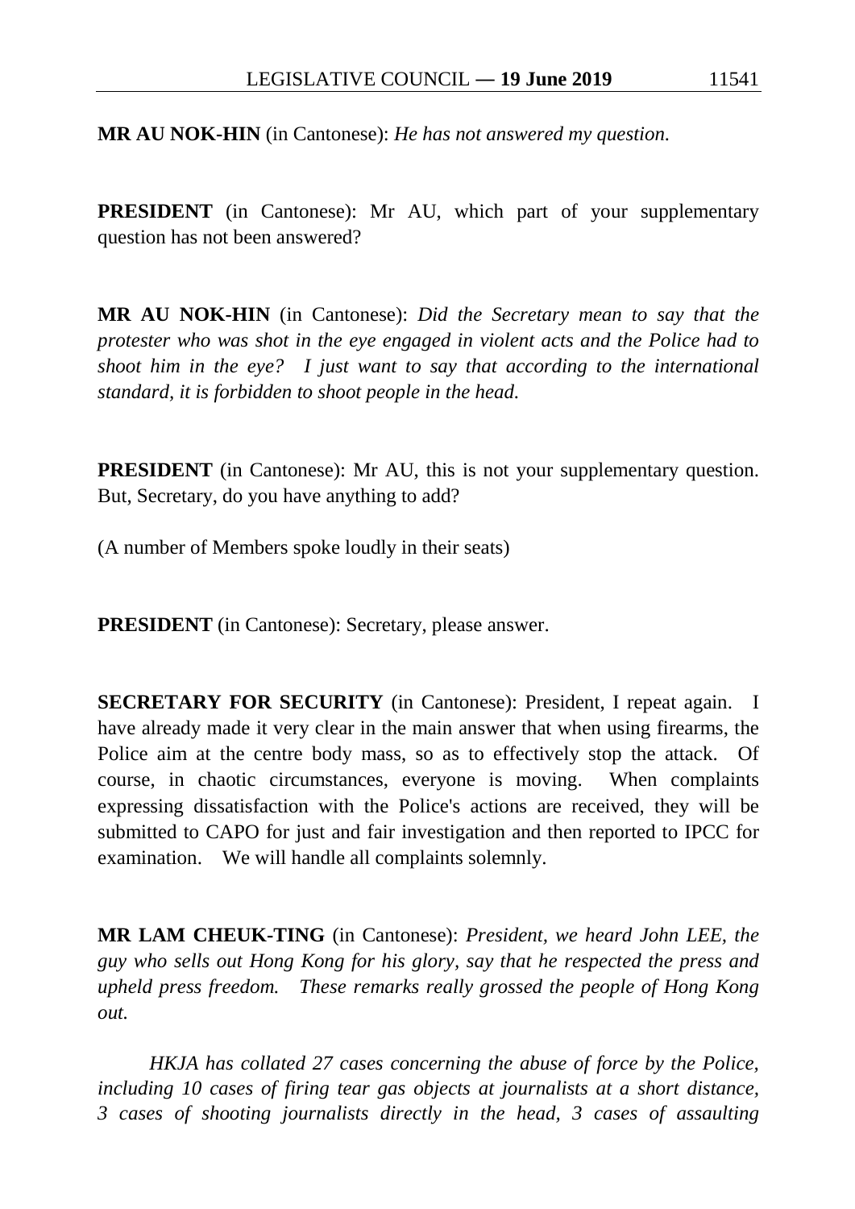**MR AU NOK-HIN** (in Cantonese): *He has not answered my question.*

**PRESIDENT** (in Cantonese): Mr AU, which part of your supplementary question has not been answered?

**MR AU NOK-HIN** (in Cantonese): *Did the Secretary mean to say that the protester who was shot in the eye engaged in violent acts and the Police had to shoot him in the eye? I just want to say that according to the international standard, it is forbidden to shoot people in the head.*

**PRESIDENT** (in Cantonese): Mr AU, this is not your supplementary question. But, Secretary, do you have anything to add?

(A number of Members spoke loudly in their seats)

**PRESIDENT** (in Cantonese): Secretary, please answer.

**SECRETARY FOR SECURITY** (in Cantonese): President, I repeat again. I have already made it very clear in the main answer that when using firearms, the Police aim at the centre body mass, so as to effectively stop the attack. Of course, in chaotic circumstances, everyone is moving. When complaints expressing dissatisfaction with the Police's actions are received, they will be submitted to CAPO for just and fair investigation and then reported to IPCC for examination. We will handle all complaints solemnly.

**MR LAM CHEUK-TING** (in Cantonese): *President, we heard John LEE, the guy who sells out Hong Kong for his glory, say that he respected the press and upheld press freedom. These remarks really grossed the people of Hong Kong out.*

*HKJA has collated 27 cases concerning the abuse of force by the Police, including 10 cases of firing tear gas objects at journalists at a short distance, 3 cases of shooting journalists directly in the head, 3 cases of assaulting*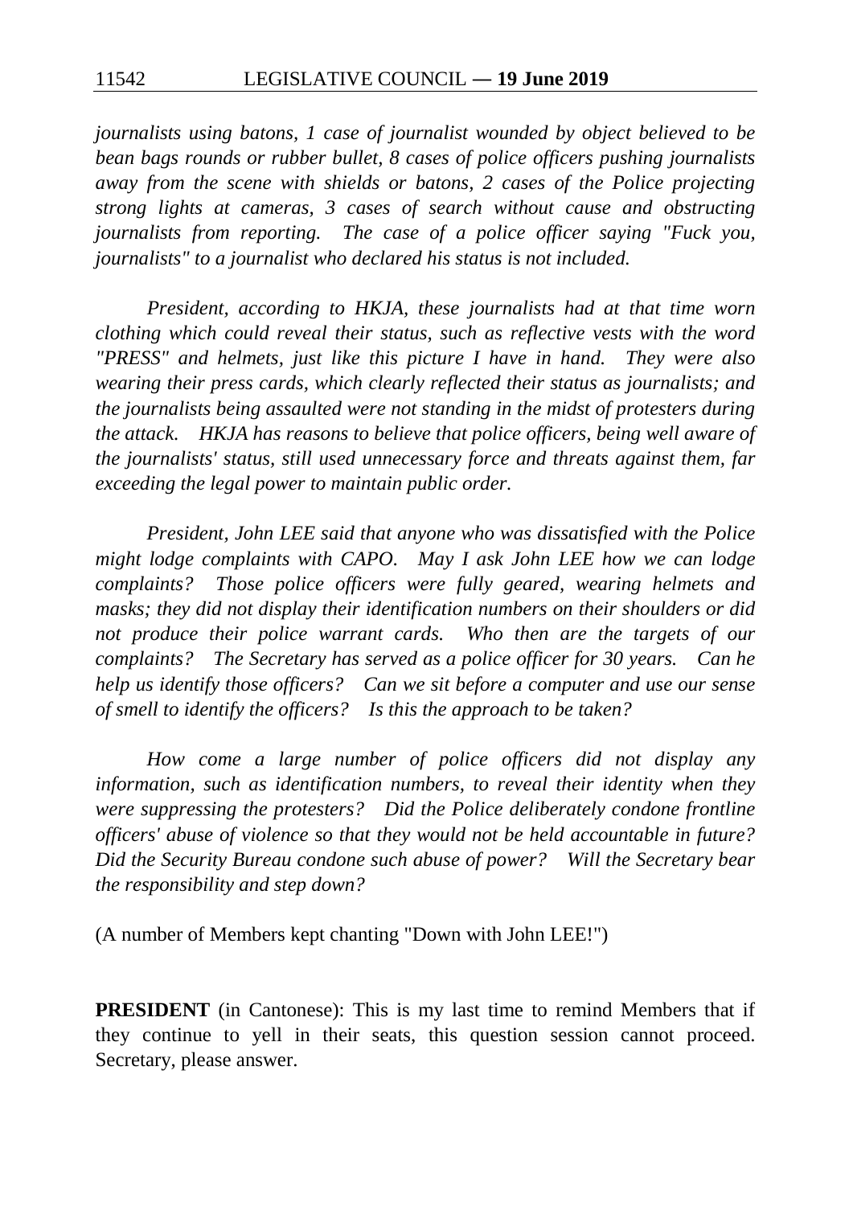*journalists using batons, 1 case of journalist wounded by object believed to be bean bags rounds or rubber bullet, 8 cases of police officers pushing journalists away from the scene with shields or batons, 2 cases of the Police projecting strong lights at cameras, 3 cases of search without cause and obstructing journalists from reporting. The case of a police officer saying "Fuck you, journalists" to a journalist who declared his status is not included.*

*President, according to HKJA, these journalists had at that time worn clothing which could reveal their status, such as reflective vests with the word "PRESS" and helmets, just like this picture I have in hand. They were also wearing their press cards, which clearly reflected their status as journalists; and the journalists being assaulted were not standing in the midst of protesters during the attack. HKJA has reasons to believe that police officers, being well aware of the journalists' status, still used unnecessary force and threats against them, far exceeding the legal power to maintain public order.*

*President, John LEE said that anyone who was dissatisfied with the Police might lodge complaints with CAPO. May I ask John LEE how we can lodge complaints? Those police officers were fully geared, wearing helmets and masks; they did not display their identification numbers on their shoulders or did not produce their police warrant cards. Who then are the targets of our complaints? The Secretary has served as a police officer for 30 years. Can he help us identify those officers? Can we sit before a computer and use our sense of smell to identify the officers? Is this the approach to be taken?*

*How come a large number of police officers did not display any information, such as identification numbers, to reveal their identity when they were suppressing the protesters? Did the Police deliberately condone frontline officers' abuse of violence so that they would not be held accountable in future? Did the Security Bureau condone such abuse of power? Will the Secretary bear the responsibility and step down?*

(A number of Members kept chanting "Down with John LEE!")

**PRESIDENT** (in Cantonese): This is my last time to remind Members that if they continue to yell in their seats, this question session cannot proceed. Secretary, please answer.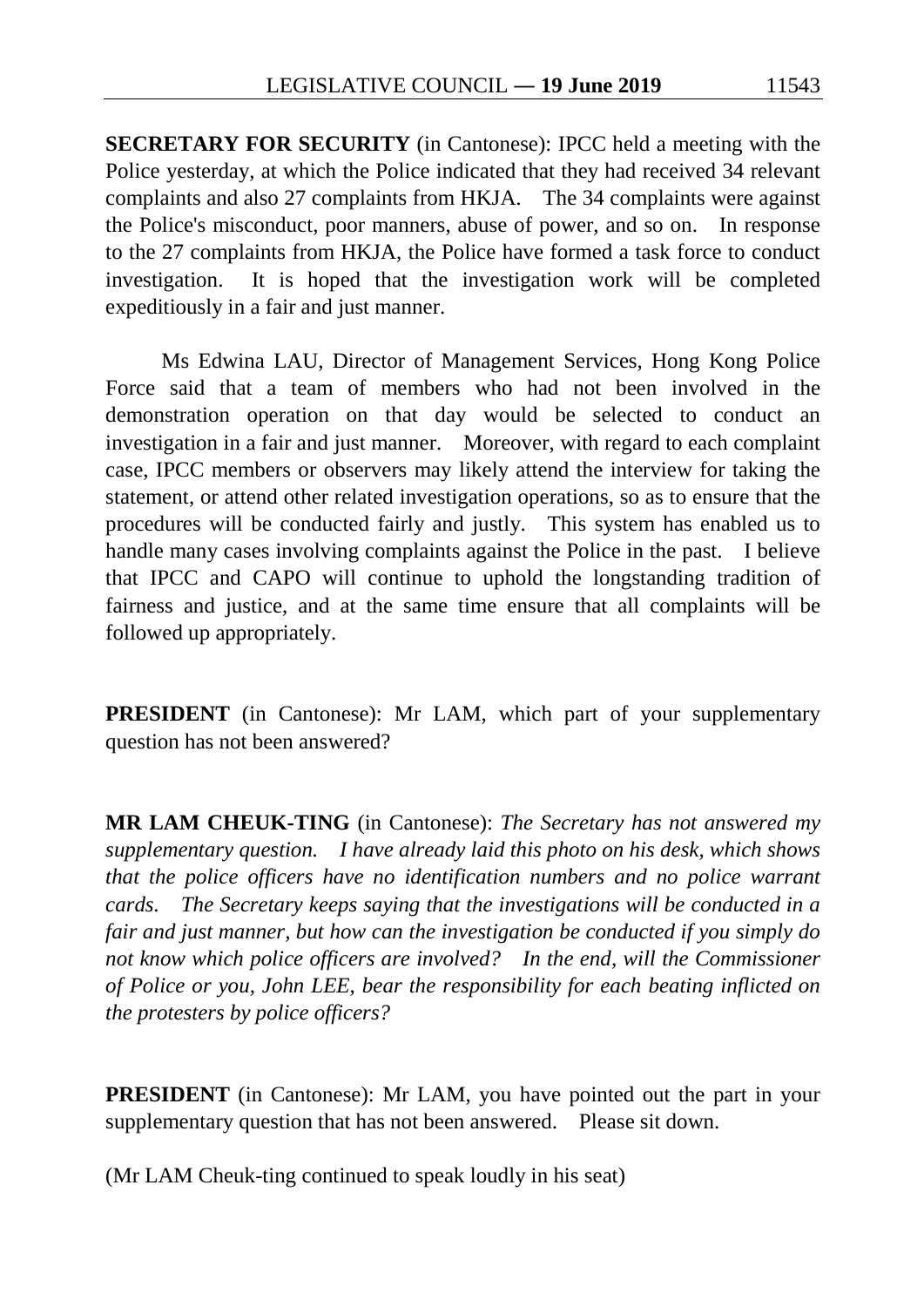**SECRETARY FOR SECURITY** (in Cantonese): IPCC held a meeting with the Police yesterday, at which the Police indicated that they had received 34 relevant complaints and also 27 complaints from HKJA. The 34 complaints were against the Police's misconduct, poor manners, abuse of power, and so on. In response to the 27 complaints from HKJA, the Police have formed a task force to conduct investigation. It is hoped that the investigation work will be completed expeditiously in a fair and just manner.

Ms Edwina LAU, Director of Management Services, Hong Kong Police Force said that a team of members who had not been involved in the demonstration operation on that day would be selected to conduct an investigation in a fair and just manner. Moreover, with regard to each complaint case, IPCC members or observers may likely attend the interview for taking the statement, or attend other related investigation operations, so as to ensure that the procedures will be conducted fairly and justly. This system has enabled us to handle many cases involving complaints against the Police in the past. I believe that IPCC and CAPO will continue to uphold the longstanding tradition of fairness and justice, and at the same time ensure that all complaints will be followed up appropriately.

**PRESIDENT** (in Cantonese): Mr LAM, which part of your supplementary question has not been answered?

**MR LAM CHEUK-TING** (in Cantonese): *The Secretary has not answered my supplementary question. I have already laid this photo on his desk, which shows that the police officers have no identification numbers and no police warrant cards. The Secretary keeps saying that the investigations will be conducted in a fair and just manner, but how can the investigation be conducted if you simply do not know which police officers are involved? In the end, will the Commissioner of Police or you, John LEE, bear the responsibility for each beating inflicted on the protesters by police officers?*

**PRESIDENT** (in Cantonese): Mr LAM, you have pointed out the part in your supplementary question that has not been answered. Please sit down.

(Mr LAM Cheuk-ting continued to speak loudly in his seat)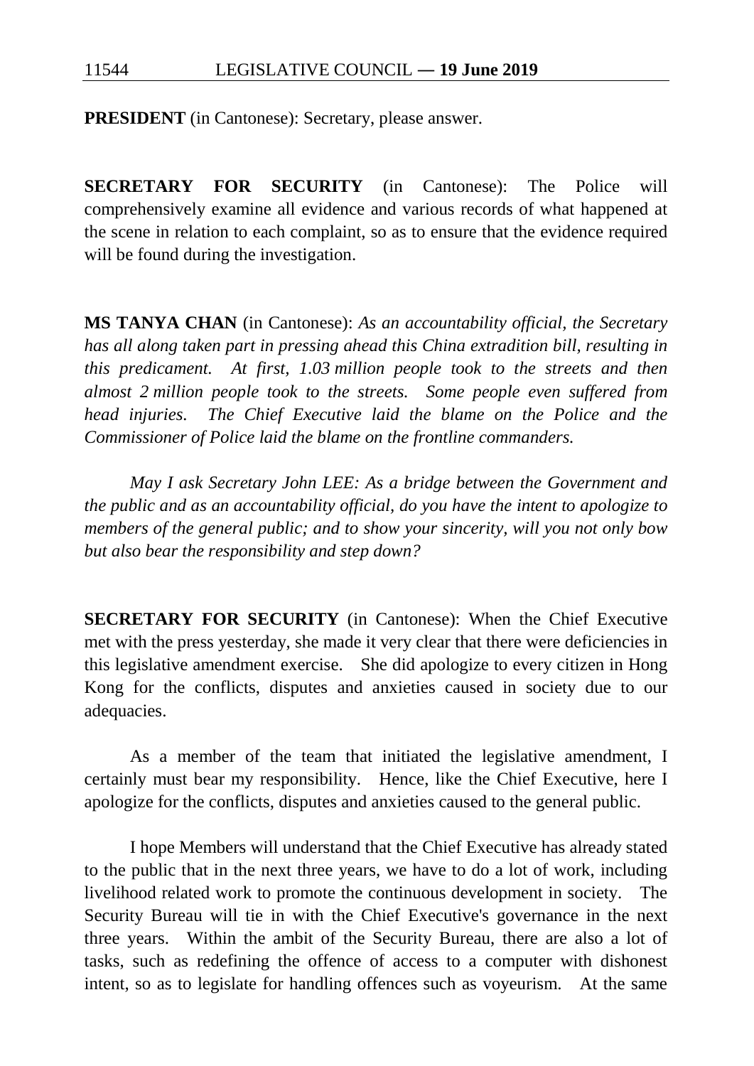**PRESIDENT** (in Cantonese): Secretary, please answer.

**SECRETARY FOR SECURITY** (in Cantonese): The Police will comprehensively examine all evidence and various records of what happened at the scene in relation to each complaint, so as to ensure that the evidence required will be found during the investigation.

**MS TANYA CHAN** (in Cantonese): *As an accountability official, the Secretary has all along taken part in pressing ahead this China extradition bill, resulting in this predicament. At first, 1.03 million people took to the streets and then almost 2 million people took to the streets. Some people even suffered from head injuries. The Chief Executive laid the blame on the Police and the Commissioner of Police laid the blame on the frontline commanders.*

*May I ask Secretary John LEE: As a bridge between the Government and the public and as an accountability official, do you have the intent to apologize to members of the general public; and to show your sincerity, will you not only bow but also bear the responsibility and step down?*

**SECRETARY FOR SECURITY** (in Cantonese): When the Chief Executive met with the press yesterday, she made it very clear that there were deficiencies in this legislative amendment exercise. She did apologize to every citizen in Hong Kong for the conflicts, disputes and anxieties caused in society due to our adequacies.

As a member of the team that initiated the legislative amendment, I certainly must bear my responsibility. Hence, like the Chief Executive, here I apologize for the conflicts, disputes and anxieties caused to the general public.

I hope Members will understand that the Chief Executive has already stated to the public that in the next three years, we have to do a lot of work, including livelihood related work to promote the continuous development in society. The Security Bureau will tie in with the Chief Executive's governance in the next three years. Within the ambit of the Security Bureau, there are also a lot of tasks, such as redefining the offence of access to a computer with dishonest intent, so as to legislate for handling offences such as voyeurism. At the same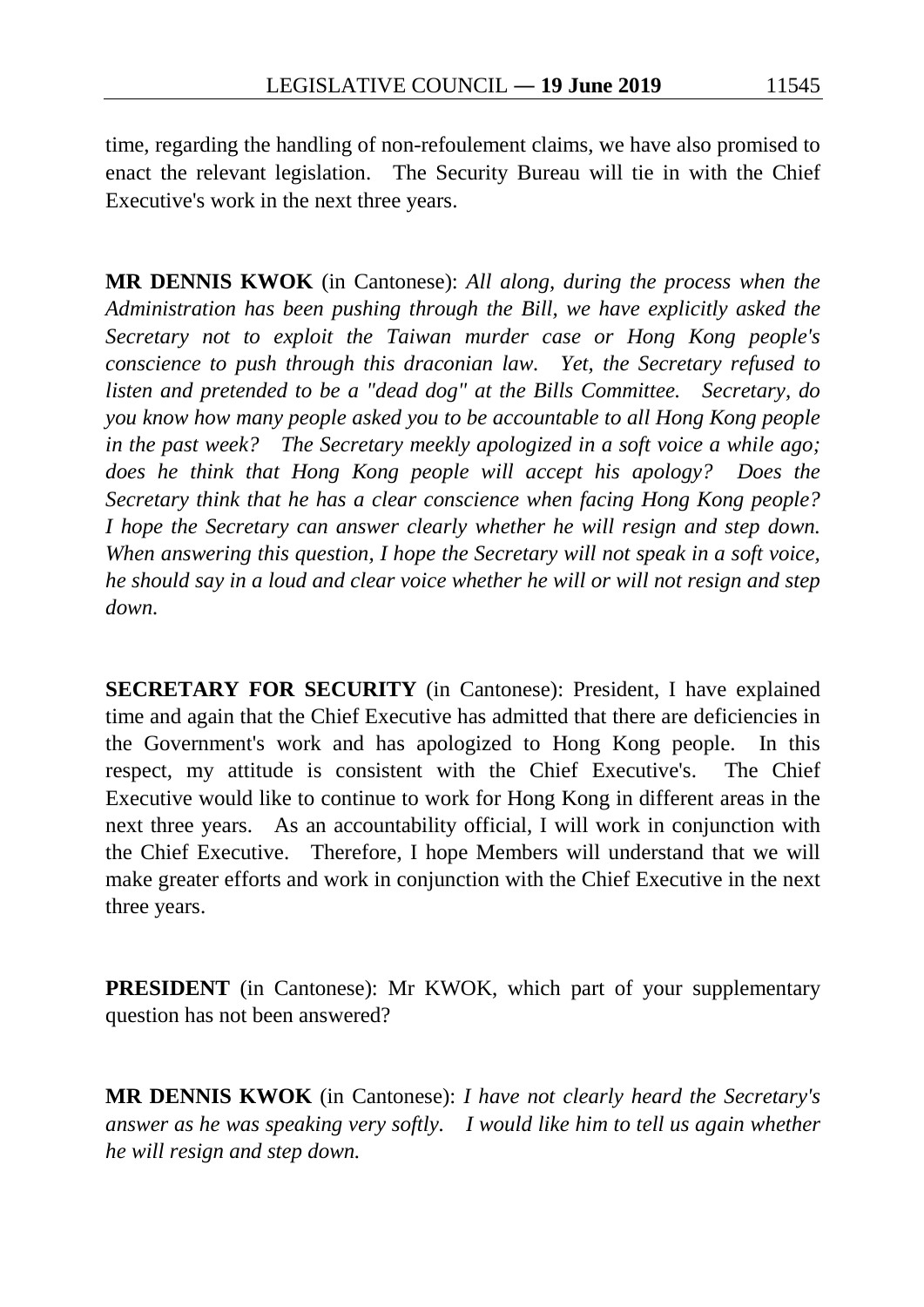time, regarding the handling of non-refoulement claims, we have also promised to enact the relevant legislation. The Security Bureau will tie in with the Chief Executive's work in the next three years.

**MR DENNIS KWOK** (in Cantonese): *All along, during the process when the Administration has been pushing through the Bill, we have explicitly asked the Secretary not to exploit the Taiwan murder case or Hong Kong people's conscience to push through this draconian law. Yet, the Secretary refused to listen and pretended to be a "dead dog" at the Bills Committee. Secretary, do you know how many people asked you to be accountable to all Hong Kong people in the past week? The Secretary meekly apologized in a soft voice a while ago; does he think that Hong Kong people will accept his apology? Does the Secretary think that he has a clear conscience when facing Hong Kong people? I hope the Secretary can answer clearly whether he will resign and step down. When answering this question, I hope the Secretary will not speak in a soft voice, he should say in a loud and clear voice whether he will or will not resign and step down.*

**SECRETARY FOR SECURITY** (in Cantonese): President, I have explained time and again that the Chief Executive has admitted that there are deficiencies in the Government's work and has apologized to Hong Kong people. In this respect, my attitude is consistent with the Chief Executive's. The Chief Executive would like to continue to work for Hong Kong in different areas in the next three years. As an accountability official, I will work in conjunction with the Chief Executive. Therefore, I hope Members will understand that we will make greater efforts and work in conjunction with the Chief Executive in the next three years.

**PRESIDENT** (in Cantonese): Mr KWOK, which part of your supplementary question has not been answered?

**MR DENNIS KWOK** (in Cantonese): *I have not clearly heard the Secretary's answer as he was speaking very softly. I would like him to tell us again whether he will resign and step down.*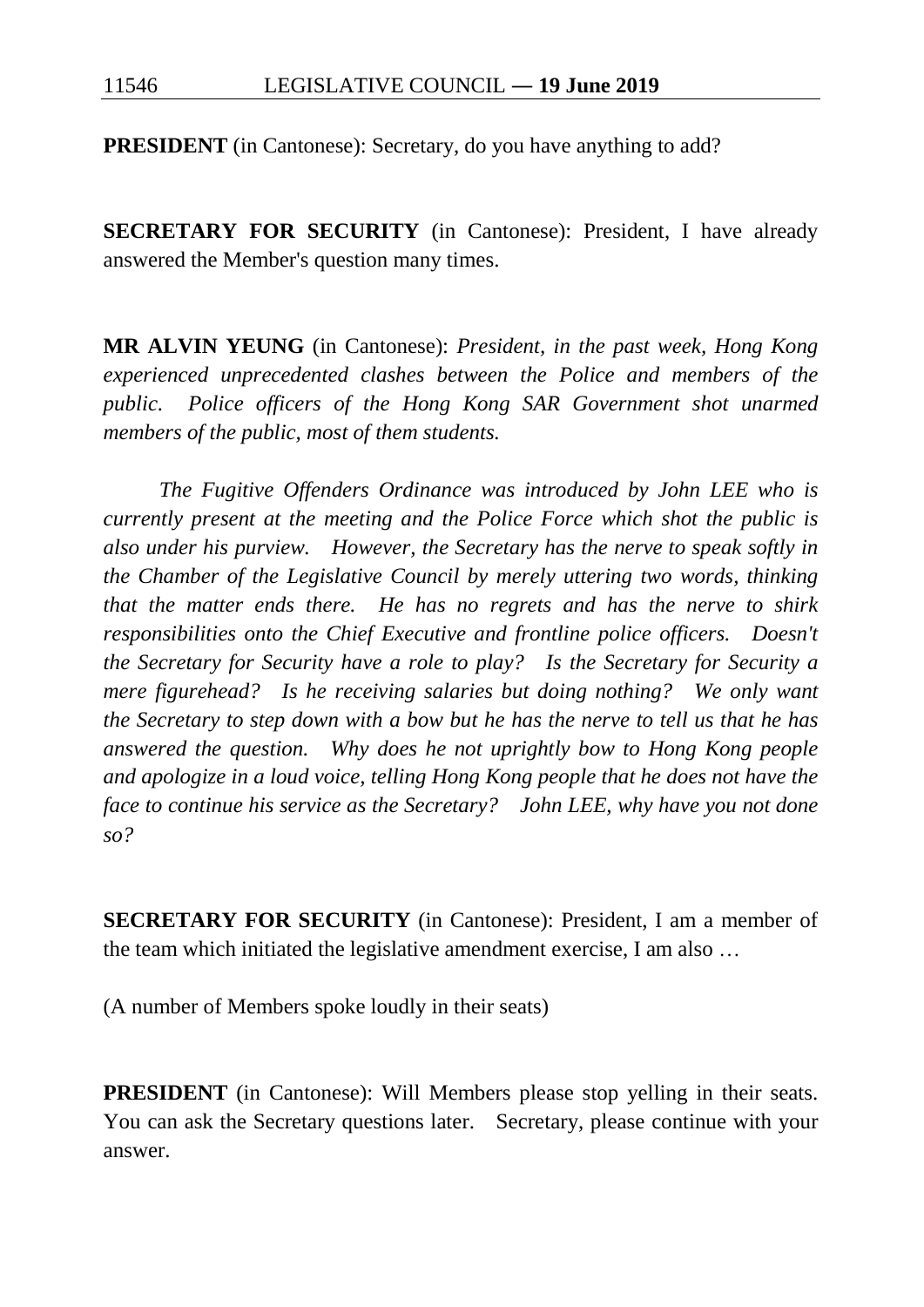**PRESIDENT** (in Cantonese): Secretary, do you have anything to add?

**SECRETARY FOR SECURITY** (in Cantonese): President, I have already answered the Member's question many times.

**MR ALVIN YEUNG** (in Cantonese): *President, in the past week, Hong Kong experienced unprecedented clashes between the Police and members of the public. Police officers of the Hong Kong SAR Government shot unarmed members of the public, most of them students.*

*The Fugitive Offenders Ordinance was introduced by John LEE who is currently present at the meeting and the Police Force which shot the public is also under his purview. However, the Secretary has the nerve to speak softly in the Chamber of the Legislative Council by merely uttering two words, thinking that the matter ends there. He has no regrets and has the nerve to shirk responsibilities onto the Chief Executive and frontline police officers. Doesn't the Secretary for Security have a role to play? Is the Secretary for Security a mere figurehead? Is he receiving salaries but doing nothing? We only want the Secretary to step down with a bow but he has the nerve to tell us that he has answered the question. Why does he not uprightly bow to Hong Kong people and apologize in a loud voice, telling Hong Kong people that he does not have the face to continue his service as the Secretary? John LEE, why have you not done so?*

**SECRETARY FOR SECURITY** (in Cantonese): President, I am a member of the team which initiated the legislative amendment exercise, I am also …

(A number of Members spoke loudly in their seats)

**PRESIDENT** (in Cantonese): Will Members please stop yelling in their seats. You can ask the Secretary questions later. Secretary, please continue with your answer.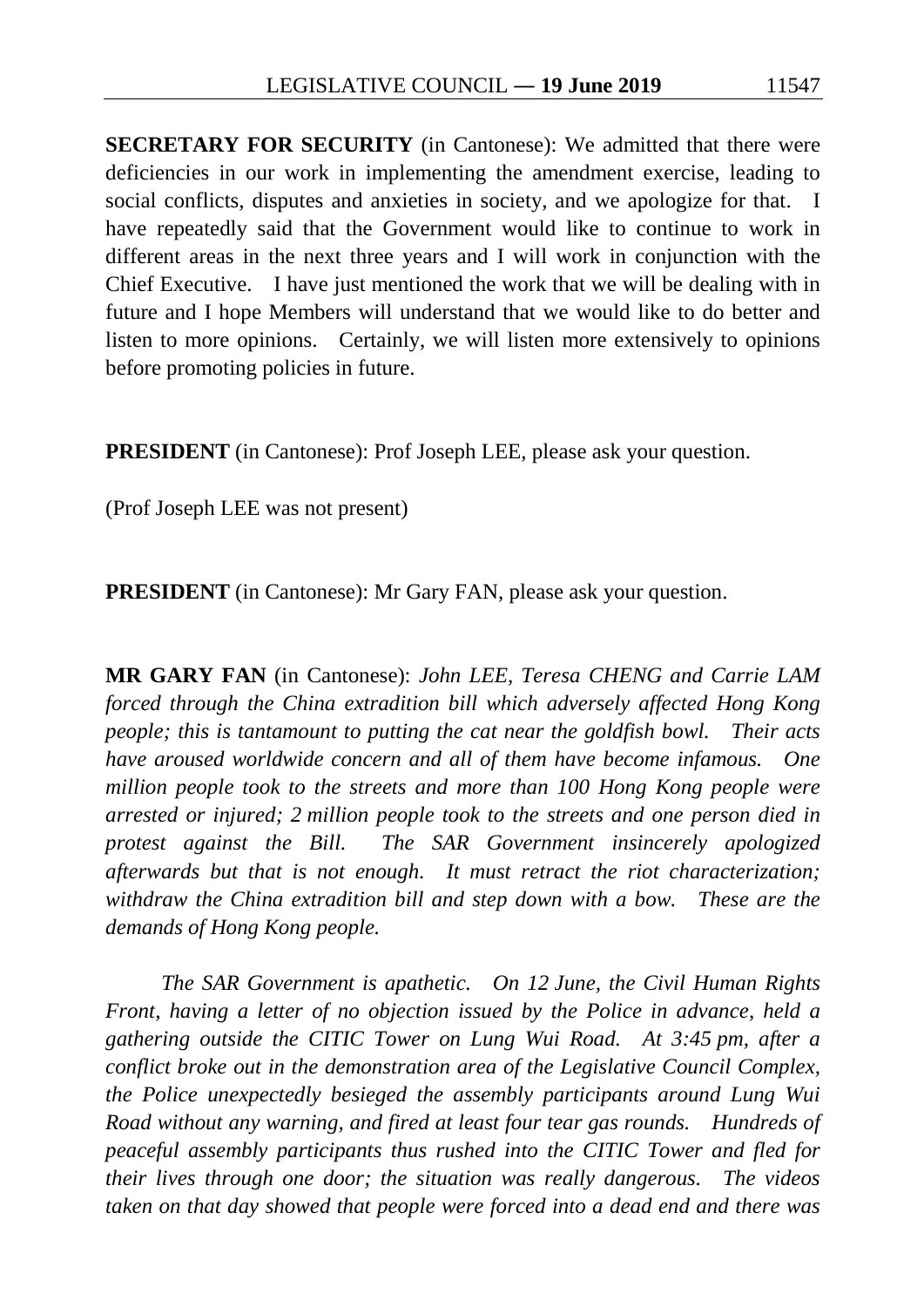**SECRETARY FOR SECURITY** (in Cantonese): We admitted that there were deficiencies in our work in implementing the amendment exercise, leading to social conflicts, disputes and anxieties in society, and we apologize for that. I have repeatedly said that the Government would like to continue to work in different areas in the next three years and I will work in conjunction with the Chief Executive. I have just mentioned the work that we will be dealing with in future and I hope Members will understand that we would like to do better and listen to more opinions. Certainly, we will listen more extensively to opinions before promoting policies in future.

**PRESIDENT** (in Cantonese): Prof Joseph LEE, please ask your question.

(Prof Joseph LEE was not present)

**PRESIDENT** (in Cantonese): Mr Gary FAN, please ask your question.

**MR GARY FAN** (in Cantonese): *John LEE, Teresa CHENG and Carrie LAM forced through the China extradition bill which adversely affected Hong Kong people; this is tantamount to putting the cat near the goldfish bowl. Their acts have aroused worldwide concern and all of them have become infamous. One million people took to the streets and more than 100 Hong Kong people were arrested or injured; 2 million people took to the streets and one person died in protest against the Bill. The SAR Government insincerely apologized afterwards but that is not enough. It must retract the riot characterization; withdraw the China extradition bill and step down with a bow. These are the demands of Hong Kong people.*

*The SAR Government is apathetic. On 12 June, the Civil Human Rights Front, having a letter of no objection issued by the Police in advance, held a gathering outside the CITIC Tower on Lung Wui Road. At 3:45 pm, after a conflict broke out in the demonstration area of the Legislative Council Complex, the Police unexpectedly besieged the assembly participants around Lung Wui Road without any warning, and fired at least four tear gas rounds. Hundreds of peaceful assembly participants thus rushed into the CITIC Tower and fled for their lives through one door; the situation was really dangerous. The videos taken on that day showed that people were forced into a dead end and there was*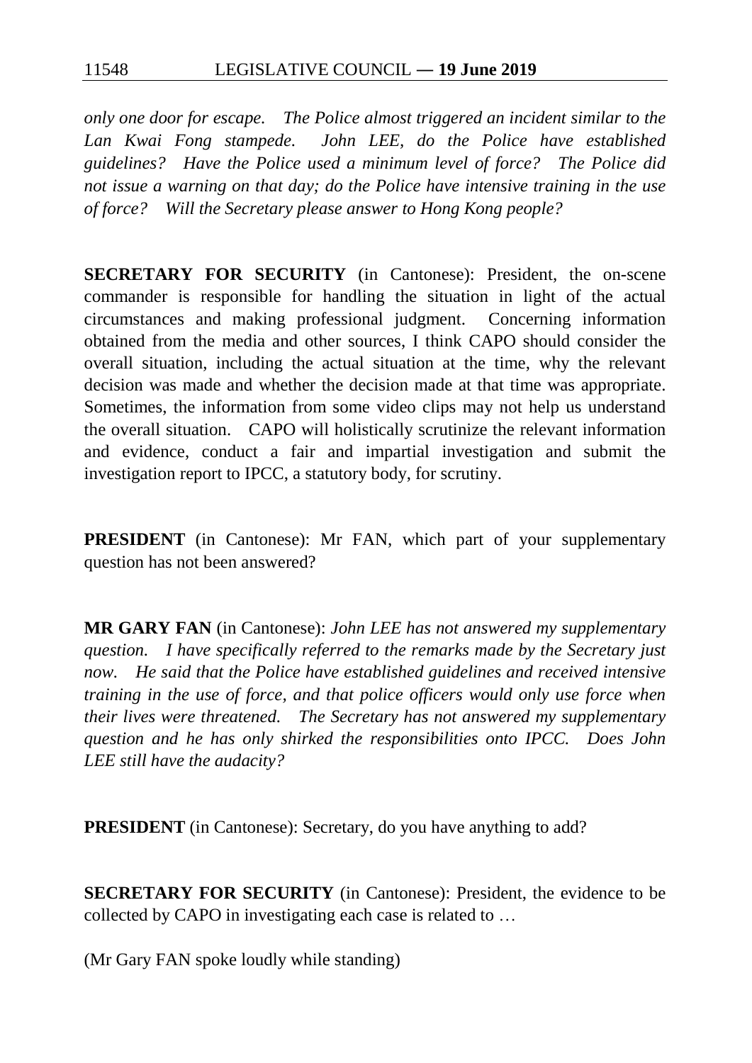*only one door for escape. The Police almost triggered an incident similar to the Lan Kwai Fong stampede. John LEE, do the Police have established guidelines? Have the Police used a minimum level of force? The Police did not issue a warning on that day; do the Police have intensive training in the use of force? Will the Secretary please answer to Hong Kong people?*

**SECRETARY FOR SECURITY** (in Cantonese): President, the on-scene commander is responsible for handling the situation in light of the actual circumstances and making professional judgment. Concerning information obtained from the media and other sources, I think CAPO should consider the overall situation, including the actual situation at the time, why the relevant decision was made and whether the decision made at that time was appropriate. Sometimes, the information from some video clips may not help us understand the overall situation. CAPO will holistically scrutinize the relevant information and evidence, conduct a fair and impartial investigation and submit the investigation report to IPCC, a statutory body, for scrutiny.

**PRESIDENT** (in Cantonese): Mr FAN, which part of your supplementary question has not been answered?

**MR GARY FAN** (in Cantonese): *John LEE has not answered my supplementary question. I have specifically referred to the remarks made by the Secretary just now. He said that the Police have established guidelines and received intensive training in the use of force, and that police officers would only use force when their lives were threatened. The Secretary has not answered my supplementary question and he has only shirked the responsibilities onto IPCC. Does John LEE still have the audacity?*

**PRESIDENT** (in Cantonese): Secretary, do you have anything to add?

**SECRETARY FOR SECURITY** (in Cantonese): President, the evidence to be collected by CAPO in investigating each case is related to …

(Mr Gary FAN spoke loudly while standing)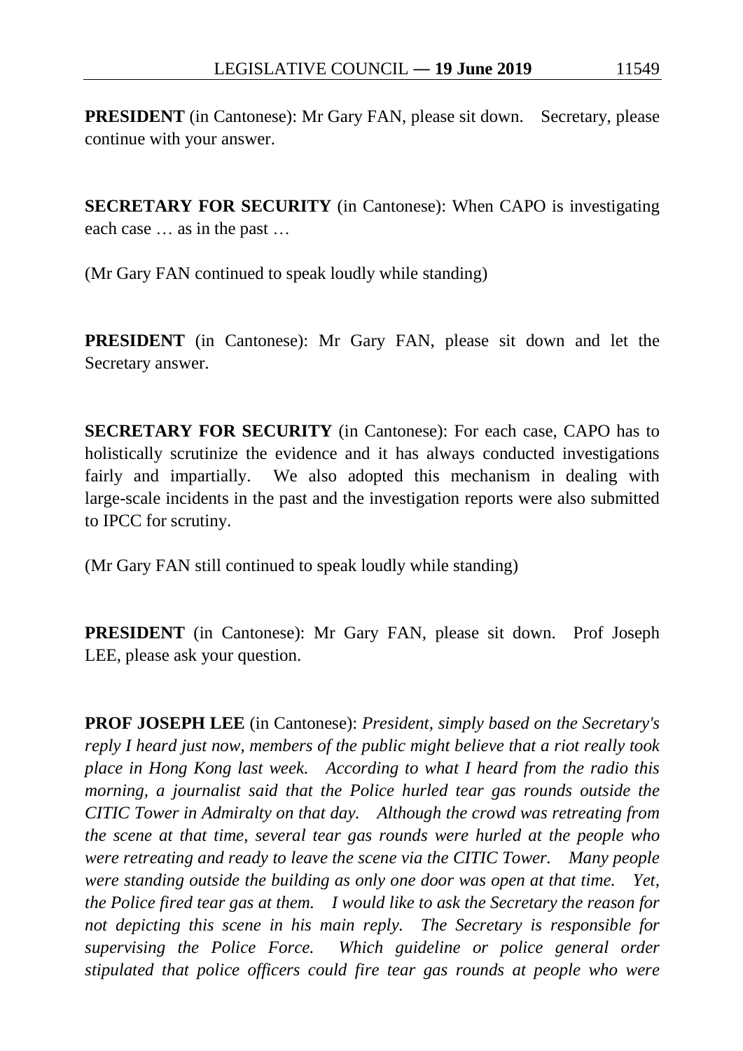**PRESIDENT** (in Cantonese): Mr Gary FAN, please sit down. Secretary, please continue with your answer.

**SECRETARY FOR SECURITY** (in Cantonese): When CAPO is investigating each case … as in the past …

(Mr Gary FAN continued to speak loudly while standing)

**PRESIDENT** (in Cantonese): Mr Gary FAN, please sit down and let the Secretary answer.

**SECRETARY FOR SECURITY** (in Cantonese): For each case, CAPO has to holistically scrutinize the evidence and it has always conducted investigations fairly and impartially. We also adopted this mechanism in dealing with large-scale incidents in the past and the investigation reports were also submitted to IPCC for scrutiny.

(Mr Gary FAN still continued to speak loudly while standing)

**PRESIDENT** (in Cantonese): Mr Gary FAN, please sit down. Prof Joseph LEE, please ask your question.

**PROF JOSEPH LEE** (in Cantonese): *President, simply based on the Secretary's reply I heard just now, members of the public might believe that a riot really took place in Hong Kong last week. According to what I heard from the radio this morning, a journalist said that the Police hurled tear gas rounds outside the CITIC Tower in Admiralty on that day. Although the crowd was retreating from the scene at that time, several tear gas rounds were hurled at the people who were retreating and ready to leave the scene via the CITIC Tower. Many people were standing outside the building as only one door was open at that time. Yet, the Police fired tear gas at them. I would like to ask the Secretary the reason for not depicting this scene in his main reply. The Secretary is responsible for supervising the Police Force. Which guideline or police general order stipulated that police officers could fire tear gas rounds at people who were*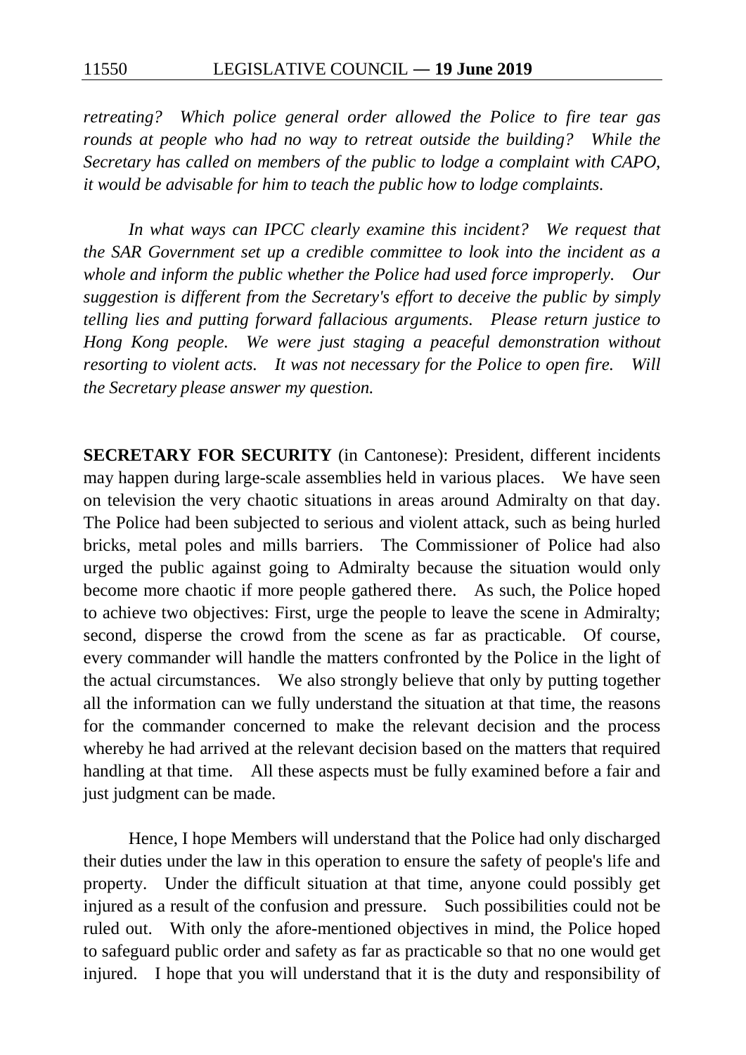*retreating? Which police general order allowed the Police to fire tear gas rounds at people who had no way to retreat outside the building? While the Secretary has called on members of the public to lodge a complaint with CAPO, it would be advisable for him to teach the public how to lodge complaints.*

*In what ways can IPCC clearly examine this incident? We request that the SAR Government set up a credible committee to look into the incident as a whole and inform the public whether the Police had used force improperly. Our suggestion is different from the Secretary's effort to deceive the public by simply telling lies and putting forward fallacious arguments. Please return justice to Hong Kong people. We were just staging a peaceful demonstration without resorting to violent acts. It was not necessary for the Police to open fire. Will the Secretary please answer my question.*

**SECRETARY FOR SECURITY** (in Cantonese): President, different incidents may happen during large-scale assemblies held in various places. We have seen on television the very chaotic situations in areas around Admiralty on that day. The Police had been subjected to serious and violent attack, such as being hurled bricks, metal poles and mills barriers. The Commissioner of Police had also urged the public against going to Admiralty because the situation would only become more chaotic if more people gathered there. As such, the Police hoped to achieve two objectives: First, urge the people to leave the scene in Admiralty; second, disperse the crowd from the scene as far as practicable. Of course, every commander will handle the matters confronted by the Police in the light of the actual circumstances. We also strongly believe that only by putting together all the information can we fully understand the situation at that time, the reasons for the commander concerned to make the relevant decision and the process whereby he had arrived at the relevant decision based on the matters that required handling at that time. All these aspects must be fully examined before a fair and just judgment can be made.

Hence, I hope Members will understand that the Police had only discharged their duties under the law in this operation to ensure the safety of people's life and property. Under the difficult situation at that time, anyone could possibly get injured as a result of the confusion and pressure. Such possibilities could not be ruled out. With only the afore-mentioned objectives in mind, the Police hoped to safeguard public order and safety as far as practicable so that no one would get injured. I hope that you will understand that it is the duty and responsibility of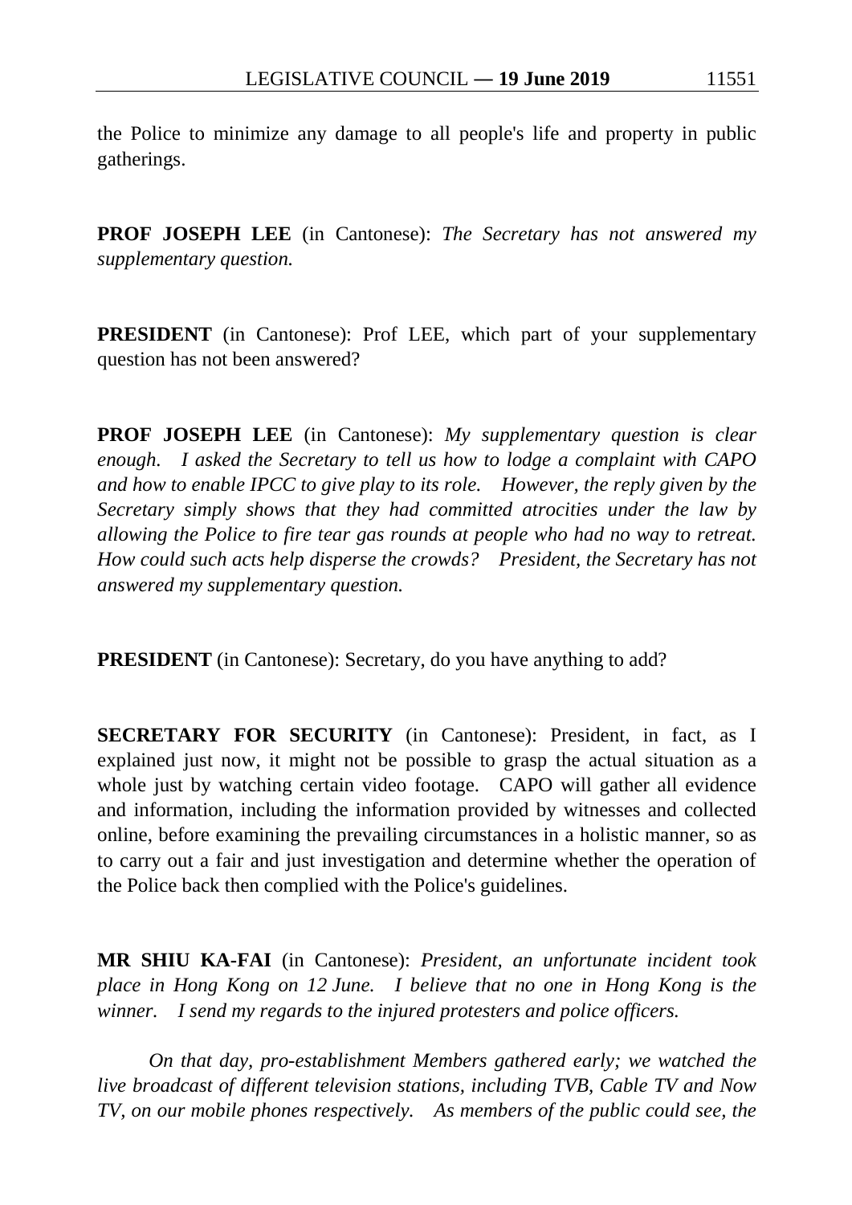the Police to minimize any damage to all people's life and property in public gatherings.

**PROF JOSEPH LEE** (in Cantonese): *The Secretary has not answered my supplementary question.*

**PRESIDENT** (in Cantonese): Prof LEE, which part of your supplementary question has not been answered?

**PROF JOSEPH LEE** (in Cantonese): *My supplementary question is clear enough. I asked the Secretary to tell us how to lodge a complaint with CAPO and how to enable IPCC to give play to its role. However, the reply given by the Secretary simply shows that they had committed atrocities under the law by allowing the Police to fire tear gas rounds at people who had no way to retreat. How could such acts help disperse the crowds? President, the Secretary has not answered my supplementary question.*

**PRESIDENT** (in Cantonese): Secretary, do you have anything to add?

**SECRETARY FOR SECURITY** (in Cantonese): President, in fact, as I explained just now, it might not be possible to grasp the actual situation as a whole just by watching certain video footage. CAPO will gather all evidence and information, including the information provided by witnesses and collected online, before examining the prevailing circumstances in a holistic manner, so as to carry out a fair and just investigation and determine whether the operation of the Police back then complied with the Police's guidelines.

**MR SHIU KA-FAI** (in Cantonese): *President, an unfortunate incident took place in Hong Kong on 12 June. I believe that no one in Hong Kong is the winner. I send my regards to the injured protesters and police officers.*

*On that day, pro-establishment Members gathered early; we watched the live broadcast of different television stations, including TVB, Cable TV and Now TV, on our mobile phones respectively. As members of the public could see, the*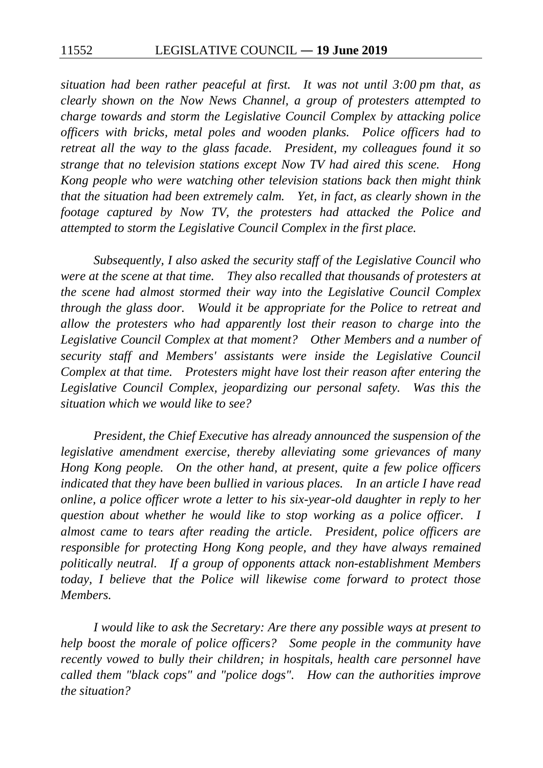*situation had been rather peaceful at first. It was not until 3:00 pm that, as clearly shown on the Now News Channel, a group of protesters attempted to charge towards and storm the Legislative Council Complex by attacking police officers with bricks, metal poles and wooden planks. Police officers had to retreat all the way to the glass facade. President, my colleagues found it so strange that no television stations except Now TV had aired this scene. Hong Kong people who were watching other television stations back then might think that the situation had been extremely calm. Yet, in fact, as clearly shown in the footage captured by Now TV, the protesters had attacked the Police and attempted to storm the Legislative Council Complex in the first place.*

*Subsequently, I also asked the security staff of the Legislative Council who were at the scene at that time. They also recalled that thousands of protesters at the scene had almost stormed their way into the Legislative Council Complex through the glass door. Would it be appropriate for the Police to retreat and allow the protesters who had apparently lost their reason to charge into the Legislative Council Complex at that moment? Other Members and a number of security staff and Members' assistants were inside the Legislative Council Complex at that time. Protesters might have lost their reason after entering the Legislative Council Complex, jeopardizing our personal safety. Was this the situation which we would like to see?*

*President, the Chief Executive has already announced the suspension of the legislative amendment exercise, thereby alleviating some grievances of many Hong Kong people. On the other hand, at present, quite a few police officers indicated that they have been bullied in various places. In an article I have read online, a police officer wrote a letter to his six-year-old daughter in reply to her question about whether he would like to stop working as a police officer. I almost came to tears after reading the article. President, police officers are responsible for protecting Hong Kong people, and they have always remained politically neutral. If a group of opponents attack non-establishment Members today, I believe that the Police will likewise come forward to protect those Members.*

*I would like to ask the Secretary: Are there any possible ways at present to help boost the morale of police officers? Some people in the community have recently vowed to bully their children; in hospitals, health care personnel have called them "black cops" and "police dogs". How can the authorities improve the situation?*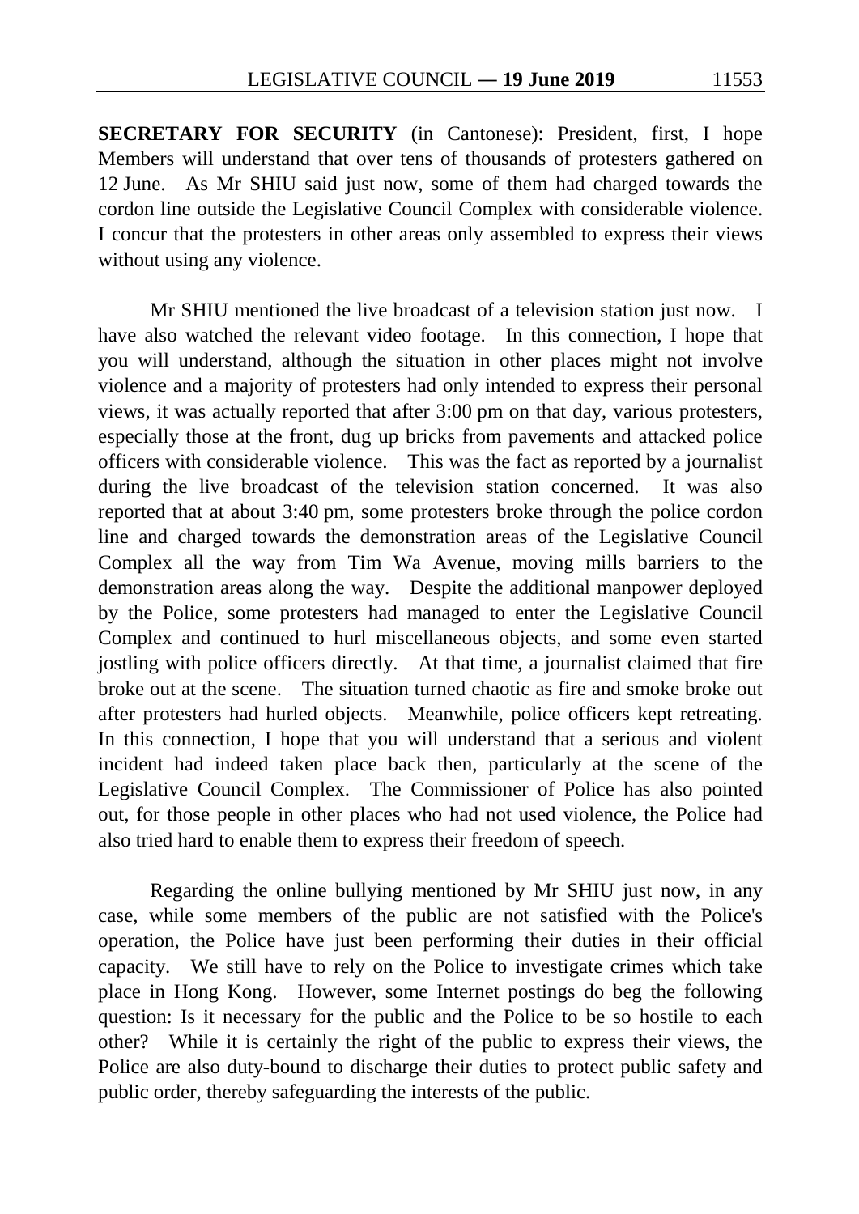**SECRETARY FOR SECURITY** (in Cantonese): President, first, I hope Members will understand that over tens of thousands of protesters gathered on 12 June. As Mr SHIU said just now, some of them had charged towards the cordon line outside the Legislative Council Complex with considerable violence. I concur that the protesters in other areas only assembled to express their views without using any violence.

Mr SHIU mentioned the live broadcast of a television station just now. I have also watched the relevant video footage. In this connection, I hope that you will understand, although the situation in other places might not involve violence and a majority of protesters had only intended to express their personal views, it was actually reported that after 3:00 pm on that day, various protesters, especially those at the front, dug up bricks from pavements and attacked police officers with considerable violence. This was the fact as reported by a journalist during the live broadcast of the television station concerned. It was also reported that at about 3:40 pm, some protesters broke through the police cordon line and charged towards the demonstration areas of the Legislative Council Complex all the way from Tim Wa Avenue, moving mills barriers to the demonstration areas along the way. Despite the additional manpower deployed by the Police, some protesters had managed to enter the Legislative Council Complex and continued to hurl miscellaneous objects, and some even started jostling with police officers directly. At that time, a journalist claimed that fire broke out at the scene. The situation turned chaotic as fire and smoke broke out after protesters had hurled objects. Meanwhile, police officers kept retreating. In this connection, I hope that you will understand that a serious and violent incident had indeed taken place back then, particularly at the scene of the Legislative Council Complex. The Commissioner of Police has also pointed out, for those people in other places who had not used violence, the Police had also tried hard to enable them to express their freedom of speech.

Regarding the online bullying mentioned by Mr SHIU just now, in any case, while some members of the public are not satisfied with the Police's operation, the Police have just been performing their duties in their official capacity. We still have to rely on the Police to investigate crimes which take place in Hong Kong. However, some Internet postings do beg the following question: Is it necessary for the public and the Police to be so hostile to each other? While it is certainly the right of the public to express their views, the Police are also duty-bound to discharge their duties to protect public safety and public order, thereby safeguarding the interests of the public.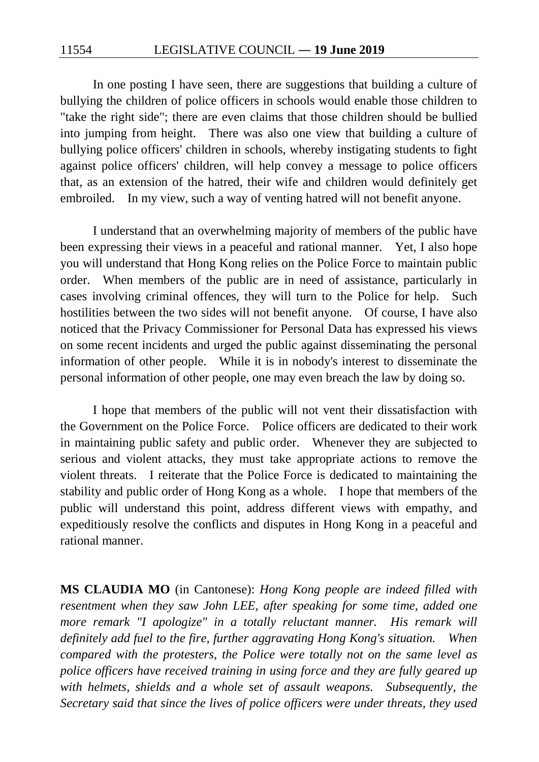In one posting I have seen, there are suggestions that building a culture of bullying the children of police officers in schools would enable those children to "take the right side"; there are even claims that those children should be bullied into jumping from height. There was also one view that building a culture of bullying police officers' children in schools, whereby instigating students to fight against police officers' children, will help convey a message to police officers that, as an extension of the hatred, their wife and children would definitely get embroiled. In my view, such a way of venting hatred will not benefit anyone.

I understand that an overwhelming majority of members of the public have been expressing their views in a peaceful and rational manner. Yet, I also hope you will understand that Hong Kong relies on the Police Force to maintain public order. When members of the public are in need of assistance, particularly in cases involving criminal offences, they will turn to the Police for help. Such hostilities between the two sides will not benefit anyone. Of course, I have also noticed that the Privacy Commissioner for Personal Data has expressed his views on some recent incidents and urged the public against disseminating the personal information of other people. While it is in nobody's interest to disseminate the personal information of other people, one may even breach the law by doing so.

I hope that members of the public will not vent their dissatisfaction with the Government on the Police Force. Police officers are dedicated to their work in maintaining public safety and public order. Whenever they are subjected to serious and violent attacks, they must take appropriate actions to remove the violent threats. I reiterate that the Police Force is dedicated to maintaining the stability and public order of Hong Kong as a whole. I hope that members of the public will understand this point, address different views with empathy, and expeditiously resolve the conflicts and disputes in Hong Kong in a peaceful and rational manner.

**MS CLAUDIA MO** (in Cantonese): *Hong Kong people are indeed filled with resentment when they saw John LEE, after speaking for some time, added one more remark "I apologize" in a totally reluctant manner. His remark will definitely add fuel to the fire, further aggravating Hong Kong's situation. When compared with the protesters, the Police were totally not on the same level as police officers have received training in using force and they are fully geared up with helmets, shields and a whole set of assault weapons. Subsequently, the Secretary said that since the lives of police officers were under threats, they used*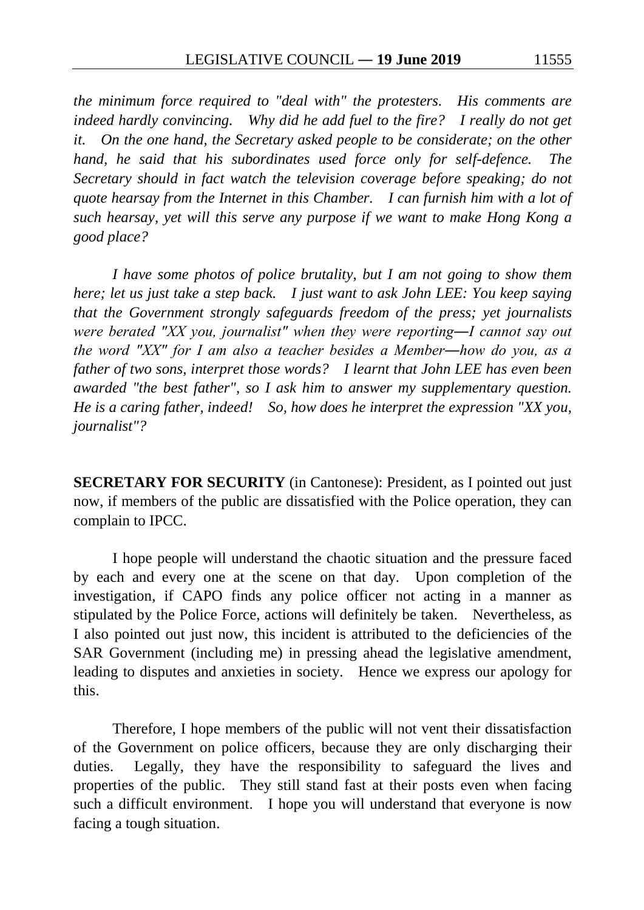*the minimum force required to "deal with" the protesters. His comments are indeed hardly convincing. Why did he add fuel to the fire? I really do not get it. On the one hand, the Secretary asked people to be considerate; on the other hand, he said that his subordinates used force only for self-defence. The Secretary should in fact watch the television coverage before speaking; do not quote hearsay from the Internet in this Chamber. I can furnish him with a lot of such hearsay, yet will this serve any purpose if we want to make Hong Kong a good place?*

*I have some photos of police brutality, but I am not going to show them here; let us just take a step back. I just want to ask John LEE: You keep saying that the Government strongly safeguards freedom of the press; yet journalists were berated "XX you, journalist" when they were reporting―I cannot say out the word "XX" for I am also a teacher besides a Member―how do you, as a father of two sons, interpret those words? I learnt that John LEE has even been awarded "the best father", so I ask him to answer my supplementary question. He is a caring father, indeed! So, how does he interpret the expression "XX you, journalist"?*

**SECRETARY FOR SECURITY** (in Cantonese): President, as I pointed out just now, if members of the public are dissatisfied with the Police operation, they can complain to IPCC.

I hope people will understand the chaotic situation and the pressure faced by each and every one at the scene on that day. Upon completion of the investigation, if CAPO finds any police officer not acting in a manner as stipulated by the Police Force, actions will definitely be taken. Nevertheless, as I also pointed out just now, this incident is attributed to the deficiencies of the SAR Government (including me) in pressing ahead the legislative amendment, leading to disputes and anxieties in society. Hence we express our apology for this.

Therefore, I hope members of the public will not vent their dissatisfaction of the Government on police officers, because they are only discharging their duties. Legally, they have the responsibility to safeguard the lives and properties of the public. They still stand fast at their posts even when facing such a difficult environment. I hope you will understand that everyone is now facing a tough situation.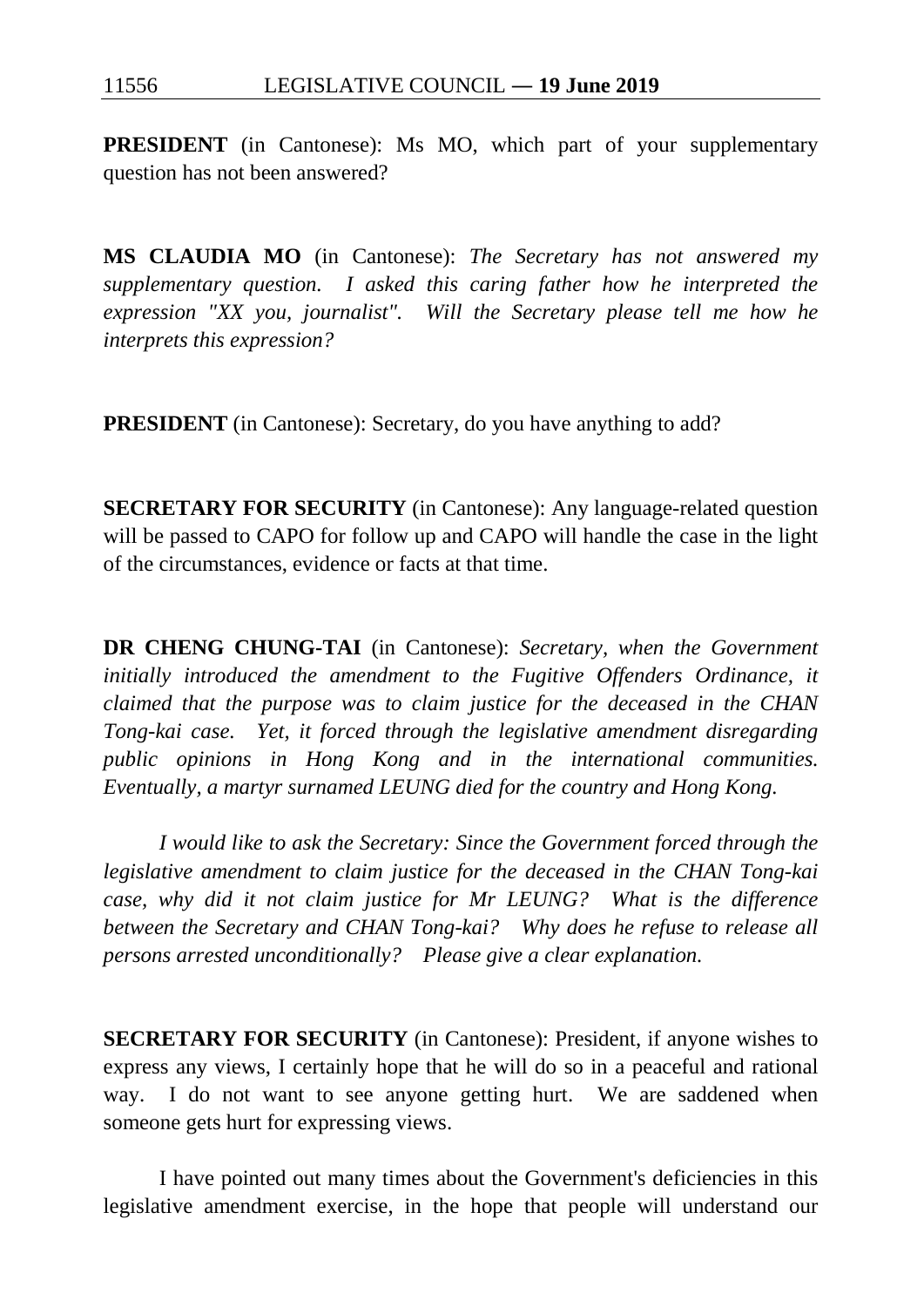**PRESIDENT** (in Cantonese): Ms MO, which part of your supplementary question has not been answered?

**MS CLAUDIA MO** (in Cantonese): *The Secretary has not answered my supplementary question. I asked this caring father how he interpreted the expression "XX you, journalist". Will the Secretary please tell me how he interprets this expression?*

**PRESIDENT** (in Cantonese): Secretary, do you have anything to add?

**SECRETARY FOR SECURITY** (in Cantonese): Any language-related question will be passed to CAPO for follow up and CAPO will handle the case in the light of the circumstances, evidence or facts at that time.

**DR CHENG CHUNG-TAI** (in Cantonese): *Secretary, when the Government initially introduced the amendment to the Fugitive Offenders Ordinance, it claimed that the purpose was to claim justice for the deceased in the CHAN Tong-kai case. Yet, it forced through the legislative amendment disregarding public opinions in Hong Kong and in the international communities. Eventually, a martyr surnamed LEUNG died for the country and Hong Kong.*

*I would like to ask the Secretary: Since the Government forced through the legislative amendment to claim justice for the deceased in the CHAN Tong-kai case, why did it not claim justice for Mr LEUNG? What is the difference between the Secretary and CHAN Tong-kai? Why does he refuse to release all persons arrested unconditionally? Please give a clear explanation.*

**SECRETARY FOR SECURITY** (in Cantonese): President, if anyone wishes to express any views, I certainly hope that he will do so in a peaceful and rational way. I do not want to see anyone getting hurt. We are saddened when someone gets hurt for expressing views.

I have pointed out many times about the Government's deficiencies in this legislative amendment exercise, in the hope that people will understand our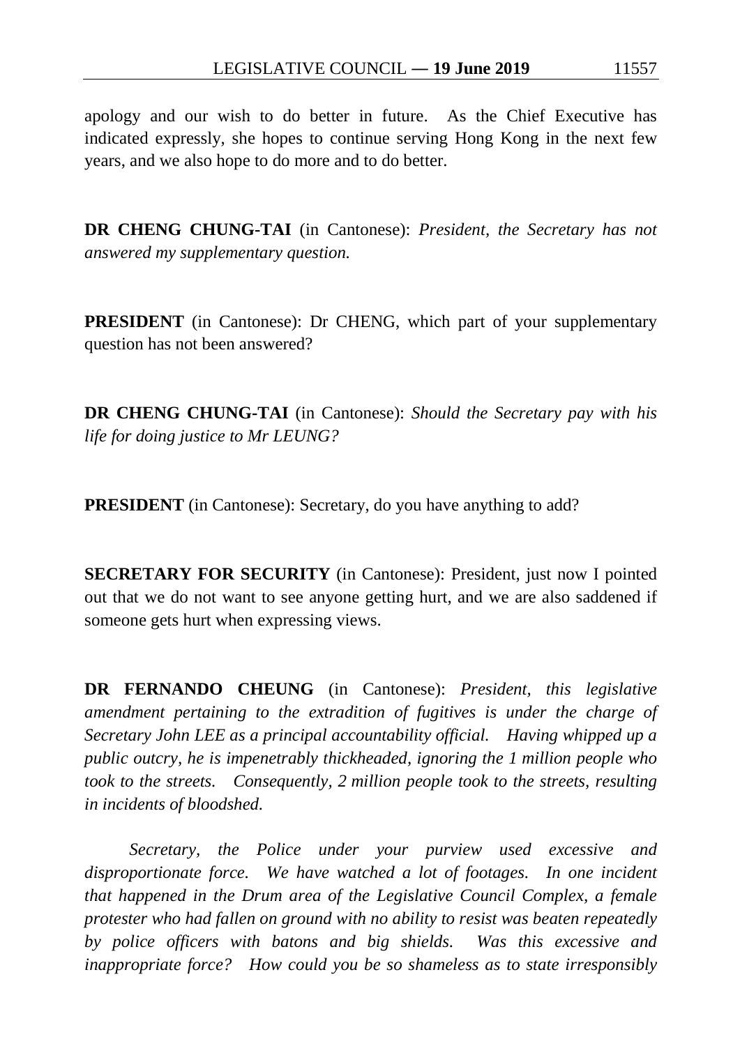apology and our wish to do better in future. As the Chief Executive has indicated expressly, she hopes to continue serving Hong Kong in the next few years, and we also hope to do more and to do better.

**DR CHENG CHUNG-TAI** (in Cantonese): *President, the Secretary has not answered my supplementary question.*

**PRESIDENT** (in Cantonese): Dr CHENG, which part of your supplementary question has not been answered?

**DR CHENG CHUNG-TAI** (in Cantonese): *Should the Secretary pay with his life for doing justice to Mr LEUNG?*

**PRESIDENT** (in Cantonese): Secretary, do you have anything to add?

**SECRETARY FOR SECURITY** (in Cantonese): President, just now I pointed out that we do not want to see anyone getting hurt, and we are also saddened if someone gets hurt when expressing views.

**DR FERNANDO CHEUNG** (in Cantonese): *President, this legislative amendment pertaining to the extradition of fugitives is under the charge of Secretary John LEE as a principal accountability official. Having whipped up a public outcry, he is impenetrably thickheaded, ignoring the 1 million people who took to the streets. Consequently, 2 million people took to the streets, resulting in incidents of bloodshed.*

*Secretary, the Police under your purview used excessive and disproportionate force. We have watched a lot of footages. In one incident that happened in the Drum area of the Legislative Council Complex, a female protester who had fallen on ground with no ability to resist was beaten repeatedly by police officers with batons and big shields. Was this excessive and inappropriate force? How could you be so shameless as to state irresponsibly*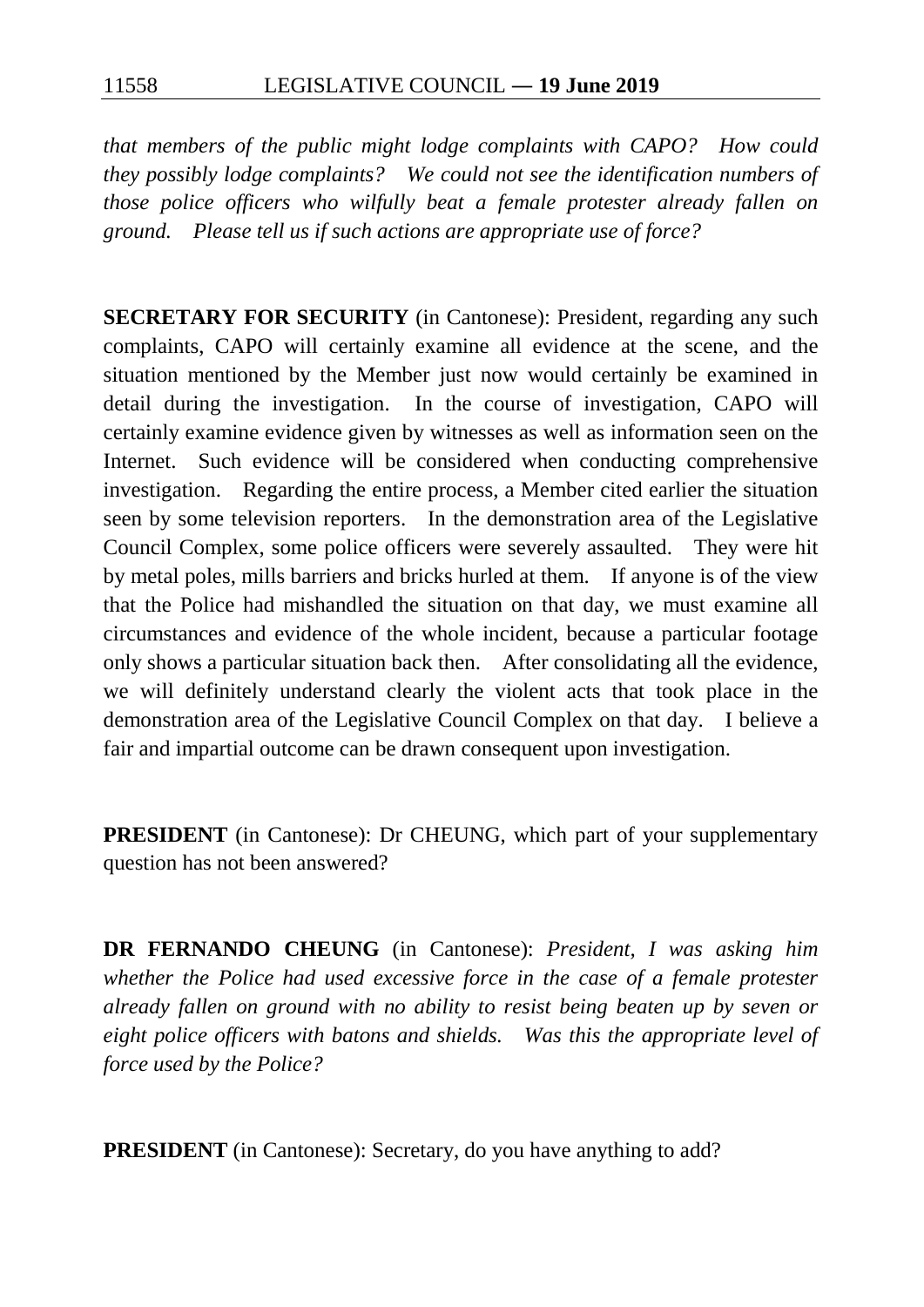*that members of the public might lodge complaints with CAPO? How could they possibly lodge complaints? We could not see the identification numbers of those police officers who wilfully beat a female protester already fallen on ground. Please tell us if such actions are appropriate use of force?*

**SECRETARY FOR SECURITY** (in Cantonese): President, regarding any such complaints, CAPO will certainly examine all evidence at the scene, and the situation mentioned by the Member just now would certainly be examined in detail during the investigation. In the course of investigation, CAPO will certainly examine evidence given by witnesses as well as information seen on the Internet. Such evidence will be considered when conducting comprehensive investigation. Regarding the entire process, a Member cited earlier the situation seen by some television reporters. In the demonstration area of the Legislative Council Complex, some police officers were severely assaulted. They were hit by metal poles, mills barriers and bricks hurled at them. If anyone is of the view that the Police had mishandled the situation on that day, we must examine all circumstances and evidence of the whole incident, because a particular footage only shows a particular situation back then. After consolidating all the evidence, we will definitely understand clearly the violent acts that took place in the demonstration area of the Legislative Council Complex on that day. I believe a fair and impartial outcome can be drawn consequent upon investigation.

**PRESIDENT** (in Cantonese): Dr CHEUNG, which part of your supplementary question has not been answered?

**DR FERNANDO CHEUNG** (in Cantonese): *President, I was asking him whether the Police had used excessive force in the case of a female protester already fallen on ground with no ability to resist being beaten up by seven or eight police officers with batons and shields. Was this the appropriate level of force used by the Police?*

**PRESIDENT** (in Cantonese): Secretary, do you have anything to add?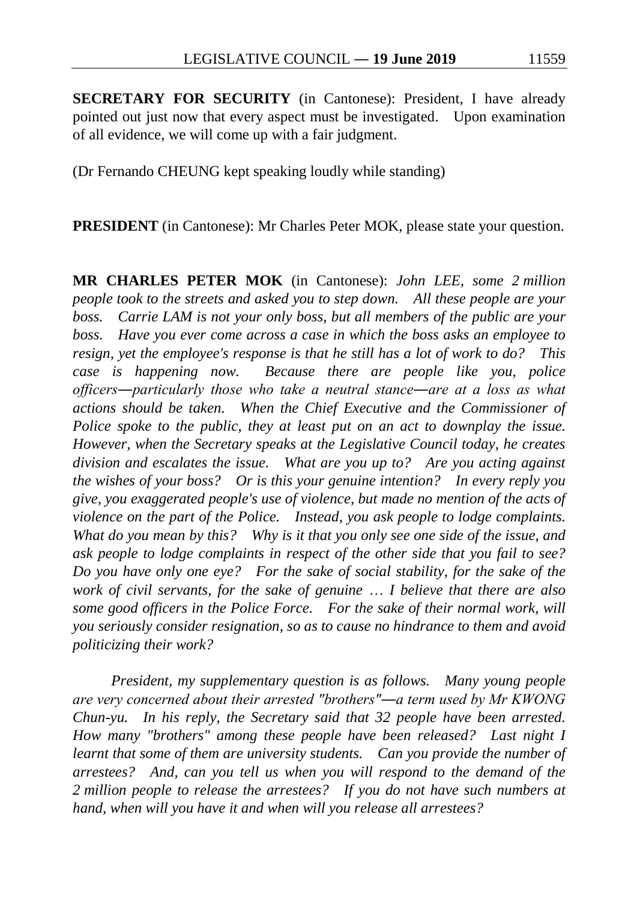**SECRETARY FOR SECURITY** (in Cantonese): President, I have already pointed out just now that every aspect must be investigated. Upon examination of all evidence, we will come up with a fair judgment.

(Dr Fernando CHEUNG kept speaking loudly while standing)

**PRESIDENT** (in Cantonese): Mr Charles Peter MOK, please state your question.

**MR CHARLES PETER MOK** (in Cantonese): *John LEE, some 2 million people took to the streets and asked you to step down. All these people are your boss. Carrie LAM is not your only boss, but all members of the public are your boss. Have you ever come across a case in which the boss asks an employee to resign, yet the employee's response is that he still has a lot of work to do? This case is happening now. Because there are people like you, police officers―particularly those who take a neutral stance―are at a loss as what actions should be taken. When the Chief Executive and the Commissioner of Police spoke to the public, they at least put on an act to downplay the issue. However, when the Secretary speaks at the Legislative Council today, he creates division and escalates the issue. What are you up to? Are you acting against the wishes of your boss? Or is this your genuine intention? In every reply you give, you exaggerated people's use of violence, but made no mention of the acts of violence on the part of the Police. Instead, you ask people to lodge complaints. What do you mean by this? Why is it that you only see one side of the issue, and ask people to lodge complaints in respect of the other side that you fail to see? Do you have only one eye? For the sake of social stability, for the sake of the work of civil servants, for the sake of genuine … I believe that there are also some good officers in the Police Force. For the sake of their normal work, will you seriously consider resignation, so as to cause no hindrance to them and avoid politicizing their work?*

*President, my supplementary question is as follows. Many young people are very concerned about their arrested "brothers"―a term used by Mr KWONG Chun-yu. In his reply, the Secretary said that 32 people have been arrested. How many "brothers" among these people have been released? Last night I learnt that some of them are university students. Can you provide the number of arrestees? And, can you tell us when you will respond to the demand of the 2 million people to release the arrestees? If you do not have such numbers at hand, when will you have it and when will you release all arrestees?*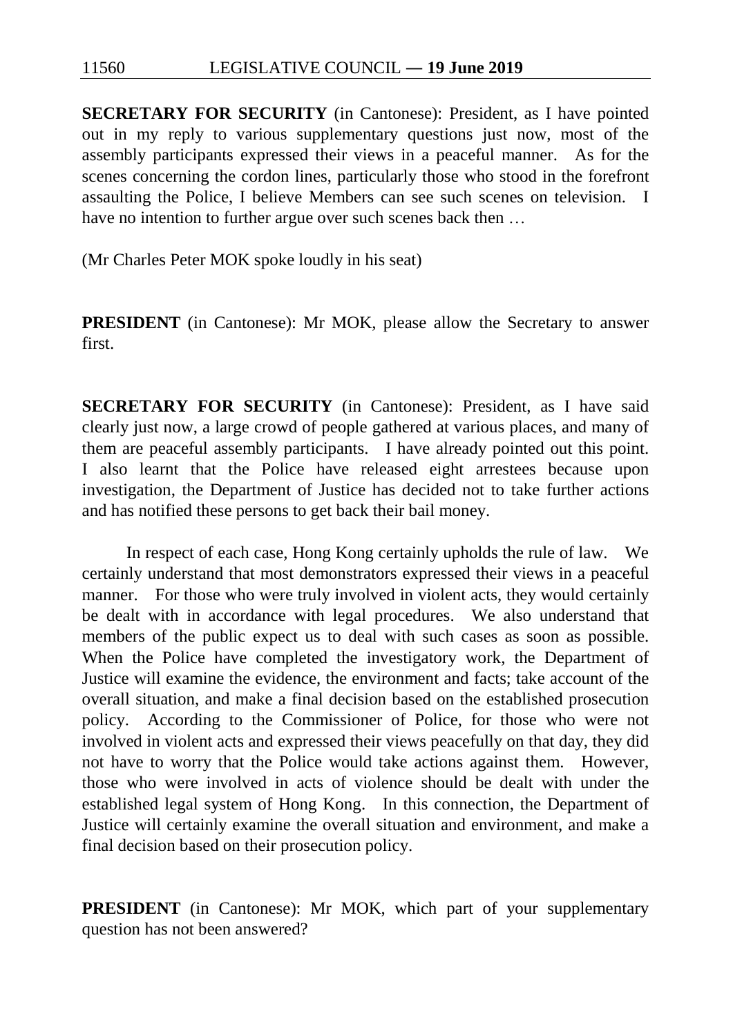**SECRETARY FOR SECURITY** (in Cantonese): President, as I have pointed out in my reply to various supplementary questions just now, most of the assembly participants expressed their views in a peaceful manner. As for the scenes concerning the cordon lines, particularly those who stood in the forefront assaulting the Police, I believe Members can see such scenes on television. I have no intention to further argue over such scenes back then …

(Mr Charles Peter MOK spoke loudly in his seat)

**PRESIDENT** (in Cantonese): Mr MOK, please allow the Secretary to answer first.

**SECRETARY FOR SECURITY** (in Cantonese): President, as I have said clearly just now, a large crowd of people gathered at various places, and many of them are peaceful assembly participants. I have already pointed out this point. I also learnt that the Police have released eight arrestees because upon investigation, the Department of Justice has decided not to take further actions and has notified these persons to get back their bail money.

In respect of each case, Hong Kong certainly upholds the rule of law. We certainly understand that most demonstrators expressed their views in a peaceful manner. For those who were truly involved in violent acts, they would certainly be dealt with in accordance with legal procedures. We also understand that members of the public expect us to deal with such cases as soon as possible. When the Police have completed the investigatory work, the Department of Justice will examine the evidence, the environment and facts; take account of the overall situation, and make a final decision based on the established prosecution policy. According to the Commissioner of Police, for those who were not involved in violent acts and expressed their views peacefully on that day, they did not have to worry that the Police would take actions against them. However, those who were involved in acts of violence should be dealt with under the established legal system of Hong Kong. In this connection, the Department of Justice will certainly examine the overall situation and environment, and make a final decision based on their prosecution policy.

**PRESIDENT** (in Cantonese): Mr MOK, which part of your supplementary question has not been answered?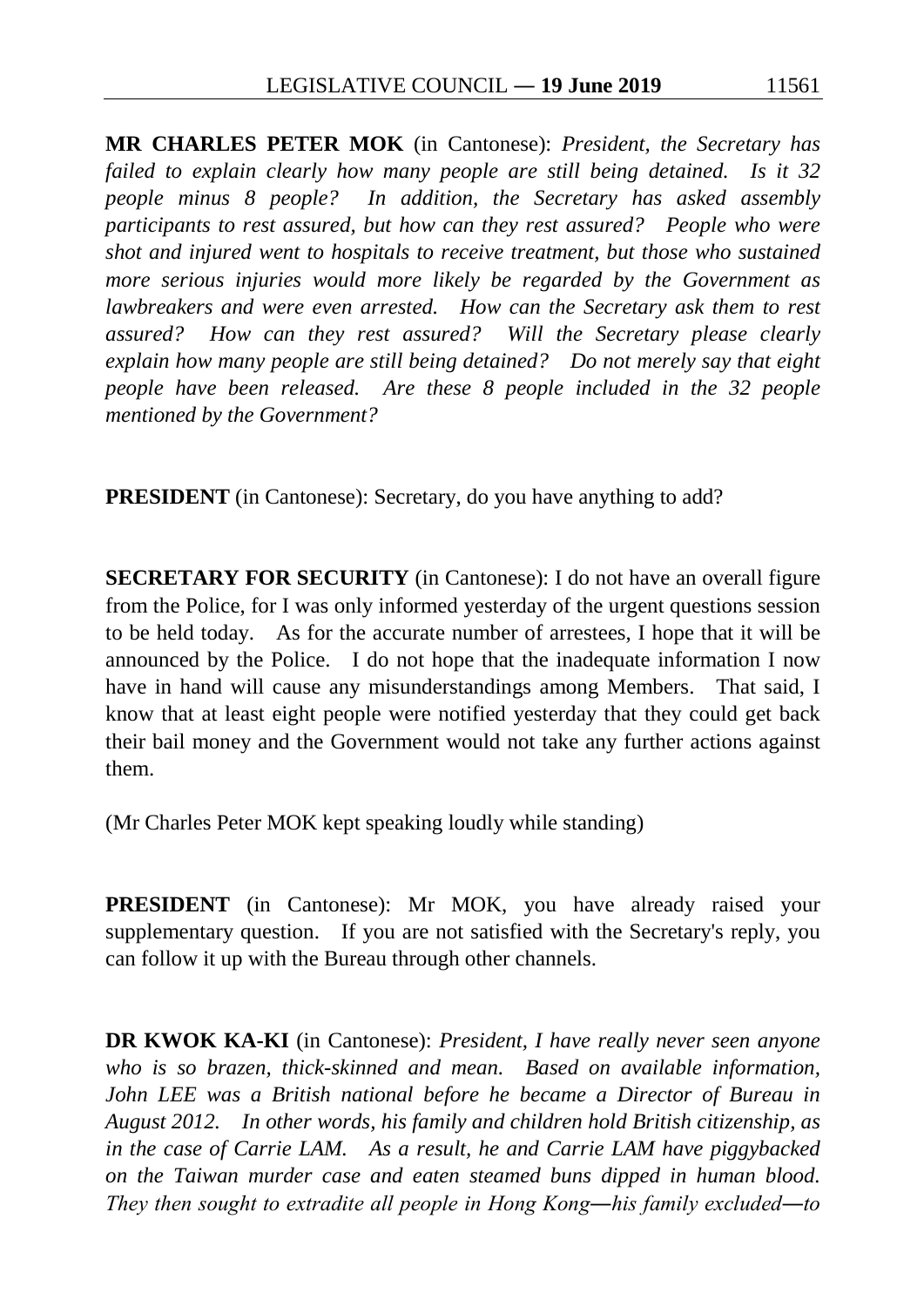**MR CHARLES PETER MOK** (in Cantonese): *President, the Secretary has failed to explain clearly how many people are still being detained. Is it 32 people minus 8 people? In addition, the Secretary has asked assembly participants to rest assured, but how can they rest assured? People who were shot and injured went to hospitals to receive treatment, but those who sustained more serious injuries would more likely be regarded by the Government as lawbreakers and were even arrested. How can the Secretary ask them to rest assured? How can they rest assured? Will the Secretary please clearly explain how many people are still being detained? Do not merely say that eight people have been released. Are these 8 people included in the 32 people mentioned by the Government?*

**PRESIDENT** (in Cantonese): Secretary, do you have anything to add?

**SECRETARY FOR SECURITY** (in Cantonese): I do not have an overall figure from the Police, for I was only informed yesterday of the urgent questions session to be held today. As for the accurate number of arrestees, I hope that it will be announced by the Police. I do not hope that the inadequate information I now have in hand will cause any misunderstandings among Members. That said, I know that at least eight people were notified yesterday that they could get back their bail money and the Government would not take any further actions against them.

(Mr Charles Peter MOK kept speaking loudly while standing)

**PRESIDENT** (in Cantonese): Mr MOK, you have already raised your supplementary question. If you are not satisfied with the Secretary's reply, you can follow it up with the Bureau through other channels.

**DR KWOK KA-KI** (in Cantonese): *President, I have really never seen anyone who is so brazen, thick-skinned and mean. Based on available information, John LEE was a British national before he became a Director of Bureau in August 2012. In other words, his family and children hold British citizenship, as in the case of Carrie LAM. As a result, he and Carrie LAM have piggybacked on the Taiwan murder case and eaten steamed buns dipped in human blood. They then sought to extradite all people in Hong Kong―his family excluded―to*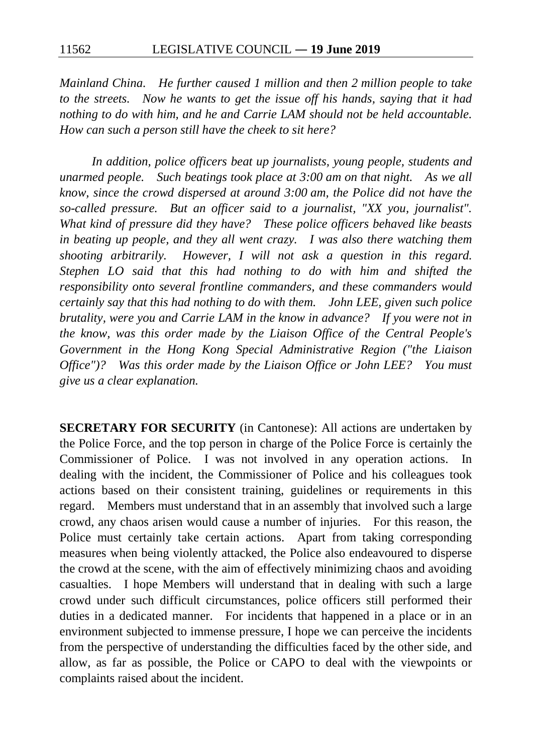*Mainland China. He further caused 1 million and then 2 million people to take to the streets. Now he wants to get the issue off his hands, saying that it had nothing to do with him, and he and Carrie LAM should not be held accountable. How can such a person still have the cheek to sit here?*

*In addition, police officers beat up journalists, young people, students and unarmed people. Such beatings took place at 3:00 am on that night. As we all know, since the crowd dispersed at around 3:00 am, the Police did not have the so-called pressure. But an officer said to a journalist, "XX you, journalist". What kind of pressure did they have? These police officers behaved like beasts in beating up people, and they all went crazy. I was also there watching them shooting arbitrarily. However, I will not ask a question in this regard. Stephen LO said that this had nothing to do with him and shifted the responsibility onto several frontline commanders, and these commanders would certainly say that this had nothing to do with them. John LEE, given such police brutality, were you and Carrie LAM in the know in advance? If you were not in the know, was this order made by the Liaison Office of the Central People's Government in the Hong Kong Special Administrative Region ("the Liaison Office")? Was this order made by the Liaison Office or John LEE? You must give us a clear explanation.*

**SECRETARY FOR SECURITY** (in Cantonese): All actions are undertaken by the Police Force, and the top person in charge of the Police Force is certainly the Commissioner of Police. I was not involved in any operation actions. In dealing with the incident, the Commissioner of Police and his colleagues took actions based on their consistent training, guidelines or requirements in this regard. Members must understand that in an assembly that involved such a large crowd, any chaos arisen would cause a number of injuries. For this reason, the Police must certainly take certain actions. Apart from taking corresponding measures when being violently attacked, the Police also endeavoured to disperse the crowd at the scene, with the aim of effectively minimizing chaos and avoiding casualties. I hope Members will understand that in dealing with such a large crowd under such difficult circumstances, police officers still performed their duties in a dedicated manner. For incidents that happened in a place or in an environment subjected to immense pressure, I hope we can perceive the incidents from the perspective of understanding the difficulties faced by the other side, and allow, as far as possible, the Police or CAPO to deal with the viewpoints or complaints raised about the incident.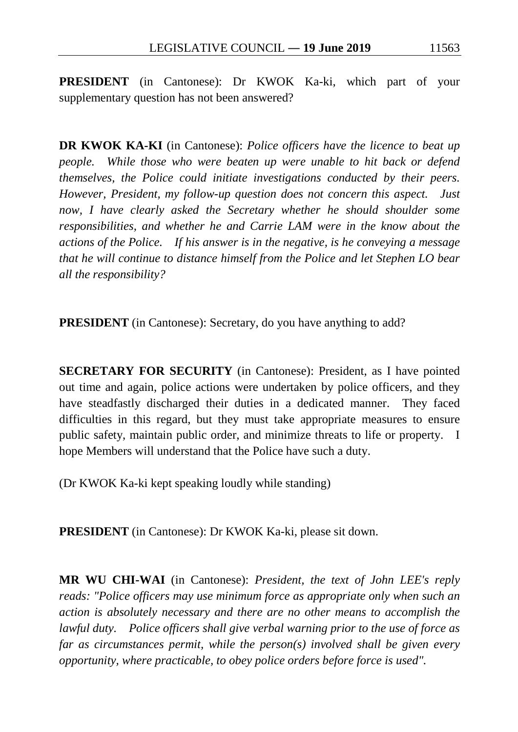**PRESIDENT** (in Cantonese): Dr KWOK Ka-ki, which part of your supplementary question has not been answered?

**DR KWOK KA-KI** (in Cantonese): *Police officers have the licence to beat up people. While those who were beaten up were unable to hit back or defend themselves, the Police could initiate investigations conducted by their peers. However, President, my follow-up question does not concern this aspect. Just now, I have clearly asked the Secretary whether he should shoulder some responsibilities, and whether he and Carrie LAM were in the know about the actions of the Police. If his answer is in the negative, is he conveying a message that he will continue to distance himself from the Police and let Stephen LO bear all the responsibility?*

**PRESIDENT** (in Cantonese): Secretary, do you have anything to add?

**SECRETARY FOR SECURITY** (in Cantonese): President, as I have pointed out time and again, police actions were undertaken by police officers, and they have steadfastly discharged their duties in a dedicated manner. They faced difficulties in this regard, but they must take appropriate measures to ensure public safety, maintain public order, and minimize threats to life or property. I hope Members will understand that the Police have such a duty.

(Dr KWOK Ka-ki kept speaking loudly while standing)

**PRESIDENT** (in Cantonese): Dr KWOK Ka-ki, please sit down.

**MR WU CHI-WAI** (in Cantonese): *President, the text of John LEE's reply reads: "Police officers may use minimum force as appropriate only when such an action is absolutely necessary and there are no other means to accomplish the lawful duty. Police officers shall give verbal warning prior to the use of force as far as circumstances permit, while the person(s) involved shall be given every opportunity, where practicable, to obey police orders before force is used".*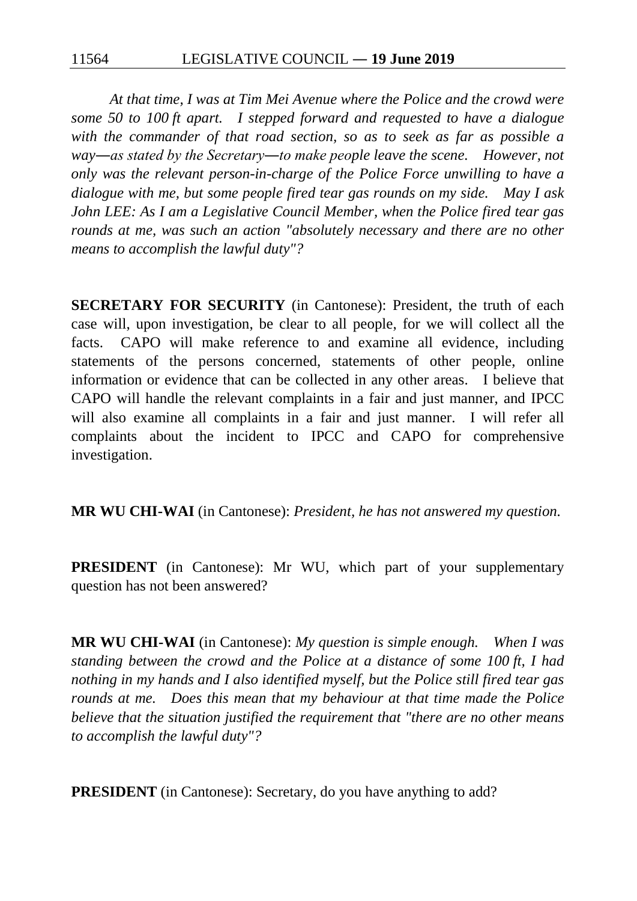*At that time, I was at Tim Mei Avenue where the Police and the crowd were some 50 to 100 ft apart. I stepped forward and requested to have a dialogue with the commander of that road section, so as to seek as far as possible a way—as stated by the Secretary—to make people leave the scene. However, not only was the relevant person-in-charge of the Police Force unwilling to have a dialogue with me, but some people fired tear gas rounds on my side. May I ask John LEE: As I am a Legislative Council Member, when the Police fired tear gas rounds at me, was such an action "absolutely necessary and there are no other means to accomplish the lawful duty"?*

**SECRETARY FOR SECURITY** (in Cantonese): President, the truth of each case will, upon investigation, be clear to all people, for we will collect all the facts. CAPO will make reference to and examine all evidence, including statements of the persons concerned, statements of other people, online information or evidence that can be collected in any other areas. I believe that CAPO will handle the relevant complaints in a fair and just manner, and IPCC will also examine all complaints in a fair and just manner. I will refer all complaints about the incident to IPCC and CAPO for comprehensive investigation.

**MR WU CHI-WAI** (in Cantonese): *President, he has not answered my question.*

**PRESIDENT** (in Cantonese): Mr WU, which part of your supplementary question has not been answered?

**MR WU CHI-WAI** (in Cantonese): *My question is simple enough. When I was standing between the crowd and the Police at a distance of some 100 ft, I had nothing in my hands and I also identified myself, but the Police still fired tear gas rounds at me. Does this mean that my behaviour at that time made the Police believe that the situation justified the requirement that "there are no other means to accomplish the lawful duty"?*

**PRESIDENT** (in Cantonese): Secretary, do you have anything to add?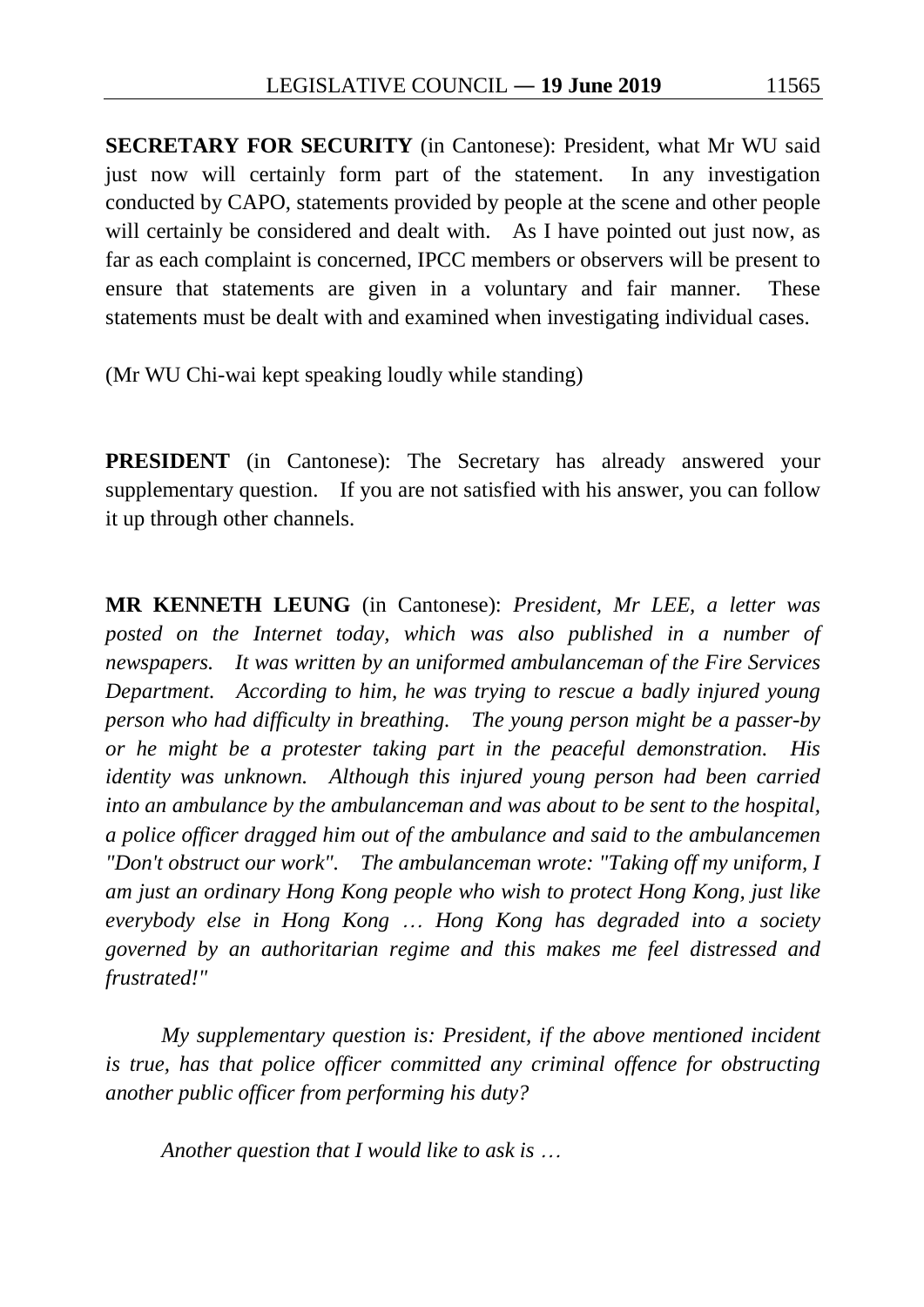**SECRETARY FOR SECURITY** (in Cantonese): President, what Mr WU said just now will certainly form part of the statement. In any investigation conducted by CAPO, statements provided by people at the scene and other people will certainly be considered and dealt with. As I have pointed out just now, as far as each complaint is concerned, IPCC members or observers will be present to ensure that statements are given in a voluntary and fair manner. These statements must be dealt with and examined when investigating individual cases.

(Mr WU Chi-wai kept speaking loudly while standing)

**PRESIDENT** (in Cantonese): The Secretary has already answered your supplementary question. If you are not satisfied with his answer, you can follow it up through other channels.

**MR KENNETH LEUNG** (in Cantonese): *President, Mr LEE, a letter was posted on the Internet today, which was also published in a number of newspapers. It was written by an uniformed ambulanceman of the Fire Services Department. According to him, he was trying to rescue a badly injured young person who had difficulty in breathing. The young person might be a passer-by or he might be a protester taking part in the peaceful demonstration. His identity was unknown. Although this injured young person had been carried into an ambulance by the ambulanceman and was about to be sent to the hospital, a police officer dragged him out of the ambulance and said to the ambulancemen "Don't obstruct our work". The ambulanceman wrote: "Taking off my uniform, I am just an ordinary Hong Kong people who wish to protect Hong Kong, just like everybody else in Hong Kong … Hong Kong has degraded into a society governed by an authoritarian regime and this makes me feel distressed and frustrated!"*

*My supplementary question is: President, if the above mentioned incident is true, has that police officer committed any criminal offence for obstructing another public officer from performing his duty?*

*Another question that I would like to ask is …*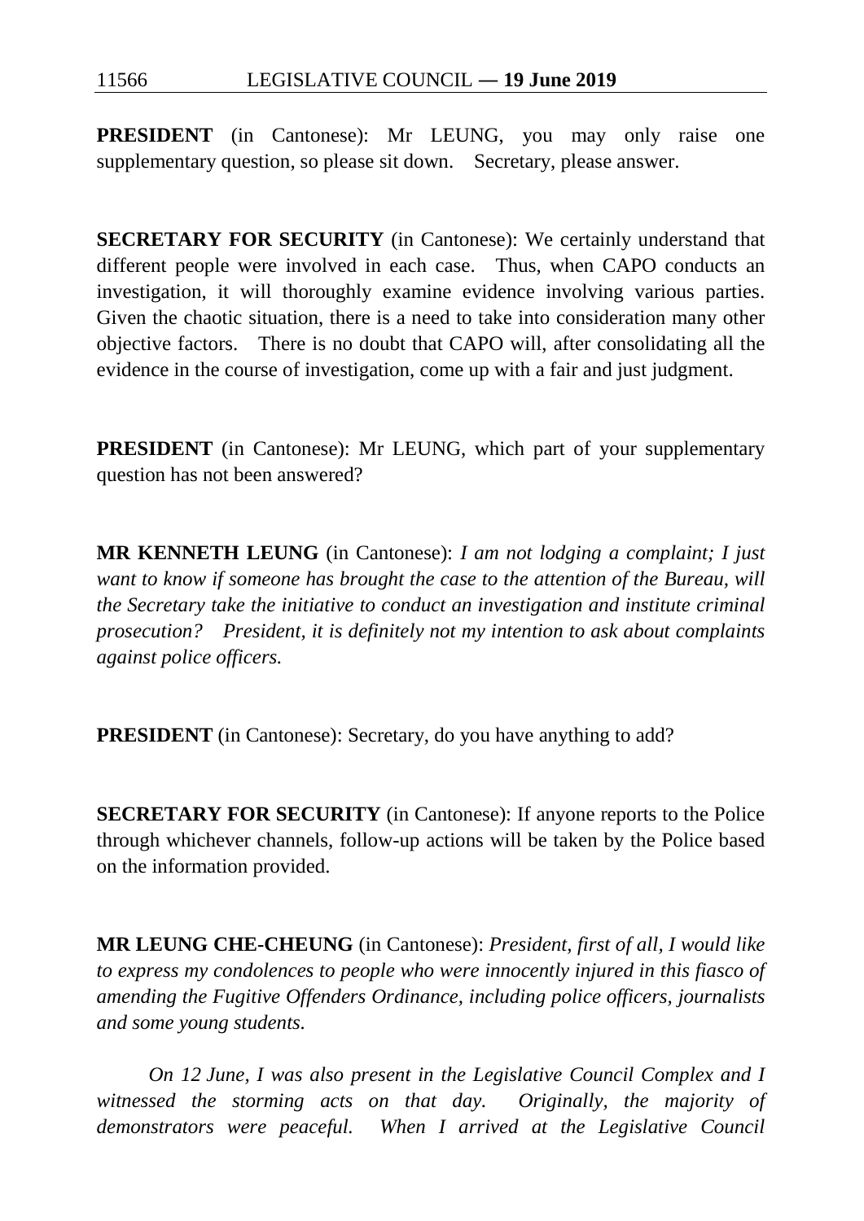**PRESIDENT** (in Cantonese): Mr LEUNG, you may only raise one supplementary question, so please sit down. Secretary, please answer.

**SECRETARY FOR SECURITY** (in Cantonese): We certainly understand that different people were involved in each case. Thus, when CAPO conducts an investigation, it will thoroughly examine evidence involving various parties. Given the chaotic situation, there is a need to take into consideration many other objective factors. There is no doubt that CAPO will, after consolidating all the evidence in the course of investigation, come up with a fair and just judgment.

**PRESIDENT** (in Cantonese): Mr LEUNG, which part of your supplementary question has not been answered?

**MR KENNETH LEUNG** (in Cantonese): *I am not lodging a complaint; I just want to know if someone has brought the case to the attention of the Bureau, will the Secretary take the initiative to conduct an investigation and institute criminal prosecution? President, it is definitely not my intention to ask about complaints against police officers.*

**PRESIDENT** (in Cantonese): Secretary, do you have anything to add?

**SECRETARY FOR SECURITY** (in Cantonese): If anyone reports to the Police through whichever channels, follow-up actions will be taken by the Police based on the information provided.

**MR LEUNG CHE-CHEUNG** (in Cantonese): *President, first of all, I would like to express my condolences to people who were innocently injured in this fiasco of amending the Fugitive Offenders Ordinance, including police officers, journalists and some young students.*

*On 12 June, I was also present in the Legislative Council Complex and I witnessed the storming acts on that day. Originally, the majority of demonstrators were peaceful. When I arrived at the Legislative Council*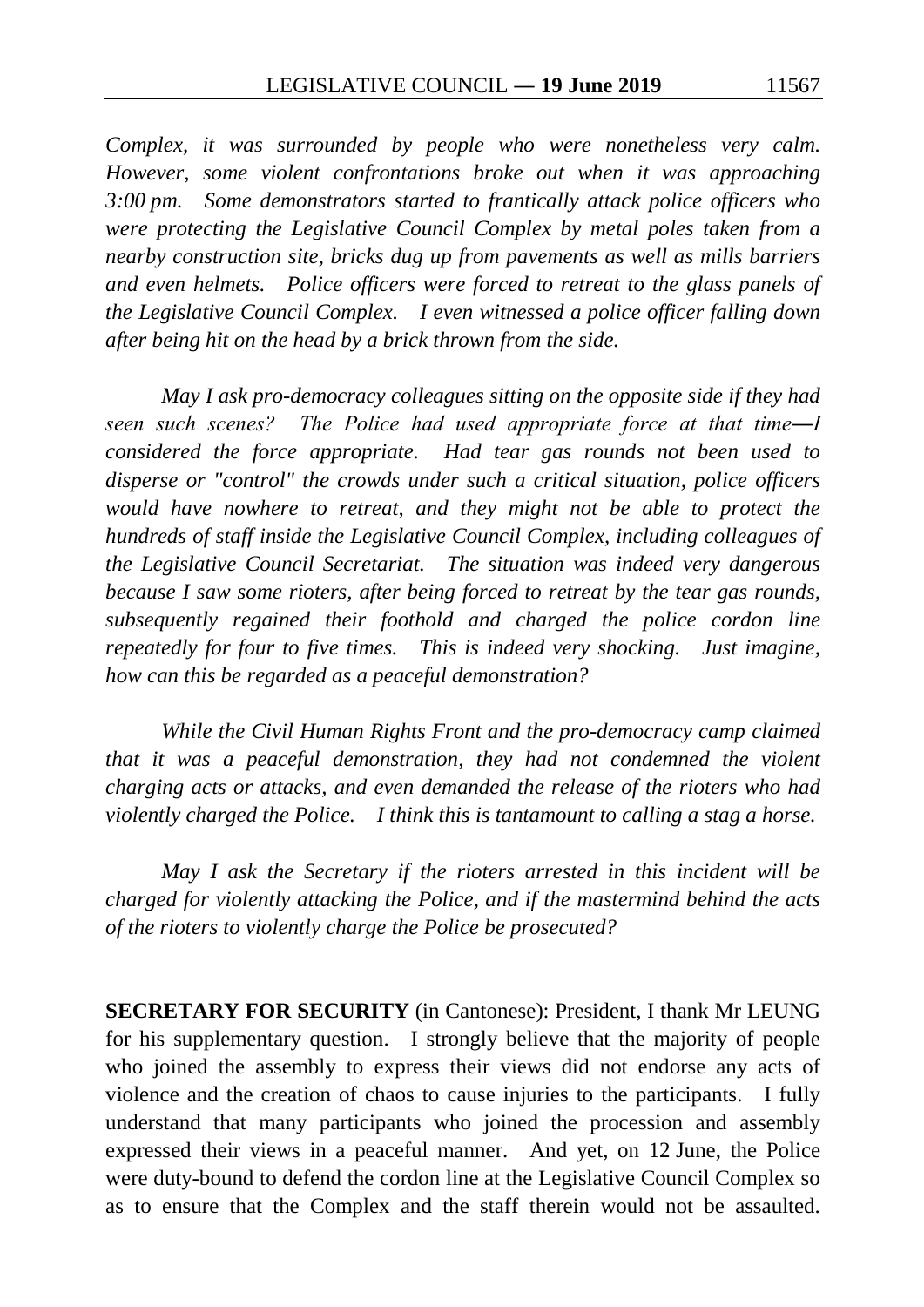*Complex, it was surrounded by people who were nonetheless very calm. However, some violent confrontations broke out when it was approaching 3:00 pm. Some demonstrators started to frantically attack police officers who were protecting the Legislative Council Complex by metal poles taken from a nearby construction site, bricks dug up from pavements as well as mills barriers and even helmets. Police officers were forced to retreat to the glass panels of the Legislative Council Complex. I even witnessed a police officer falling down after being hit on the head by a brick thrown from the side.*

*May I ask pro-democracy colleagues sitting on the opposite side if they had seen such scenes? The Police had used appropriate force at that time―I considered the force appropriate. Had tear gas rounds not been used to disperse or "control" the crowds under such a critical situation, police officers would have nowhere to retreat, and they might not be able to protect the hundreds of staff inside the Legislative Council Complex, including colleagues of the Legislative Council Secretariat. The situation was indeed very dangerous because I saw some rioters, after being forced to retreat by the tear gas rounds, subsequently regained their foothold and charged the police cordon line repeatedly for four to five times. This is indeed very shocking. Just imagine, how can this be regarded as a peaceful demonstration?*

*While the Civil Human Rights Front and the pro-democracy camp claimed that it was a peaceful demonstration, they had not condemned the violent charging acts or attacks, and even demanded the release of the rioters who had violently charged the Police. I think this is tantamount to calling a stag a horse.*

*May I ask the Secretary if the rioters arrested in this incident will be charged for violently attacking the Police, and if the mastermind behind the acts of the rioters to violently charge the Police be prosecuted?*

**SECRETARY FOR SECURITY** (in Cantonese): President, I thank Mr LEUNG for his supplementary question. I strongly believe that the majority of people who joined the assembly to express their views did not endorse any acts of violence and the creation of chaos to cause injuries to the participants. I fully understand that many participants who joined the procession and assembly expressed their views in a peaceful manner. And yet, on 12 June, the Police were duty-bound to defend the cordon line at the Legislative Council Complex so as to ensure that the Complex and the staff therein would not be assaulted.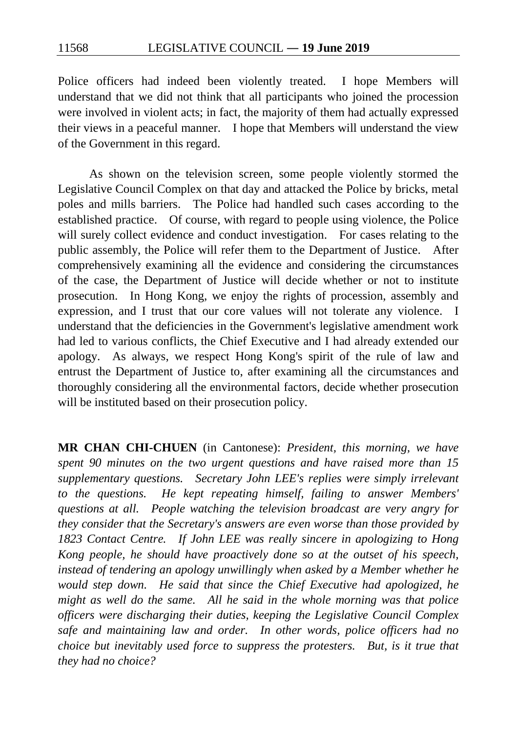Police officers had indeed been violently treated. I hope Members will understand that we did not think that all participants who joined the procession were involved in violent acts; in fact, the majority of them had actually expressed their views in a peaceful manner. I hope that Members will understand the view of the Government in this regard.

As shown on the television screen, some people violently stormed the Legislative Council Complex on that day and attacked the Police by bricks, metal poles and mills barriers. The Police had handled such cases according to the established practice. Of course, with regard to people using violence, the Police will surely collect evidence and conduct investigation. For cases relating to the public assembly, the Police will refer them to the Department of Justice. After comprehensively examining all the evidence and considering the circumstances of the case, the Department of Justice will decide whether or not to institute prosecution. In Hong Kong, we enjoy the rights of procession, assembly and expression, and I trust that our core values will not tolerate any violence. I understand that the deficiencies in the Government's legislative amendment work had led to various conflicts, the Chief Executive and I had already extended our apology. As always, we respect Hong Kong's spirit of the rule of law and entrust the Department of Justice to, after examining all the circumstances and thoroughly considering all the environmental factors, decide whether prosecution will be instituted based on their prosecution policy.

**MR CHAN CHI-CHUEN** (in Cantonese): *President, this morning, we have spent 90 minutes on the two urgent questions and have raised more than 15 supplementary questions. Secretary John LEE's replies were simply irrelevant to the questions. He kept repeating himself, failing to answer Members' questions at all. People watching the television broadcast are very angry for they consider that the Secretary's answers are even worse than those provided by 1823 Contact Centre. If John LEE was really sincere in apologizing to Hong Kong people, he should have proactively done so at the outset of his speech, instead of tendering an apology unwillingly when asked by a Member whether he would step down. He said that since the Chief Executive had apologized, he might as well do the same. All he said in the whole morning was that police officers were discharging their duties, keeping the Legislative Council Complex safe and maintaining law and order. In other words, police officers had no choice but inevitably used force to suppress the protesters. But, is it true that they had no choice?*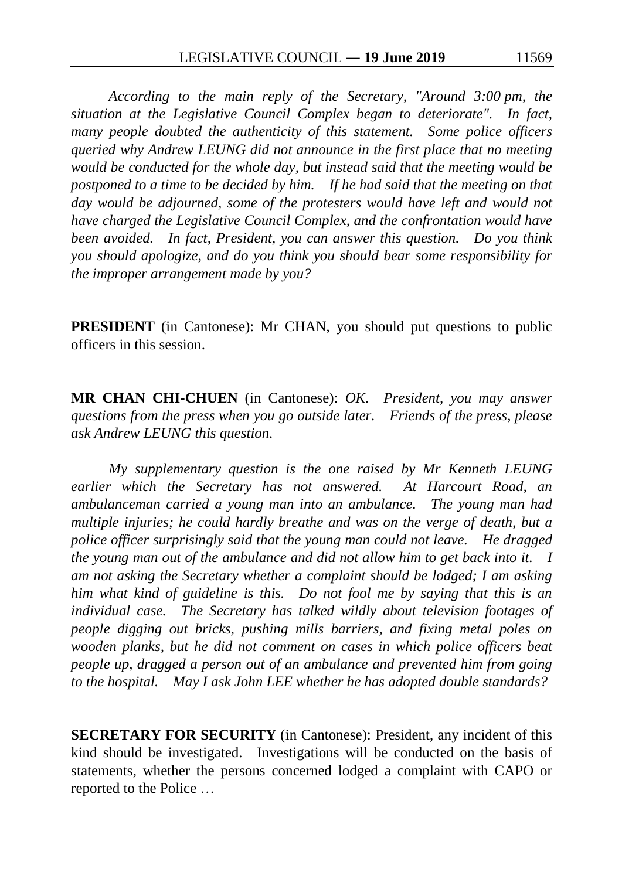*According to the main reply of the Secretary, "Around 3:00 pm, the situation at the Legislative Council Complex began to deteriorate". In fact, many people doubted the authenticity of this statement. Some police officers queried why Andrew LEUNG did not announce in the first place that no meeting would be conducted for the whole day, but instead said that the meeting would be postponed to a time to be decided by him. If he had said that the meeting on that day would be adjourned, some of the protesters would have left and would not have charged the Legislative Council Complex, and the confrontation would have been avoided. In fact, President, you can answer this question. Do you think you should apologize, and do you think you should bear some responsibility for the improper arrangement made by you?*

**PRESIDENT** (in Cantonese): Mr CHAN, you should put questions to public officers in this session.

**MR CHAN CHI-CHUEN** (in Cantonese): *OK. President, you may answer questions from the press when you go outside later. Friends of the press, please ask Andrew LEUNG this question.*

*My supplementary question is the one raised by Mr Kenneth LEUNG earlier which the Secretary has not answered. At Harcourt Road, an ambulanceman carried a young man into an ambulance. The young man had multiple injuries; he could hardly breathe and was on the verge of death, but a police officer surprisingly said that the young man could not leave. He dragged the young man out of the ambulance and did not allow him to get back into it. I am not asking the Secretary whether a complaint should be lodged; I am asking him what kind of guideline is this. Do not fool me by saying that this is an individual case. The Secretary has talked wildly about television footages of people digging out bricks, pushing mills barriers, and fixing metal poles on wooden planks, but he did not comment on cases in which police officers beat people up, dragged a person out of an ambulance and prevented him from going to the hospital. May I ask John LEE whether he has adopted double standards?*

**SECRETARY FOR SECURITY** (in Cantonese): President, any incident of this kind should be investigated. Investigations will be conducted on the basis of statements, whether the persons concerned lodged a complaint with CAPO or reported to the Police …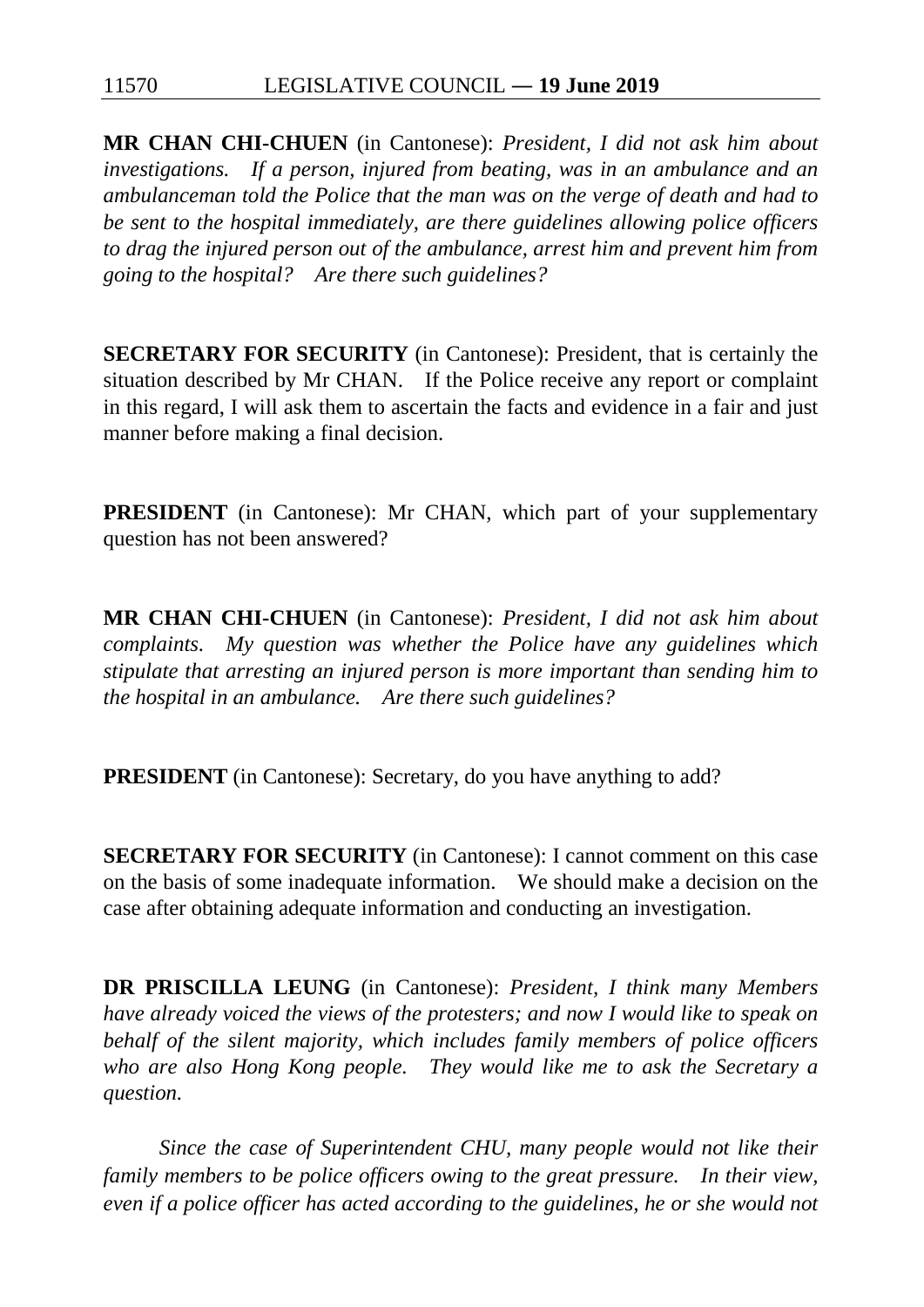**MR CHAN CHI-CHUEN** (in Cantonese): *President, I did not ask him about investigations. If a person, injured from beating, was in an ambulance and an ambulanceman told the Police that the man was on the verge of death and had to be sent to the hospital immediately, are there guidelines allowing police officers to drag the injured person out of the ambulance, arrest him and prevent him from going to the hospital? Are there such guidelines?*

**SECRETARY FOR SECURITY** (in Cantonese): President, that is certainly the situation described by Mr CHAN. If the Police receive any report or complaint in this regard, I will ask them to ascertain the facts and evidence in a fair and just manner before making a final decision.

**PRESIDENT** (in Cantonese): Mr CHAN, which part of your supplementary question has not been answered?

**MR CHAN CHI-CHUEN** (in Cantonese): *President, I did not ask him about complaints. My question was whether the Police have any guidelines which stipulate that arresting an injured person is more important than sending him to the hospital in an ambulance. Are there such guidelines?*

**PRESIDENT** (in Cantonese): Secretary, do you have anything to add?

**SECRETARY FOR SECURITY** (in Cantonese): I cannot comment on this case on the basis of some inadequate information. We should make a decision on the case after obtaining adequate information and conducting an investigation.

**DR PRISCILLA LEUNG** (in Cantonese): *President, I think many Members have already voiced the views of the protesters; and now I would like to speak on behalf of the silent majority, which includes family members of police officers who are also Hong Kong people. They would like me to ask the Secretary a question.*

*Since the case of Superintendent CHU, many people would not like their family members to be police officers owing to the great pressure. In their view, even if a police officer has acted according to the guidelines, he or she would not*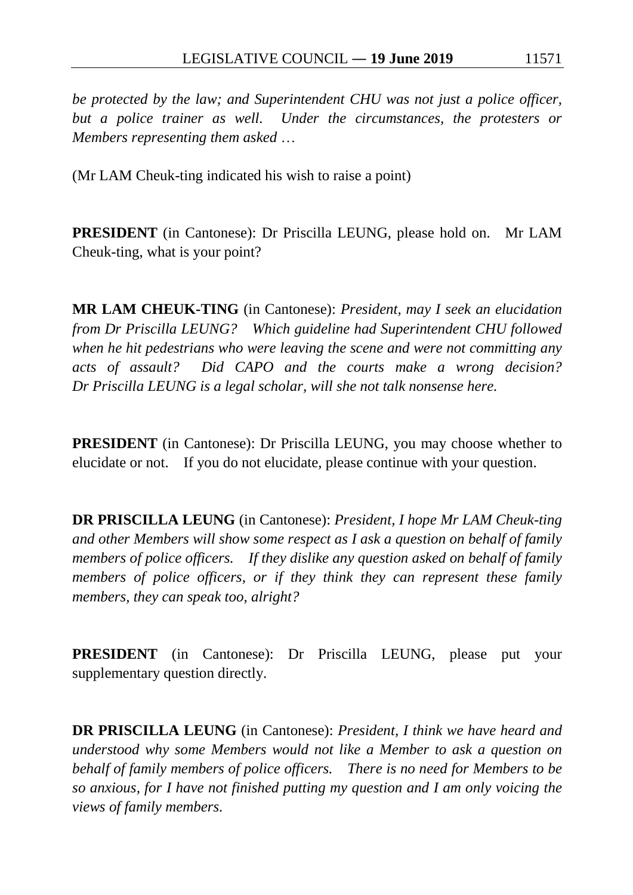*be protected by the law; and Superintendent CHU was not just a police officer, but a police trainer as well. Under the circumstances, the protesters or Members representing them asked …*

(Mr LAM Cheuk-ting indicated his wish to raise a point)

**PRESIDENT** (in Cantonese): Dr Priscilla LEUNG, please hold on. Mr LAM Cheuk-ting, what is your point?

**MR LAM CHEUK-TING** (in Cantonese): *President, may I seek an elucidation from Dr Priscilla LEUNG? Which guideline had Superintendent CHU followed when he hit pedestrians who were leaving the scene and were not committing any acts of assault? Did CAPO and the courts make a wrong decision? Dr Priscilla LEUNG is a legal scholar, will she not talk nonsense here.*

**PRESIDENT** (in Cantonese): Dr Priscilla LEUNG, you may choose whether to elucidate or not. If you do not elucidate, please continue with your question.

**DR PRISCILLA LEUNG** (in Cantonese): *President, I hope Mr LAM Cheuk-ting and other Members will show some respect as I ask a question on behalf of family members of police officers. If they dislike any question asked on behalf of family members of police officers, or if they think they can represent these family members, they can speak too, alright?*

**PRESIDENT** (in Cantonese): Dr Priscilla LEUNG, please put your supplementary question directly.

**DR PRISCILLA LEUNG** (in Cantonese): *President, I think we have heard and understood why some Members would not like a Member to ask a question on behalf of family members of police officers. There is no need for Members to be so anxious, for I have not finished putting my question and I am only voicing the views of family members.*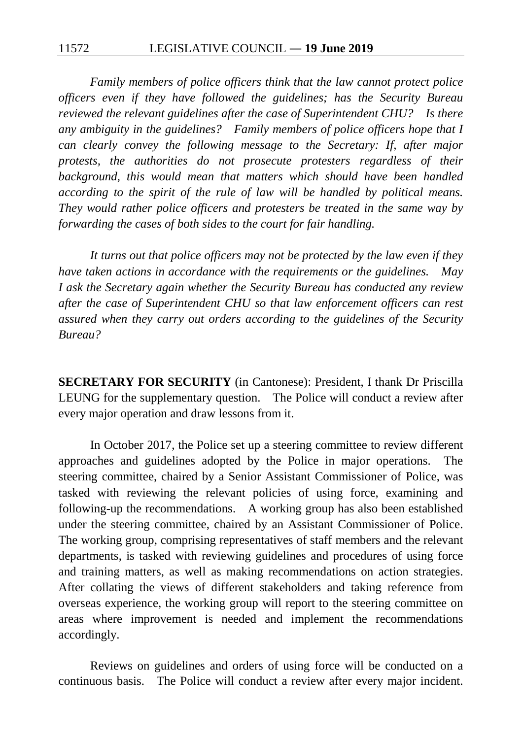*Family members of police officers think that the law cannot protect police officers even if they have followed the guidelines; has the Security Bureau reviewed the relevant guidelines after the case of Superintendent CHU? Is there any ambiguity in the guidelines? Family members of police officers hope that I can clearly convey the following message to the Secretary: If, after major protests, the authorities do not prosecute protesters regardless of their background, this would mean that matters which should have been handled according to the spirit of the rule of law will be handled by political means. They would rather police officers and protesters be treated in the same way by forwarding the cases of both sides to the court for fair handling.*

*It turns out that police officers may not be protected by the law even if they have taken actions in accordance with the requirements or the guidelines. May I ask the Secretary again whether the Security Bureau has conducted any review after the case of Superintendent CHU so that law enforcement officers can rest assured when they carry out orders according to the guidelines of the Security Bureau?*

**SECRETARY FOR SECURITY** (in Cantonese): President, I thank Dr Priscilla LEUNG for the supplementary question. The Police will conduct a review after every major operation and draw lessons from it.

In October 2017, the Police set up a steering committee to review different approaches and guidelines adopted by the Police in major operations. The steering committee, chaired by a Senior Assistant Commissioner of Police, was tasked with reviewing the relevant policies of using force, examining and following-up the recommendations. A working group has also been established under the steering committee, chaired by an Assistant Commissioner of Police. The working group, comprising representatives of staff members and the relevant departments, is tasked with reviewing guidelines and procedures of using force and training matters, as well as making recommendations on action strategies. After collating the views of different stakeholders and taking reference from overseas experience, the working group will report to the steering committee on areas where improvement is needed and implement the recommendations accordingly.

Reviews on guidelines and orders of using force will be conducted on a continuous basis. The Police will conduct a review after every major incident.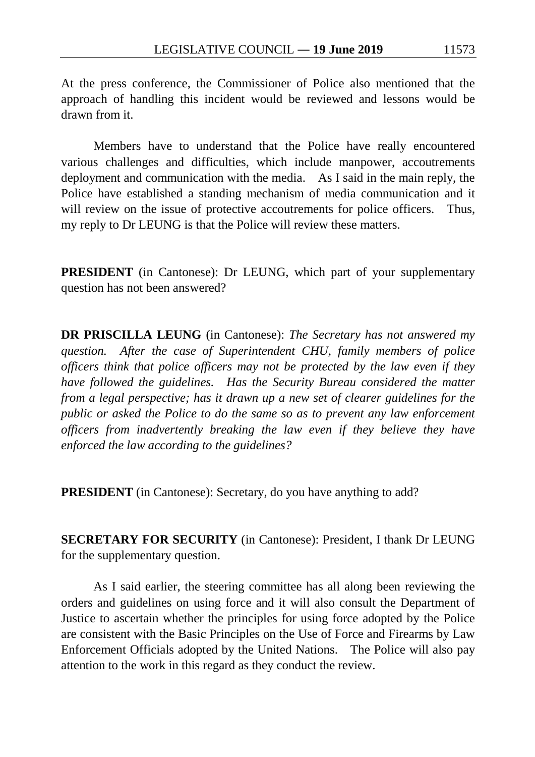At the press conference, the Commissioner of Police also mentioned that the approach of handling this incident would be reviewed and lessons would be drawn from it.

Members have to understand that the Police have really encountered various challenges and difficulties, which include manpower, accoutrements deployment and communication with the media. As I said in the main reply, the Police have established a standing mechanism of media communication and it will review on the issue of protective accoutrements for police officers. Thus, my reply to Dr LEUNG is that the Police will review these matters.

**PRESIDENT** (in Cantonese): Dr LEUNG, which part of your supplementary question has not been answered?

**DR PRISCILLA LEUNG** (in Cantonese): *The Secretary has not answered my question. After the case of Superintendent CHU, family members of police officers think that police officers may not be protected by the law even if they have followed the guidelines. Has the Security Bureau considered the matter from a legal perspective; has it drawn up a new set of clearer guidelines for the public or asked the Police to do the same so as to prevent any law enforcement officers from inadvertently breaking the law even if they believe they have enforced the law according to the guidelines?*

**PRESIDENT** (in Cantonese): Secretary, do you have anything to add?

**SECRETARY FOR SECURITY** (in Cantonese): President, I thank Dr LEUNG for the supplementary question.

As I said earlier, the steering committee has all along been reviewing the orders and guidelines on using force and it will also consult the Department of Justice to ascertain whether the principles for using force adopted by the Police are consistent with the Basic Principles on the Use of Force and Firearms by Law Enforcement Officials adopted by the United Nations. The Police will also pay attention to the work in this regard as they conduct the review.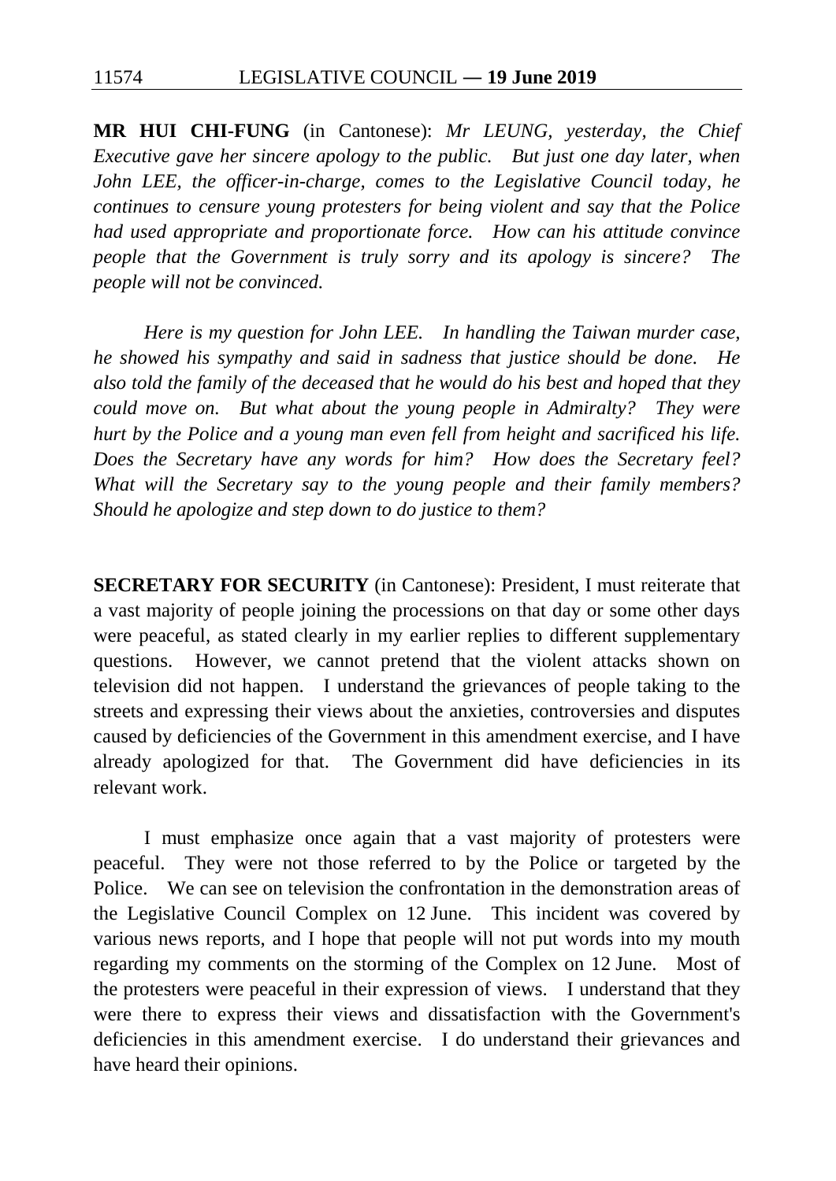**MR HUI CHI-FUNG** (in Cantonese): *Mr LEUNG, yesterday, the Chief Executive gave her sincere apology to the public. But just one day later, when John LEE, the officer-in-charge, comes to the Legislative Council today, he continues to censure young protesters for being violent and say that the Police had used appropriate and proportionate force. How can his attitude convince people that the Government is truly sorry and its apology is sincere? The people will not be convinced.*

*Here is my question for John LEE. In handling the Taiwan murder case, he showed his sympathy and said in sadness that justice should be done. He also told the family of the deceased that he would do his best and hoped that they could move on. But what about the young people in Admiralty? They were hurt by the Police and a young man even fell from height and sacrificed his life. Does the Secretary have any words for him? How does the Secretary feel? What will the Secretary say to the young people and their family members? Should he apologize and step down to do justice to them?*

**SECRETARY FOR SECURITY** (in Cantonese): President, I must reiterate that a vast majority of people joining the processions on that day or some other days were peaceful, as stated clearly in my earlier replies to different supplementary questions. However, we cannot pretend that the violent attacks shown on television did not happen. I understand the grievances of people taking to the streets and expressing their views about the anxieties, controversies and disputes caused by deficiencies of the Government in this amendment exercise, and I have already apologized for that. The Government did have deficiencies in its relevant work.

I must emphasize once again that a vast majority of protesters were peaceful. They were not those referred to by the Police or targeted by the Police. We can see on television the confrontation in the demonstration areas of the Legislative Council Complex on 12 June. This incident was covered by various news reports, and I hope that people will not put words into my mouth regarding my comments on the storming of the Complex on 12 June. Most of the protesters were peaceful in their expression of views. I understand that they were there to express their views and dissatisfaction with the Government's deficiencies in this amendment exercise. I do understand their grievances and have heard their opinions.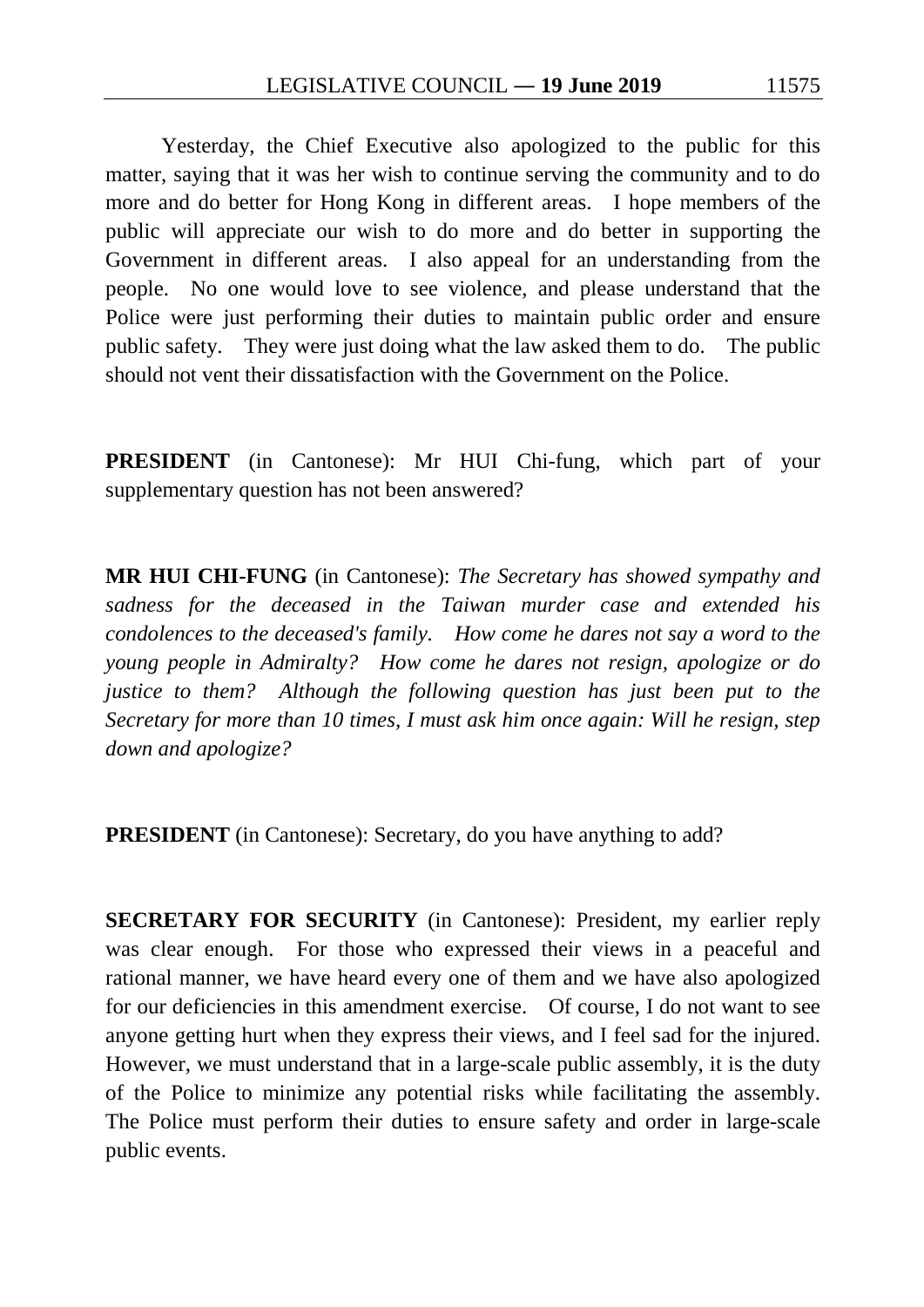Yesterday, the Chief Executive also apologized to the public for this matter, saying that it was her wish to continue serving the community and to do more and do better for Hong Kong in different areas. I hope members of the public will appreciate our wish to do more and do better in supporting the Government in different areas. I also appeal for an understanding from the people. No one would love to see violence, and please understand that the Police were just performing their duties to maintain public order and ensure public safety. They were just doing what the law asked them to do. The public should not vent their dissatisfaction with the Government on the Police.

**PRESIDENT** (in Cantonese): Mr HUI Chi-fung, which part of your supplementary question has not been answered?

**MR HUI CHI-FUNG** (in Cantonese): *The Secretary has showed sympathy and sadness for the deceased in the Taiwan murder case and extended his condolences to the deceased's family. How come he dares not say a word to the young people in Admiralty? How come he dares not resign, apologize or do justice to them? Although the following question has just been put to the Secretary for more than 10 times, I must ask him once again: Will he resign, step down and apologize?*

**PRESIDENT** (in Cantonese): Secretary, do you have anything to add?

**SECRETARY FOR SECURITY** (in Cantonese): President, my earlier reply was clear enough. For those who expressed their views in a peaceful and rational manner, we have heard every one of them and we have also apologized for our deficiencies in this amendment exercise. Of course, I do not want to see anyone getting hurt when they express their views, and I feel sad for the injured. However, we must understand that in a large-scale public assembly, it is the duty of the Police to minimize any potential risks while facilitating the assembly. The Police must perform their duties to ensure safety and order in large-scale public events.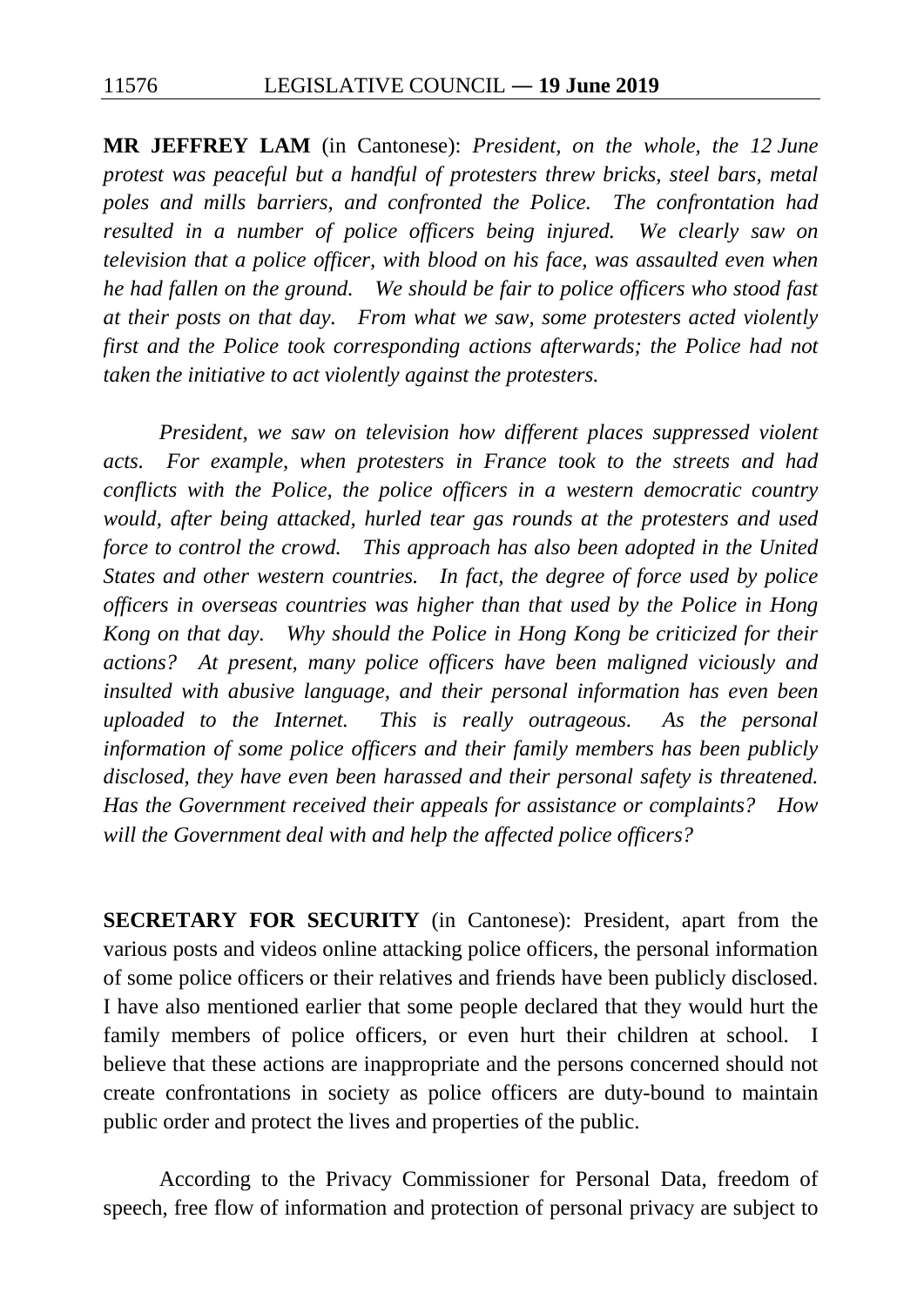**MR JEFFREY LAM** (in Cantonese): *President, on the whole, the 12 June protest was peaceful but a handful of protesters threw bricks, steel bars, metal poles and mills barriers, and confronted the Police. The confrontation had resulted in a number of police officers being injured. We clearly saw on television that a police officer, with blood on his face, was assaulted even when he had fallen on the ground. We should be fair to police officers who stood fast at their posts on that day. From what we saw, some protesters acted violently first and the Police took corresponding actions afterwards; the Police had not taken the initiative to act violently against the protesters.*

*President, we saw on television how different places suppressed violent acts. For example, when protesters in France took to the streets and had conflicts with the Police, the police officers in a western democratic country would, after being attacked, hurled tear gas rounds at the protesters and used force to control the crowd. This approach has also been adopted in the United States and other western countries. In fact, the degree of force used by police officers in overseas countries was higher than that used by the Police in Hong Kong on that day. Why should the Police in Hong Kong be criticized for their actions? At present, many police officers have been maligned viciously and insulted with abusive language, and their personal information has even been uploaded to the Internet. This is really outrageous. As the personal information of some police officers and their family members has been publicly disclosed, they have even been harassed and their personal safety is threatened. Has the Government received their appeals for assistance or complaints? How will the Government deal with and help the affected police officers?*

**SECRETARY FOR SECURITY** (in Cantonese): President, apart from the various posts and videos online attacking police officers, the personal information of some police officers or their relatives and friends have been publicly disclosed. I have also mentioned earlier that some people declared that they would hurt the family members of police officers, or even hurt their children at school. I believe that these actions are inappropriate and the persons concerned should not create confrontations in society as police officers are duty-bound to maintain public order and protect the lives and properties of the public.

According to the Privacy Commissioner for Personal Data, freedom of speech, free flow of information and protection of personal privacy are subject to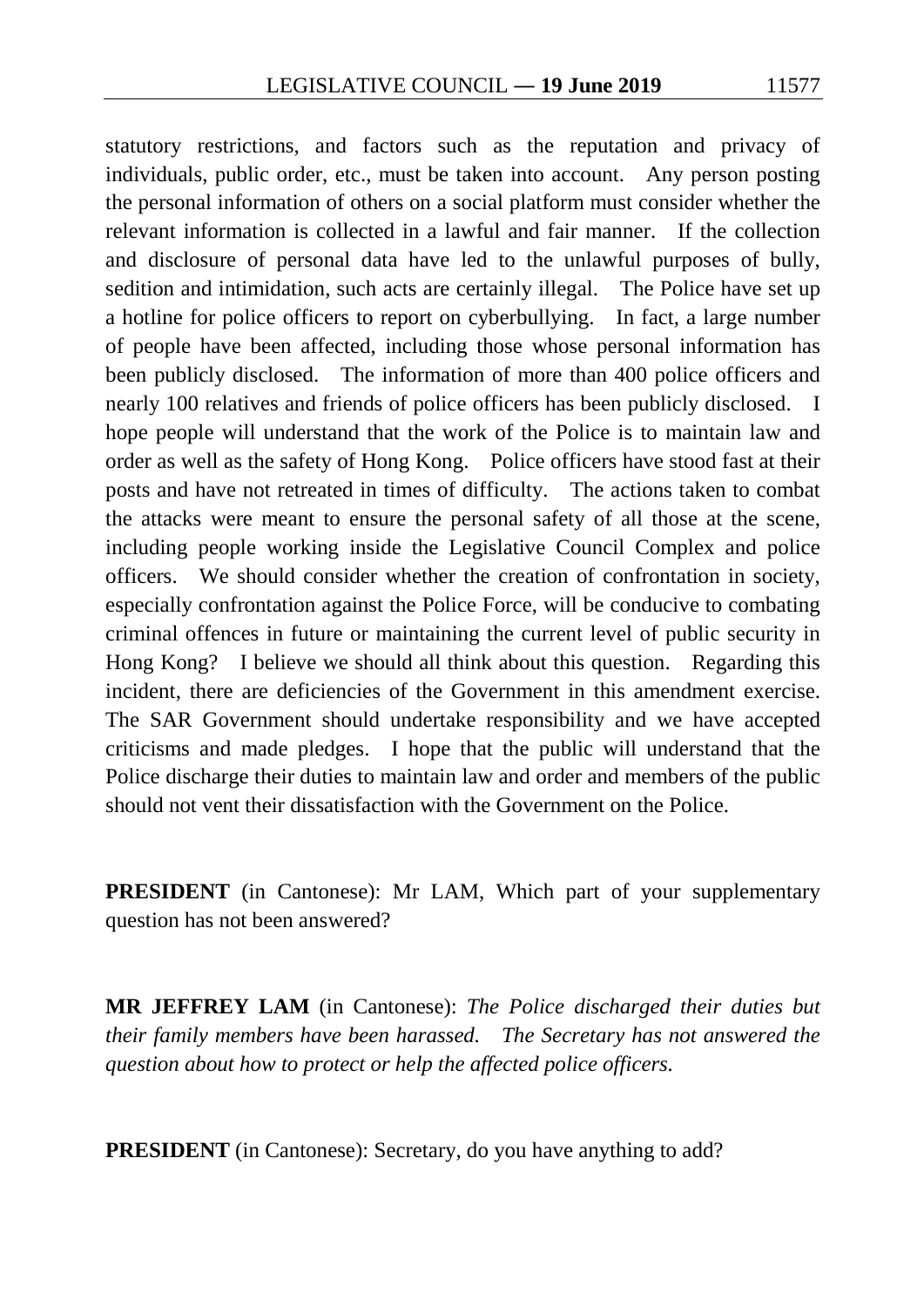statutory restrictions, and factors such as the reputation and privacy of individuals, public order, etc., must be taken into account. Any person posting the personal information of others on a social platform must consider whether the relevant information is collected in a lawful and fair manner. If the collection and disclosure of personal data have led to the unlawful purposes of bully, sedition and intimidation, such acts are certainly illegal. The Police have set up a hotline for police officers to report on cyberbullying. In fact, a large number of people have been affected, including those whose personal information has been publicly disclosed. The information of more than 400 police officers and nearly 100 relatives and friends of police officers has been publicly disclosed. I hope people will understand that the work of the Police is to maintain law and order as well as the safety of Hong Kong. Police officers have stood fast at their posts and have not retreated in times of difficulty. The actions taken to combat the attacks were meant to ensure the personal safety of all those at the scene, including people working inside the Legislative Council Complex and police officers. We should consider whether the creation of confrontation in society, especially confrontation against the Police Force, will be conducive to combating criminal offences in future or maintaining the current level of public security in Hong Kong? I believe we should all think about this question. Regarding this incident, there are deficiencies of the Government in this amendment exercise. The SAR Government should undertake responsibility and we have accepted criticisms and made pledges. I hope that the public will understand that the Police discharge their duties to maintain law and order and members of the public should not vent their dissatisfaction with the Government on the Police.

**PRESIDENT** (in Cantonese): Mr LAM, Which part of your supplementary question has not been answered?

**MR JEFFREY LAM** (in Cantonese): *The Police discharged their duties but their family members have been harassed. The Secretary has not answered the question about how to protect or help the affected police officers.*

**PRESIDENT** (in Cantonese): Secretary, do you have anything to add?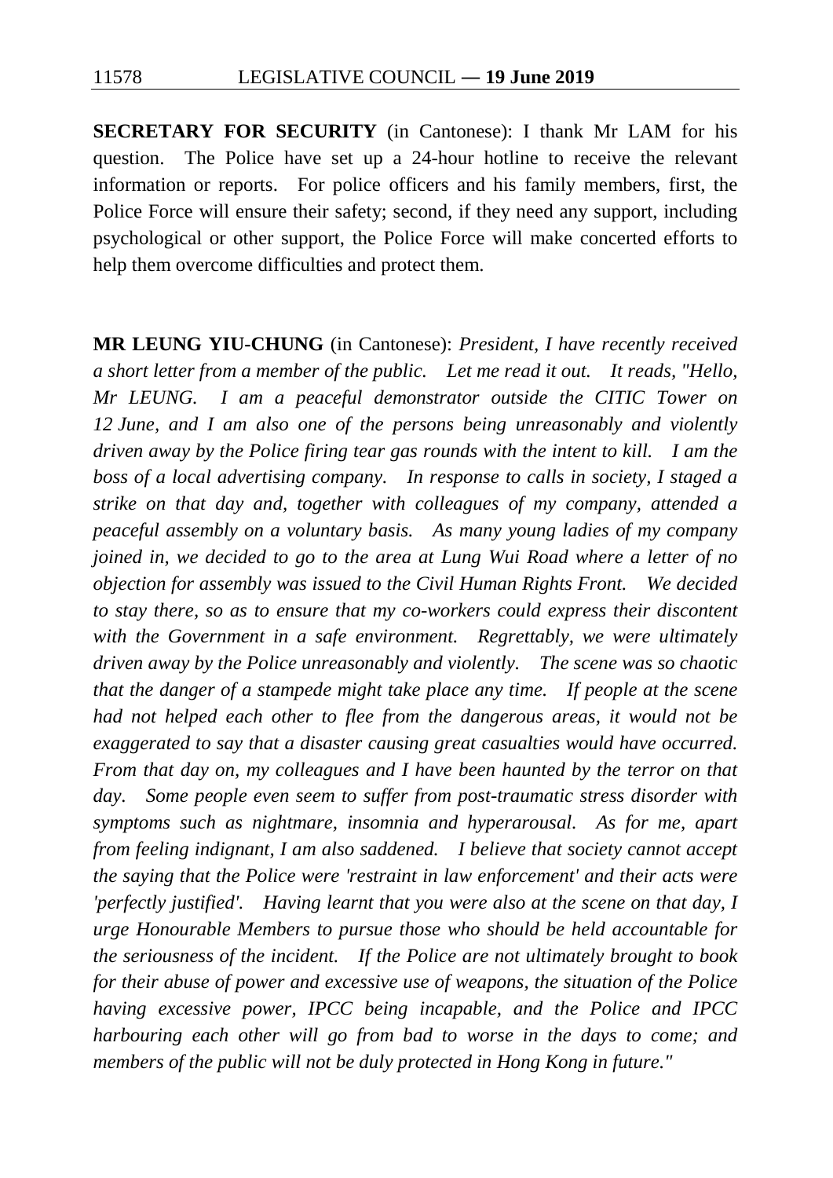**SECRETARY FOR SECURITY** (in Cantonese): I thank Mr LAM for his question. The Police have set up a 24-hour hotline to receive the relevant information or reports. For police officers and his family members, first, the Police Force will ensure their safety; second, if they need any support, including psychological or other support, the Police Force will make concerted efforts to help them overcome difficulties and protect them.

**MR LEUNG YIU-CHUNG** (in Cantonese): *President, I have recently received a short letter from a member of the public. Let me read it out. It reads, "Hello, Mr LEUNG. I am a peaceful demonstrator outside the CITIC Tower on 12 June, and I am also one of the persons being unreasonably and violently driven away by the Police firing tear gas rounds with the intent to kill. I am the boss of a local advertising company. In response to calls in society, I staged a strike on that day and, together with colleagues of my company, attended a peaceful assembly on a voluntary basis. As many young ladies of my company joined in, we decided to go to the area at Lung Wui Road where a letter of no objection for assembly was issued to the Civil Human Rights Front. We decided to stay there, so as to ensure that my co-workers could express their discontent with the Government in a safe environment. Regrettably, we were ultimately driven away by the Police unreasonably and violently. The scene was so chaotic that the danger of a stampede might take place any time. If people at the scene had not helped each other to flee from the dangerous areas, it would not be exaggerated to say that a disaster causing great casualties would have occurred. From that day on, my colleagues and I have been haunted by the terror on that day. Some people even seem to suffer from post-traumatic stress disorder with symptoms such as nightmare, insomnia and hyperarousal. As for me, apart from feeling indignant, I am also saddened. I believe that society cannot accept the saying that the Police were 'restraint in law enforcement' and their acts were 'perfectly justified'. Having learnt that you were also at the scene on that day, I urge Honourable Members to pursue those who should be held accountable for the seriousness of the incident. If the Police are not ultimately brought to book for their abuse of power and excessive use of weapons, the situation of the Police having excessive power, IPCC being incapable, and the Police and IPCC harbouring each other will go from bad to worse in the days to come; and members of the public will not be duly protected in Hong Kong in future."*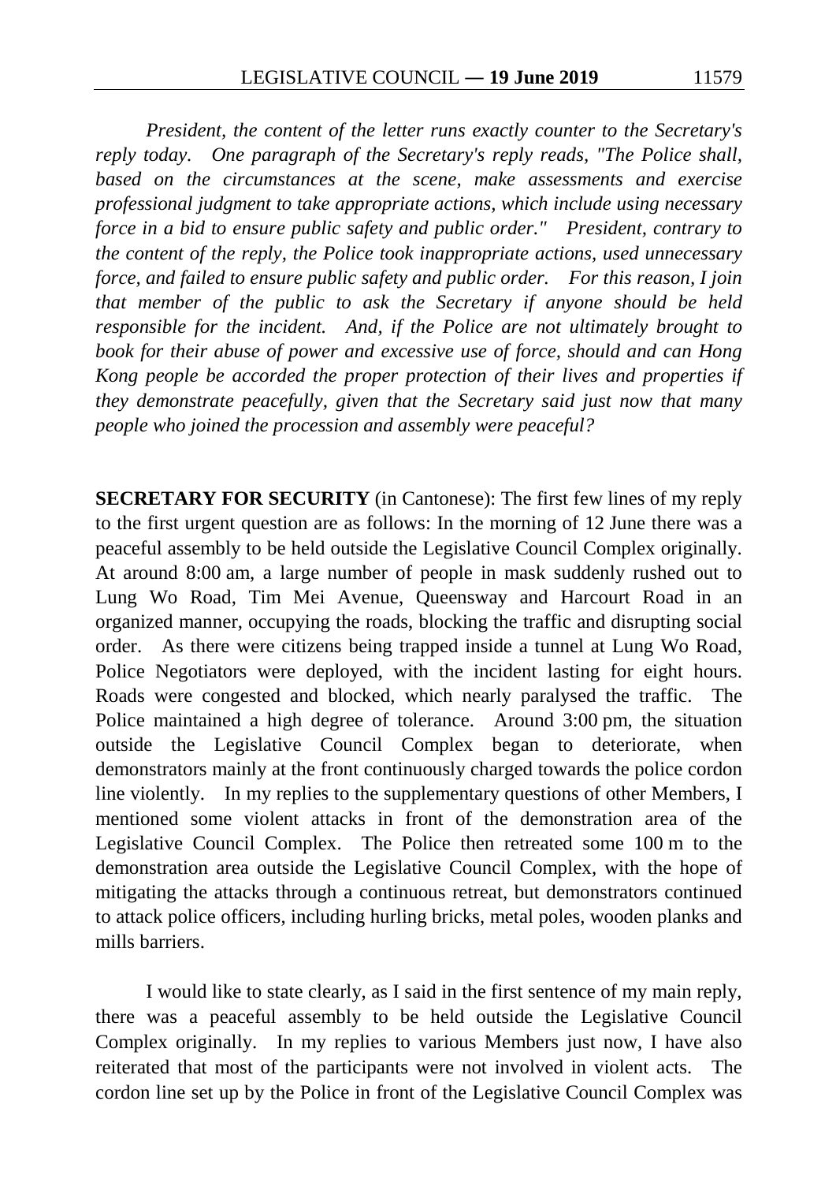*President, the content of the letter runs exactly counter to the Secretary's reply today. One paragraph of the Secretary's reply reads, "The Police shall, based on the circumstances at the scene, make assessments and exercise professional judgment to take appropriate actions, which include using necessary force in a bid to ensure public safety and public order." President, contrary to the content of the reply, the Police took inappropriate actions, used unnecessary force, and failed to ensure public safety and public order. For this reason, I join that member of the public to ask the Secretary if anyone should be held responsible for the incident. And, if the Police are not ultimately brought to book for their abuse of power and excessive use of force, should and can Hong Kong people be accorded the proper protection of their lives and properties if they demonstrate peacefully, given that the Secretary said just now that many people who joined the procession and assembly were peaceful?*

**SECRETARY FOR SECURITY** (in Cantonese): The first few lines of my reply to the first urgent question are as follows: In the morning of 12 June there was a peaceful assembly to be held outside the Legislative Council Complex originally. At around 8:00 am, a large number of people in mask suddenly rushed out to Lung Wo Road, Tim Mei Avenue, Queensway and Harcourt Road in an organized manner, occupying the roads, blocking the traffic and disrupting social order. As there were citizens being trapped inside a tunnel at Lung Wo Road, Police Negotiators were deployed, with the incident lasting for eight hours. Roads were congested and blocked, which nearly paralysed the traffic. The Police maintained a high degree of tolerance. Around 3:00 pm, the situation outside the Legislative Council Complex began to deteriorate, when demonstrators mainly at the front continuously charged towards the police cordon line violently. In my replies to the supplementary questions of other Members, I mentioned some violent attacks in front of the demonstration area of the Legislative Council Complex. The Police then retreated some 100 m to the demonstration area outside the Legislative Council Complex, with the hope of mitigating the attacks through a continuous retreat, but demonstrators continued to attack police officers, including hurling bricks, metal poles, wooden planks and mills barriers.

I would like to state clearly, as I said in the first sentence of my main reply, there was a peaceful assembly to be held outside the Legislative Council Complex originally. In my replies to various Members just now, I have also reiterated that most of the participants were not involved in violent acts. The cordon line set up by the Police in front of the Legislative Council Complex was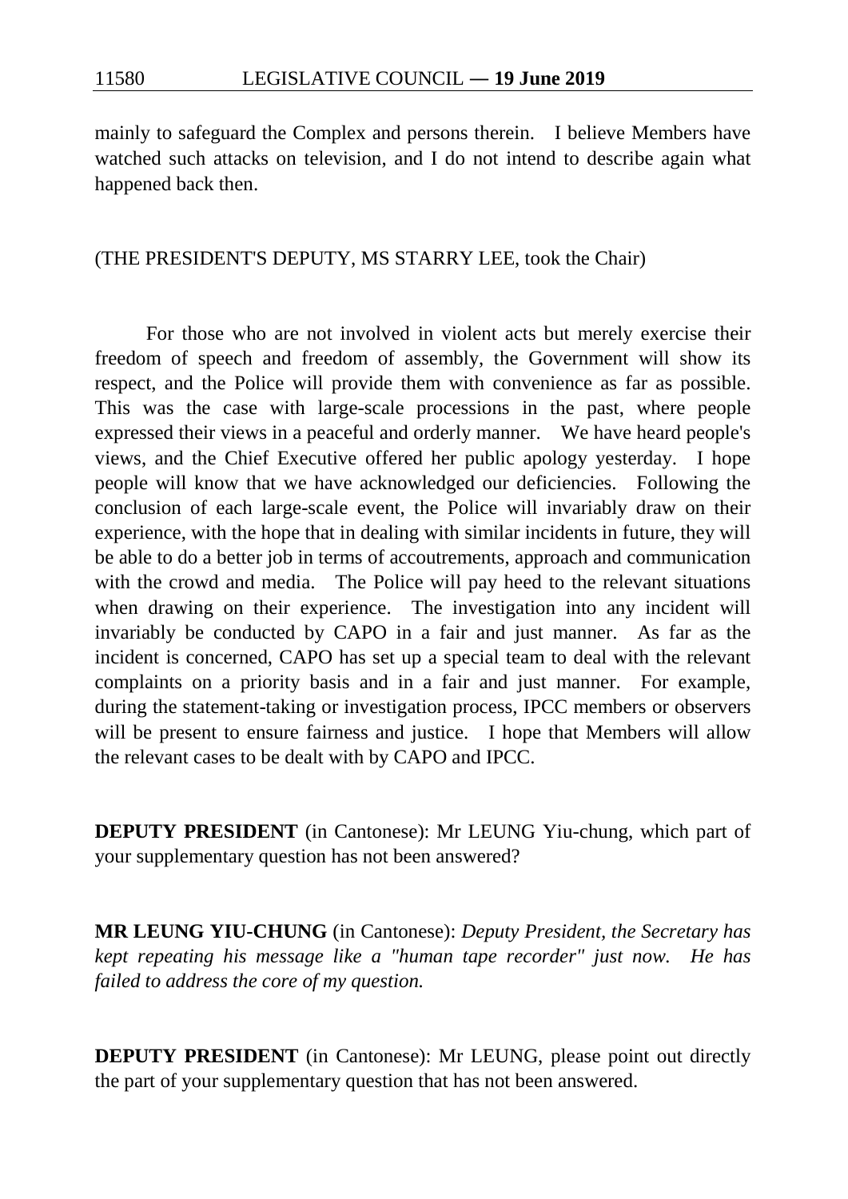mainly to safeguard the Complex and persons therein. I believe Members have watched such attacks on television, and I do not intend to describe again what happened back then.

(THE PRESIDENT'S DEPUTY, MS STARRY LEE, took the Chair)

For those who are not involved in violent acts but merely exercise their freedom of speech and freedom of assembly, the Government will show its respect, and the Police will provide them with convenience as far as possible. This was the case with large-scale processions in the past, where people expressed their views in a peaceful and orderly manner. We have heard people's views, and the Chief Executive offered her public apology yesterday. I hope people will know that we have acknowledged our deficiencies. Following the conclusion of each large-scale event, the Police will invariably draw on their experience, with the hope that in dealing with similar incidents in future, they will be able to do a better job in terms of accoutrements, approach and communication with the crowd and media. The Police will pay heed to the relevant situations when drawing on their experience. The investigation into any incident will invariably be conducted by CAPO in a fair and just manner. As far as the incident is concerned, CAPO has set up a special team to deal with the relevant complaints on a priority basis and in a fair and just manner. For example, during the statement-taking or investigation process, IPCC members or observers will be present to ensure fairness and justice. I hope that Members will allow the relevant cases to be dealt with by CAPO and IPCC.

**DEPUTY PRESIDENT** (in Cantonese): Mr LEUNG Yiu-chung, which part of your supplementary question has not been answered?

**MR LEUNG YIU-CHUNG** (in Cantonese): *Deputy President, the Secretary has kept repeating his message like a "human tape recorder" just now. He has failed to address the core of my question.*

**DEPUTY PRESIDENT** (in Cantonese): Mr LEUNG, please point out directly the part of your supplementary question that has not been answered.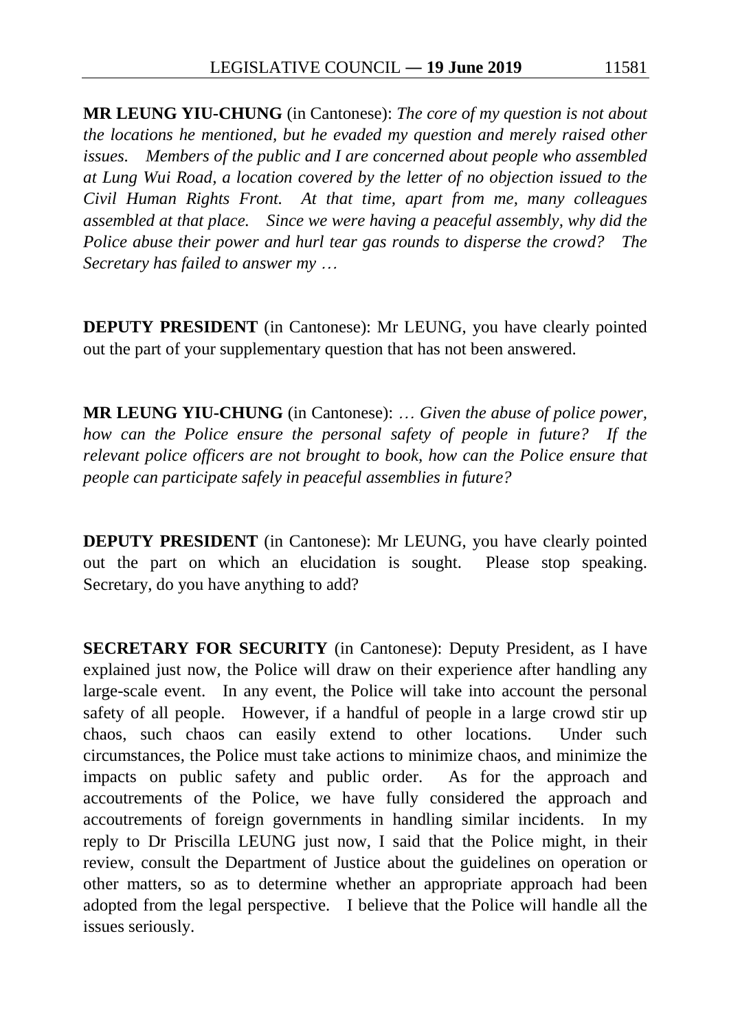**MR LEUNG YIU-CHUNG** (in Cantonese): *The core of my question is not about the locations he mentioned, but he evaded my question and merely raised other issues. Members of the public and I are concerned about people who assembled at Lung Wui Road, a location covered by the letter of no objection issued to the Civil Human Rights Front. At that time, apart from me, many colleagues assembled at that place. Since we were having a peaceful assembly, why did the Police abuse their power and hurl tear gas rounds to disperse the crowd? The Secretary has failed to answer my …*

**DEPUTY PRESIDENT** (in Cantonese): Mr LEUNG, you have clearly pointed out the part of your supplementary question that has not been answered.

**MR LEUNG YIU-CHUNG** (in Cantonese): *… Given the abuse of police power, how can the Police ensure the personal safety of people in future? If the relevant police officers are not brought to book, how can the Police ensure that people can participate safely in peaceful assemblies in future?*

**DEPUTY PRESIDENT** (in Cantonese): Mr LEUNG, you have clearly pointed out the part on which an elucidation is sought. Please stop speaking. Secretary, do you have anything to add?

**SECRETARY FOR SECURITY** (in Cantonese): Deputy President, as I have explained just now, the Police will draw on their experience after handling any large-scale event. In any event, the Police will take into account the personal safety of all people. However, if a handful of people in a large crowd stir up chaos, such chaos can easily extend to other locations. Under such circumstances, the Police must take actions to minimize chaos, and minimize the impacts on public safety and public order. As for the approach and accoutrements of the Police, we have fully considered the approach and accoutrements of foreign governments in handling similar incidents. In my reply to Dr Priscilla LEUNG just now, I said that the Police might, in their review, consult the Department of Justice about the guidelines on operation or other matters, so as to determine whether an appropriate approach had been adopted from the legal perspective. I believe that the Police will handle all the issues seriously.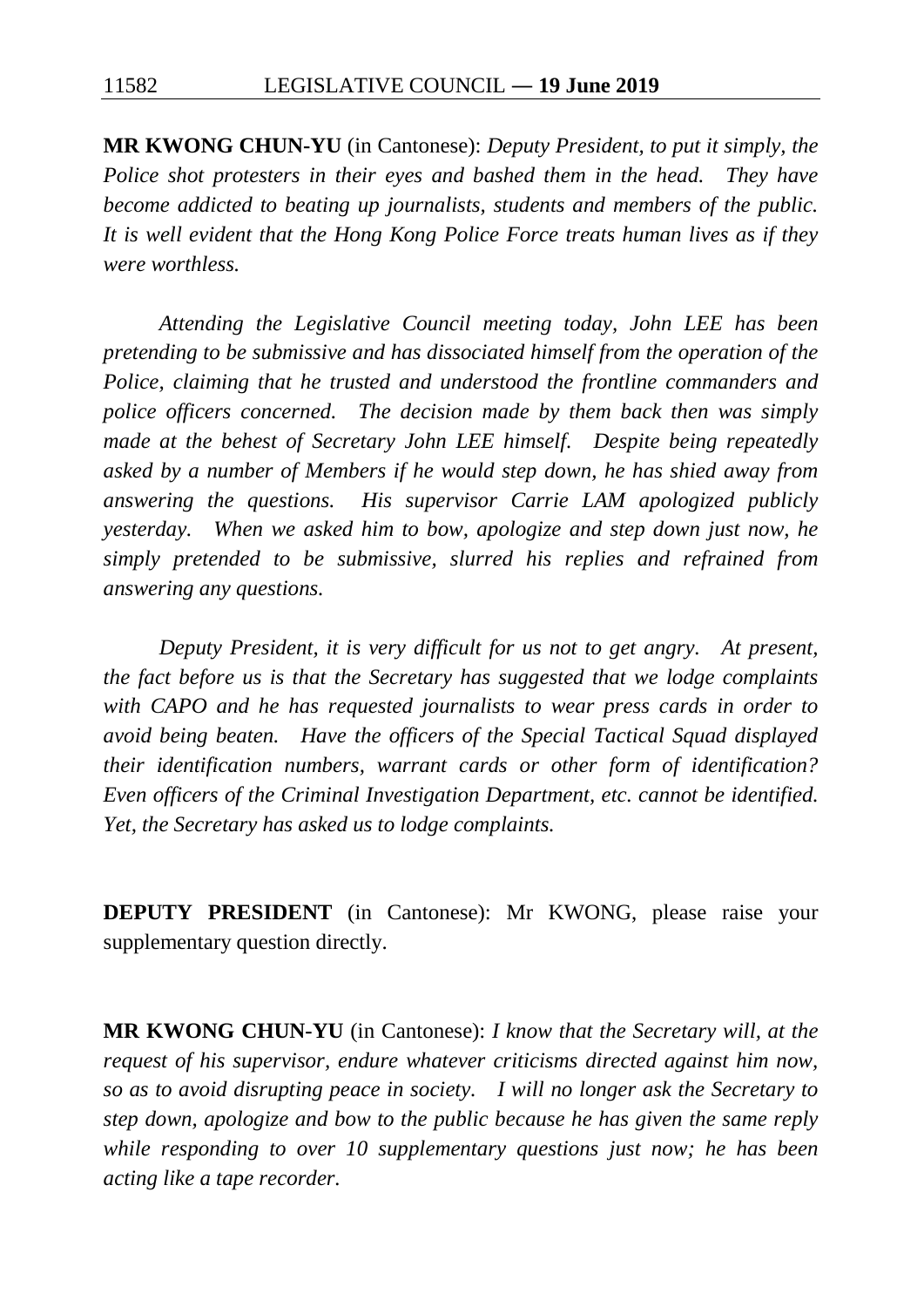**MR KWONG CHUN-YU** (in Cantonese): *Deputy President, to put it simply, the Police shot protesters in their eyes and bashed them in the head. They have become addicted to beating up journalists, students and members of the public. It is well evident that the Hong Kong Police Force treats human lives as if they were worthless.*

*Attending the Legislative Council meeting today, John LEE has been pretending to be submissive and has dissociated himself from the operation of the Police, claiming that he trusted and understood the frontline commanders and police officers concerned. The decision made by them back then was simply made at the behest of Secretary John LEE himself. Despite being repeatedly asked by a number of Members if he would step down, he has shied away from answering the questions. His supervisor Carrie LAM apologized publicly yesterday. When we asked him to bow, apologize and step down just now, he simply pretended to be submissive, slurred his replies and refrained from answering any questions.*

*Deputy President, it is very difficult for us not to get angry. At present, the fact before us is that the Secretary has suggested that we lodge complaints with CAPO and he has requested journalists to wear press cards in order to avoid being beaten. Have the officers of the Special Tactical Squad displayed their identification numbers, warrant cards or other form of identification? Even officers of the Criminal Investigation Department, etc. cannot be identified. Yet, the Secretary has asked us to lodge complaints.*

**DEPUTY PRESIDENT** (in Cantonese): Mr KWONG, please raise your supplementary question directly.

**MR KWONG CHUN-YU** (in Cantonese): *I know that the Secretary will, at the request of his supervisor, endure whatever criticisms directed against him now, so as to avoid disrupting peace in society. I will no longer ask the Secretary to step down, apologize and bow to the public because he has given the same reply while responding to over 10 supplementary questions just now; he has been acting like a tape recorder.*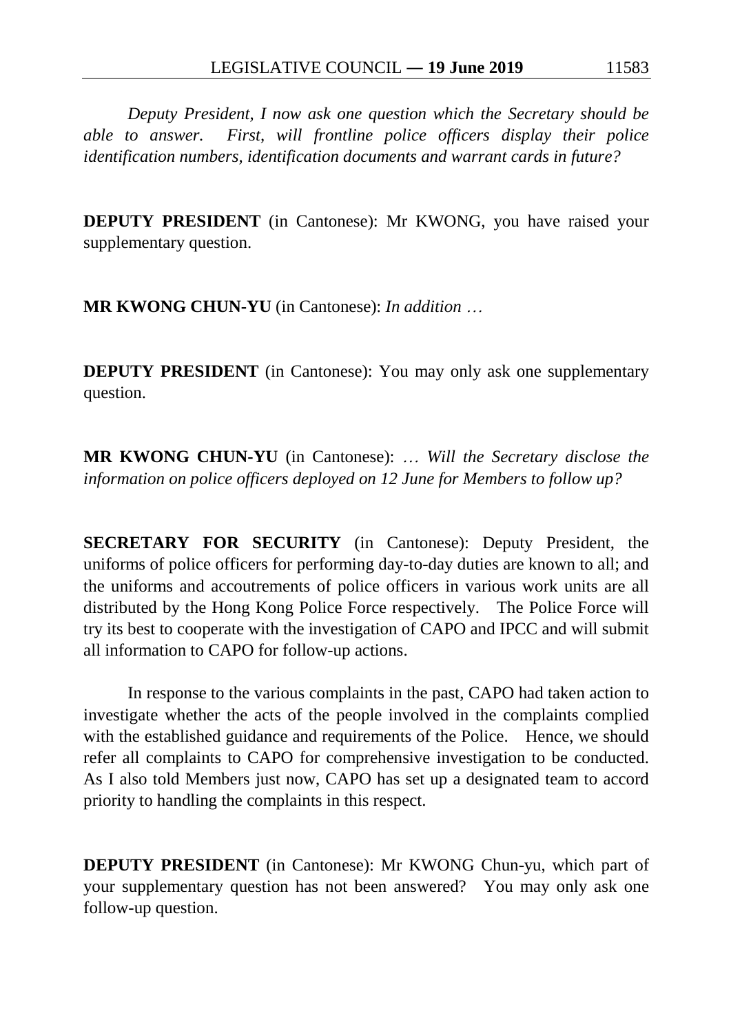*Deputy President, I now ask one question which the Secretary should be able to answer. First, will frontline police officers display their police identification numbers, identification documents and warrant cards in future?*

**DEPUTY PRESIDENT** (in Cantonese): Mr KWONG, you have raised your supplementary question.

**MR KWONG CHUN-YU** (in Cantonese): *In addition …*

**DEPUTY PRESIDENT** (in Cantonese): You may only ask one supplementary question.

**MR KWONG CHUN-YU** (in Cantonese): *… Will the Secretary disclose the information on police officers deployed on 12 June for Members to follow up?*

**SECRETARY FOR SECURITY** (in Cantonese): Deputy President, the uniforms of police officers for performing day-to-day duties are known to all; and the uniforms and accoutrements of police officers in various work units are all distributed by the Hong Kong Police Force respectively. The Police Force will try its best to cooperate with the investigation of CAPO and IPCC and will submit all information to CAPO for follow-up actions.

In response to the various complaints in the past, CAPO had taken action to investigate whether the acts of the people involved in the complaints complied with the established guidance and requirements of the Police. Hence, we should refer all complaints to CAPO for comprehensive investigation to be conducted. As I also told Members just now, CAPO has set up a designated team to accord priority to handling the complaints in this respect.

**DEPUTY PRESIDENT** (in Cantonese): Mr KWONG Chun-yu, which part of your supplementary question has not been answered? You may only ask one follow-up question.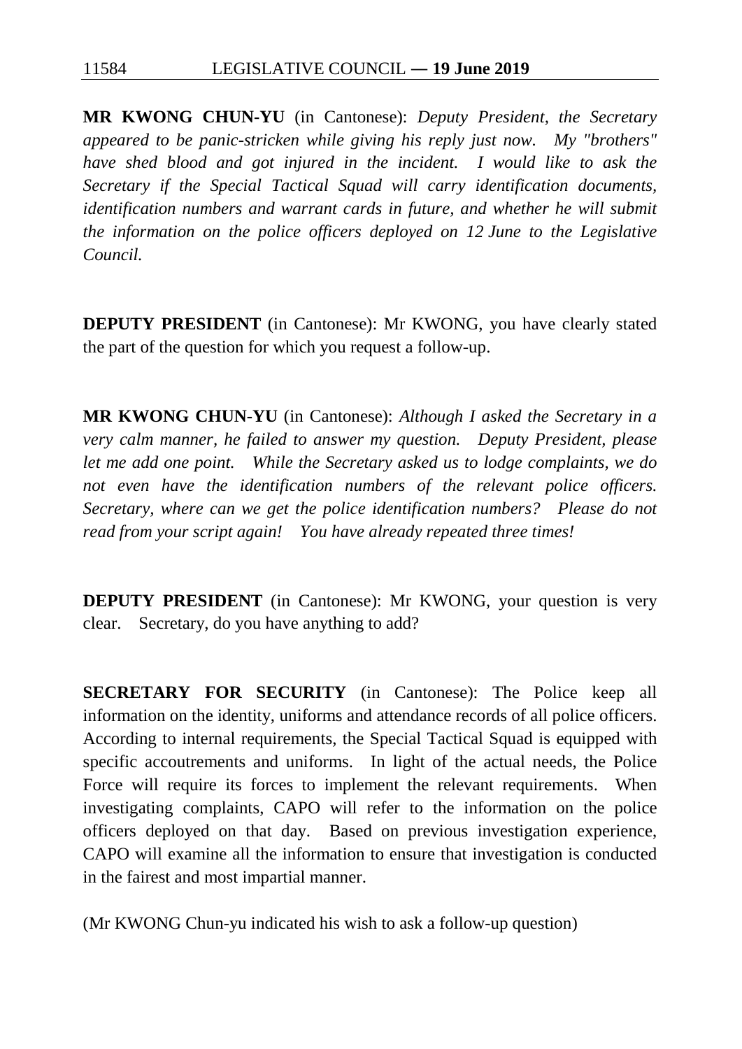**MR KWONG CHUN-YU** (in Cantonese): *Deputy President, the Secretary appeared to be panic-stricken while giving his reply just now. My "brothers" have shed blood and got injured in the incident. I would like to ask the Secretary if the Special Tactical Squad will carry identification documents, identification numbers and warrant cards in future, and whether he will submit the information on the police officers deployed on 12 June to the Legislative Council.*

**DEPUTY PRESIDENT** (in Cantonese): Mr KWONG, you have clearly stated the part of the question for which you request a follow-up.

**MR KWONG CHUN-YU** (in Cantonese): *Although I asked the Secretary in a very calm manner, he failed to answer my question. Deputy President, please let me add one point. While the Secretary asked us to lodge complaints, we do not even have the identification numbers of the relevant police officers. Secretary, where can we get the police identification numbers? Please do not read from your script again! You have already repeated three times!*

**DEPUTY PRESIDENT** (in Cantonese): Mr KWONG, your question is very clear. Secretary, do you have anything to add?

**SECRETARY FOR SECURITY** (in Cantonese): The Police keep all information on the identity, uniforms and attendance records of all police officers. According to internal requirements, the Special Tactical Squad is equipped with specific accoutrements and uniforms. In light of the actual needs, the Police Force will require its forces to implement the relevant requirements. When investigating complaints, CAPO will refer to the information on the police officers deployed on that day. Based on previous investigation experience, CAPO will examine all the information to ensure that investigation is conducted in the fairest and most impartial manner.

(Mr KWONG Chun-yu indicated his wish to ask a follow-up question)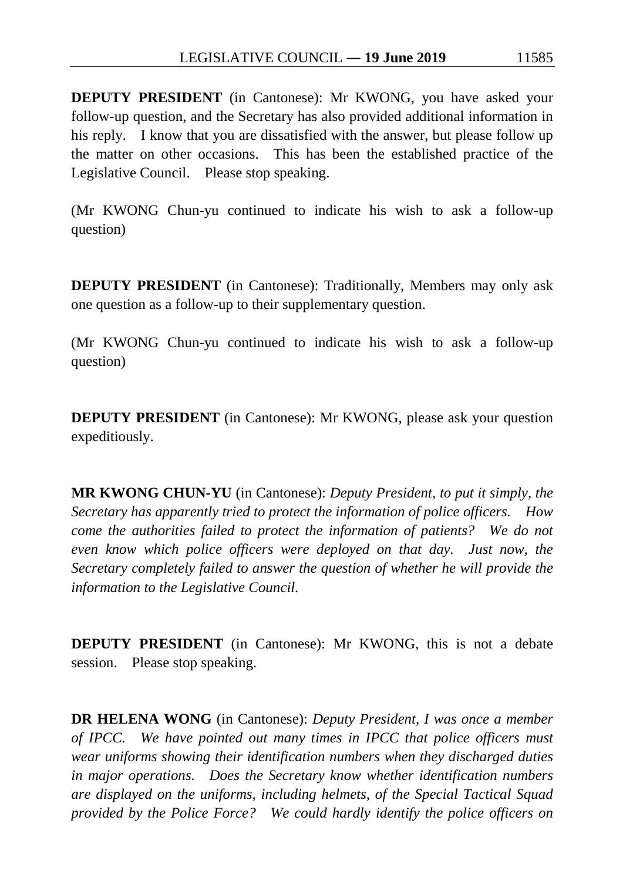**DEPUTY PRESIDENT** (in Cantonese): Mr KWONG, you have asked your follow-up question, and the Secretary has also provided additional information in his reply. I know that you are dissatisfied with the answer, but please follow up the matter on other occasions. This has been the established practice of the Legislative Council. Please stop speaking.

(Mr KWONG Chun-yu continued to indicate his wish to ask a follow-up question)

**DEPUTY PRESIDENT** (in Cantonese): Traditionally, Members may only ask one question as a follow-up to their supplementary question.

(Mr KWONG Chun-yu continued to indicate his wish to ask a follow-up question)

**DEPUTY PRESIDENT** (in Cantonese): Mr KWONG, please ask your question expeditiously.

**MR KWONG CHUN-YU** (in Cantonese): *Deputy President, to put it simply, the Secretary has apparently tried to protect the information of police officers. How come the authorities failed to protect the information of patients? We do not even know which police officers were deployed on that day. Just now, the Secretary completely failed to answer the question of whether he will provide the information to the Legislative Council.*

**DEPUTY PRESIDENT** (in Cantonese): Mr KWONG, this is not a debate session. Please stop speaking.

**DR HELENA WONG** (in Cantonese): *Deputy President, I was once a member of IPCC. We have pointed out many times in IPCC that police officers must wear uniforms showing their identification numbers when they discharged duties in major operations. Does the Secretary know whether identification numbers are displayed on the uniforms, including helmets, of the Special Tactical Squad provided by the Police Force? We could hardly identify the police officers on*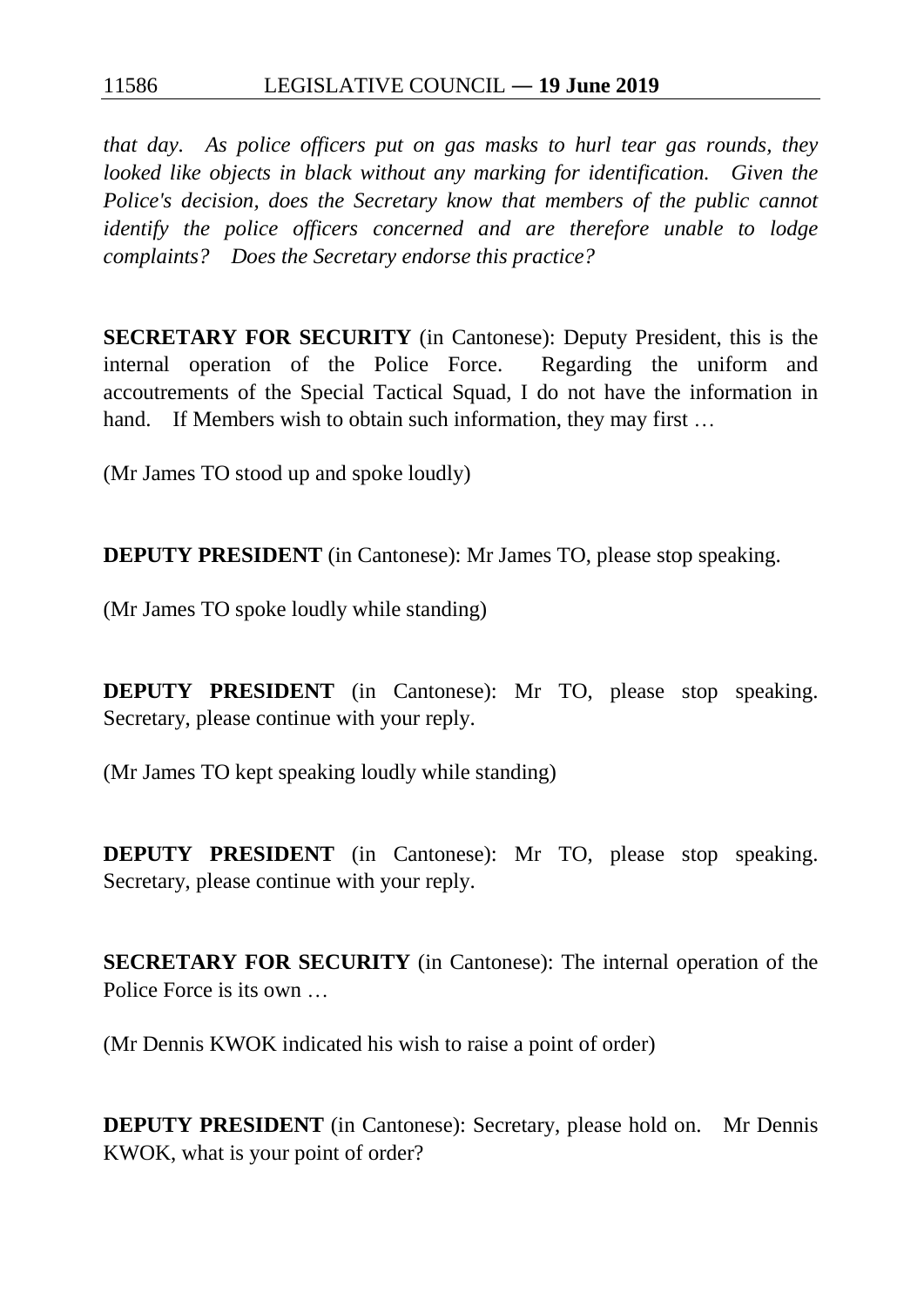*that day. As police officers put on gas masks to hurl tear gas rounds, they looked like objects in black without any marking for identification. Given the Police's decision, does the Secretary know that members of the public cannot identify the police officers concerned and are therefore unable to lodge complaints? Does the Secretary endorse this practice?*

**SECRETARY FOR SECURITY** (in Cantonese): Deputy President, this is the internal operation of the Police Force. Regarding the uniform and accoutrements of the Special Tactical Squad, I do not have the information in hand. If Members wish to obtain such information, they may first …

(Mr James TO stood up and spoke loudly)

**DEPUTY PRESIDENT** (in Cantonese): Mr James TO, please stop speaking.

(Mr James TO spoke loudly while standing)

**DEPUTY PRESIDENT** (in Cantonese): Mr TO, please stop speaking. Secretary, please continue with your reply.

(Mr James TO kept speaking loudly while standing)

**DEPUTY PRESIDENT** (in Cantonese): Mr TO, please stop speaking. Secretary, please continue with your reply.

**SECRETARY FOR SECURITY** (in Cantonese): The internal operation of the Police Force is its own …

(Mr Dennis KWOK indicated his wish to raise a point of order)

**DEPUTY PRESIDENT** (in Cantonese): Secretary, please hold on. Mr Dennis KWOK, what is your point of order?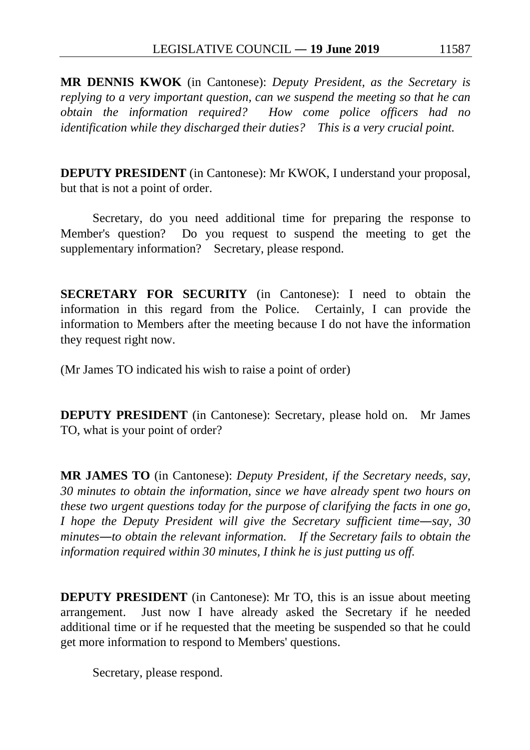**MR DENNIS KWOK** (in Cantonese): *Deputy President, as the Secretary is replying to a very important question, can we suspend the meeting so that he can obtain the information required? How come police officers had no identification while they discharged their duties? This is a very crucial point.*

**DEPUTY PRESIDENT** (in Cantonese): Mr KWOK, I understand your proposal, but that is not a point of order.

Secretary, do you need additional time for preparing the response to Member's question? Do you request to suspend the meeting to get the supplementary information? Secretary, please respond.

**SECRETARY FOR SECURITY** (in Cantonese): I need to obtain the information in this regard from the Police. Certainly, I can provide the information to Members after the meeting because I do not have the information they request right now.

(Mr James TO indicated his wish to raise a point of order)

**DEPUTY PRESIDENT** (in Cantonese): Secretary, please hold on. Mr James TO, what is your point of order?

**MR JAMES TO** (in Cantonese): *Deputy President, if the Secretary needs, say, 30 minutes to obtain the information, since we have already spent two hours on these two urgent questions today for the purpose of clarifying the facts in one go, I hope the Deputy President will give the Secretary sufficient time―say, 30 minutes―to obtain the relevant information. If the Secretary fails to obtain the information required within 30 minutes, I think he is just putting us off.*

**DEPUTY PRESIDENT** (in Cantonese): Mr TO, this is an issue about meeting arrangement. Just now I have already asked the Secretary if he needed additional time or if he requested that the meeting be suspended so that he could get more information to respond to Members' questions.

Secretary, please respond.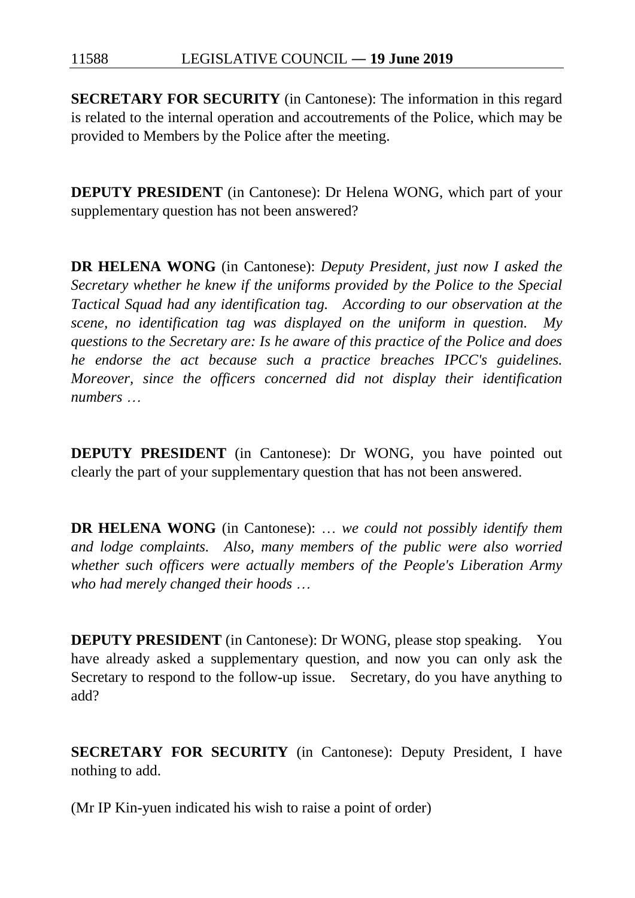**SECRETARY FOR SECURITY** (in Cantonese): The information in this regard is related to the internal operation and accoutrements of the Police, which may be provided to Members by the Police after the meeting.

**DEPUTY PRESIDENT** (in Cantonese): Dr Helena WONG, which part of your supplementary question has not been answered?

**DR HELENA WONG** (in Cantonese): *Deputy President, just now I asked the Secretary whether he knew if the uniforms provided by the Police to the Special Tactical Squad had any identification tag. According to our observation at the scene, no identification tag was displayed on the uniform in question. My questions to the Secretary are: Is he aware of this practice of the Police and does he endorse the act because such a practice breaches IPCC's guidelines. Moreover, since the officers concerned did not display their identification numbers …*

**DEPUTY PRESIDENT** (in Cantonese): Dr WONG, you have pointed out clearly the part of your supplementary question that has not been answered.

**DR HELENA WONG** (in Cantonese): … *we could not possibly identify them and lodge complaints. Also, many members of the public were also worried whether such officers were actually members of the People's Liberation Army who had merely changed their hoods …*

**DEPUTY PRESIDENT** (in Cantonese): Dr WONG, please stop speaking. You have already asked a supplementary question, and now you can only ask the Secretary to respond to the follow-up issue. Secretary, do you have anything to add?

**SECRETARY FOR SECURITY** (in Cantonese): Deputy President, I have nothing to add.

(Mr IP Kin-yuen indicated his wish to raise a point of order)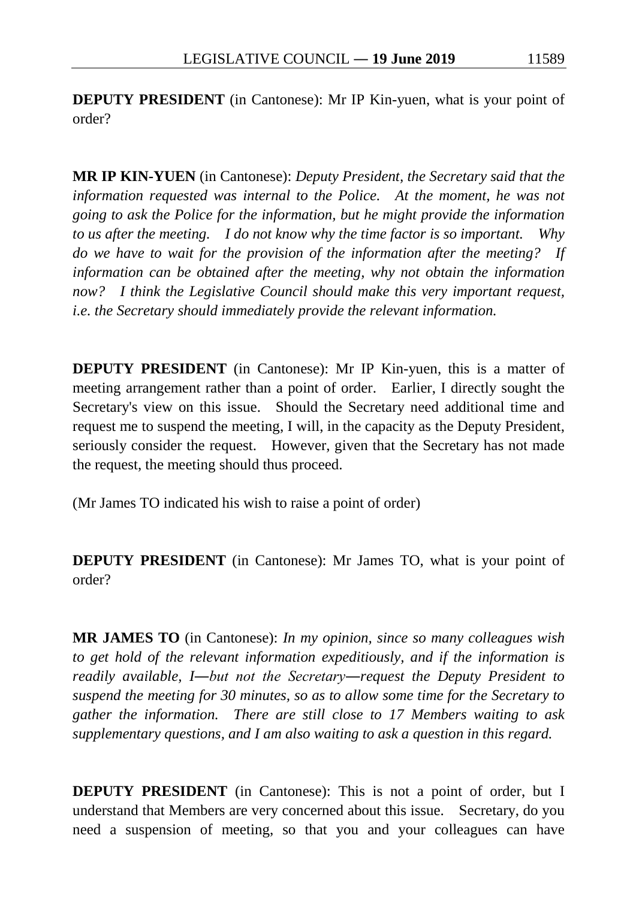**DEPUTY PRESIDENT** (in Cantonese): Mr IP Kin-yuen, what is your point of order?

**MR IP KIN-YUEN** (in Cantonese): *Deputy President, the Secretary said that the information requested was internal to the Police. At the moment, he was not going to ask the Police for the information, but he might provide the information to us after the meeting. I do not know why the time factor is so important. Why do we have to wait for the provision of the information after the meeting? If information can be obtained after the meeting, why not obtain the information now? I think the Legislative Council should make this very important request, i.e. the Secretary should immediately provide the relevant information.*

**DEPUTY PRESIDENT** (in Cantonese): Mr IP Kin-yuen, this is a matter of meeting arrangement rather than a point of order. Earlier, I directly sought the Secretary's view on this issue. Should the Secretary need additional time and request me to suspend the meeting, I will, in the capacity as the Deputy President, seriously consider the request. However, given that the Secretary has not made the request, the meeting should thus proceed.

(Mr James TO indicated his wish to raise a point of order)

**DEPUTY PRESIDENT** (in Cantonese): Mr James TO, what is your point of order?

**MR JAMES TO** (in Cantonese): *In my opinion, since so many colleagues wish to get hold of the relevant information expeditiously, and if the information is readily available, I—but not the Secretary—request the Deputy President to suspend the meeting for 30 minutes, so as to allow some time for the Secretary to gather the information. There are still close to 17 Members waiting to ask supplementary questions, and I am also waiting to ask a question in this regard.*

**DEPUTY PRESIDENT** (in Cantonese): This is not a point of order, but I understand that Members are very concerned about this issue. Secretary, do you need a suspension of meeting, so that you and your colleagues can have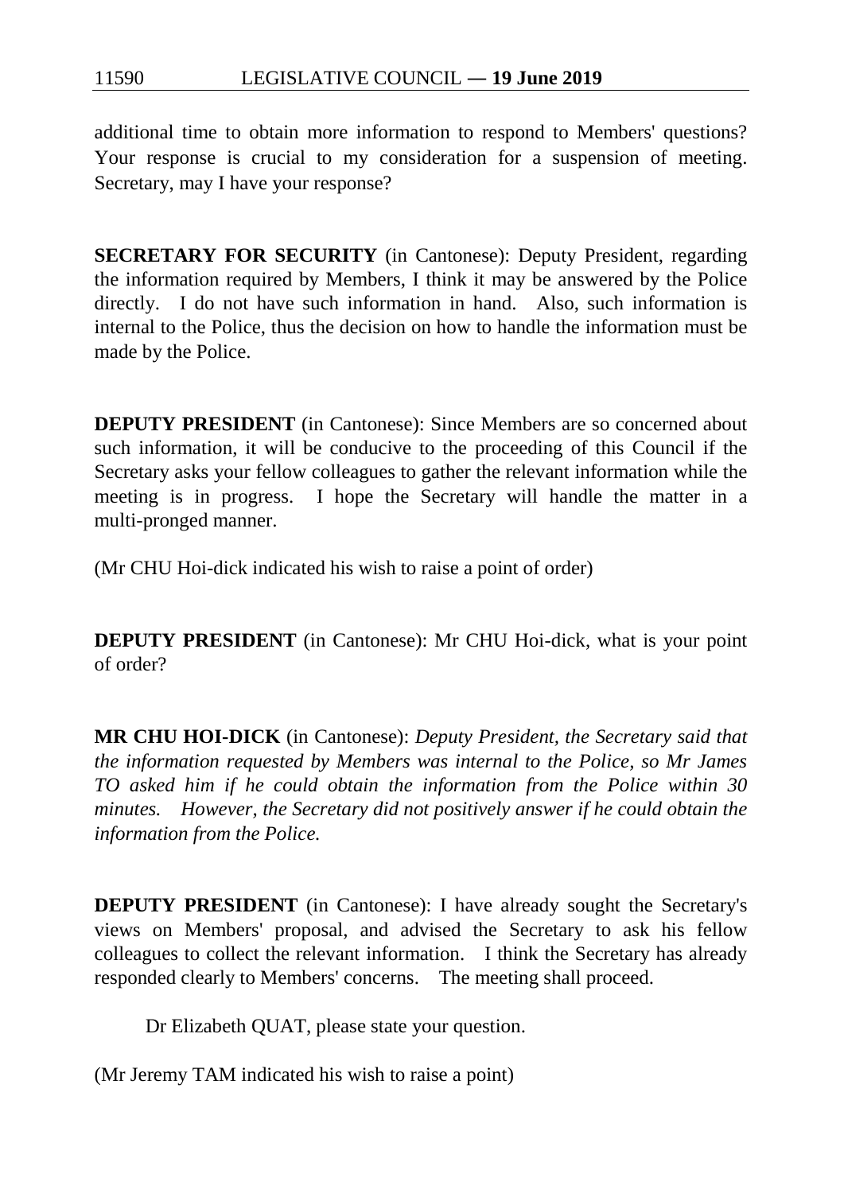additional time to obtain more information to respond to Members' questions? Your response is crucial to my consideration for a suspension of meeting. Secretary, may I have your response?

**SECRETARY FOR SECURITY** (in Cantonese): Deputy President, regarding the information required by Members, I think it may be answered by the Police directly. I do not have such information in hand. Also, such information is internal to the Police, thus the decision on how to handle the information must be made by the Police.

**DEPUTY PRESIDENT** (in Cantonese): Since Members are so concerned about such information, it will be conducive to the proceeding of this Council if the Secretary asks your fellow colleagues to gather the relevant information while the meeting is in progress. I hope the Secretary will handle the matter in a multi-pronged manner.

(Mr CHU Hoi-dick indicated his wish to raise a point of order)

**DEPUTY PRESIDENT** (in Cantonese): Mr CHU Hoi-dick, what is your point of order?

**MR CHU HOI-DICK** (in Cantonese): *Deputy President, the Secretary said that the information requested by Members was internal to the Police, so Mr James TO asked him if he could obtain the information from the Police within 30 minutes. However, the Secretary did not positively answer if he could obtain the information from the Police.*

**DEPUTY PRESIDENT** (in Cantonese): I have already sought the Secretary's views on Members' proposal, and advised the Secretary to ask his fellow colleagues to collect the relevant information. I think the Secretary has already responded clearly to Members' concerns. The meeting shall proceed.

Dr Elizabeth QUAT, please state your question.

(Mr Jeremy TAM indicated his wish to raise a point)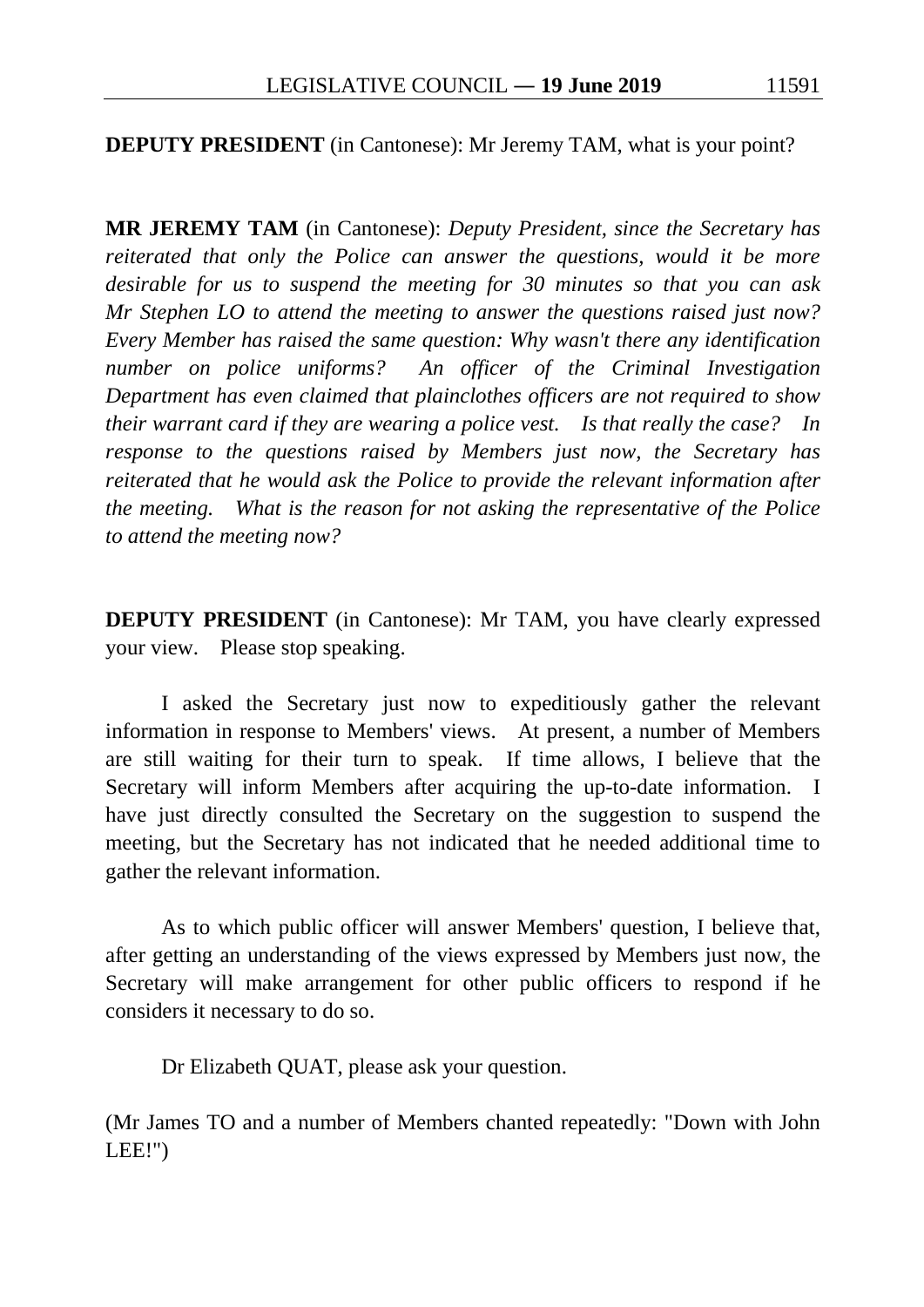**DEPUTY PRESIDENT** (in Cantonese): Mr Jeremy TAM, what is your point?

**MR JEREMY TAM** (in Cantonese): *Deputy President, since the Secretary has reiterated that only the Police can answer the questions, would it be more desirable for us to suspend the meeting for 30 minutes so that you can ask Mr Stephen LO to attend the meeting to answer the questions raised just now? Every Member has raised the same question: Why wasn't there any identification number on police uniforms? An officer of the Criminal Investigation Department has even claimed that plainclothes officers are not required to show their warrant card if they are wearing a police vest. Is that really the case? In response to the questions raised by Members just now, the Secretary has reiterated that he would ask the Police to provide the relevant information after the meeting. What is the reason for not asking the representative of the Police to attend the meeting now?*

**DEPUTY PRESIDENT** (in Cantonese): Mr TAM, you have clearly expressed your view. Please stop speaking.

I asked the Secretary just now to expeditiously gather the relevant information in response to Members' views. At present, a number of Members are still waiting for their turn to speak. If time allows, I believe that the Secretary will inform Members after acquiring the up-to-date information. I have just directly consulted the Secretary on the suggestion to suspend the meeting, but the Secretary has not indicated that he needed additional time to gather the relevant information.

As to which public officer will answer Members' question, I believe that, after getting an understanding of the views expressed by Members just now, the Secretary will make arrangement for other public officers to respond if he considers it necessary to do so.

Dr Elizabeth QUAT, please ask your question.

(Mr James TO and a number of Members chanted repeatedly: "Down with John LEE!")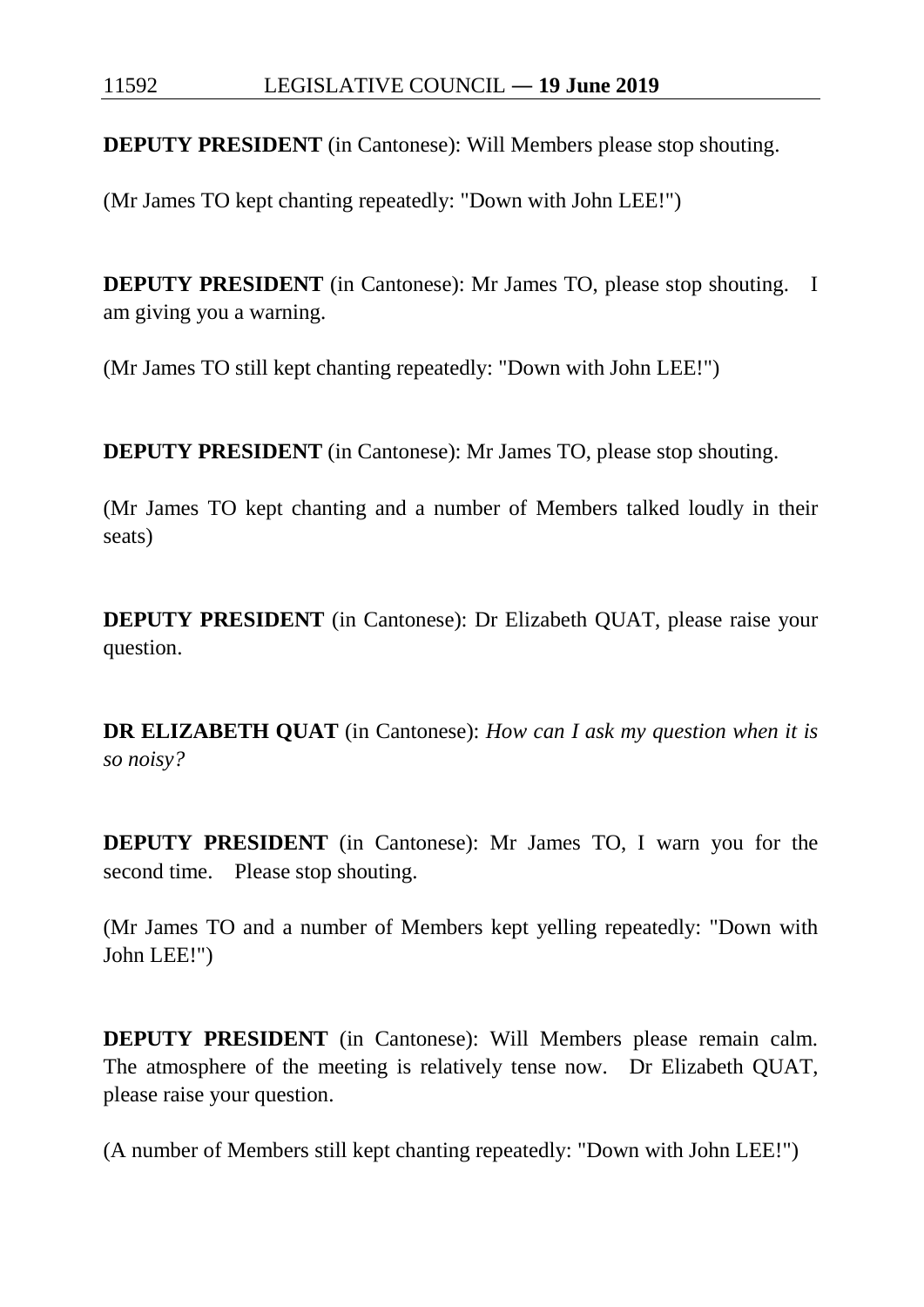**DEPUTY PRESIDENT** (in Cantonese): Will Members please stop shouting.

(Mr James TO kept chanting repeatedly: "Down with John LEE!")

**DEPUTY PRESIDENT** (in Cantonese): Mr James TO, please stop shouting. I am giving you a warning.

(Mr James TO still kept chanting repeatedly: "Down with John LEE!")

**DEPUTY PRESIDENT** (in Cantonese): Mr James TO, please stop shouting.

(Mr James TO kept chanting and a number of Members talked loudly in their seats)

**DEPUTY PRESIDENT** (in Cantonese): Dr Elizabeth QUAT, please raise your question.

**DR ELIZABETH QUAT** (in Cantonese): *How can I ask my question when it is so noisy?*

**DEPUTY PRESIDENT** (in Cantonese): Mr James TO, I warn you for the second time. Please stop shouting.

(Mr James TO and a number of Members kept yelling repeatedly: "Down with John LEE!")

**DEPUTY PRESIDENT** (in Cantonese): Will Members please remain calm. The atmosphere of the meeting is relatively tense now. Dr Elizabeth QUAT, please raise your question.

(A number of Members still kept chanting repeatedly: "Down with John LEE!")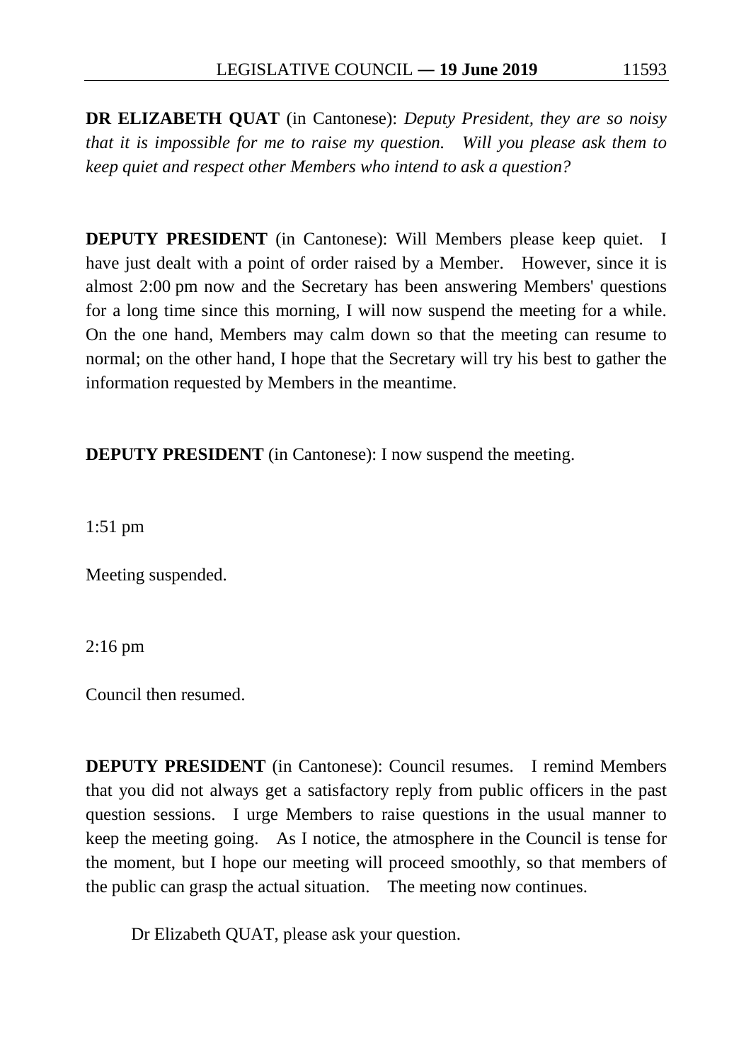**DR ELIZABETH QUAT** (in Cantonese): *Deputy President, they are so noisy that it is impossible for me to raise my question. Will you please ask them to keep quiet and respect other Members who intend to ask a question?*

**DEPUTY PRESIDENT** (in Cantonese): Will Members please keep quiet. I have just dealt with a point of order raised by a Member. However, since it is almost 2:00 pm now and the Secretary has been answering Members' questions for a long time since this morning, I will now suspend the meeting for a while. On the one hand, Members may calm down so that the meeting can resume to normal; on the other hand, I hope that the Secretary will try his best to gather the information requested by Members in the meantime.

**DEPUTY PRESIDENT** (in Cantonese): I now suspend the meeting.

1:51 pm

Meeting suspended.

2:16 pm

Council then resumed.

**DEPUTY PRESIDENT** (in Cantonese): Council resumes. I remind Members that you did not always get a satisfactory reply from public officers in the past question sessions. I urge Members to raise questions in the usual manner to keep the meeting going. As I notice, the atmosphere in the Council is tense for the moment, but I hope our meeting will proceed smoothly, so that members of the public can grasp the actual situation. The meeting now continues.

Dr Elizabeth QUAT, please ask your question.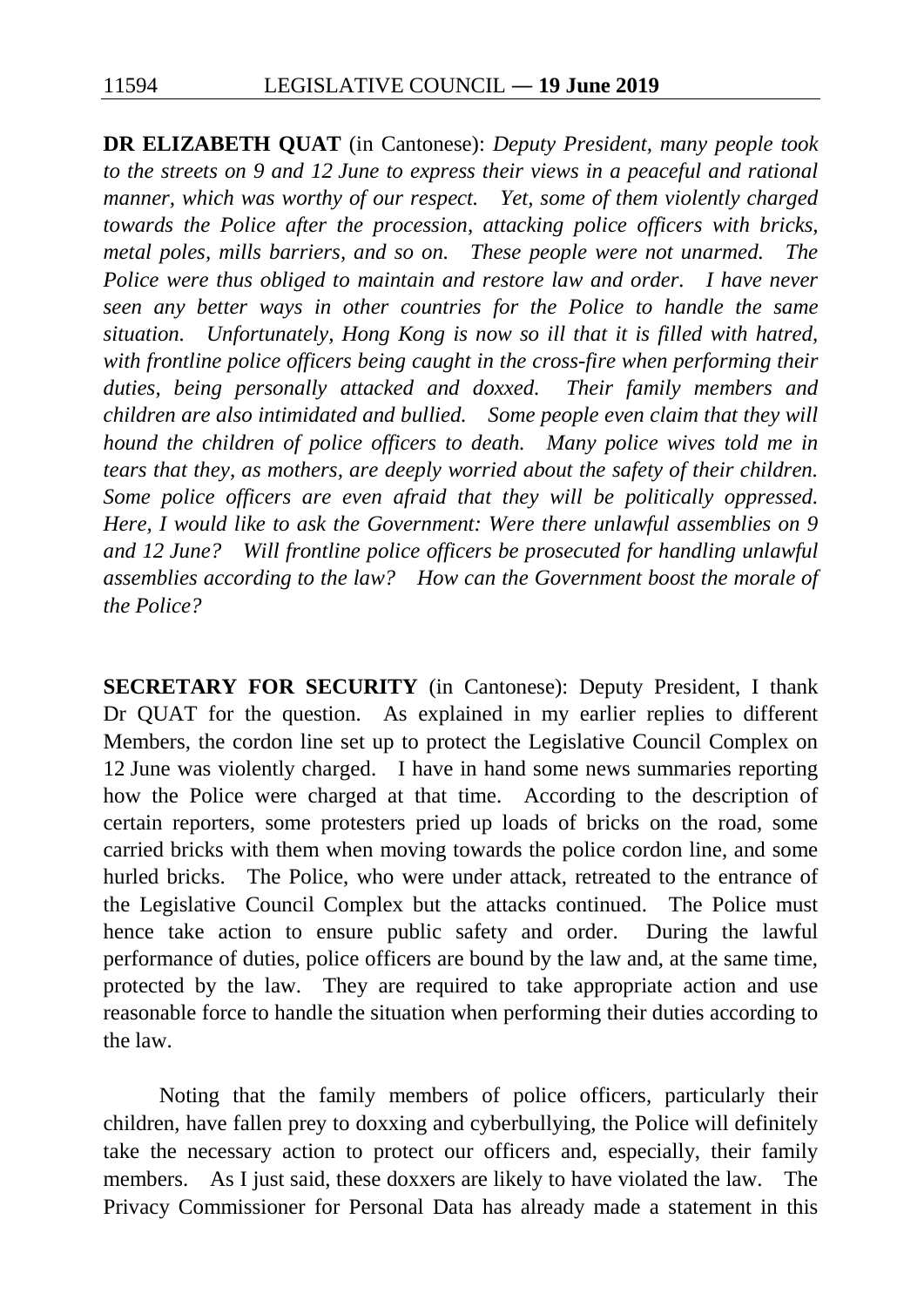**DR ELIZABETH QUAT** (in Cantonese): *Deputy President, many people took to the streets on 9 and 12 June to express their views in a peaceful and rational manner, which was worthy of our respect. Yet, some of them violently charged towards the Police after the procession, attacking police officers with bricks, metal poles, mills barriers, and so on. These people were not unarmed. The Police were thus obliged to maintain and restore law and order. I have never seen any better ways in other countries for the Police to handle the same situation. Unfortunately, Hong Kong is now so ill that it is filled with hatred, with frontline police officers being caught in the cross-fire when performing their duties, being personally attacked and doxxed. Their family members and children are also intimidated and bullied. Some people even claim that they will hound the children of police officers to death. Many police wives told me in tears that they, as mothers, are deeply worried about the safety of their children. Some police officers are even afraid that they will be politically oppressed. Here, I would like to ask the Government: Were there unlawful assemblies on 9 and 12 June? Will frontline police officers be prosecuted for handling unlawful assemblies according to the law? How can the Government boost the morale of the Police?*

**SECRETARY FOR SECURITY** (in Cantonese): Deputy President, I thank Dr QUAT for the question. As explained in my earlier replies to different Members, the cordon line set up to protect the Legislative Council Complex on 12 June was violently charged. I have in hand some news summaries reporting how the Police were charged at that time. According to the description of certain reporters, some protesters pried up loads of bricks on the road, some carried bricks with them when moving towards the police cordon line, and some hurled bricks. The Police, who were under attack, retreated to the entrance of the Legislative Council Complex but the attacks continued. The Police must hence take action to ensure public safety and order. During the lawful performance of duties, police officers are bound by the law and, at the same time, protected by the law. They are required to take appropriate action and use reasonable force to handle the situation when performing their duties according to the law.

Noting that the family members of police officers, particularly their children, have fallen prey to doxxing and cyberbullying, the Police will definitely take the necessary action to protect our officers and, especially, their family members. As I just said, these doxxers are likely to have violated the law. The Privacy Commissioner for Personal Data has already made a statement in this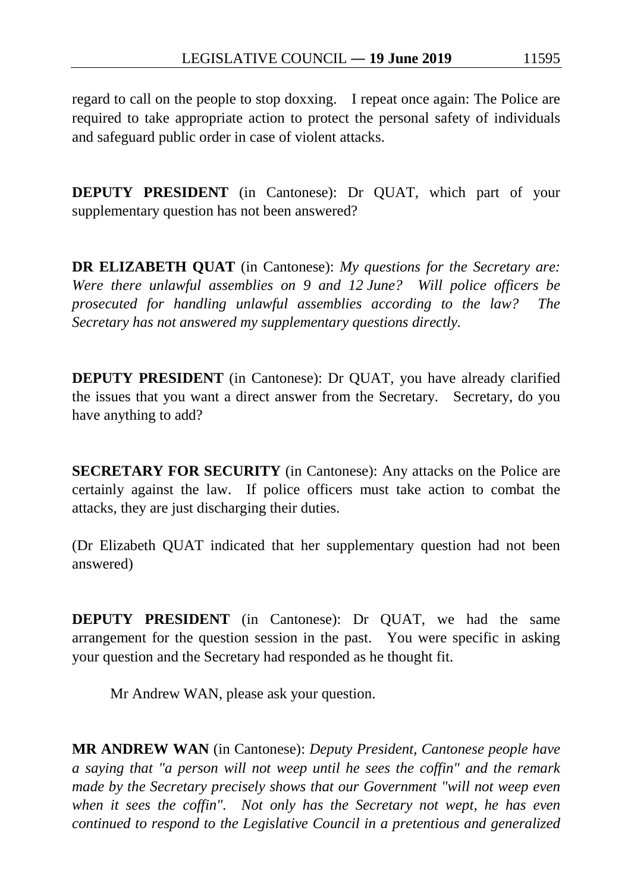regard to call on the people to stop doxxing. I repeat once again: The Police are required to take appropriate action to protect the personal safety of individuals and safeguard public order in case of violent attacks.

**DEPUTY PRESIDENT** (in Cantonese): Dr QUAT, which part of your supplementary question has not been answered?

**DR ELIZABETH QUAT** (in Cantonese): *My questions for the Secretary are: Were there unlawful assemblies on 9 and 12 June? Will police officers be prosecuted for handling unlawful assemblies according to the law? The Secretary has not answered my supplementary questions directly.*

**DEPUTY PRESIDENT** (in Cantonese): Dr QUAT, you have already clarified the issues that you want a direct answer from the Secretary. Secretary, do you have anything to add?

**SECRETARY FOR SECURITY** (in Cantonese): Any attacks on the Police are certainly against the law. If police officers must take action to combat the attacks, they are just discharging their duties.

(Dr Elizabeth QUAT indicated that her supplementary question had not been answered)

**DEPUTY PRESIDENT** (in Cantonese): Dr QUAT, we had the same arrangement for the question session in the past. You were specific in asking your question and the Secretary had responded as he thought fit.

Mr Andrew WAN, please ask your question.

**MR ANDREW WAN** (in Cantonese): *Deputy President, Cantonese people have a saying that "a person will not weep until he sees the coffin" and the remark made by the Secretary precisely shows that our Government "will not weep even when it sees the coffin". Not only has the Secretary not wept, he has even continued to respond to the Legislative Council in a pretentious and generalized*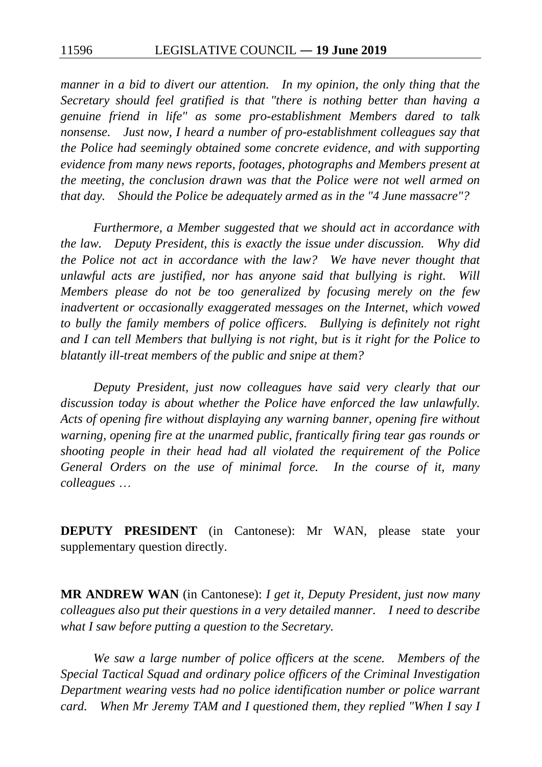*manner in a bid to divert our attention. In my opinion, the only thing that the Secretary should feel gratified is that "there is nothing better than having a genuine friend in life" as some pro-establishment Members dared to talk nonsense. Just now, I heard a number of pro-establishment colleagues say that the Police had seemingly obtained some concrete evidence, and with supporting evidence from many news reports, footages, photographs and Members present at the meeting, the conclusion drawn was that the Police were not well armed on that day. Should the Police be adequately armed as in the "4 June massacre"?*

*Furthermore, a Member suggested that we should act in accordance with the law. Deputy President, this is exactly the issue under discussion. Why did the Police not act in accordance with the law? We have never thought that unlawful acts are justified, nor has anyone said that bullying is right. Will Members please do not be too generalized by focusing merely on the few inadvertent or occasionally exaggerated messages on the Internet, which vowed to bully the family members of police officers. Bullying is definitely not right and I can tell Members that bullying is not right, but is it right for the Police to blatantly ill-treat members of the public and snipe at them?*

*Deputy President, just now colleagues have said very clearly that our discussion today is about whether the Police have enforced the law unlawfully. Acts of opening fire without displaying any warning banner, opening fire without warning, opening fire at the unarmed public, frantically firing tear gas rounds or shooting people in their head had all violated the requirement of the Police General Orders on the use of minimal force. In the course of it, many colleagues …*

**DEPUTY PRESIDENT** (in Cantonese): Mr WAN, please state your supplementary question directly.

**MR ANDREW WAN** (in Cantonese): *I get it, Deputy President, just now many colleagues also put their questions in a very detailed manner. I need to describe what I saw before putting a question to the Secretary.*

*We saw a large number of police officers at the scene. Members of the Special Tactical Squad and ordinary police officers of the Criminal Investigation Department wearing vests had no police identification number or police warrant card. When Mr Jeremy TAM and I questioned them, they replied "When I say I*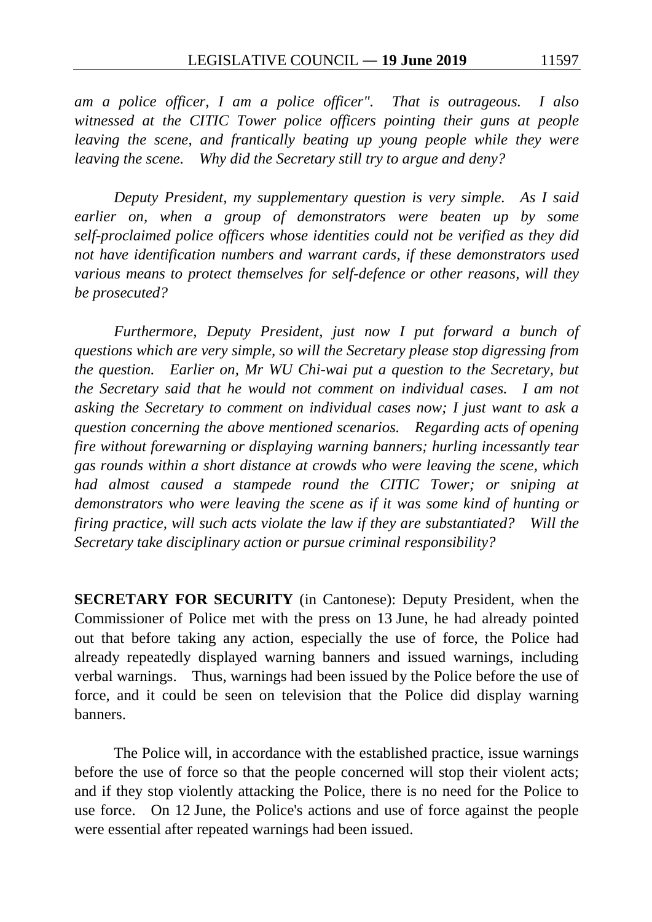*am a police officer, I am a police officer". That is outrageous. I also witnessed at the CITIC Tower police officers pointing their guns at people leaving the scene, and frantically beating up young people while they were leaving the scene. Why did the Secretary still try to argue and deny?*

*Deputy President, my supplementary question is very simple. As I said earlier on, when a group of demonstrators were beaten up by some self-proclaimed police officers whose identities could not be verified as they did not have identification numbers and warrant cards, if these demonstrators used various means to protect themselves for self-defence or other reasons, will they be prosecuted?*

*Furthermore, Deputy President, just now I put forward a bunch of questions which are very simple, so will the Secretary please stop digressing from the question. Earlier on, Mr WU Chi-wai put a question to the Secretary, but the Secretary said that he would not comment on individual cases. I am not asking the Secretary to comment on individual cases now; I just want to ask a question concerning the above mentioned scenarios. Regarding acts of opening fire without forewarning or displaying warning banners; hurling incessantly tear gas rounds within a short distance at crowds who were leaving the scene, which had almost caused a stampede round the CITIC Tower; or sniping at demonstrators who were leaving the scene as if it was some kind of hunting or firing practice, will such acts violate the law if they are substantiated? Will the Secretary take disciplinary action or pursue criminal responsibility?*

**SECRETARY FOR SECURITY** (in Cantonese): Deputy President, when the Commissioner of Police met with the press on 13 June, he had already pointed out that before taking any action, especially the use of force, the Police had already repeatedly displayed warning banners and issued warnings, including verbal warnings. Thus, warnings had been issued by the Police before the use of force, and it could be seen on television that the Police did display warning banners.

The Police will, in accordance with the established practice, issue warnings before the use of force so that the people concerned will stop their violent acts; and if they stop violently attacking the Police, there is no need for the Police to use force. On 12 June, the Police's actions and use of force against the people were essential after repeated warnings had been issued.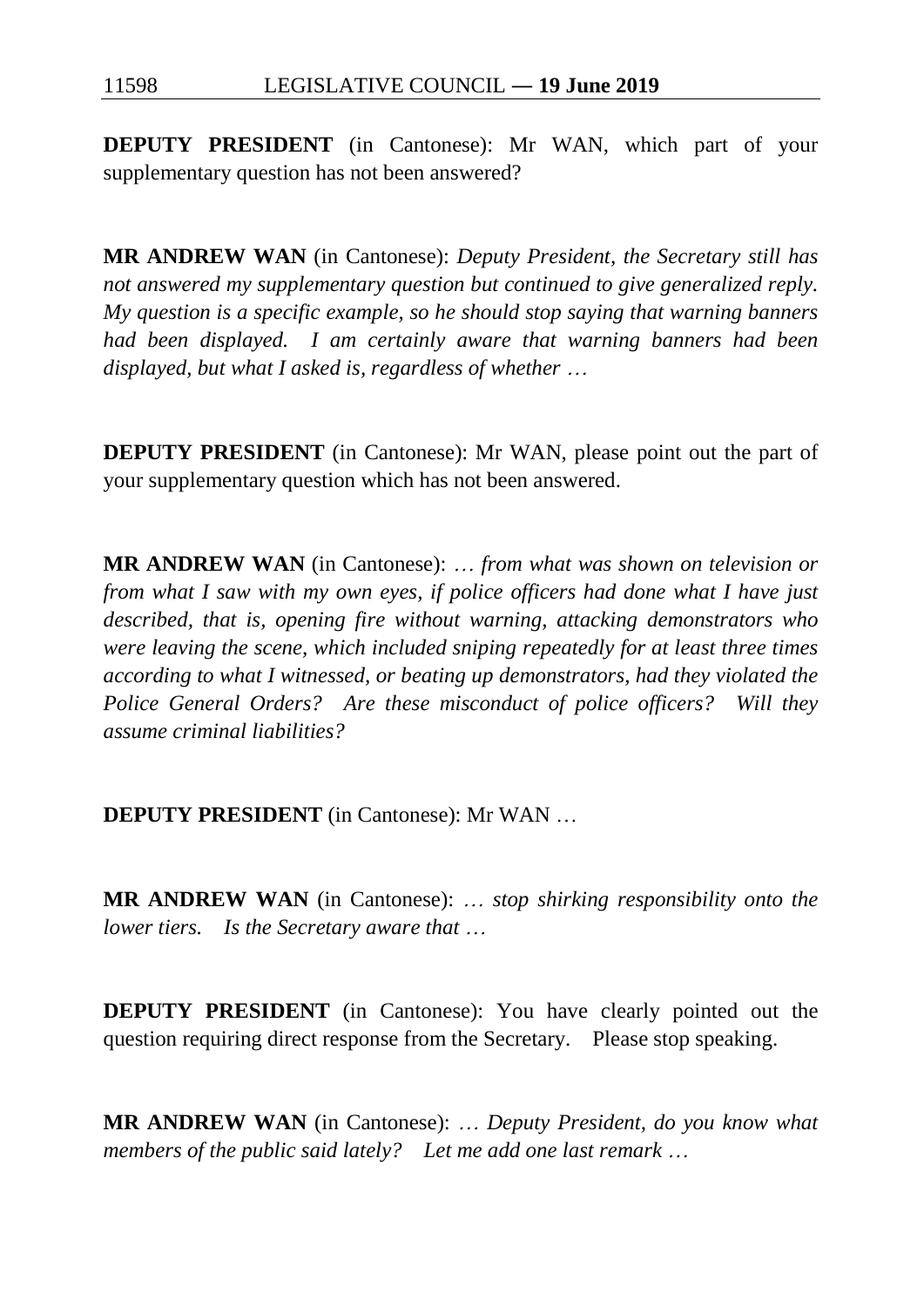**DEPUTY PRESIDENT** (in Cantonese): Mr WAN, which part of your supplementary question has not been answered?

**MR ANDREW WAN** (in Cantonese): *Deputy President, the Secretary still has not answered my supplementary question but continued to give generalized reply. My question is a specific example, so he should stop saying that warning banners had been displayed. I am certainly aware that warning banners had been displayed, but what I asked is, regardless of whether …*

**DEPUTY PRESIDENT** (in Cantonese): Mr WAN, please point out the part of your supplementary question which has not been answered.

**MR ANDREW WAN** (in Cantonese): *… from what was shown on television or from what I saw with my own eyes, if police officers had done what I have just described, that is, opening fire without warning, attacking demonstrators who were leaving the scene, which included sniping repeatedly for at least three times according to what I witnessed, or beating up demonstrators, had they violated the Police General Orders? Are these misconduct of police officers? Will they assume criminal liabilities?*

**DEPUTY PRESIDENT** (in Cantonese): Mr WAN …

**MR ANDREW WAN** (in Cantonese): *… stop shirking responsibility onto the lower tiers. Is the Secretary aware that …*

**DEPUTY PRESIDENT** (in Cantonese): You have clearly pointed out the question requiring direct response from the Secretary. Please stop speaking.

**MR ANDREW WAN** (in Cantonese): *… Deputy President, do you know what members of the public said lately? Let me add one last remark …*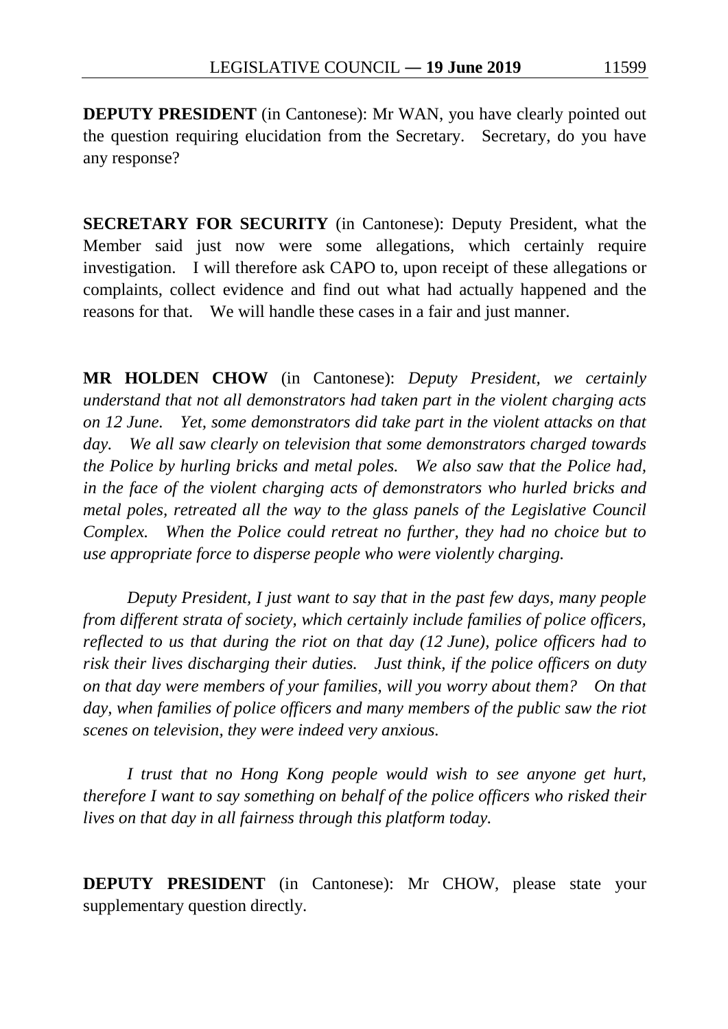**DEPUTY PRESIDENT** (in Cantonese): Mr WAN, you have clearly pointed out the question requiring elucidation from the Secretary. Secretary, do you have any response?

**SECRETARY FOR SECURITY** (in Cantonese): Deputy President, what the Member said just now were some allegations, which certainly require investigation. I will therefore ask CAPO to, upon receipt of these allegations or complaints, collect evidence and find out what had actually happened and the reasons for that. We will handle these cases in a fair and just manner.

**MR HOLDEN CHOW** (in Cantonese): *Deputy President, we certainly understand that not all demonstrators had taken part in the violent charging acts on 12 June. Yet, some demonstrators did take part in the violent attacks on that day. We all saw clearly on television that some demonstrators charged towards the Police by hurling bricks and metal poles. We also saw that the Police had, in the face of the violent charging acts of demonstrators who hurled bricks and metal poles, retreated all the way to the glass panels of the Legislative Council Complex. When the Police could retreat no further, they had no choice but to use appropriate force to disperse people who were violently charging.*

*Deputy President, I just want to say that in the past few days, many people from different strata of society, which certainly include families of police officers, reflected to us that during the riot on that day (12 June), police officers had to risk their lives discharging their duties. Just think, if the police officers on duty on that day were members of your families, will you worry about them? On that day, when families of police officers and many members of the public saw the riot scenes on television, they were indeed very anxious.*

*I trust that no Hong Kong people would wish to see anyone get hurt, therefore I want to say something on behalf of the police officers who risked their lives on that day in all fairness through this platform today.*

**DEPUTY PRESIDENT** (in Cantonese): Mr CHOW, please state your supplementary question directly.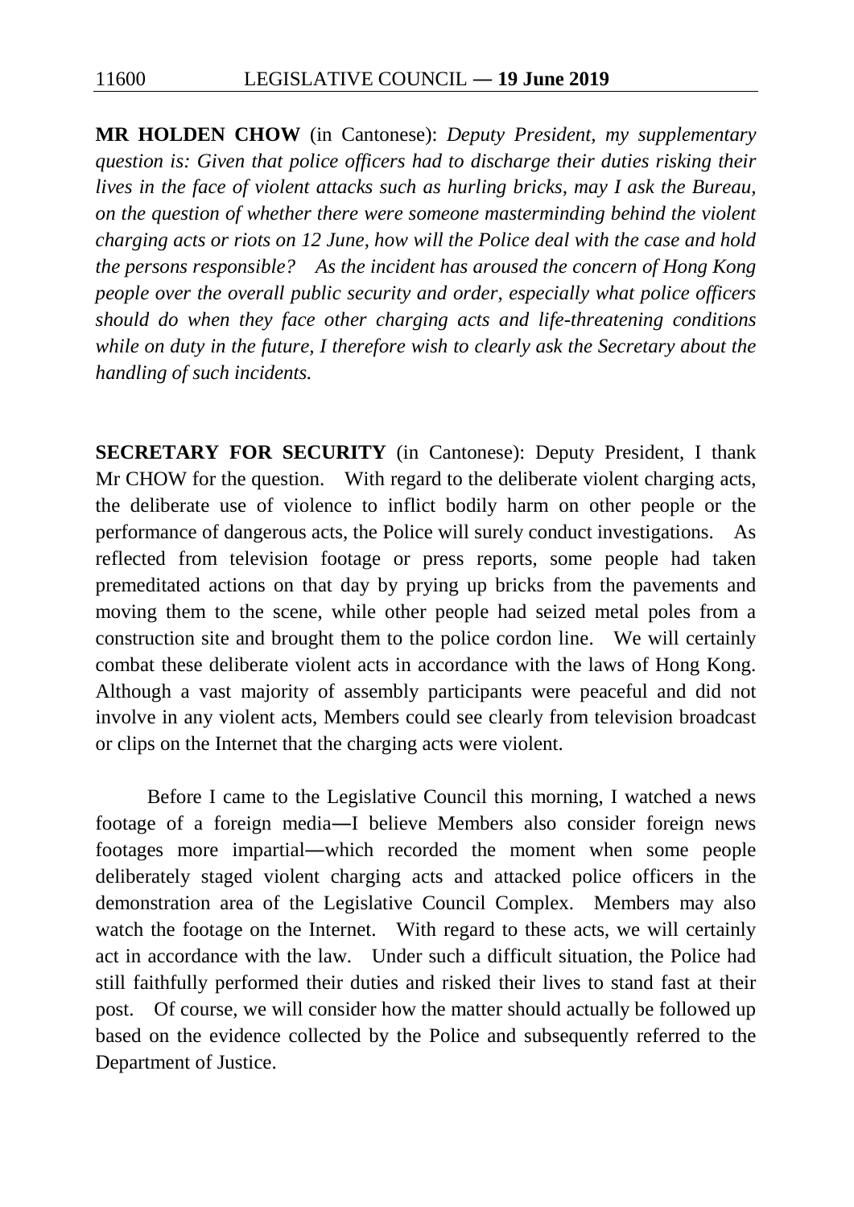**MR HOLDEN CHOW** (in Cantonese): *Deputy President, my supplementary question is: Given that police officers had to discharge their duties risking their lives in the face of violent attacks such as hurling bricks, may I ask the Bureau, on the question of whether there were someone masterminding behind the violent charging acts or riots on 12 June, how will the Police deal with the case and hold the persons responsible? As the incident has aroused the concern of Hong Kong people over the overall public security and order, especially what police officers should do when they face other charging acts and life-threatening conditions while on duty in the future, I therefore wish to clearly ask the Secretary about the handling of such incidents.*

**SECRETARY FOR SECURITY** (in Cantonese): Deputy President, I thank Mr CHOW for the question. With regard to the deliberate violent charging acts, the deliberate use of violence to inflict bodily harm on other people or the performance of dangerous acts, the Police will surely conduct investigations. As reflected from television footage or press reports, some people had taken premeditated actions on that day by prying up bricks from the pavements and moving them to the scene, while other people had seized metal poles from a construction site and brought them to the police cordon line. We will certainly combat these deliberate violent acts in accordance with the laws of Hong Kong. Although a vast majority of assembly participants were peaceful and did not involve in any violent acts, Members could see clearly from television broadcast or clips on the Internet that the charging acts were violent.

Before I came to the Legislative Council this morning, I watched a news footage of a foreign media―I believe Members also consider foreign news footages more impartial―which recorded the moment when some people deliberately staged violent charging acts and attacked police officers in the demonstration area of the Legislative Council Complex. Members may also watch the footage on the Internet. With regard to these acts, we will certainly act in accordance with the law. Under such a difficult situation, the Police had still faithfully performed their duties and risked their lives to stand fast at their post. Of course, we will consider how the matter should actually be followed up based on the evidence collected by the Police and subsequently referred to the Department of Justice.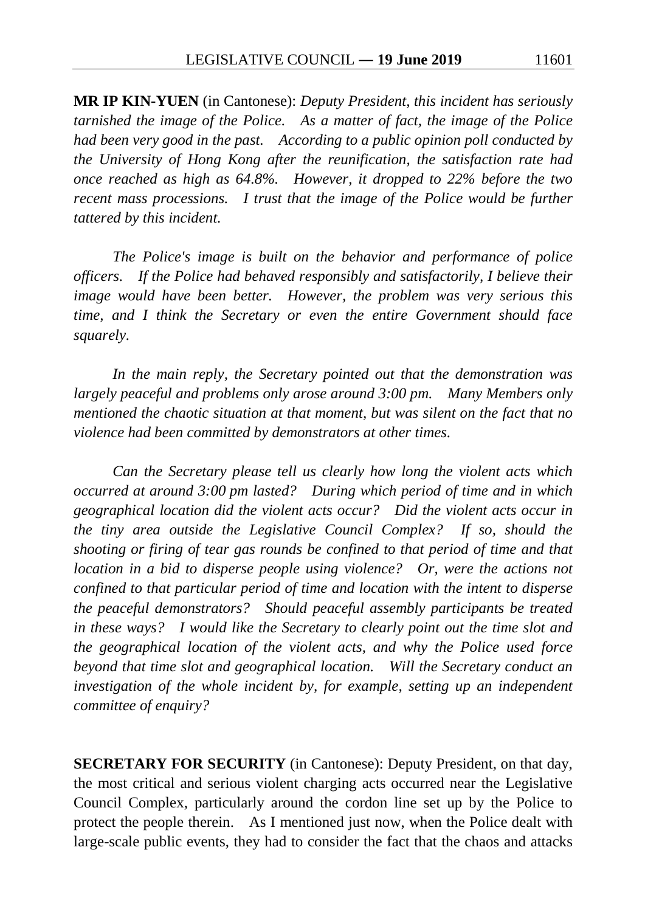**MR IP KIN-YUEN** (in Cantonese): *Deputy President, this incident has seriously tarnished the image of the Police. As a matter of fact, the image of the Police had been very good in the past. According to a public opinion poll conducted by the University of Hong Kong after the reunification, the satisfaction rate had once reached as high as 64.8%. However, it dropped to 22% before the two recent mass processions. I trust that the image of the Police would be further tattered by this incident.*

*The Police's image is built on the behavior and performance of police officers. If the Police had behaved responsibly and satisfactorily, I believe their image would have been better. However, the problem was very serious this time, and I think the Secretary or even the entire Government should face squarely.*

*In the main reply, the Secretary pointed out that the demonstration was largely peaceful and problems only arose around 3:00 pm. Many Members only mentioned the chaotic situation at that moment, but was silent on the fact that no violence had been committed by demonstrators at other times.*

*Can the Secretary please tell us clearly how long the violent acts which occurred at around 3:00 pm lasted? During which period of time and in which geographical location did the violent acts occur? Did the violent acts occur in the tiny area outside the Legislative Council Complex? If so, should the shooting or firing of tear gas rounds be confined to that period of time and that location in a bid to disperse people using violence? Or, were the actions not confined to that particular period of time and location with the intent to disperse the peaceful demonstrators? Should peaceful assembly participants be treated in these ways? I would like the Secretary to clearly point out the time slot and the geographical location of the violent acts, and why the Police used force beyond that time slot and geographical location. Will the Secretary conduct an investigation of the whole incident by, for example, setting up an independent committee of enquiry?*

**SECRETARY FOR SECURITY** (in Cantonese): Deputy President, on that day, the most critical and serious violent charging acts occurred near the Legislative Council Complex, particularly around the cordon line set up by the Police to protect the people therein. As I mentioned just now, when the Police dealt with large-scale public events, they had to consider the fact that the chaos and attacks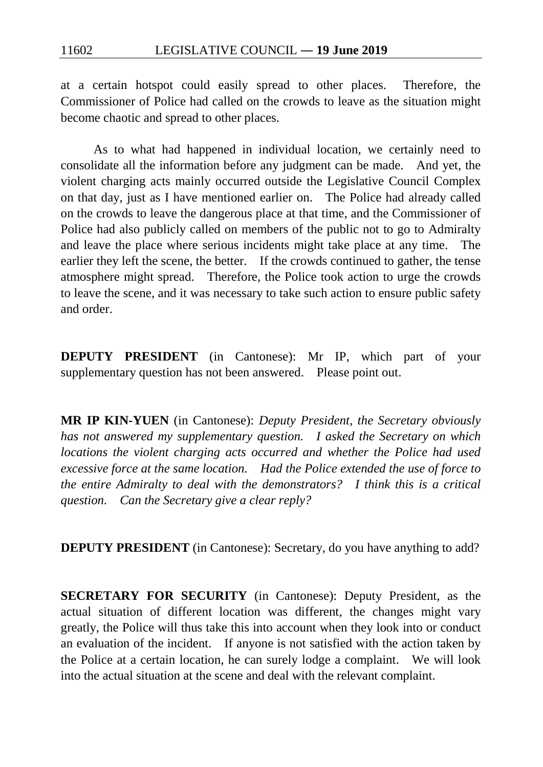at a certain hotspot could easily spread to other places. Therefore, the Commissioner of Police had called on the crowds to leave as the situation might become chaotic and spread to other places.

As to what had happened in individual location, we certainly need to consolidate all the information before any judgment can be made. And yet, the violent charging acts mainly occurred outside the Legislative Council Complex on that day, just as I have mentioned earlier on. The Police had already called on the crowds to leave the dangerous place at that time, and the Commissioner of Police had also publicly called on members of the public not to go to Admiralty and leave the place where serious incidents might take place at any time. The earlier they left the scene, the better. If the crowds continued to gather, the tense atmosphere might spread. Therefore, the Police took action to urge the crowds to leave the scene, and it was necessary to take such action to ensure public safety and order.

**DEPUTY PRESIDENT** (in Cantonese): Mr IP, which part of your supplementary question has not been answered. Please point out.

**MR IP KIN-YUEN** (in Cantonese): *Deputy President, the Secretary obviously has not answered my supplementary question. I asked the Secretary on which locations the violent charging acts occurred and whether the Police had used excessive force at the same location. Had the Police extended the use of force to the entire Admiralty to deal with the demonstrators? I think this is a critical question. Can the Secretary give a clear reply?*

**DEPUTY PRESIDENT** (in Cantonese): Secretary, do you have anything to add?

**SECRETARY FOR SECURITY** (in Cantonese): Deputy President, as the actual situation of different location was different, the changes might vary greatly, the Police will thus take this into account when they look into or conduct an evaluation of the incident. If anyone is not satisfied with the action taken by the Police at a certain location, he can surely lodge a complaint. We will look into the actual situation at the scene and deal with the relevant complaint.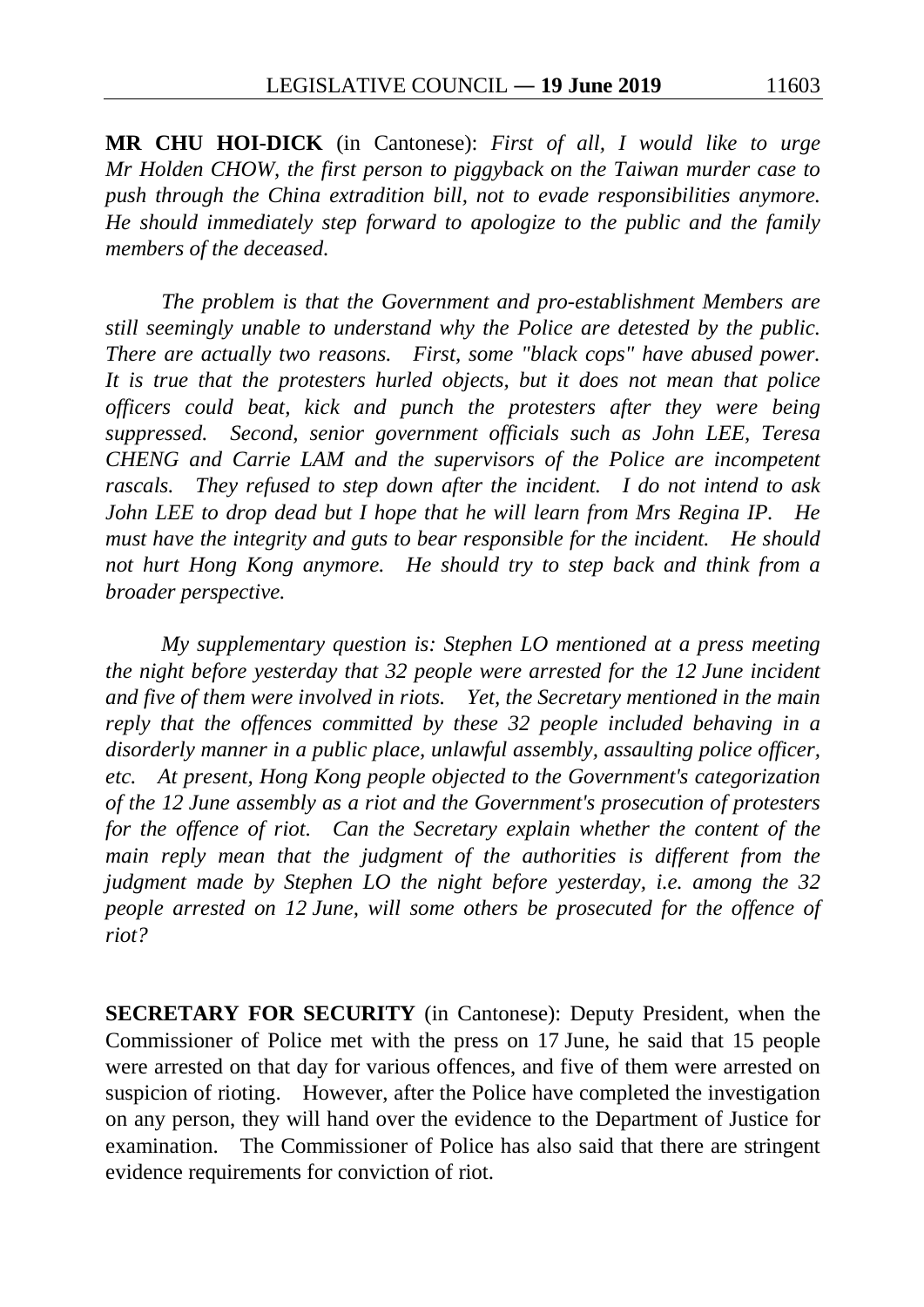**MR CHU HOI-DICK** (in Cantonese): *First of all, I would like to urge Mr Holden CHOW, the first person to piggyback on the Taiwan murder case to push through the China extradition bill, not to evade responsibilities anymore. He should immediately step forward to apologize to the public and the family members of the deceased.*

*The problem is that the Government and pro-establishment Members are still seemingly unable to understand why the Police are detested by the public. There are actually two reasons. First, some "black cops" have abused power. It is true that the protesters hurled objects, but it does not mean that police officers could beat, kick and punch the protesters after they were being suppressed. Second, senior government officials such as John LEE, Teresa CHENG and Carrie LAM and the supervisors of the Police are incompetent rascals. They refused to step down after the incident. I do not intend to ask John LEE to drop dead but I hope that he will learn from Mrs Regina IP. He must have the integrity and guts to bear responsible for the incident. He should not hurt Hong Kong anymore. He should try to step back and think from a broader perspective.*

*My supplementary question is: Stephen LO mentioned at a press meeting the night before yesterday that 32 people were arrested for the 12 June incident and five of them were involved in riots. Yet, the Secretary mentioned in the main reply that the offences committed by these 32 people included behaving in a disorderly manner in a public place, unlawful assembly, assaulting police officer, etc. At present, Hong Kong people objected to the Government's categorization of the 12 June assembly as a riot and the Government's prosecution of protesters for the offence of riot. Can the Secretary explain whether the content of the main reply mean that the judgment of the authorities is different from the judgment made by Stephen LO the night before yesterday, i.e. among the 32 people arrested on 12 June, will some others be prosecuted for the offence of riot?*

**SECRETARY FOR SECURITY** (in Cantonese): Deputy President, when the Commissioner of Police met with the press on 17 June, he said that 15 people were arrested on that day for various offences, and five of them were arrested on suspicion of rioting. However, after the Police have completed the investigation on any person, they will hand over the evidence to the Department of Justice for examination. The Commissioner of Police has also said that there are stringent evidence requirements for conviction of riot.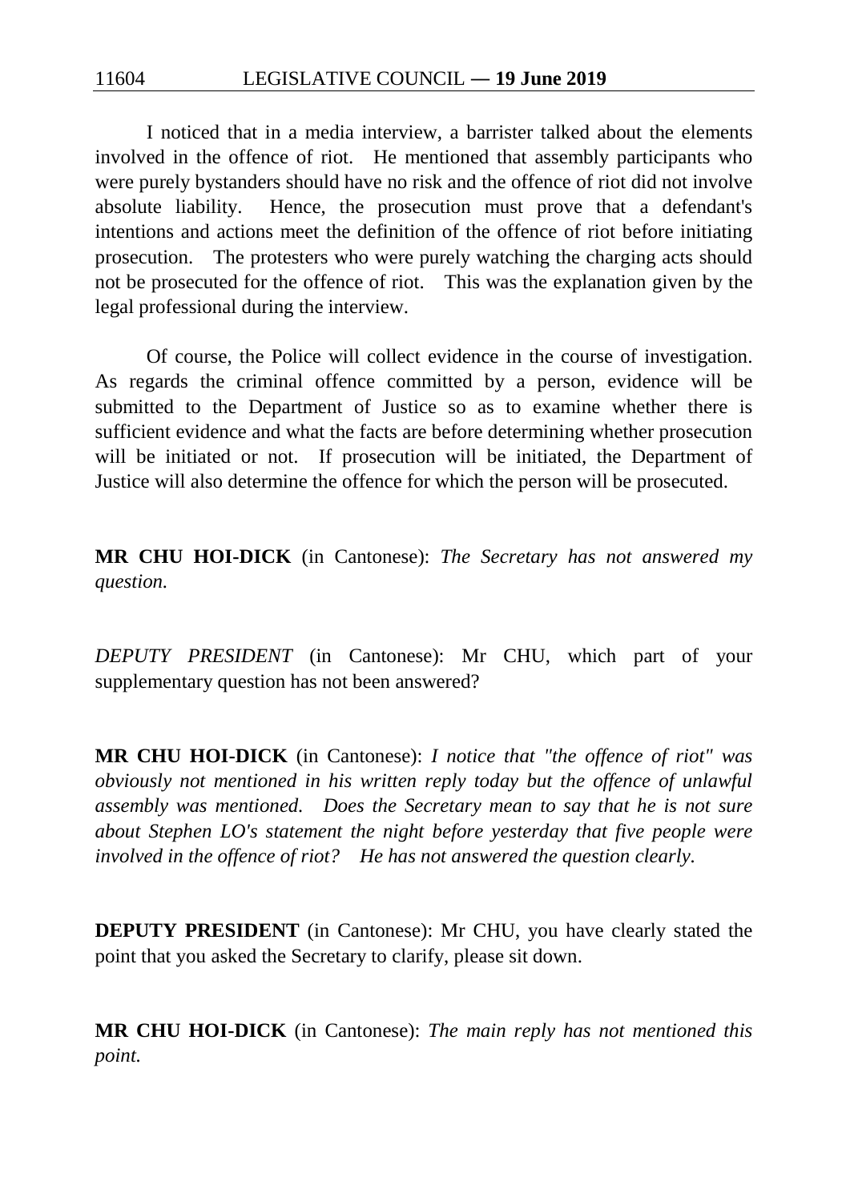I noticed that in a media interview, a barrister talked about the elements involved in the offence of riot. He mentioned that assembly participants who were purely bystanders should have no risk and the offence of riot did not involve absolute liability. Hence, the prosecution must prove that a defendant's intentions and actions meet the definition of the offence of riot before initiating prosecution. The protesters who were purely watching the charging acts should not be prosecuted for the offence of riot. This was the explanation given by the legal professional during the interview.

Of course, the Police will collect evidence in the course of investigation. As regards the criminal offence committed by a person, evidence will be submitted to the Department of Justice so as to examine whether there is sufficient evidence and what the facts are before determining whether prosecution will be initiated or not. If prosecution will be initiated, the Department of Justice will also determine the offence for which the person will be prosecuted.

**MR CHU HOI-DICK** (in Cantonese): *The Secretary has not answered my question.*

*DEPUTY PRESIDENT* (in Cantonese): Mr CHU, which part of your supplementary question has not been answered?

**MR CHU HOI-DICK** (in Cantonese): *I notice that "the offence of riot" was obviously not mentioned in his written reply today but the offence of unlawful assembly was mentioned. Does the Secretary mean to say that he is not sure about Stephen LO's statement the night before yesterday that five people were involved in the offence of riot? He has not answered the question clearly.*

**DEPUTY PRESIDENT** (in Cantonese): Mr CHU, you have clearly stated the point that you asked the Secretary to clarify, please sit down.

**MR CHU HOI-DICK** (in Cantonese): *The main reply has not mentioned this point.*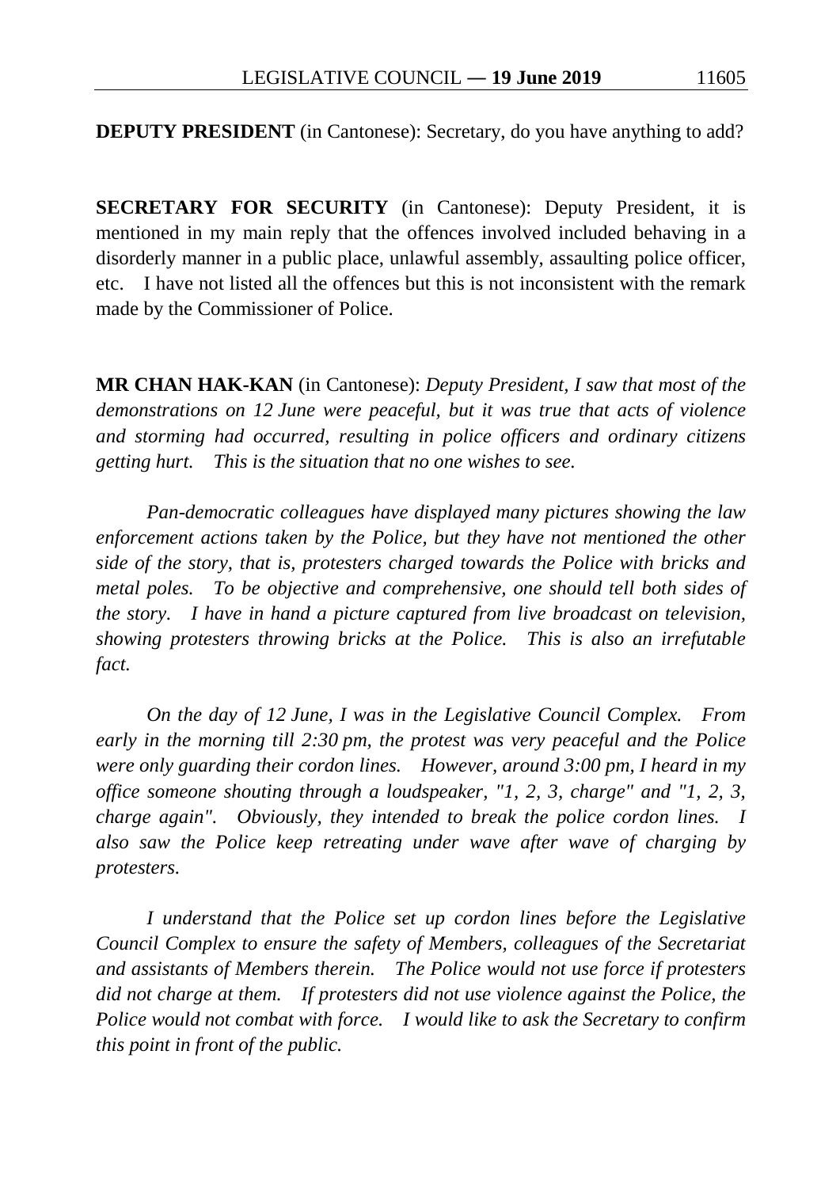**DEPUTY PRESIDENT** (in Cantonese): Secretary, do you have anything to add?

**SECRETARY FOR SECURITY** (in Cantonese): Deputy President, it is mentioned in my main reply that the offences involved included behaving in a disorderly manner in a public place, unlawful assembly, assaulting police officer, etc. I have not listed all the offences but this is not inconsistent with the remark made by the Commissioner of Police.

**MR CHAN HAK-KAN** (in Cantonese): *Deputy President, I saw that most of the demonstrations on 12 June were peaceful, but it was true that acts of violence and storming had occurred, resulting in police officers and ordinary citizens getting hurt. This is the situation that no one wishes to see.*

*Pan-democratic colleagues have displayed many pictures showing the law enforcement actions taken by the Police, but they have not mentioned the other side of the story, that is, protesters charged towards the Police with bricks and metal poles. To be objective and comprehensive, one should tell both sides of the story. I have in hand a picture captured from live broadcast on television, showing protesters throwing bricks at the Police. This is also an irrefutable fact.*

*On the day of 12 June, I was in the Legislative Council Complex. From early in the morning till 2:30 pm, the protest was very peaceful and the Police were only guarding their cordon lines. However, around 3:00 pm, I heard in my office someone shouting through a loudspeaker, "1, 2, 3, charge" and "1, 2, 3, charge again". Obviously, they intended to break the police cordon lines. I also saw the Police keep retreating under wave after wave of charging by protesters.*

*I understand that the Police set up cordon lines before the Legislative Council Complex to ensure the safety of Members, colleagues of the Secretariat and assistants of Members therein. The Police would not use force if protesters did not charge at them. If protesters did not use violence against the Police, the Police would not combat with force. I would like to ask the Secretary to confirm this point in front of the public.*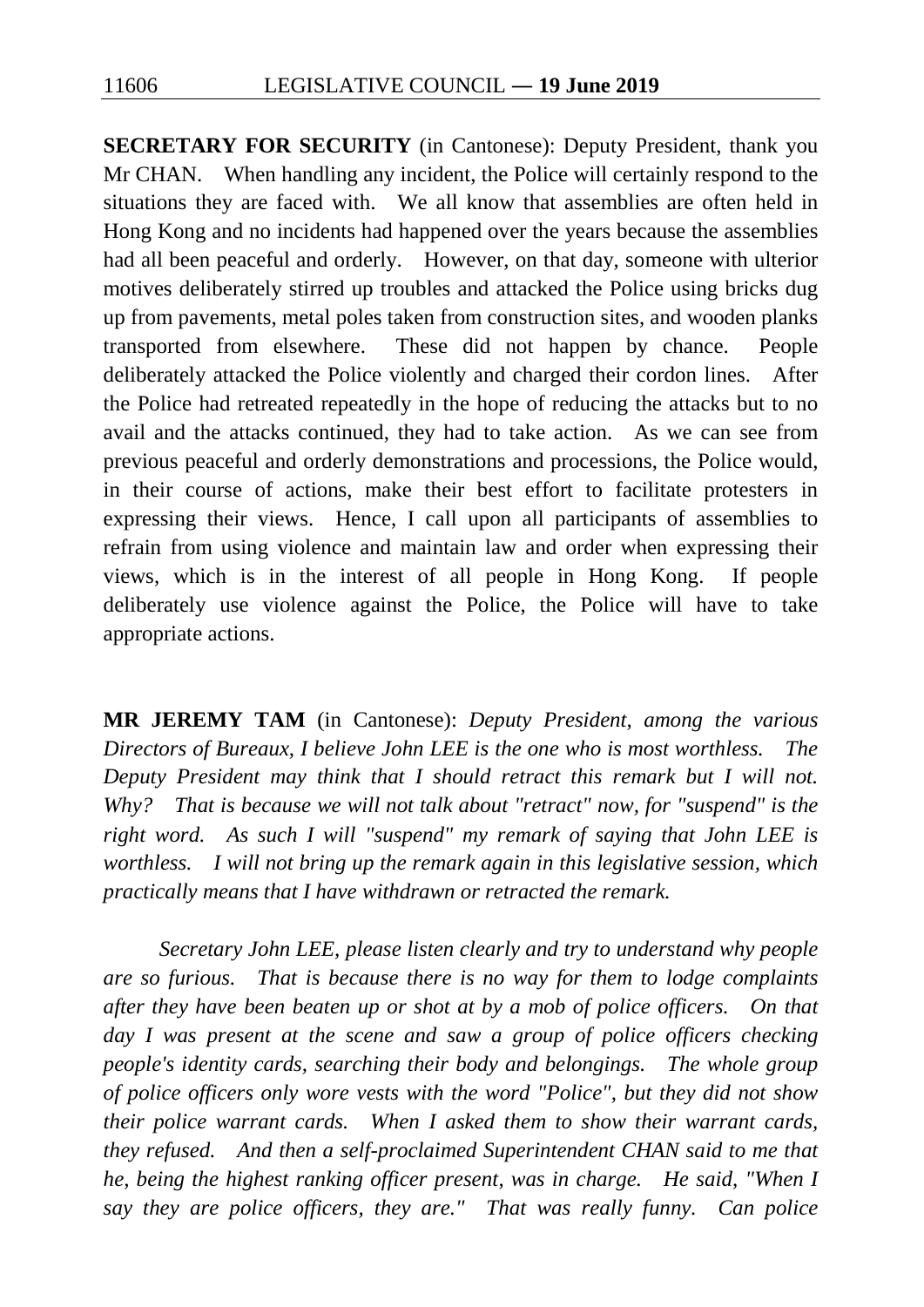**SECRETARY FOR SECURITY** (in Cantonese): Deputy President, thank you Mr CHAN. When handling any incident, the Police will certainly respond to the situations they are faced with. We all know that assemblies are often held in Hong Kong and no incidents had happened over the years because the assemblies had all been peaceful and orderly. However, on that day, someone with ulterior motives deliberately stirred up troubles and attacked the Police using bricks dug up from pavements, metal poles taken from construction sites, and wooden planks transported from elsewhere. These did not happen by chance. People deliberately attacked the Police violently and charged their cordon lines. After the Police had retreated repeatedly in the hope of reducing the attacks but to no avail and the attacks continued, they had to take action. As we can see from previous peaceful and orderly demonstrations and processions, the Police would, in their course of actions, make their best effort to facilitate protesters in expressing their views. Hence, I call upon all participants of assemblies to refrain from using violence and maintain law and order when expressing their views, which is in the interest of all people in Hong Kong. If people deliberately use violence against the Police, the Police will have to take appropriate actions.

**MR JEREMY TAM** (in Cantonese): *Deputy President, among the various Directors of Bureaux, I believe John LEE is the one who is most worthless. The Deputy President may think that I should retract this remark but I will not. Why? That is because we will not talk about "retract" now, for "suspend" is the right word. As such I will "suspend" my remark of saying that John LEE is worthless. I will not bring up the remark again in this legislative session, which practically means that I have withdrawn or retracted the remark.*

*Secretary John LEE, please listen clearly and try to understand why people are so furious. That is because there is no way for them to lodge complaints after they have been beaten up or shot at by a mob of police officers. On that day I was present at the scene and saw a group of police officers checking people's identity cards, searching their body and belongings. The whole group of police officers only wore vests with the word "Police", but they did not show their police warrant cards. When I asked them to show their warrant cards, they refused. And then a self-proclaimed Superintendent CHAN said to me that he, being the highest ranking officer present, was in charge. He said, "When I say they are police officers, they are." That was really funny. Can police*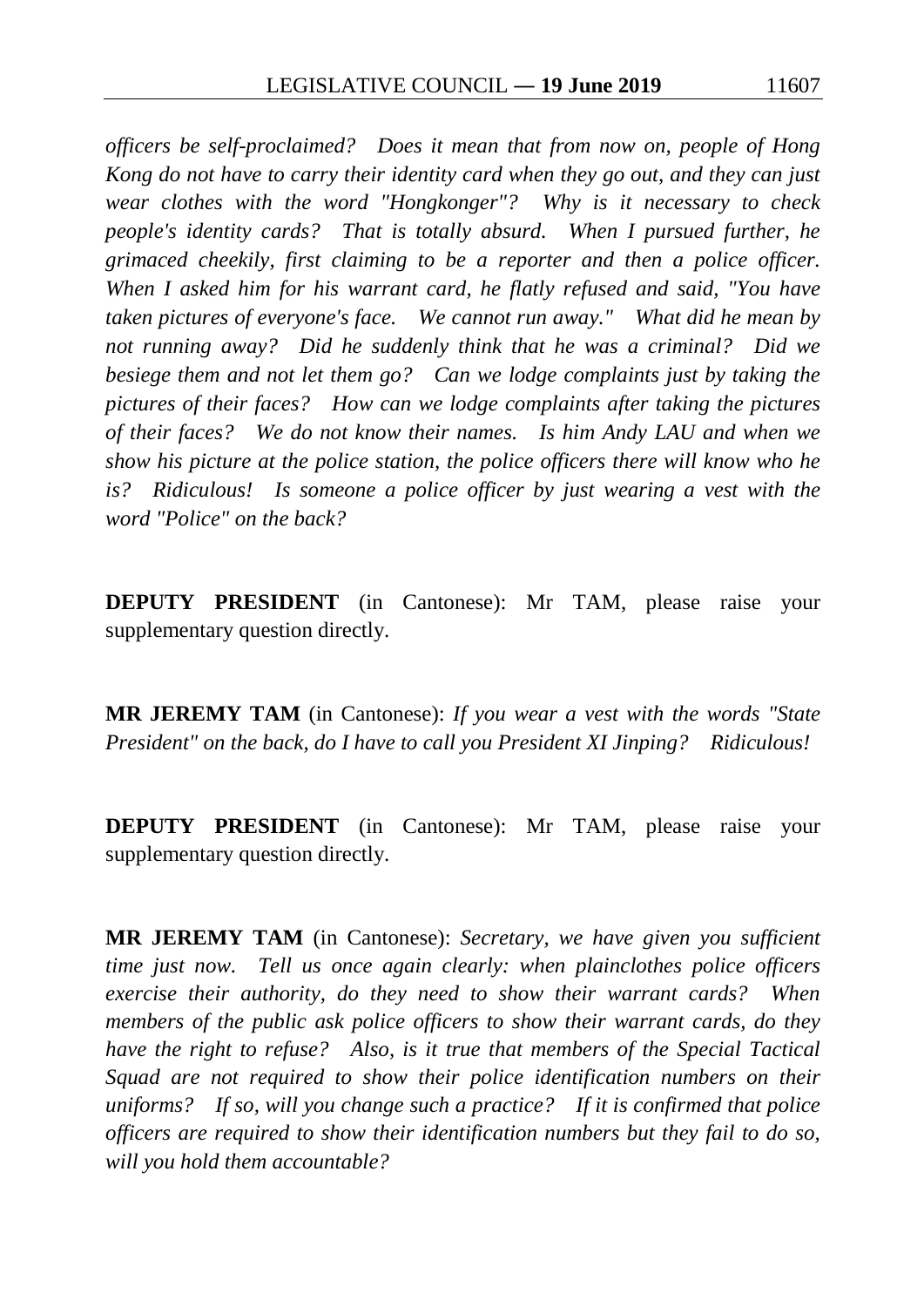*officers be self-proclaimed? Does it mean that from now on, people of Hong Kong do not have to carry their identity card when they go out, and they can just wear clothes with the word "Hongkonger"? Why is it necessary to check people's identity cards? That is totally absurd. When I pursued further, he grimaced cheekily, first claiming to be a reporter and then a police officer. When I asked him for his warrant card, he flatly refused and said, "You have taken pictures of everyone's face. We cannot run away." What did he mean by not running away? Did he suddenly think that he was a criminal? Did we besiege them and not let them go? Can we lodge complaints just by taking the pictures of their faces? How can we lodge complaints after taking the pictures of their faces? We do not know their names. Is him Andy LAU and when we show his picture at the police station, the police officers there will know who he is? Ridiculous! Is someone a police officer by just wearing a vest with the word "Police" on the back?*

**DEPUTY PRESIDENT** (in Cantonese): Mr TAM, please raise your supplementary question directly.

**MR JEREMY TAM** (in Cantonese): *If you wear a vest with the words "State President" on the back, do I have to call you President XI Jinping? Ridiculous!*

**DEPUTY PRESIDENT** (in Cantonese): Mr TAM, please raise your supplementary question directly.

**MR JEREMY TAM** (in Cantonese): *Secretary, we have given you sufficient time just now. Tell us once again clearly: when plainclothes police officers exercise their authority, do they need to show their warrant cards? When members of the public ask police officers to show their warrant cards, do they have the right to refuse? Also, is it true that members of the Special Tactical Squad are not required to show their police identification numbers on their uniforms? If so, will you change such a practice? If it is confirmed that police officers are required to show their identification numbers but they fail to do so, will you hold them accountable?*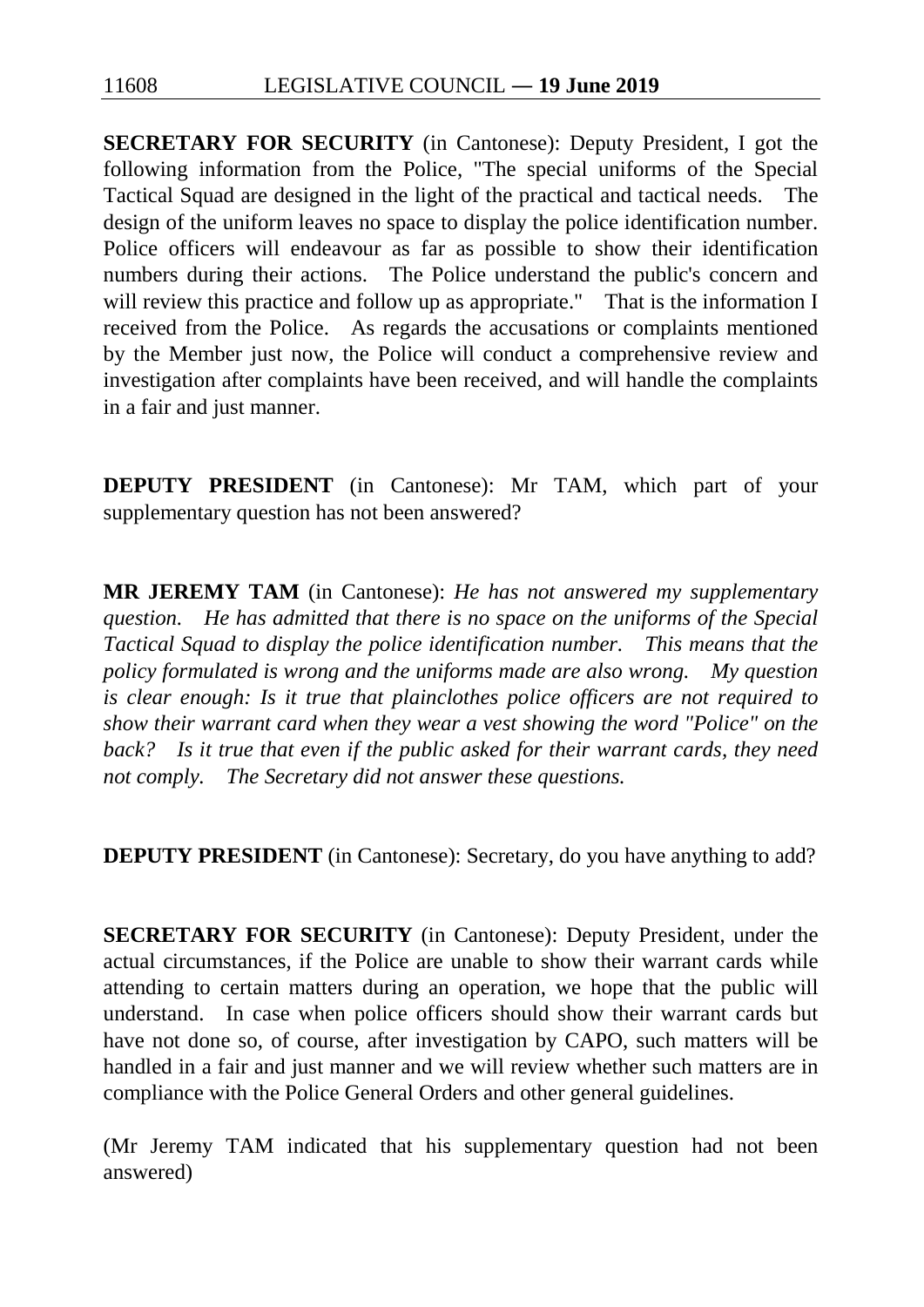**SECRETARY FOR SECURITY** (in Cantonese): Deputy President, I got the following information from the Police, "The special uniforms of the Special Tactical Squad are designed in the light of the practical and tactical needs. The design of the uniform leaves no space to display the police identification number. Police officers will endeavour as far as possible to show their identification numbers during their actions. The Police understand the public's concern and will review this practice and follow up as appropriate." That is the information I received from the Police. As regards the accusations or complaints mentioned by the Member just now, the Police will conduct a comprehensive review and investigation after complaints have been received, and will handle the complaints in a fair and just manner.

**DEPUTY PRESIDENT** (in Cantonese): Mr TAM, which part of your supplementary question has not been answered?

**MR JEREMY TAM** (in Cantonese): *He has not answered my supplementary question. He has admitted that there is no space on the uniforms of the Special Tactical Squad to display the police identification number. This means that the policy formulated is wrong and the uniforms made are also wrong. My question is clear enough: Is it true that plainclothes police officers are not required to show their warrant card when they wear a vest showing the word "Police" on the back? Is it true that even if the public asked for their warrant cards, they need not comply. The Secretary did not answer these questions.*

**DEPUTY PRESIDENT** (in Cantonese): Secretary, do you have anything to add?

**SECRETARY FOR SECURITY** (in Cantonese): Deputy President, under the actual circumstances, if the Police are unable to show their warrant cards while attending to certain matters during an operation, we hope that the public will understand. In case when police officers should show their warrant cards but have not done so, of course, after investigation by CAPO, such matters will be handled in a fair and just manner and we will review whether such matters are in compliance with the Police General Orders and other general guidelines.

(Mr Jeremy TAM indicated that his supplementary question had not been answered)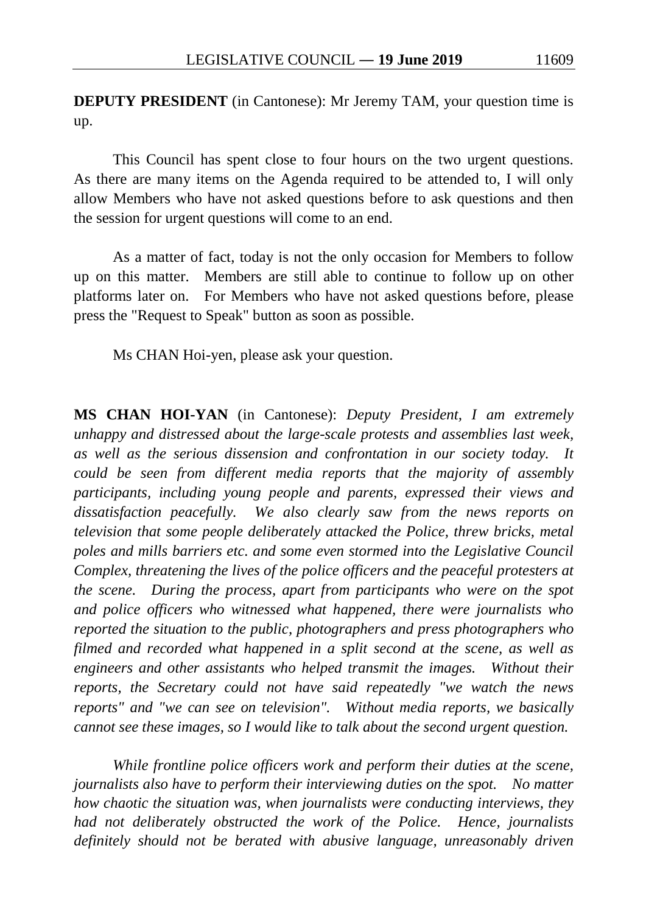**DEPUTY PRESIDENT** (in Cantonese): Mr Jeremy TAM, your question time is up.

This Council has spent close to four hours on the two urgent questions. As there are many items on the Agenda required to be attended to, I will only allow Members who have not asked questions before to ask questions and then the session for urgent questions will come to an end.

As a matter of fact, today is not the only occasion for Members to follow up on this matter. Members are still able to continue to follow up on other platforms later on. For Members who have not asked questions before, please press the "Request to Speak" button as soon as possible.

Ms CHAN Hoi-yen, please ask your question.

**MS CHAN HOI-YAN** (in Cantonese): *Deputy President, I am extremely unhappy and distressed about the large-scale protests and assemblies last week, as well as the serious dissension and confrontation in our society today. It could be seen from different media reports that the majority of assembly participants, including young people and parents, expressed their views and dissatisfaction peacefully. We also clearly saw from the news reports on television that some people deliberately attacked the Police, threw bricks, metal poles and mills barriers etc. and some even stormed into the Legislative Council Complex, threatening the lives of the police officers and the peaceful protesters at the scene. During the process, apart from participants who were on the spot and police officers who witnessed what happened, there were journalists who reported the situation to the public, photographers and press photographers who filmed and recorded what happened in a split second at the scene, as well as engineers and other assistants who helped transmit the images. Without their reports, the Secretary could not have said repeatedly "we watch the news reports" and "we can see on television". Without media reports, we basically cannot see these images, so I would like to talk about the second urgent question.*

*While frontline police officers work and perform their duties at the scene, journalists also have to perform their interviewing duties on the spot. No matter how chaotic the situation was, when journalists were conducting interviews, they had not deliberately obstructed the work of the Police. Hence, journalists definitely should not be berated with abusive language, unreasonably driven*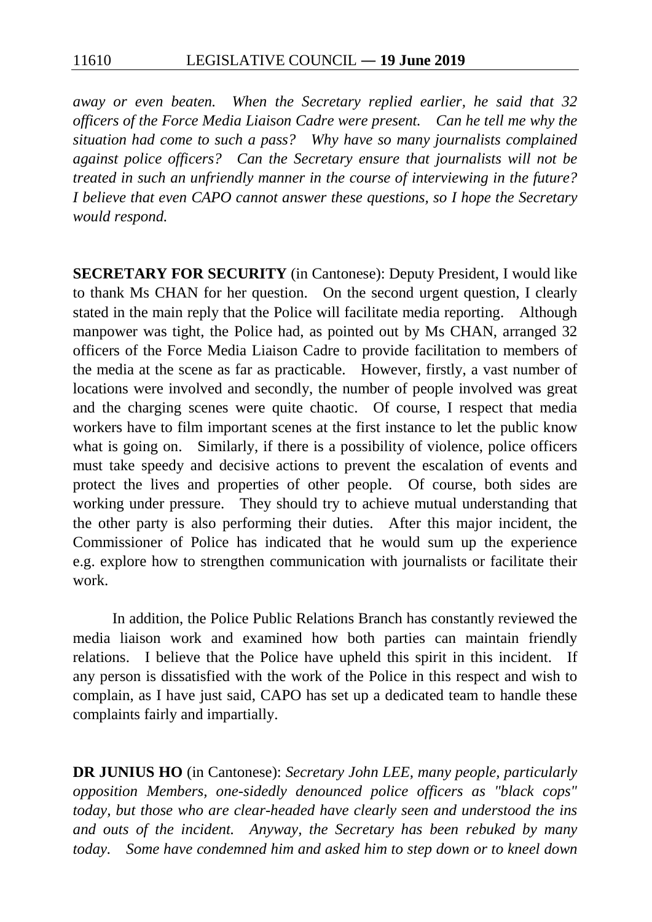*away or even beaten. When the Secretary replied earlier, he said that 32 officers of the Force Media Liaison Cadre were present. Can he tell me why the situation had come to such a pass? Why have so many journalists complained against police officers? Can the Secretary ensure that journalists will not be treated in such an unfriendly manner in the course of interviewing in the future? I believe that even CAPO cannot answer these questions, so I hope the Secretary would respond.*

**SECRETARY FOR SECURITY** (in Cantonese): Deputy President, I would like to thank Ms CHAN for her question. On the second urgent question, I clearly stated in the main reply that the Police will facilitate media reporting. Although manpower was tight, the Police had, as pointed out by Ms CHAN, arranged 32 officers of the Force Media Liaison Cadre to provide facilitation to members of the media at the scene as far as practicable. However, firstly, a vast number of locations were involved and secondly, the number of people involved was great and the charging scenes were quite chaotic. Of course, I respect that media workers have to film important scenes at the first instance to let the public know what is going on. Similarly, if there is a possibility of violence, police officers must take speedy and decisive actions to prevent the escalation of events and protect the lives and properties of other people. Of course, both sides are working under pressure. They should try to achieve mutual understanding that the other party is also performing their duties. After this major incident, the Commissioner of Police has indicated that he would sum up the experience e.g. explore how to strengthen communication with journalists or facilitate their work.

In addition, the Police Public Relations Branch has constantly reviewed the media liaison work and examined how both parties can maintain friendly relations. I believe that the Police have upheld this spirit in this incident. If any person is dissatisfied with the work of the Police in this respect and wish to complain, as I have just said, CAPO has set up a dedicated team to handle these complaints fairly and impartially.

**DR JUNIUS HO** (in Cantonese): *Secretary John LEE, many people, particularly opposition Members, one-sidedly denounced police officers as "black cops" today, but those who are clear-headed have clearly seen and understood the ins and outs of the incident. Anyway, the Secretary has been rebuked by many today. Some have condemned him and asked him to step down or to kneel down*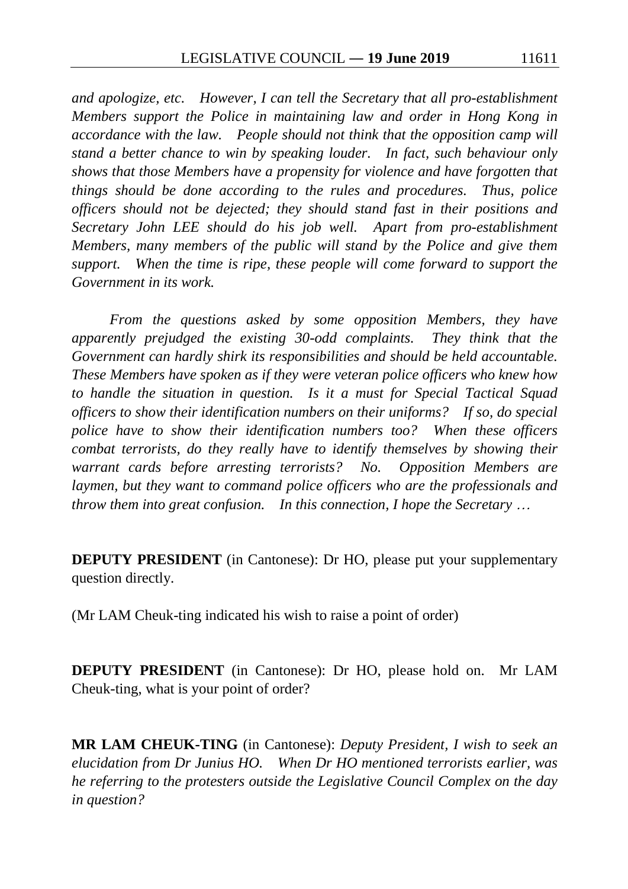*and apologize, etc. However, I can tell the Secretary that all pro-establishment Members support the Police in maintaining law and order in Hong Kong in accordance with the law. People should not think that the opposition camp will stand a better chance to win by speaking louder. In fact, such behaviour only shows that those Members have a propensity for violence and have forgotten that things should be done according to the rules and procedures. Thus, police officers should not be dejected; they should stand fast in their positions and Secretary John LEE should do his job well. Apart from pro-establishment Members, many members of the public will stand by the Police and give them support. When the time is ripe, these people will come forward to support the Government in its work.*

*From the questions asked by some opposition Members, they have apparently prejudged the existing 30-odd complaints. They think that the Government can hardly shirk its responsibilities and should be held accountable. These Members have spoken as if they were veteran police officers who knew how to handle the situation in question. Is it a must for Special Tactical Squad officers to show their identification numbers on their uniforms? If so, do special police have to show their identification numbers too? When these officers combat terrorists, do they really have to identify themselves by showing their warrant cards before arresting terrorists? No. Opposition Members are laymen, but they want to command police officers who are the professionals and throw them into great confusion. In this connection, I hope the Secretary …*

**DEPUTY PRESIDENT** (in Cantonese): Dr HO, please put your supplementary question directly.

(Mr LAM Cheuk-ting indicated his wish to raise a point of order)

**DEPUTY PRESIDENT** (in Cantonese): Dr HO, please hold on. Mr LAM Cheuk-ting, what is your point of order?

**MR LAM CHEUK-TING** (in Cantonese): *Deputy President, I wish to seek an elucidation from Dr Junius HO. When Dr HO mentioned terrorists earlier, was he referring to the protesters outside the Legislative Council Complex on the day in question?*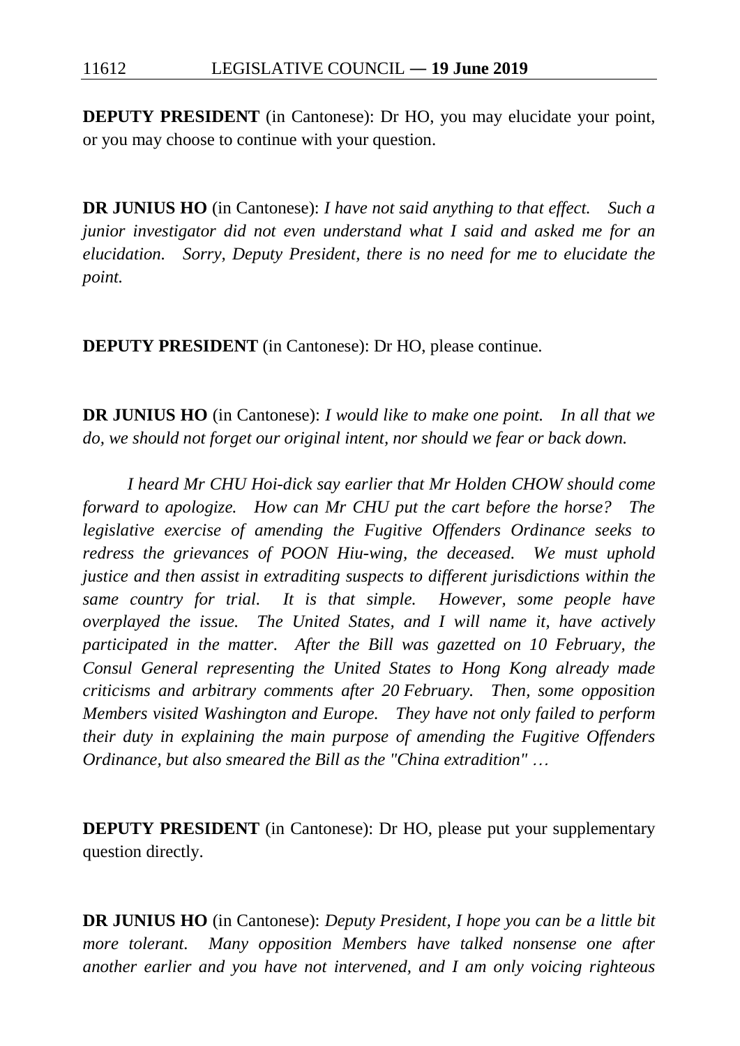**DEPUTY PRESIDENT** (in Cantonese): Dr HO, you may elucidate your point, or you may choose to continue with your question.

**DR JUNIUS HO** (in Cantonese): *I have not said anything to that effect. Such a junior investigator did not even understand what I said and asked me for an elucidation. Sorry, Deputy President, there is no need for me to elucidate the point.*

**DEPUTY PRESIDENT** (in Cantonese): Dr HO, please continue.

**DR JUNIUS HO** (in Cantonese): *I would like to make one point. In all that we do, we should not forget our original intent, nor should we fear or back down.*

*I heard Mr CHU Hoi-dick say earlier that Mr Holden CHOW should come forward to apologize. How can Mr CHU put the cart before the horse? The legislative exercise of amending the Fugitive Offenders Ordinance seeks to redress the grievances of POON Hiu-wing, the deceased. We must uphold justice and then assist in extraditing suspects to different jurisdictions within the same country for trial. It is that simple. However, some people have overplayed the issue. The United States, and I will name it, have actively participated in the matter. After the Bill was gazetted on 10 February, the Consul General representing the United States to Hong Kong already made criticisms and arbitrary comments after 20 February. Then, some opposition Members visited Washington and Europe. They have not only failed to perform their duty in explaining the main purpose of amending the Fugitive Offenders Ordinance, but also smeared the Bill as the "China extradition" …*

**DEPUTY PRESIDENT** (in Cantonese): Dr HO, please put your supplementary question directly.

**DR JUNIUS HO** (in Cantonese): *Deputy President, I hope you can be a little bit more tolerant. Many opposition Members have talked nonsense one after another earlier and you have not intervened, and I am only voicing righteous*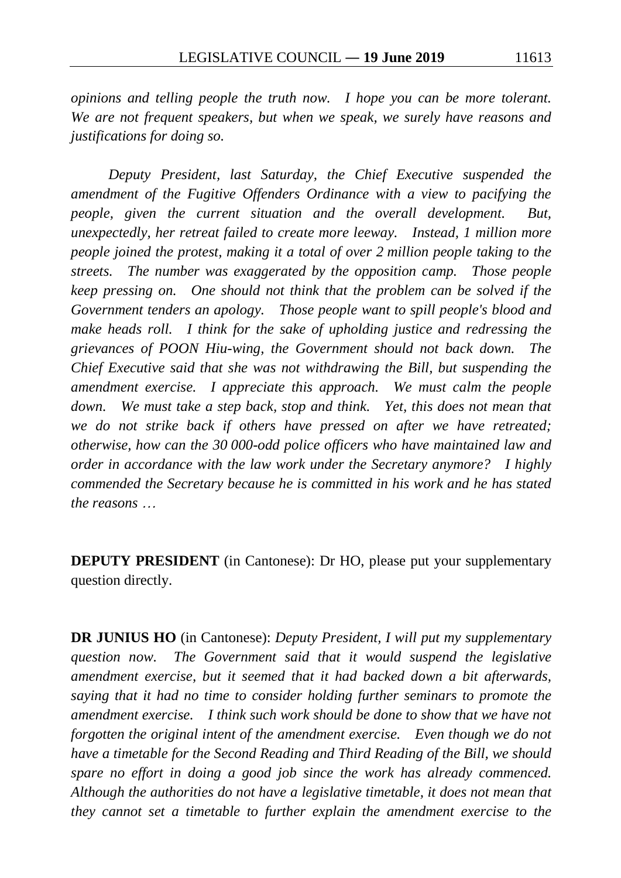*opinions and telling people the truth now. I hope you can be more tolerant. We are not frequent speakers, but when we speak, we surely have reasons and justifications for doing so.*

*Deputy President, last Saturday, the Chief Executive suspended the amendment of the Fugitive Offenders Ordinance with a view to pacifying the people, given the current situation and the overall development. But, unexpectedly, her retreat failed to create more leeway. Instead, 1 million more people joined the protest, making it a total of over 2 million people taking to the streets. The number was exaggerated by the opposition camp. Those people keep pressing on. One should not think that the problem can be solved if the Government tenders an apology. Those people want to spill people's blood and make heads roll. I think for the sake of upholding justice and redressing the grievances of POON Hiu-wing, the Government should not back down. The Chief Executive said that she was not withdrawing the Bill, but suspending the amendment exercise. I appreciate this approach. We must calm the people down. We must take a step back, stop and think. Yet, this does not mean that we do not strike back if others have pressed on after we have retreated; otherwise, how can the 30 000-odd police officers who have maintained law and order in accordance with the law work under the Secretary anymore? I highly commended the Secretary because he is committed in his work and he has stated the reasons …*

**DEPUTY PRESIDENT** (in Cantonese): Dr HO, please put your supplementary question directly.

**DR JUNIUS HO** (in Cantonese): *Deputy President, I will put my supplementary question now. The Government said that it would suspend the legislative amendment exercise, but it seemed that it had backed down a bit afterwards, saying that it had no time to consider holding further seminars to promote the amendment exercise. I think such work should be done to show that we have not forgotten the original intent of the amendment exercise. Even though we do not have a timetable for the Second Reading and Third Reading of the Bill, we should spare no effort in doing a good job since the work has already commenced. Although the authorities do not have a legislative timetable, it does not mean that they cannot set a timetable to further explain the amendment exercise to the*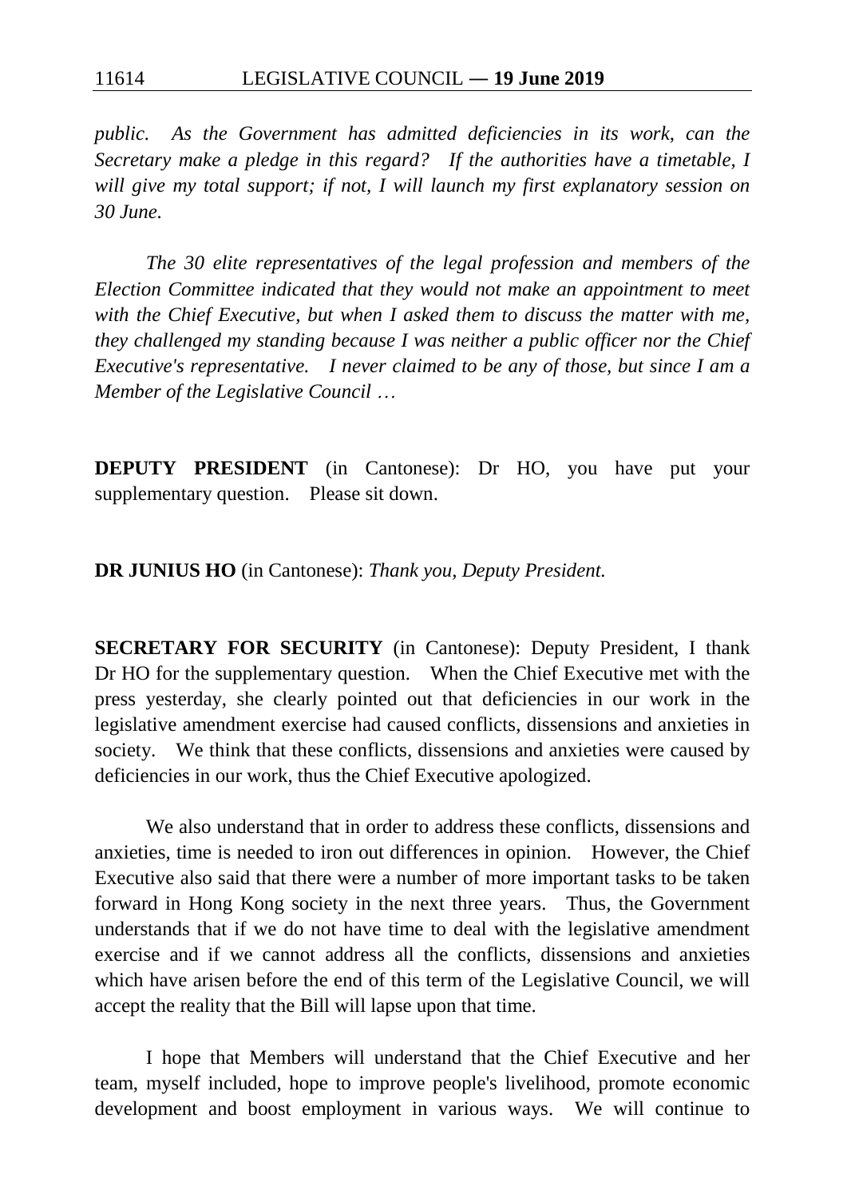*public. As the Government has admitted deficiencies in its work, can the Secretary make a pledge in this regard? If the authorities have a timetable, I will give my total support; if not, I will launch my first explanatory session on 30 June.*

*The 30 elite representatives of the legal profession and members of the Election Committee indicated that they would not make an appointment to meet with the Chief Executive, but when I asked them to discuss the matter with me, they challenged my standing because I was neither a public officer nor the Chief Executive's representative. I never claimed to be any of those, but since I am a Member of the Legislative Council …*

**DEPUTY PRESIDENT** (in Cantonese): Dr HO, you have put your supplementary question. Please sit down.

**DR JUNIUS HO** (in Cantonese): *Thank you, Deputy President.*

**SECRETARY FOR SECURITY** (in Cantonese): Deputy President, I thank Dr HO for the supplementary question. When the Chief Executive met with the press yesterday, she clearly pointed out that deficiencies in our work in the legislative amendment exercise had caused conflicts, dissensions and anxieties in society. We think that these conflicts, dissensions and anxieties were caused by deficiencies in our work, thus the Chief Executive apologized.

We also understand that in order to address these conflicts, dissensions and anxieties, time is needed to iron out differences in opinion. However, the Chief Executive also said that there were a number of more important tasks to be taken forward in Hong Kong society in the next three years. Thus, the Government understands that if we do not have time to deal with the legislative amendment exercise and if we cannot address all the conflicts, dissensions and anxieties which have arisen before the end of this term of the Legislative Council, we will accept the reality that the Bill will lapse upon that time.

I hope that Members will understand that the Chief Executive and her team, myself included, hope to improve people's livelihood, promote economic development and boost employment in various ways. We will continue to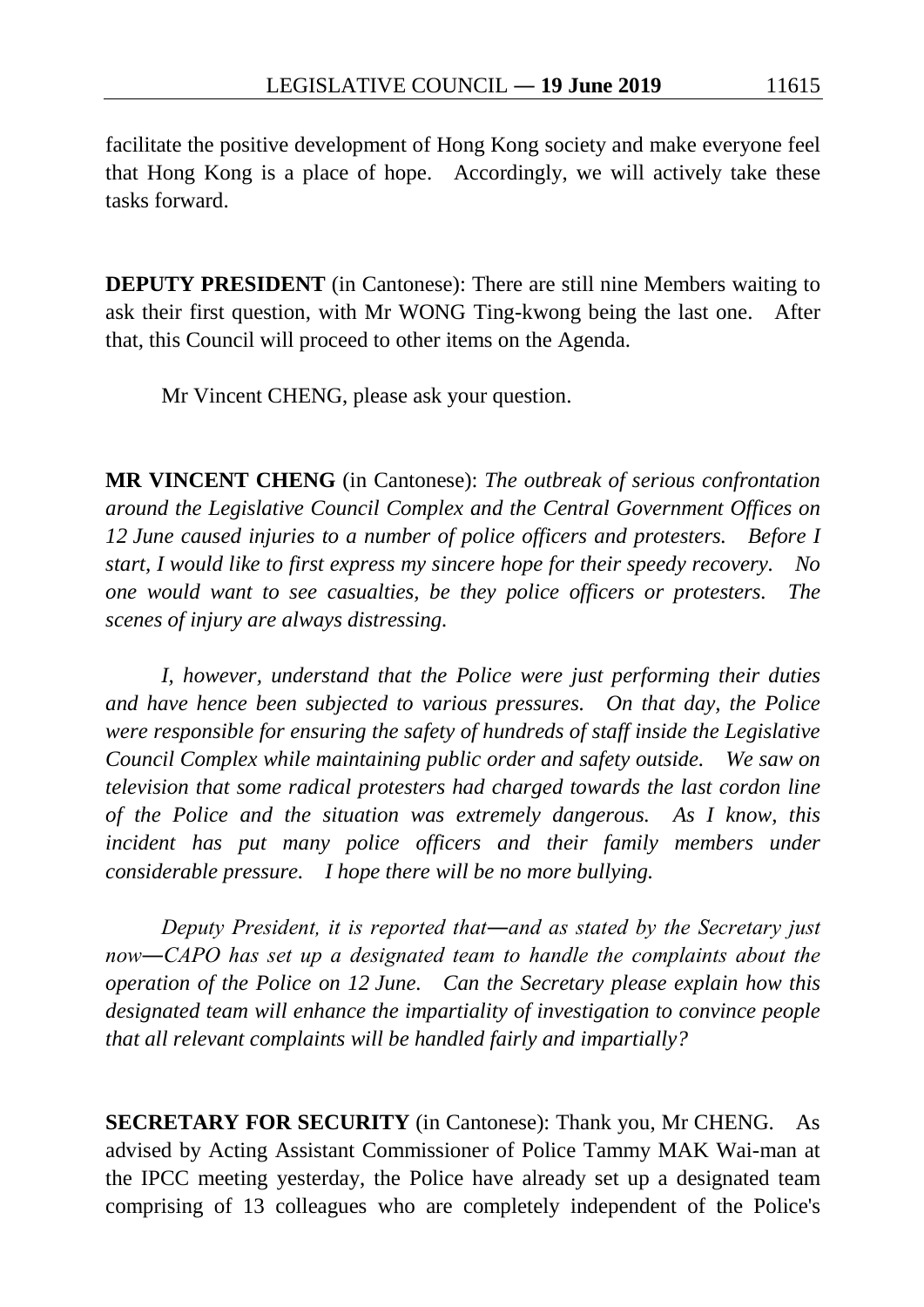facilitate the positive development of Hong Kong society and make everyone feel that Hong Kong is a place of hope. Accordingly, we will actively take these tasks forward.

**DEPUTY PRESIDENT** (in Cantonese): There are still nine Members waiting to ask their first question, with Mr WONG Ting-kwong being the last one. After that, this Council will proceed to other items on the Agenda.

Mr Vincent CHENG, please ask your question.

**MR VINCENT CHENG** (in Cantonese): *The outbreak of serious confrontation around the Legislative Council Complex and the Central Government Offices on 12 June caused injuries to a number of police officers and protesters. Before I start, I would like to first express my sincere hope for their speedy recovery. No one would want to see casualties, be they police officers or protesters. The scenes of injury are always distressing.*

*I, however, understand that the Police were just performing their duties and have hence been subjected to various pressures. On that day, the Police were responsible for ensuring the safety of hundreds of staff inside the Legislative Council Complex while maintaining public order and safety outside. We saw on television that some radical protesters had charged towards the last cordon line of the Police and the situation was extremely dangerous. As I know, this incident has put many police officers and their family members under considerable pressure. I hope there will be no more bullying.*

*Deputy President, it is reported that―and as stated by the Secretary just now―CAPO has set up a designated team to handle the complaints about the operation of the Police on 12 June. Can the Secretary please explain how this designated team will enhance the impartiality of investigation to convince people that all relevant complaints will be handled fairly and impartially?*

**SECRETARY FOR SECURITY** (in Cantonese): Thank you, Mr CHENG. As advised by Acting Assistant Commissioner of Police Tammy MAK Wai-man at the IPCC meeting yesterday, the Police have already set up a designated team comprising of 13 colleagues who are completely independent of the Police's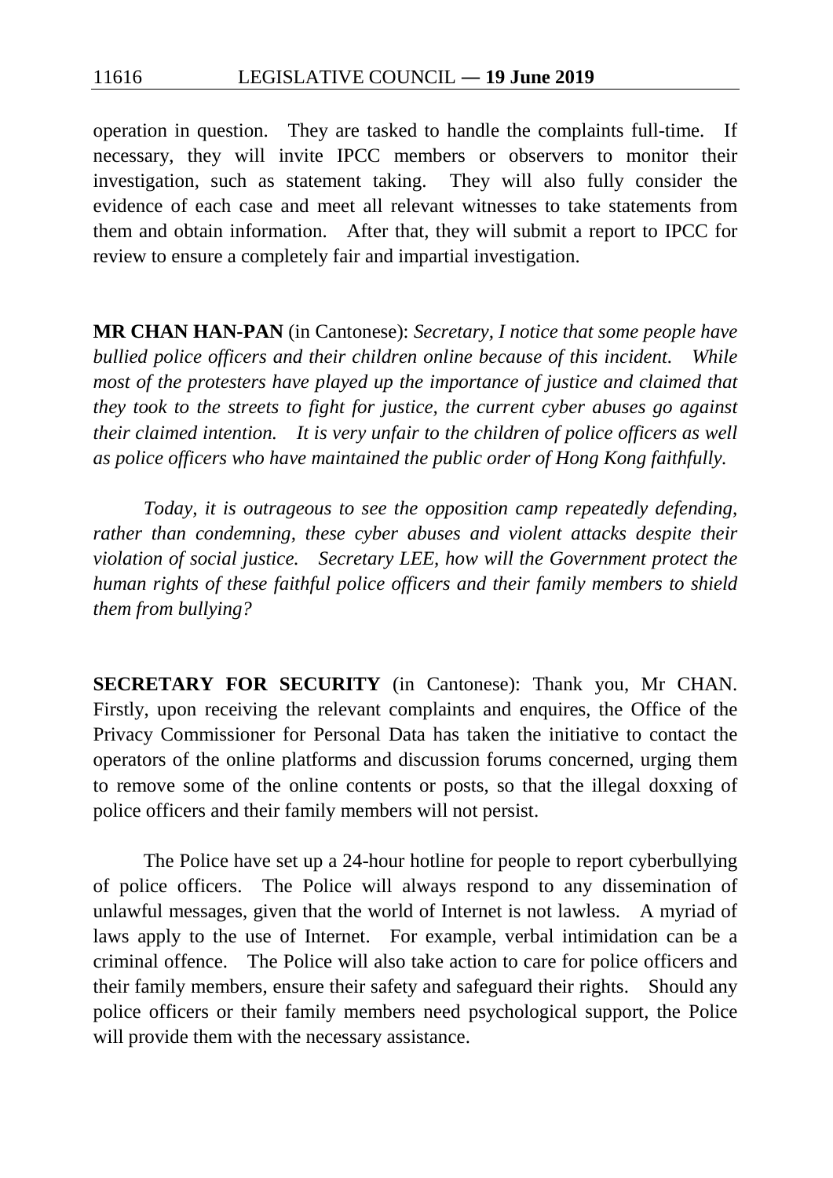operation in question. They are tasked to handle the complaints full-time. If necessary, they will invite IPCC members or observers to monitor their investigation, such as statement taking. They will also fully consider the evidence of each case and meet all relevant witnesses to take statements from them and obtain information. After that, they will submit a report to IPCC for review to ensure a completely fair and impartial investigation.

**MR CHAN HAN-PAN** (in Cantonese): *Secretary, I notice that some people have bullied police officers and their children online because of this incident. While most of the protesters have played up the importance of justice and claimed that they took to the streets to fight for justice, the current cyber abuses go against their claimed intention. It is very unfair to the children of police officers as well as police officers who have maintained the public order of Hong Kong faithfully.*

*Today, it is outrageous to see the opposition camp repeatedly defending, rather than condemning, these cyber abuses and violent attacks despite their violation of social justice. Secretary LEE, how will the Government protect the human rights of these faithful police officers and their family members to shield them from bullying?*

**SECRETARY FOR SECURITY** (in Cantonese): Thank you, Mr CHAN. Firstly, upon receiving the relevant complaints and enquires, the Office of the Privacy Commissioner for Personal Data has taken the initiative to contact the operators of the online platforms and discussion forums concerned, urging them to remove some of the online contents or posts, so that the illegal doxxing of police officers and their family members will not persist.

The Police have set up a 24-hour hotline for people to report cyberbullying of police officers. The Police will always respond to any dissemination of unlawful messages, given that the world of Internet is not lawless. A myriad of laws apply to the use of Internet. For example, verbal intimidation can be a criminal offence. The Police will also take action to care for police officers and their family members, ensure their safety and safeguard their rights. Should any police officers or their family members need psychological support, the Police will provide them with the necessary assistance.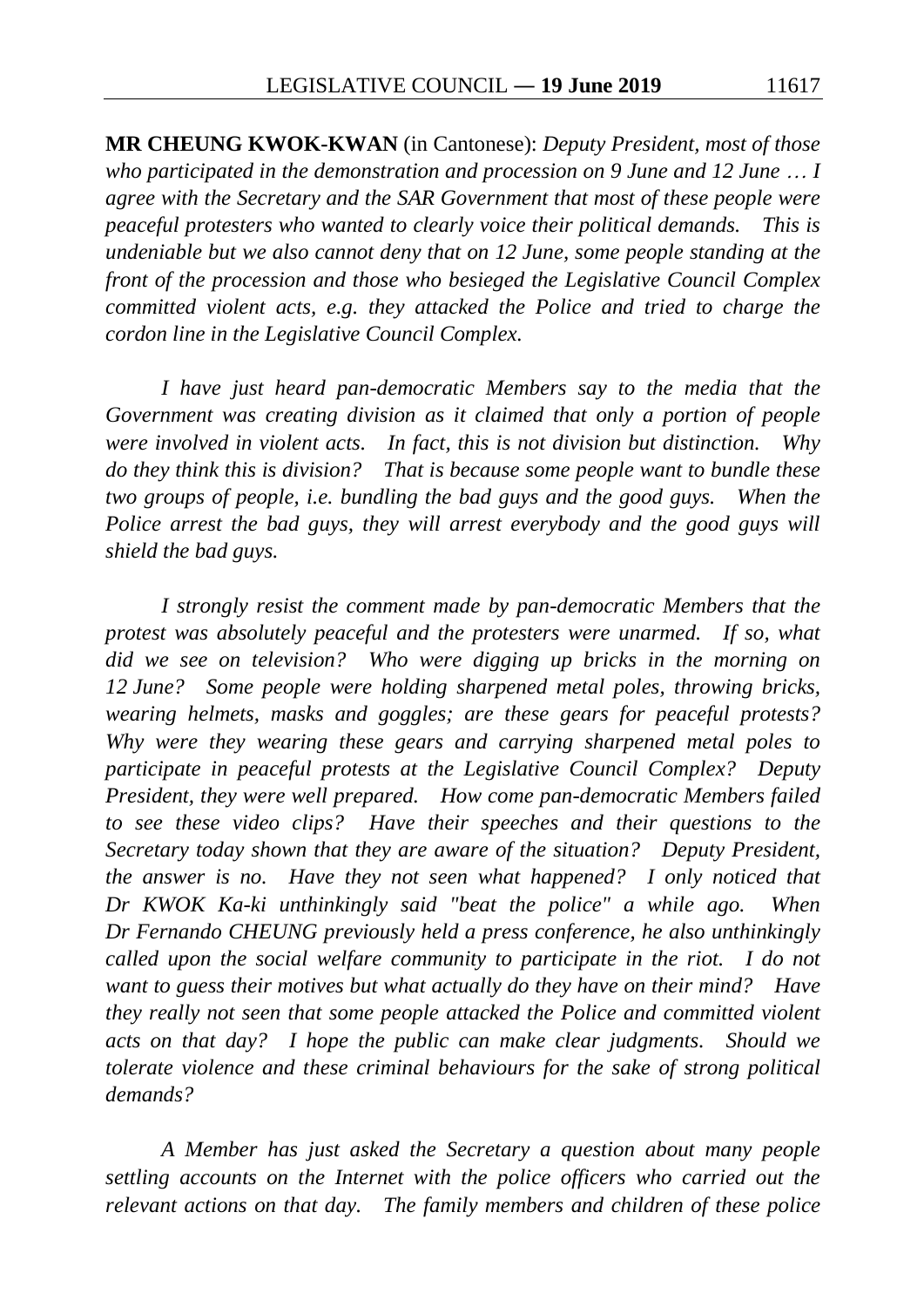**MR CHEUNG KWOK-KWAN** (in Cantonese): *Deputy President, most of those who participated in the demonstration and procession on 9 June and 12 June … I agree with the Secretary and the SAR Government that most of these people were peaceful protesters who wanted to clearly voice their political demands. This is undeniable but we also cannot deny that on 12 June, some people standing at the front of the procession and those who besieged the Legislative Council Complex committed violent acts, e.g. they attacked the Police and tried to charge the cordon line in the Legislative Council Complex.*

*I have just heard pan-democratic Members say to the media that the Government was creating division as it claimed that only a portion of people were involved in violent acts. In fact, this is not division but distinction. Why do they think this is division? That is because some people want to bundle these two groups of people, i.e. bundling the bad guys and the good guys. When the Police arrest the bad guys, they will arrest everybody and the good guys will shield the bad guys.*

*I strongly resist the comment made by pan-democratic Members that the protest was absolutely peaceful and the protesters were unarmed. If so, what did we see on television? Who were digging up bricks in the morning on 12 June? Some people were holding sharpened metal poles, throwing bricks, wearing helmets, masks and goggles; are these gears for peaceful protests? Why were they wearing these gears and carrying sharpened metal poles to participate in peaceful protests at the Legislative Council Complex? Deputy President, they were well prepared. How come pan-democratic Members failed to see these video clips? Have their speeches and their questions to the Secretary today shown that they are aware of the situation? Deputy President, the answer is no. Have they not seen what happened? I only noticed that Dr KWOK Ka-ki unthinkingly said "beat the police" a while ago. When Dr Fernando CHEUNG previously held a press conference, he also unthinkingly called upon the social welfare community to participate in the riot. I do not want to guess their motives but what actually do they have on their mind? Have they really not seen that some people attacked the Police and committed violent acts on that day? I hope the public can make clear judgments. Should we tolerate violence and these criminal behaviours for the sake of strong political demands?*

*A Member has just asked the Secretary a question about many people settling accounts on the Internet with the police officers who carried out the relevant actions on that day. The family members and children of these police*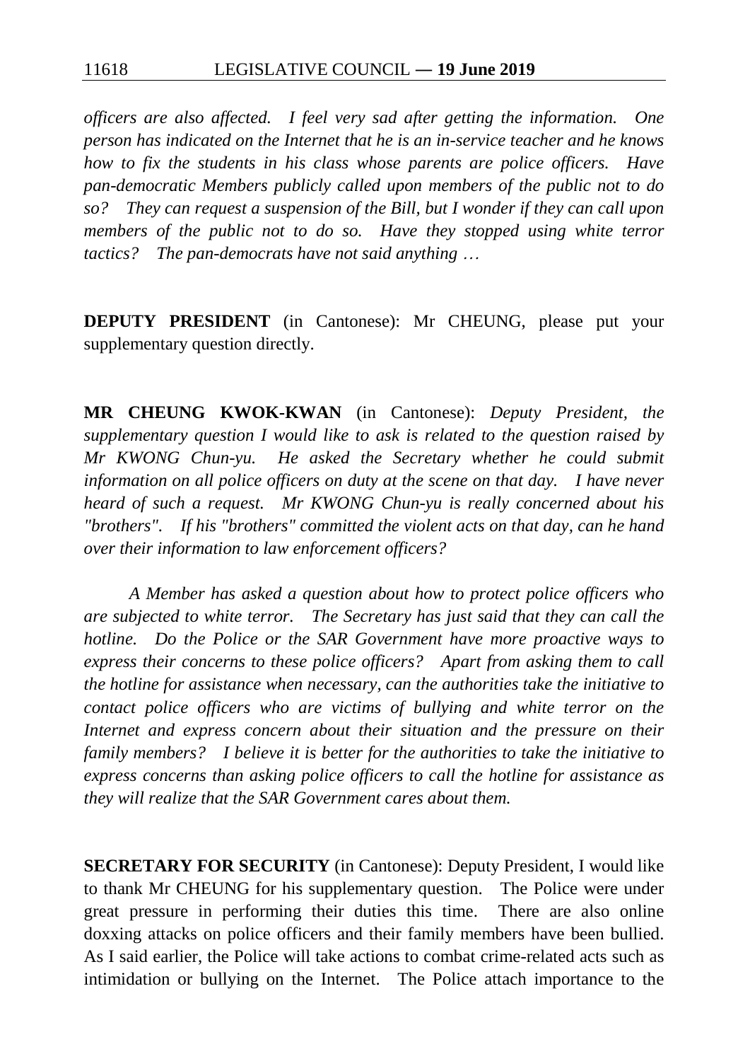*officers are also affected. I feel very sad after getting the information. One person has indicated on the Internet that he is an in-service teacher and he knows how to fix the students in his class whose parents are police officers. Have pan-democratic Members publicly called upon members of the public not to do so? They can request a suspension of the Bill, but I wonder if they can call upon members of the public not to do so. Have they stopped using white terror tactics? The pan-democrats have not said anything …*

**DEPUTY PRESIDENT** (in Cantonese): Mr CHEUNG, please put your supplementary question directly.

**MR CHEUNG KWOK-KWAN** (in Cantonese): *Deputy President, the supplementary question I would like to ask is related to the question raised by Mr KWONG Chun-yu. He asked the Secretary whether he could submit information on all police officers on duty at the scene on that day. I have never heard of such a request. Mr KWONG Chun-yu is really concerned about his "brothers". If his "brothers" committed the violent acts on that day, can he hand over their information to law enforcement officers?*

*A Member has asked a question about how to protect police officers who are subjected to white terror. The Secretary has just said that they can call the hotline. Do the Police or the SAR Government have more proactive ways to express their concerns to these police officers? Apart from asking them to call the hotline for assistance when necessary, can the authorities take the initiative to contact police officers who are victims of bullying and white terror on the Internet and express concern about their situation and the pressure on their family members? I believe it is better for the authorities to take the initiative to express concerns than asking police officers to call the hotline for assistance as they will realize that the SAR Government cares about them.*

**SECRETARY FOR SECURITY** (in Cantonese): Deputy President, I would like to thank Mr CHEUNG for his supplementary question. The Police were under great pressure in performing their duties this time. There are also online doxxing attacks on police officers and their family members have been bullied. As I said earlier, the Police will take actions to combat crime-related acts such as intimidation or bullying on the Internet. The Police attach importance to the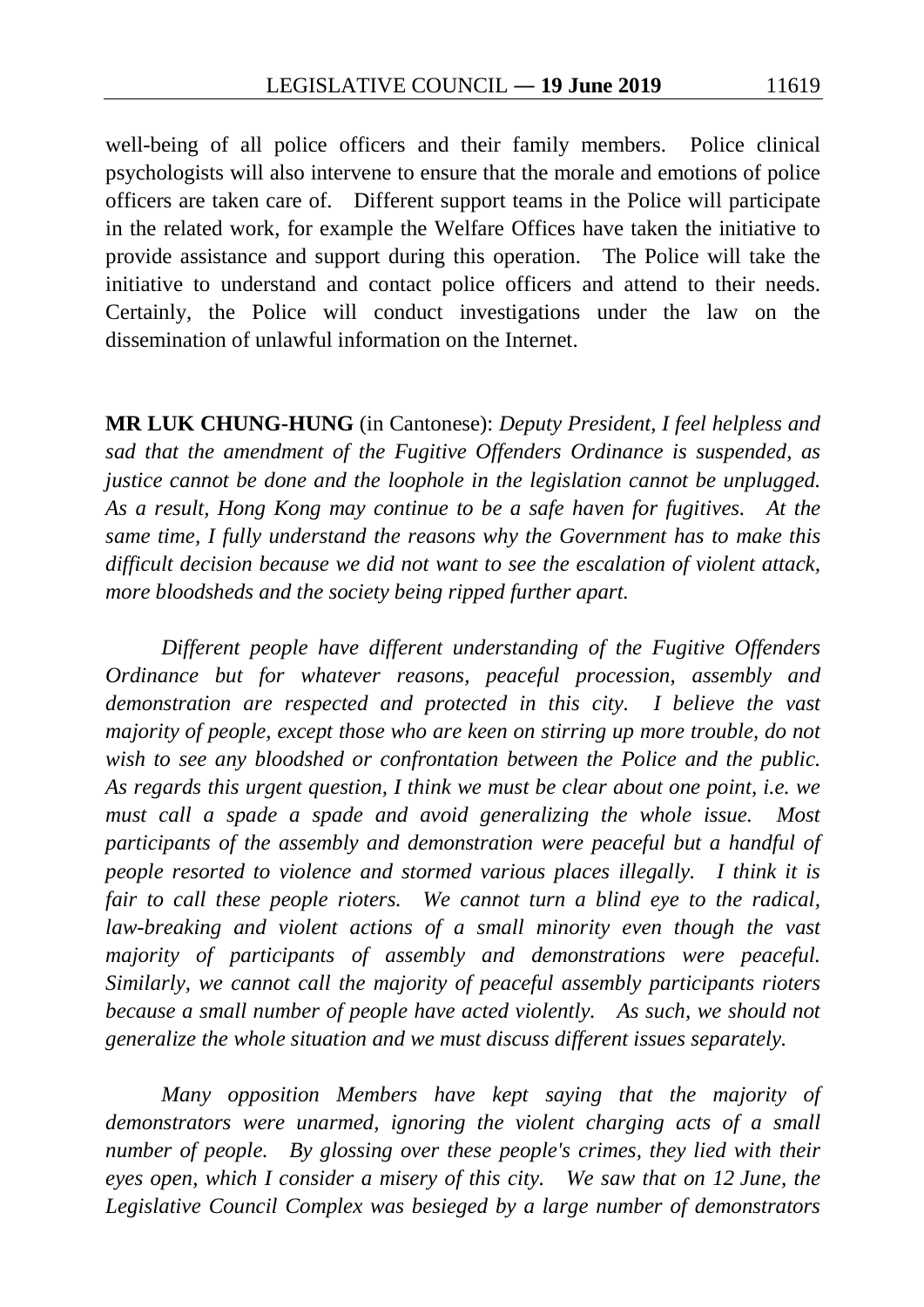well-being of all police officers and their family members. Police clinical psychologists will also intervene to ensure that the morale and emotions of police officers are taken care of. Different support teams in the Police will participate in the related work, for example the Welfare Offices have taken the initiative to provide assistance and support during this operation. The Police will take the initiative to understand and contact police officers and attend to their needs. Certainly, the Police will conduct investigations under the law on the dissemination of unlawful information on the Internet.

**MR LUK CHUNG-HUNG** (in Cantonese): *Deputy President, I feel helpless and sad that the amendment of the Fugitive Offenders Ordinance is suspended, as justice cannot be done and the loophole in the legislation cannot be unplugged. As a result, Hong Kong may continue to be a safe haven for fugitives. At the same time, I fully understand the reasons why the Government has to make this difficult decision because we did not want to see the escalation of violent attack, more bloodsheds and the society being ripped further apart.*

*Different people have different understanding of the Fugitive Offenders Ordinance but for whatever reasons, peaceful procession, assembly and demonstration are respected and protected in this city. I believe the vast majority of people, except those who are keen on stirring up more trouble, do not wish to see any bloodshed or confrontation between the Police and the public. As regards this urgent question, I think we must be clear about one point, i.e. we must call a spade a spade and avoid generalizing the whole issue. Most participants of the assembly and demonstration were peaceful but a handful of people resorted to violence and stormed various places illegally. I think it is fair to call these people rioters. We cannot turn a blind eye to the radical, law-breaking and violent actions of a small minority even though the vast majority of participants of assembly and demonstrations were peaceful. Similarly, we cannot call the majority of peaceful assembly participants rioters because a small number of people have acted violently. As such, we should not generalize the whole situation and we must discuss different issues separately.*

*Many opposition Members have kept saying that the majority of demonstrators were unarmed, ignoring the violent charging acts of a small number of people. By glossing over these people's crimes, they lied with their eyes open, which I consider a misery of this city. We saw that on 12 June, the Legislative Council Complex was besieged by a large number of demonstrators*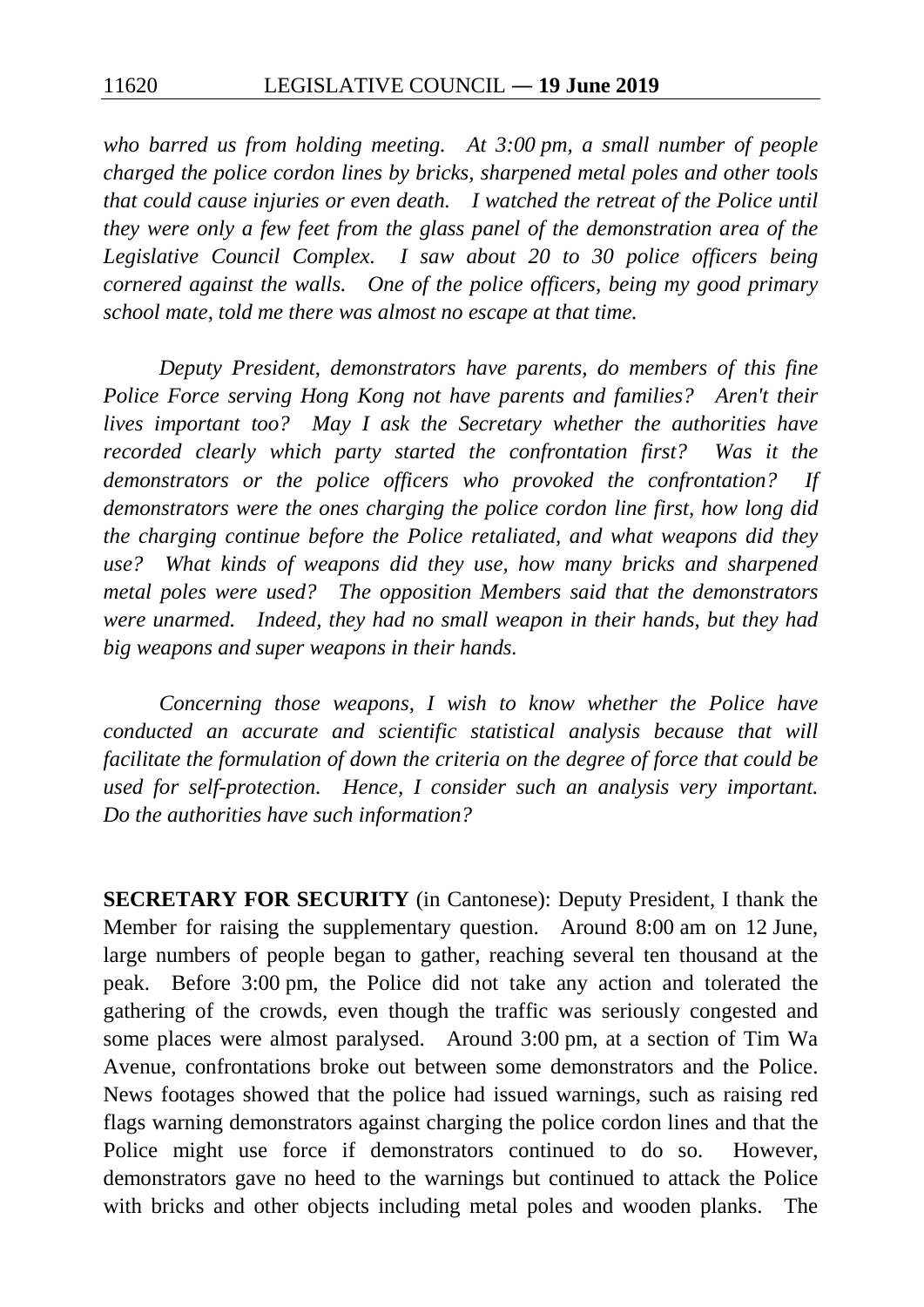*who barred us from holding meeting. At 3:00 pm, a small number of people charged the police cordon lines by bricks, sharpened metal poles and other tools that could cause injuries or even death. I watched the retreat of the Police until they were only a few feet from the glass panel of the demonstration area of the Legislative Council Complex. I saw about 20 to 30 police officers being cornered against the walls. One of the police officers, being my good primary school mate, told me there was almost no escape at that time.*

*Deputy President, demonstrators have parents, do members of this fine Police Force serving Hong Kong not have parents and families? Aren't their lives important too? May I ask the Secretary whether the authorities have recorded clearly which party started the confrontation first? Was it the demonstrators or the police officers who provoked the confrontation? If demonstrators were the ones charging the police cordon line first, how long did the charging continue before the Police retaliated, and what weapons did they use? What kinds of weapons did they use, how many bricks and sharpened metal poles were used? The opposition Members said that the demonstrators were unarmed. Indeed, they had no small weapon in their hands, but they had big weapons and super weapons in their hands.*

*Concerning those weapons, I wish to know whether the Police have conducted an accurate and scientific statistical analysis because that will facilitate the formulation of down the criteria on the degree of force that could be used for self-protection. Hence, I consider such an analysis very important. Do the authorities have such information?*

**SECRETARY FOR SECURITY** (in Cantonese): Deputy President, I thank the Member for raising the supplementary question. Around 8:00 am on 12 June, large numbers of people began to gather, reaching several ten thousand at the peak. Before 3:00 pm, the Police did not take any action and tolerated the gathering of the crowds, even though the traffic was seriously congested and some places were almost paralysed. Around 3:00 pm, at a section of Tim Wa Avenue, confrontations broke out between some demonstrators and the Police. News footages showed that the police had issued warnings, such as raising red flags warning demonstrators against charging the police cordon lines and that the Police might use force if demonstrators continued to do so. However, demonstrators gave no heed to the warnings but continued to attack the Police with bricks and other objects including metal poles and wooden planks. The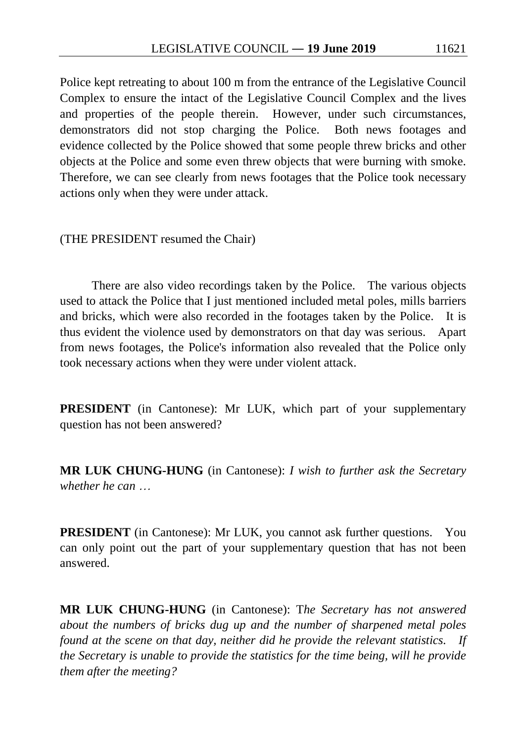Police kept retreating to about 100 m from the entrance of the Legislative Council Complex to ensure the intact of the Legislative Council Complex and the lives and properties of the people therein. However, under such circumstances, demonstrators did not stop charging the Police. Both news footages and evidence collected by the Police showed that some people threw bricks and other objects at the Police and some even threw objects that were burning with smoke. Therefore, we can see clearly from news footages that the Police took necessary actions only when they were under attack.

(THE PRESIDENT resumed the Chair)

There are also video recordings taken by the Police. The various objects used to attack the Police that I just mentioned included metal poles, mills barriers and bricks, which were also recorded in the footages taken by the Police. It is thus evident the violence used by demonstrators on that day was serious. Apart from news footages, the Police's information also revealed that the Police only took necessary actions when they were under violent attack.

**PRESIDENT** (in Cantonese): Mr LUK, which part of your supplementary question has not been answered?

**MR LUK CHUNG-HUNG** (in Cantonese): *I wish to further ask the Secretary whether he can …*

**PRESIDENT** (in Cantonese): Mr LUK, you cannot ask further questions. You can only point out the part of your supplementary question that has not been answered.

**MR LUK CHUNG-HUNG** (in Cantonese): T*he Secretary has not answered about the numbers of bricks dug up and the number of sharpened metal poles found at the scene on that day, neither did he provide the relevant statistics. If the Secretary is unable to provide the statistics for the time being, will he provide them after the meeting?*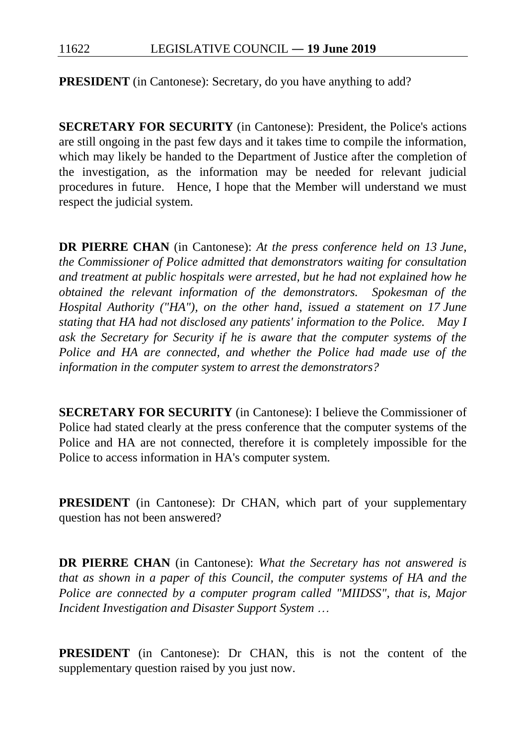**PRESIDENT** (in Cantonese): Secretary, do you have anything to add?

**SECRETARY FOR SECURITY** (in Cantonese): President, the Police's actions are still ongoing in the past few days and it takes time to compile the information, which may likely be handed to the Department of Justice after the completion of the investigation, as the information may be needed for relevant judicial procedures in future. Hence, I hope that the Member will understand we must respect the judicial system.

**DR PIERRE CHAN** (in Cantonese): *At the press conference held on 13 June, the Commissioner of Police admitted that demonstrators waiting for consultation and treatment at public hospitals were arrested, but he had not explained how he obtained the relevant information of the demonstrators. Spokesman of the Hospital Authority ("HA"), on the other hand, issued a statement on 17 June stating that HA had not disclosed any patients' information to the Police. May I ask the Secretary for Security if he is aware that the computer systems of the Police and HA are connected, and whether the Police had made use of the information in the computer system to arrest the demonstrators?*

**SECRETARY FOR SECURITY** (in Cantonese): I believe the Commissioner of Police had stated clearly at the press conference that the computer systems of the Police and HA are not connected, therefore it is completely impossible for the Police to access information in HA's computer system.

**PRESIDENT** (in Cantonese): Dr CHAN, which part of your supplementary question has not been answered?

**DR PIERRE CHAN** (in Cantonese): *What the Secretary has not answered is that as shown in a paper of this Council, the computer systems of HA and the Police are connected by a computer program called "MIIDSS", that is, Major Incident Investigation and Disaster Support System …*

**PRESIDENT** (in Cantonese): Dr CHAN, this is not the content of the supplementary question raised by you just now.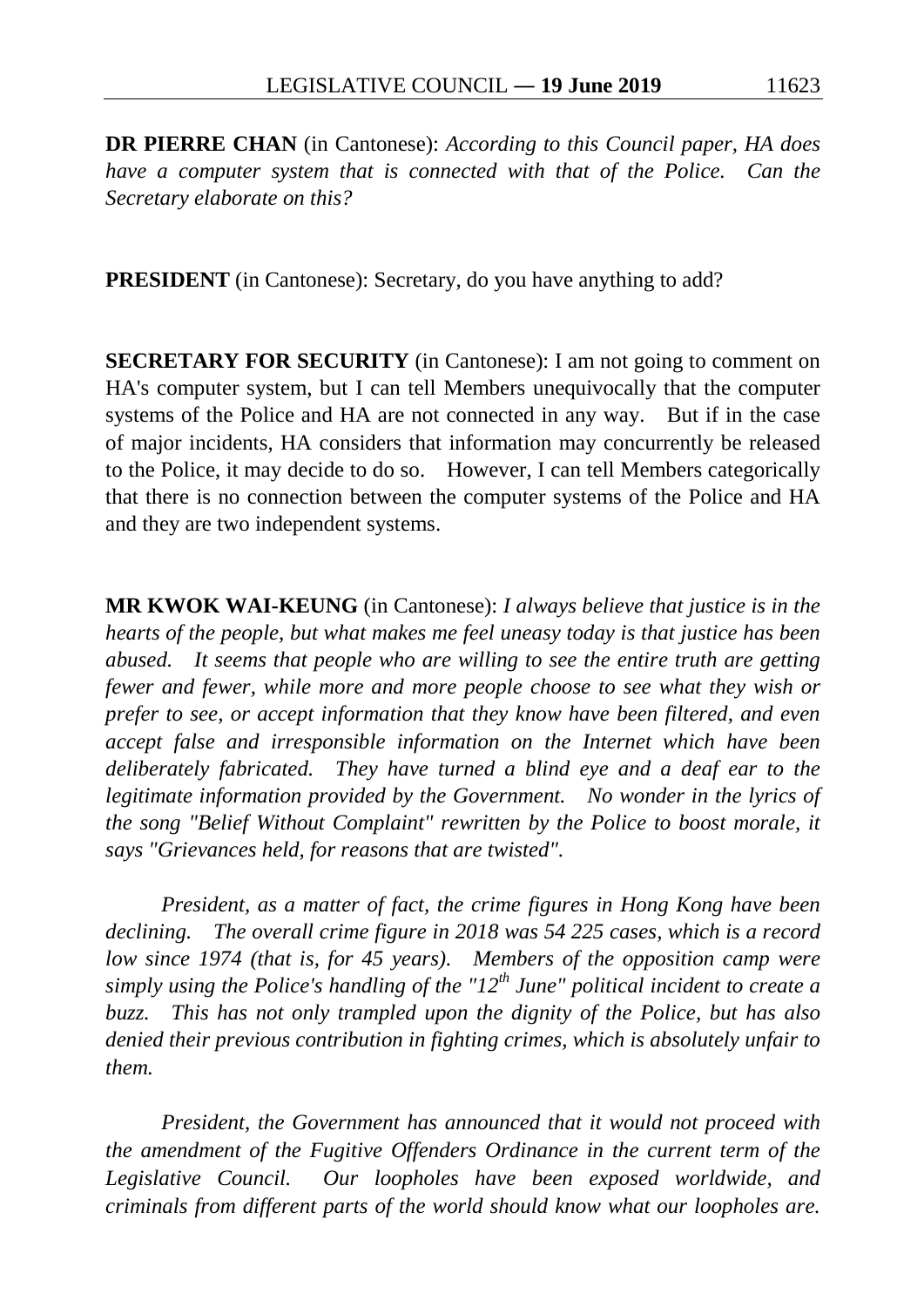**DR PIERRE CHAN** (in Cantonese): *According to this Council paper, HA does have a computer system that is connected with that of the Police. Can the Secretary elaborate on this?*

**PRESIDENT** (in Cantonese): Secretary, do you have anything to add?

**SECRETARY FOR SECURITY** (in Cantonese): I am not going to comment on HA's computer system, but I can tell Members unequivocally that the computer systems of the Police and HA are not connected in any way. But if in the case of major incidents, HA considers that information may concurrently be released to the Police, it may decide to do so. However, I can tell Members categorically that there is no connection between the computer systems of the Police and HA and they are two independent systems.

**MR KWOK WAI-KEUNG** (in Cantonese): *I always believe that justice is in the hearts of the people, but what makes me feel uneasy today is that justice has been abused. It seems that people who are willing to see the entire truth are getting fewer and fewer, while more and more people choose to see what they wish or prefer to see, or accept information that they know have been filtered, and even accept false and irresponsible information on the Internet which have been deliberately fabricated. They have turned a blind eye and a deaf ear to the legitimate information provided by the Government. No wonder in the lyrics of the song "Belief Without Complaint" rewritten by the Police to boost morale, it says "Grievances held, for reasons that are twisted".*

*President, as a matter of fact, the crime figures in Hong Kong have been declining. The overall crime figure in 2018 was 54 225 cases, which is a record low since 1974 (that is, for 45 years). Members of the opposition camp were simply using the Police's handling of the "12th June" political incident to create a buzz. This has not only trampled upon the dignity of the Police, but has also denied their previous contribution in fighting crimes, which is absolutely unfair to them.*

*President, the Government has announced that it would not proceed with the amendment of the Fugitive Offenders Ordinance in the current term of the Legislative Council. Our loopholes have been exposed worldwide, and criminals from different parts of the world should know what our loopholes are.*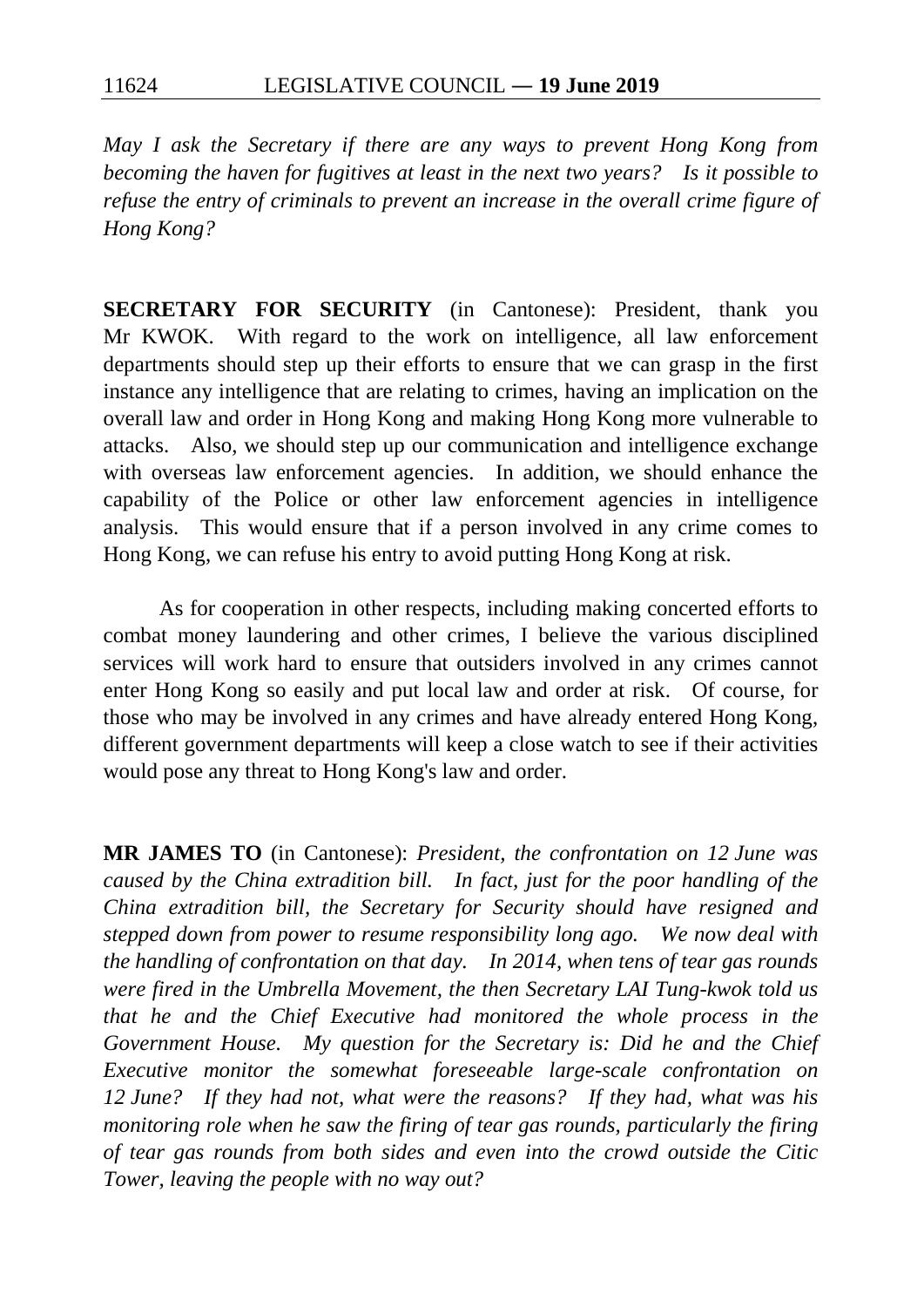*May I ask the Secretary if there are any ways to prevent Hong Kong from becoming the haven for fugitives at least in the next two years? Is it possible to refuse the entry of criminals to prevent an increase in the overall crime figure of Hong Kong?*

**SECRETARY FOR SECURITY** (in Cantonese): President, thank you Mr KWOK. With regard to the work on intelligence, all law enforcement departments should step up their efforts to ensure that we can grasp in the first instance any intelligence that are relating to crimes, having an implication on the overall law and order in Hong Kong and making Hong Kong more vulnerable to attacks. Also, we should step up our communication and intelligence exchange with overseas law enforcement agencies. In addition, we should enhance the capability of the Police or other law enforcement agencies in intelligence analysis. This would ensure that if a person involved in any crime comes to Hong Kong, we can refuse his entry to avoid putting Hong Kong at risk.

As for cooperation in other respects, including making concerted efforts to combat money laundering and other crimes, I believe the various disciplined services will work hard to ensure that outsiders involved in any crimes cannot enter Hong Kong so easily and put local law and order at risk. Of course, for those who may be involved in any crimes and have already entered Hong Kong, different government departments will keep a close watch to see if their activities would pose any threat to Hong Kong's law and order.

**MR JAMES TO** (in Cantonese): *President, the confrontation on 12 June was caused by the China extradition bill. In fact, just for the poor handling of the China extradition bill, the Secretary for Security should have resigned and stepped down from power to resume responsibility long ago. We now deal with the handling of confrontation on that day. In 2014, when tens of tear gas rounds were fired in the Umbrella Movement, the then Secretary LAI Tung-kwok told us that he and the Chief Executive had monitored the whole process in the Government House. My question for the Secretary is: Did he and the Chief Executive monitor the somewhat foreseeable large-scale confrontation on 12 June? If they had not, what were the reasons? If they had, what was his monitoring role when he saw the firing of tear gas rounds, particularly the firing of tear gas rounds from both sides and even into the crowd outside the Citic Tower, leaving the people with no way out?*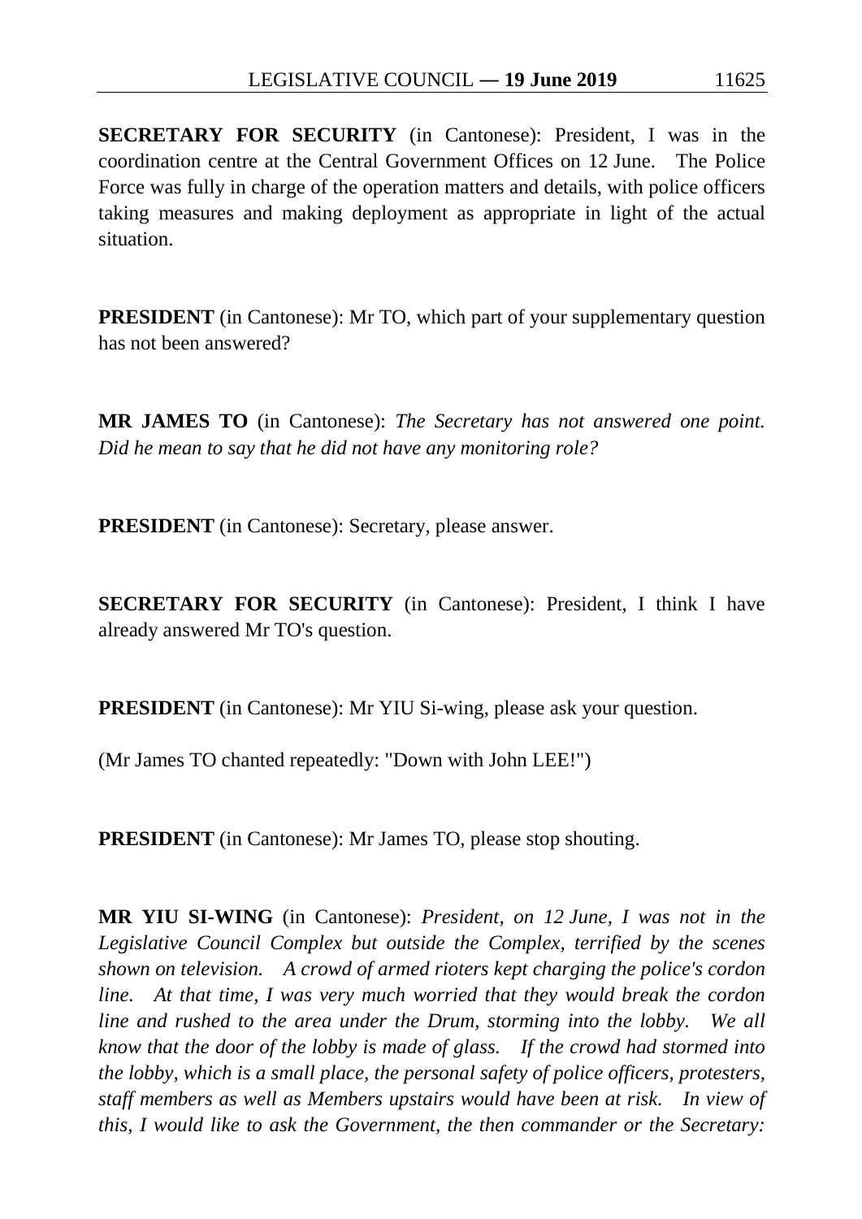**SECRETARY FOR SECURITY** (in Cantonese): President, I was in the coordination centre at the Central Government Offices on 12 June. The Police Force was fully in charge of the operation matters and details, with police officers taking measures and making deployment as appropriate in light of the actual situation.

**PRESIDENT** (in Cantonese): Mr TO, which part of your supplementary question has not been answered?

**MR JAMES TO** (in Cantonese): *The Secretary has not answered one point. Did he mean to say that he did not have any monitoring role?*

**PRESIDENT** (in Cantonese): Secretary, please answer.

**SECRETARY FOR SECURITY** (in Cantonese): President, I think I have already answered Mr TO's question.

**PRESIDENT** (in Cantonese): Mr YIU Si-wing, please ask your question.

(Mr James TO chanted repeatedly: "Down with John LEE!")

**PRESIDENT** (in Cantonese): Mr James TO, please stop shouting.

**MR YIU SI-WING** (in Cantonese): *President, on 12 June, I was not in the Legislative Council Complex but outside the Complex, terrified by the scenes shown on television. A crowd of armed rioters kept charging the police's cordon line. At that time, I was very much worried that they would break the cordon line and rushed to the area under the Drum, storming into the lobby. We all know that the door of the lobby is made of glass. If the crowd had stormed into the lobby, which is a small place, the personal safety of police officers, protesters, staff members as well as Members upstairs would have been at risk. In view of this, I would like to ask the Government, the then commander or the Secretary:*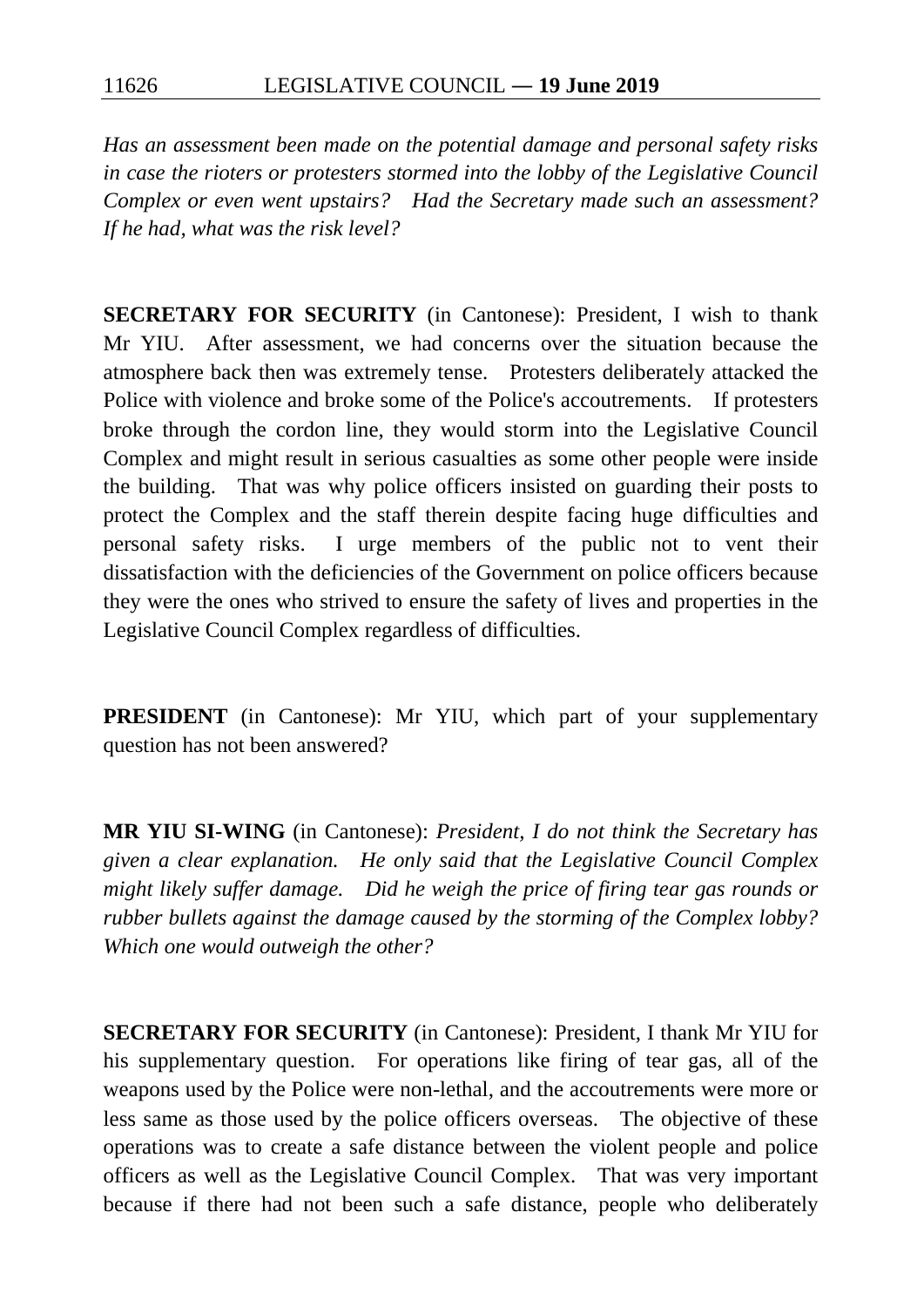*Has an assessment been made on the potential damage and personal safety risks in case the rioters or protesters stormed into the lobby of the Legislative Council Complex or even went upstairs? Had the Secretary made such an assessment? If he had, what was the risk level?*

**SECRETARY FOR SECURITY** (in Cantonese): President, I wish to thank Mr YIU. After assessment, we had concerns over the situation because the atmosphere back then was extremely tense. Protesters deliberately attacked the Police with violence and broke some of the Police's accoutrements. If protesters broke through the cordon line, they would storm into the Legislative Council Complex and might result in serious casualties as some other people were inside the building. That was why police officers insisted on guarding their posts to protect the Complex and the staff therein despite facing huge difficulties and personal safety risks. I urge members of the public not to vent their dissatisfaction with the deficiencies of the Government on police officers because they were the ones who strived to ensure the safety of lives and properties in the Legislative Council Complex regardless of difficulties.

**PRESIDENT** (in Cantonese): Mr YIU, which part of your supplementary question has not been answered?

**MR YIU SI-WING** (in Cantonese): *President, I do not think the Secretary has given a clear explanation. He only said that the Legislative Council Complex might likely suffer damage. Did he weigh the price of firing tear gas rounds or rubber bullets against the damage caused by the storming of the Complex lobby? Which one would outweigh the other?*

**SECRETARY FOR SECURITY** (in Cantonese): President, I thank Mr YIU for his supplementary question. For operations like firing of tear gas, all of the weapons used by the Police were non-lethal, and the accoutrements were more or less same as those used by the police officers overseas. The objective of these operations was to create a safe distance between the violent people and police officers as well as the Legislative Council Complex. That was very important because if there had not been such a safe distance, people who deliberately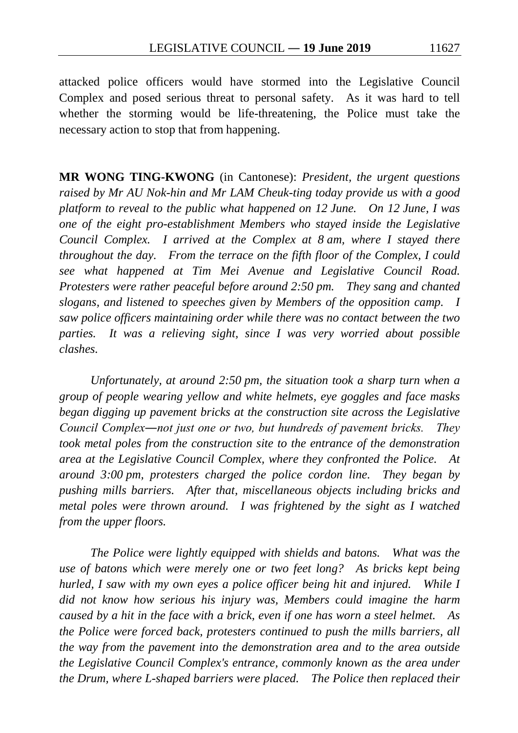attacked police officers would have stormed into the Legislative Council Complex and posed serious threat to personal safety. As it was hard to tell whether the storming would be life-threatening, the Police must take the necessary action to stop that from happening.

**MR WONG TING-KWONG** (in Cantonese): *President, the urgent questions raised by Mr AU Nok-hin and Mr LAM Cheuk-ting today provide us with a good platform to reveal to the public what happened on 12 June. On 12 June, I was one of the eight pro-establishment Members who stayed inside the Legislative Council Complex. I arrived at the Complex at 8 am, where I stayed there throughout the day. From the terrace on the fifth floor of the Complex, I could see what happened at Tim Mei Avenue and Legislative Council Road. Protesters were rather peaceful before around 2:50 pm. They sang and chanted slogans, and listened to speeches given by Members of the opposition camp. I saw police officers maintaining order while there was no contact between the two parties. It was a relieving sight, since I was very worried about possible clashes.*

*Unfortunately, at around 2:50 pm, the situation took a sharp turn when a group of people wearing yellow and white helmets, eye goggles and face masks began digging up pavement bricks at the construction site across the Legislative Council Complex―not just one or two, but hundreds of pavement bricks. They took metal poles from the construction site to the entrance of the demonstration area at the Legislative Council Complex, where they confronted the Police. At around 3:00 pm, protesters charged the police cordon line. They began by pushing mills barriers. After that, miscellaneous objects including bricks and metal poles were thrown around. I was frightened by the sight as I watched from the upper floors.*

*The Police were lightly equipped with shields and batons. What was the use of batons which were merely one or two feet long? As bricks kept being hurled, I saw with my own eyes a police officer being hit and injured. While I did not know how serious his injury was, Members could imagine the harm caused by a hit in the face with a brick, even if one has worn a steel helmet. As the Police were forced back, protesters continued to push the mills barriers, all the way from the pavement into the demonstration area and to the area outside the Legislative Council Complex's entrance, commonly known as the area under the Drum, where L-shaped barriers were placed. The Police then replaced their*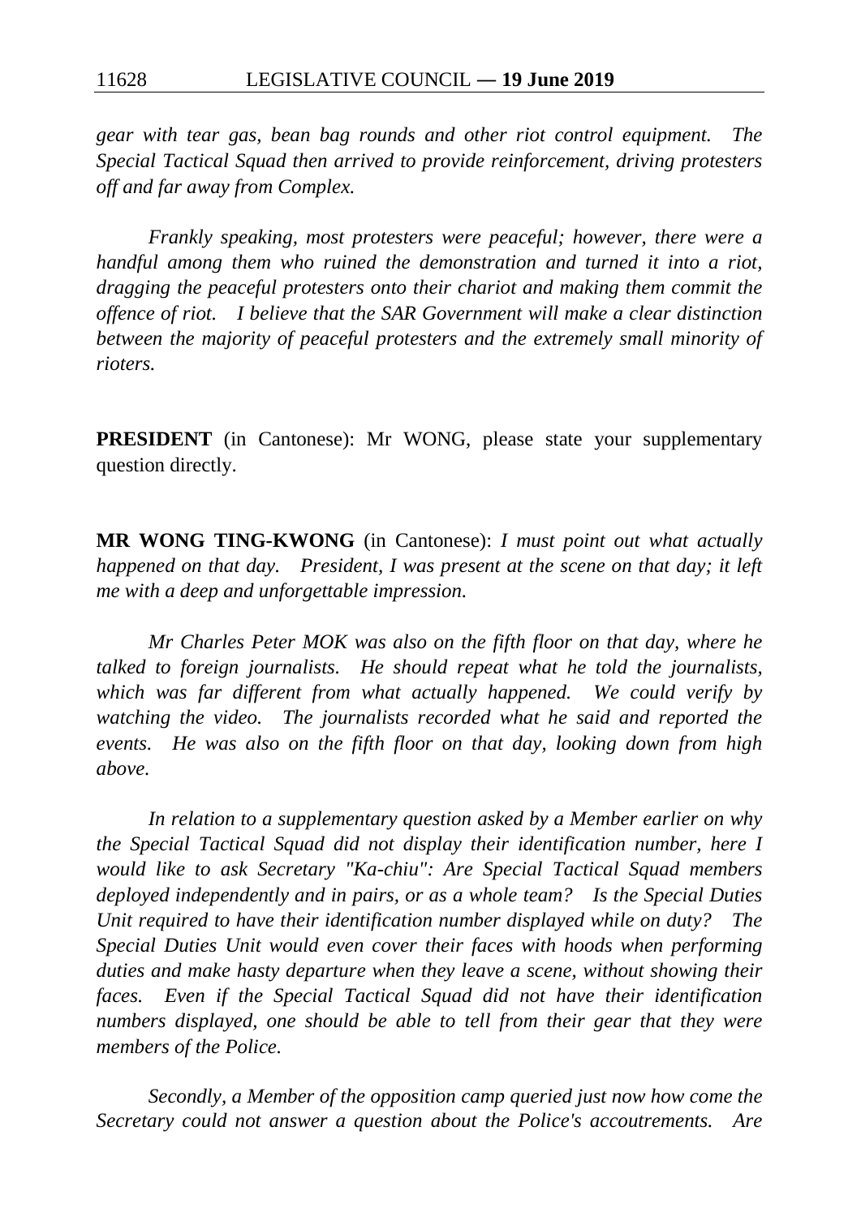*gear with tear gas, bean bag rounds and other riot control equipment. The Special Tactical Squad then arrived to provide reinforcement, driving protesters off and far away from Complex.*

*Frankly speaking, most protesters were peaceful; however, there were a handful among them who ruined the demonstration and turned it into a riot, dragging the peaceful protesters onto their chariot and making them commit the offence of riot. I believe that the SAR Government will make a clear distinction between the majority of peaceful protesters and the extremely small minority of rioters.*

**PRESIDENT** (in Cantonese): Mr WONG, please state your supplementary question directly.

**MR WONG TING-KWONG** (in Cantonese): *I must point out what actually happened on that day. President, I was present at the scene on that day; it left me with a deep and unforgettable impression.*

*Mr Charles Peter MOK was also on the fifth floor on that day, where he talked to foreign journalists. He should repeat what he told the journalists, which was far different from what actually happened. We could verify by watching the video. The journalists recorded what he said and reported the events. He was also on the fifth floor on that day, looking down from high above.*

*In relation to a supplementary question asked by a Member earlier on why the Special Tactical Squad did not display their identification number, here I would like to ask Secretary "Ka-chiu": Are Special Tactical Squad members deployed independently and in pairs, or as a whole team? Is the Special Duties Unit required to have their identification number displayed while on duty? The Special Duties Unit would even cover their faces with hoods when performing duties and make hasty departure when they leave a scene, without showing their faces. Even if the Special Tactical Squad did not have their identification numbers displayed, one should be able to tell from their gear that they were members of the Police.*

*Secondly, a Member of the opposition camp queried just now how come the Secretary could not answer a question about the Police's accoutrements. Are*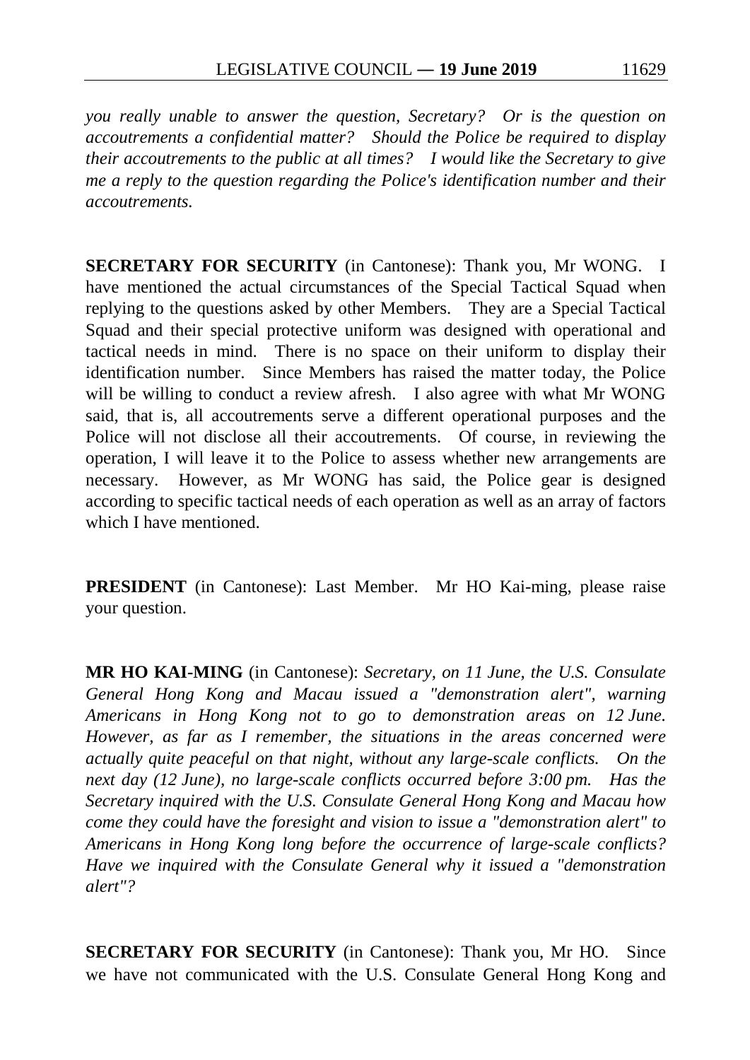*you really unable to answer the question, Secretary? Or is the question on accoutrements a confidential matter? Should the Police be required to display their accoutrements to the public at all times? I would like the Secretary to give me a reply to the question regarding the Police's identification number and their accoutrements.*

**SECRETARY FOR SECURITY** (in Cantonese): Thank you, Mr WONG. I have mentioned the actual circumstances of the Special Tactical Squad when replying to the questions asked by other Members. They are a Special Tactical Squad and their special protective uniform was designed with operational and tactical needs in mind. There is no space on their uniform to display their identification number. Since Members has raised the matter today, the Police will be willing to conduct a review afresh. I also agree with what Mr WONG said, that is, all accoutrements serve a different operational purposes and the Police will not disclose all their accoutrements. Of course, in reviewing the operation, I will leave it to the Police to assess whether new arrangements are necessary. However, as Mr WONG has said, the Police gear is designed according to specific tactical needs of each operation as well as an array of factors which I have mentioned.

**PRESIDENT** (in Cantonese): Last Member. Mr HO Kai-ming, please raise your question.

**MR HO KAI-MING** (in Cantonese): *Secretary, on 11 June, the U.S. Consulate General Hong Kong and Macau issued a "demonstration alert", warning Americans in Hong Kong not to go to demonstration areas on 12 June. However, as far as I remember, the situations in the areas concerned were actually quite peaceful on that night, without any large-scale conflicts. On the next day (12 June), no large-scale conflicts occurred before 3:00 pm. Has the Secretary inquired with the U.S. Consulate General Hong Kong and Macau how come they could have the foresight and vision to issue a "demonstration alert" to Americans in Hong Kong long before the occurrence of large-scale conflicts? Have we inquired with the Consulate General why it issued a "demonstration alert"?*

**SECRETARY FOR SECURITY** (in Cantonese): Thank you, Mr HO. Since we have not communicated with the U.S. Consulate General Hong Kong and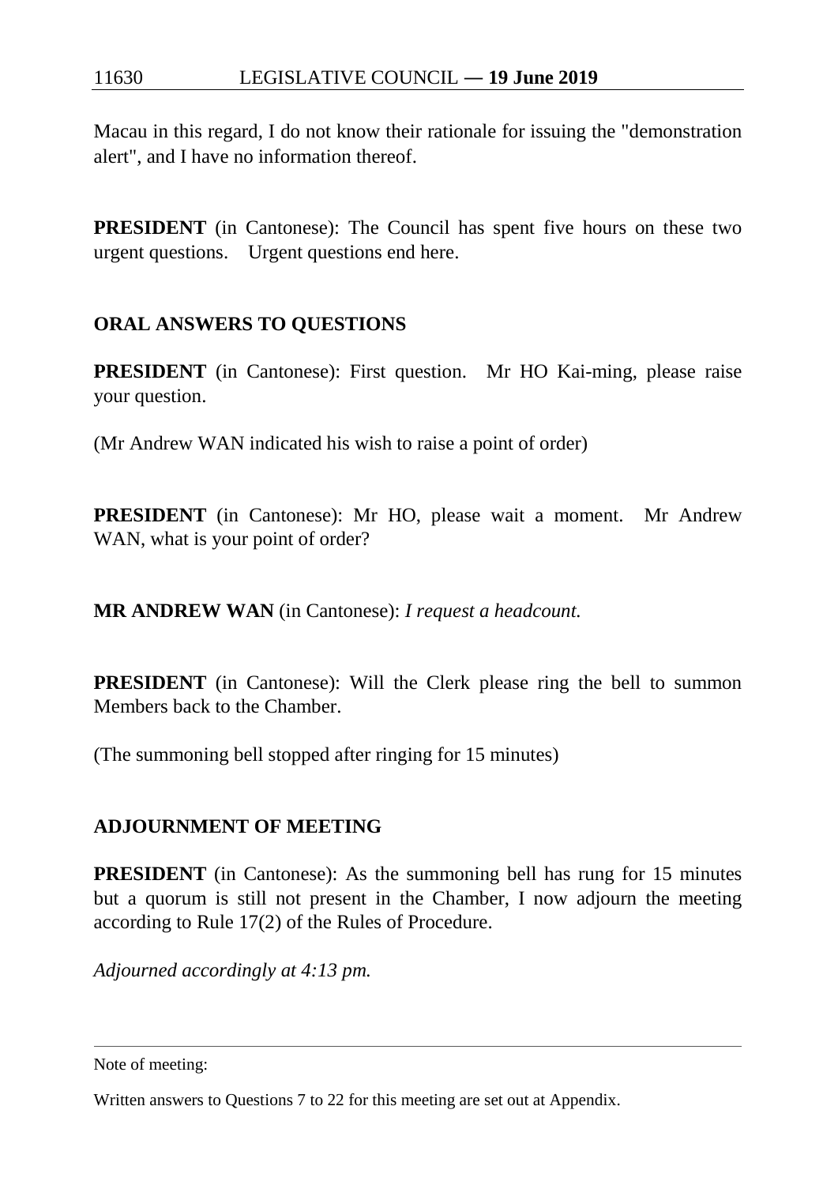Macau in this regard, I do not know their rationale for issuing the "demonstration alert", and I have no information thereof.

**PRESIDENT** (in Cantonese): The Council has spent five hours on these two urgent questions. Urgent questions end here.

## ORAL ANSWERS TO QUESTIONS

**PRESIDENT** (in Cantonese): First question. Mr HO Kai-ming, please raise your question.

(Mr Andrew WAN indicated his wish to raise a point of order)

**PRESIDENT** (in Cantonese): Mr HO, please wait a moment. Mr Andrew WAN, what is your point of order?

**MR ANDREW WAN** (in Cantonese): *I request a headcount.*

**PRESIDENT** (in Cantonese): Will the Clerk please ring the bell to summon Members back to the Chamber.

(The summoning bell stopped after ringing for 15 minutes)

## ADJOURNMENT OF MEETING

**PRESIDENT** (in Cantonese): As the summoning bell has rung for 15 minutes but a quorum is still not present in the Chamber, I now adjourn the meeting according to Rule 17(2) of the Rules of Procedure.

*Adjourned accordingly at 4:13 pm.*

---

Note of meeting:

Written answers to Questions 7 to 22 for this meeting are set out at Appendix.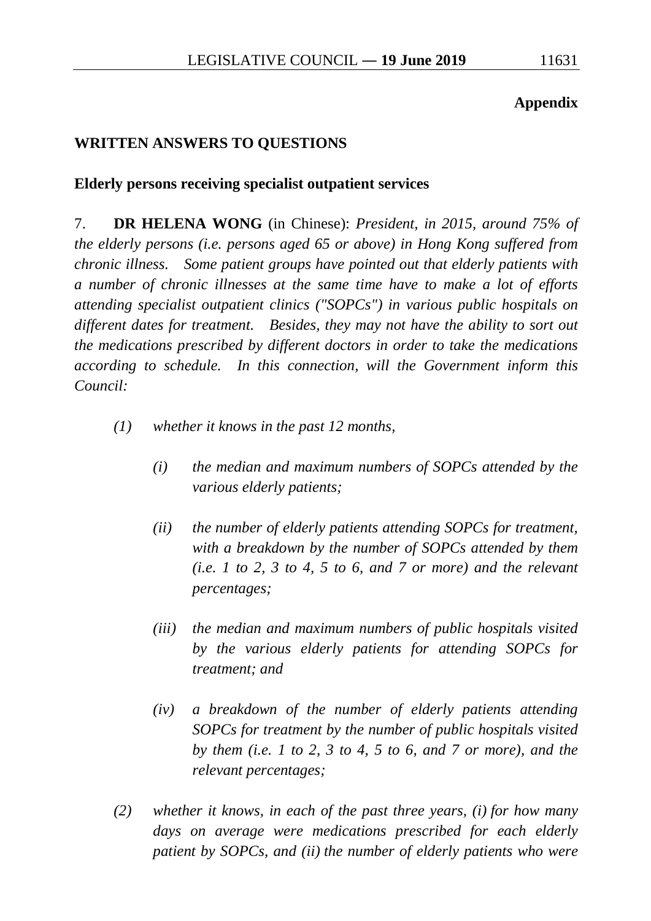**Appendix**

## WRITTEN ANSWERS TO QUESTIONS

### Elderly persons receiving specialist outpatient services

7. **DR HELENA WONG** (in Chinese): *President, in 2015, around 75% of the elderly persons (i.e. persons aged 65 or above) in Hong Kong suffered from chronic illness. Some patient groups have pointed out that elderly patients with a number of chronic illnesses at the same time have to make a lot of efforts attending specialist outpatient clinics ("SOPCs") in various public hospitals on different dates for treatment. Besides, they may not have the ability to sort out the medications prescribed by different doctors in order to take the medications according to schedule. In this connection, will the Government inform this Council:*

- *(1) whether it knows in the past 12 months,*
  - *(i) the median and maximum numbers of SOPCs attended by the various elderly patients;*
  - *(ii) the number of elderly patients attending SOPCs for treatment, with a breakdown by the number of SOPCs attended by them (i.e. 1 to 2, 3 to 4, 5 to 6, and 7 or more) and the relevant percentages;*
  - *(iii) the median and maximum numbers of public hospitals visited by the various elderly patients for attending SOPCs for treatment; and*
  - *(iv) a breakdown of the number of elderly patients attending SOPCs for treatment by the number of public hospitals visited by them (i.e. 1 to 2, 3 to 4, 5 to 6, and 7 or more), and the relevant percentages;*
- *(2) whether it knows, in each of the past three years, (i) for how many days on average were medications prescribed for each elderly patient by SOPCs, and (ii) the number of elderly patients who were*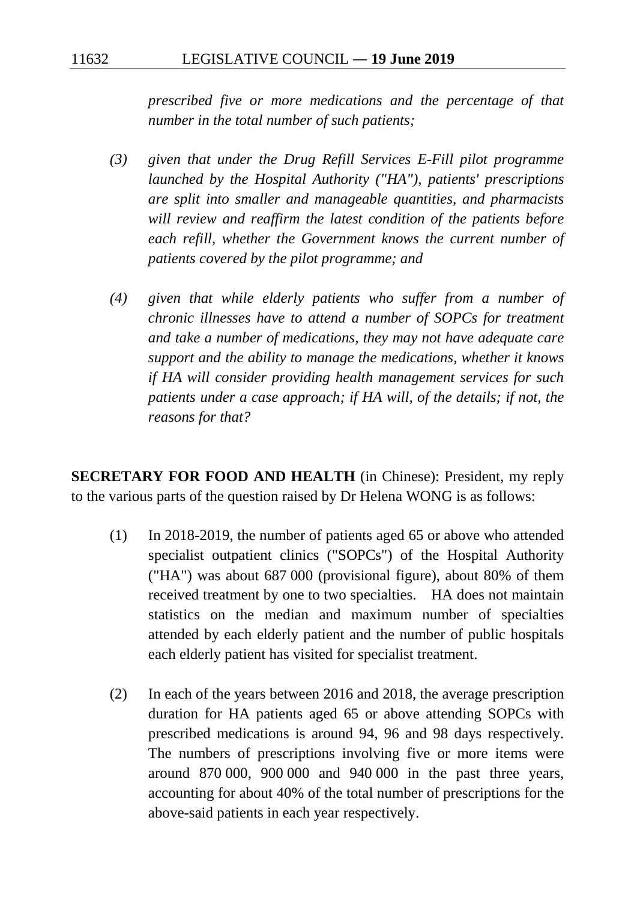*prescribed five or more medications and the percentage of that number in the total number of such patients;*

*(3) given that under the Drug Refill Services E-Fill pilot programme launched by the Hospital Authority ("HA"), patients' prescriptions are split into smaller and manageable quantities, and pharmacists will review and reaffirm the latest condition of the patients before each refill, whether the Government knows the current number of patients covered by the pilot programme; and*

*(4) given that while elderly patients who suffer from a number of chronic illnesses have to attend a number of SOPCs for treatment and take a number of medications, they may not have adequate care support and the ability to manage the medications, whether it knows if HA will consider providing health management services for such patients under a case approach; if HA will, of the details; if not, the reasons for that?*

**SECRETARY FOR FOOD AND HEALTH** (in Chinese): President, my reply to the various parts of the question raised by Dr Helena WONG is as follows:

(1) In 2018-2019, the number of patients aged 65 or above who attended specialist outpatient clinics ("SOPCs") of the Hospital Authority ("HA") was about 687 000 (provisional figure), about 80% of them received treatment by one to two specialties. HA does not maintain statistics on the median and maximum number of specialties attended by each elderly patient and the number of public hospitals each elderly patient has visited for specialist treatment.

(2) In each of the years between 2016 and 2018, the average prescription duration for HA patients aged 65 or above attending SOPCs with prescribed medications is around 94, 96 and 98 days respectively. The numbers of prescriptions involving five or more items were around 870 000, 900 000 and 940 000 in the past three years, accounting for about 40% of the total number of prescriptions for the above-said patients in each year respectively.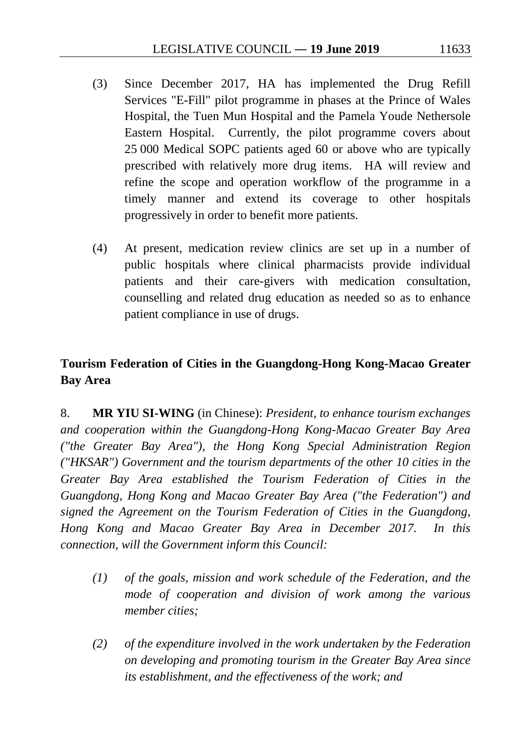(3) Since December 2017, HA has implemented the Drug Refill Services "E-Fill" pilot programme in phases at the Prince of Wales Hospital, the Tuen Mun Hospital and the Pamela Youde Nethersole Eastern Hospital. Currently, the pilot programme covers about 25 000 Medical SOPC patients aged 60 or above who are typically prescribed with relatively more drug items. HA will review and refine the scope and operation workflow of the programme in a timely manner and extend its coverage to other hospitals progressively in order to benefit more patients.

(4) At present, medication review clinics are set up in a number of public hospitals where clinical pharmacists provide individual patients and their care-givers with medication consultation, counselling and related drug education as needed so as to enhance patient compliance in use of drugs.

**Tourism Federation of Cities in the Guangdong-Hong Kong-Macao Greater Bay Area**

8. **MR YIU SI-WING** (in Chinese): *President, to enhance tourism exchanges and cooperation within the Guangdong-Hong Kong-Macao Greater Bay Area ("the Greater Bay Area"), the Hong Kong Special Administration Region ("HKSAR") Government and the tourism departments of the other 10 cities in the Greater Bay Area established the Tourism Federation of Cities in the Guangdong, Hong Kong and Macao Greater Bay Area ("the Federation") and signed the Agreement on the Tourism Federation of Cities in the Guangdong, Hong Kong and Macao Greater Bay Area in December 2017. In this connection, will the Government inform this Council:*

*(1) of the goals, mission and work schedule of the Federation, and the mode of cooperation and division of work among the various member cities;*

*(2) of the expenditure involved in the work undertaken by the Federation on developing and promoting tourism in the Greater Bay Area since its establishment, and the effectiveness of the work; and*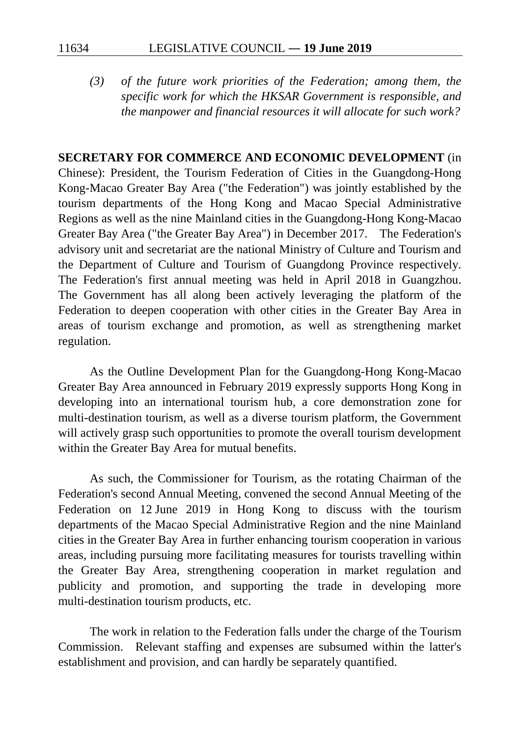*(3) of the future work priorities of the Federation; among them, the specific work for which the HKSAR Government is responsible, and the manpower and financial resources it will allocate for such work?*

**SECRETARY FOR COMMERCE AND ECONOMIC DEVELOPMENT** (in Chinese): President, the Tourism Federation of Cities in the Guangdong-Hong Kong-Macao Greater Bay Area ("the Federation") was jointly established by the tourism departments of the Hong Kong and Macao Special Administrative Regions as well as the nine Mainland cities in the Guangdong-Hong Kong-Macao Greater Bay Area ("the Greater Bay Area") in December 2017. The Federation's advisory unit and secretariat are the national Ministry of Culture and Tourism and the Department of Culture and Tourism of Guangdong Province respectively. The Federation's first annual meeting was held in April 2018 in Guangzhou. The Government has all along been actively leveraging the platform of the Federation to deepen cooperation with other cities in the Greater Bay Area in areas of tourism exchange and promotion, as well as strengthening market regulation.

As the Outline Development Plan for the Guangdong-Hong Kong-Macao Greater Bay Area announced in February 2019 expressly supports Hong Kong in developing into an international tourism hub, a core demonstration zone for multi-destination tourism, as well as a diverse tourism platform, the Government will actively grasp such opportunities to promote the overall tourism development within the Greater Bay Area for mutual benefits.

As such, the Commissioner for Tourism, as the rotating Chairman of the Federation's second Annual Meeting, convened the second Annual Meeting of the Federation on 12 June 2019 in Hong Kong to discuss with the tourism departments of the Macao Special Administrative Region and the nine Mainland cities in the Greater Bay Area in further enhancing tourism cooperation in various areas, including pursuing more facilitating measures for tourists travelling within the Greater Bay Area, strengthening cooperation in market regulation and publicity and promotion, and supporting the trade in developing more multi-destination tourism products, etc.

The work in relation to the Federation falls under the charge of the Tourism Commission. Relevant staffing and expenses are subsumed within the latter's establishment and provision, and can hardly be separately quantified.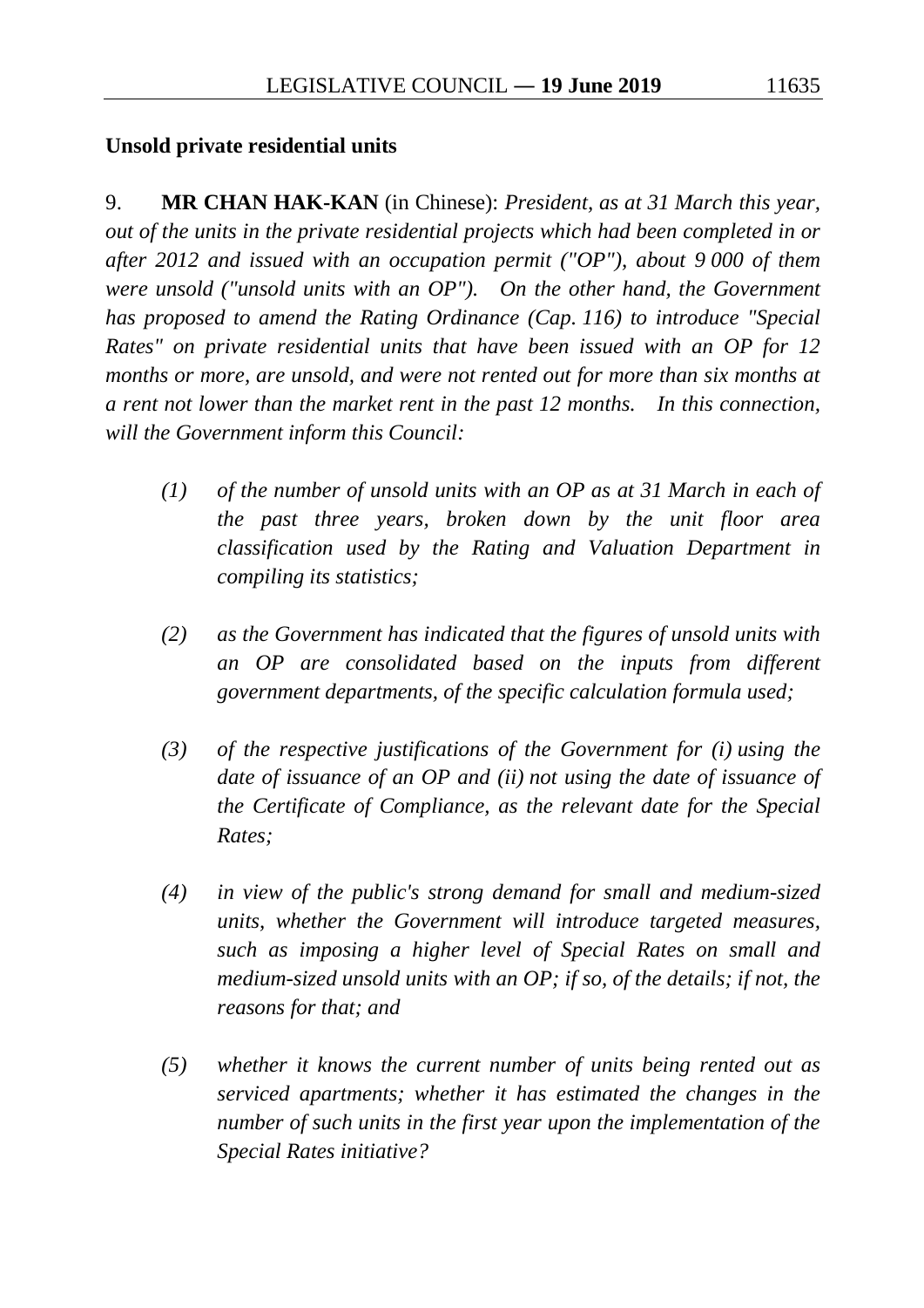**Unsold private residential units**

9. **MR CHAN HAK-KAN** (in Chinese): *President, as at 31 March this year, out of the units in the private residential projects which had been completed in or after 2012 and issued with an occupation permit ("OP"), about 9 000 of them were unsold ("unsold units with an OP"). On the other hand, the Government has proposed to amend the Rating Ordinance (Cap. 116) to introduce "Special Rates" on private residential units that have been issued with an OP for 12 months or more, are unsold, and were not rented out for more than six months at a rent not lower than the market rent in the past 12 months. In this connection, will the Government inform this Council:*

*(1) of the number of unsold units with an OP as at 31 March in each of the past three years, broken down by the unit floor area classification used by the Rating and Valuation Department in compiling its statistics;*

*(2) as the Government has indicated that the figures of unsold units with an OP are consolidated based on the inputs from different government departments, of the specific calculation formula used;*

*(3) of the respective justifications of the Government for (i) using the date of issuance of an OP and (ii) not using the date of issuance of the Certificate of Compliance, as the relevant date for the Special Rates;*

*(4) in view of the public's strong demand for small and medium-sized units, whether the Government will introduce targeted measures, such as imposing a higher level of Special Rates on small and medium-sized unsold units with an OP; if so, of the details; if not, the reasons for that; and*

*(5) whether it knows the current number of units being rented out as serviced apartments; whether it has estimated the changes in the number of such units in the first year upon the implementation of the Special Rates initiative?*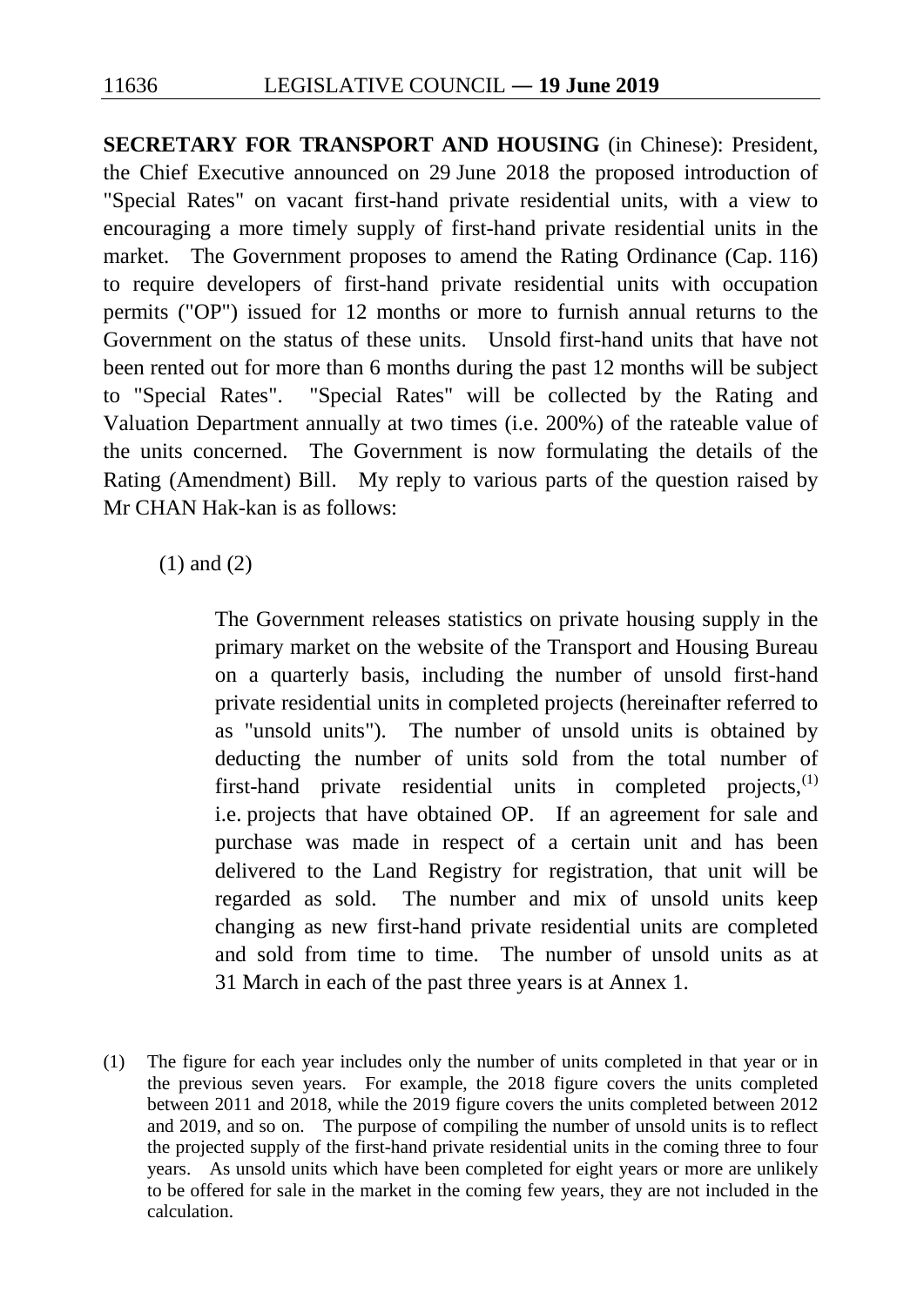**SECRETARY FOR TRANSPORT AND HOUSING** (in Chinese): President, the Chief Executive announced on 29 June 2018 the proposed introduction of "Special Rates" on vacant first-hand private residential units, with a view to encouraging a more timely supply of first-hand private residential units in the market. The Government proposes to amend the Rating Ordinance (Cap. 116) to require developers of first-hand private residential units with occupation permits ("OP") issued for 12 months or more to furnish annual returns to the Government on the status of these units. Unsold first-hand units that have not been rented out for more than 6 months during the past 12 months will be subject to "Special Rates". "Special Rates" will be collected by the Rating and Valuation Department annually at two times (i.e. 200%) of the rateable value of the units concerned. The Government is now formulating the details of the Rating (Amendment) Bill. My reply to various parts of the question raised by Mr CHAN Hak-kan is as follows:

(1) and (2)

> The Government releases statistics on private housing supply in the primary market on the website of the Transport and Housing Bureau on a quarterly basis, including the number of unsold first-hand private residential units in completed projects (hereinafter referred to as "unsold units"). The number of unsold units is obtained by deducting the number of units sold from the total number of first-hand private residential units in completed projects,[(1)] i.e. projects that have obtained OP. If an agreement for sale and purchase was made in respect of a certain unit and has been delivered to the Land Registry for registration, that unit will be regarded as sold. The number and mix of unsold units keep changing as new first-hand private residential units are completed and sold from time to time. The number of unsold units as at 31 March in each of the past three years is at Annex 1.

(1) The figure for each year includes only the number of units completed in that year or in the previous seven years. For example, the 2018 figure covers the units completed between 2011 and 2018, while the 2019 figure covers the units completed between 2012 and 2019, and so on. The purpose of compiling the number of unsold units is to reflect the projected supply of the first-hand private residential units in the coming three to four years. As unsold units which have been completed for eight years or more are unlikely to be offered for sale in the market in the coming few years, they are not included in the calculation.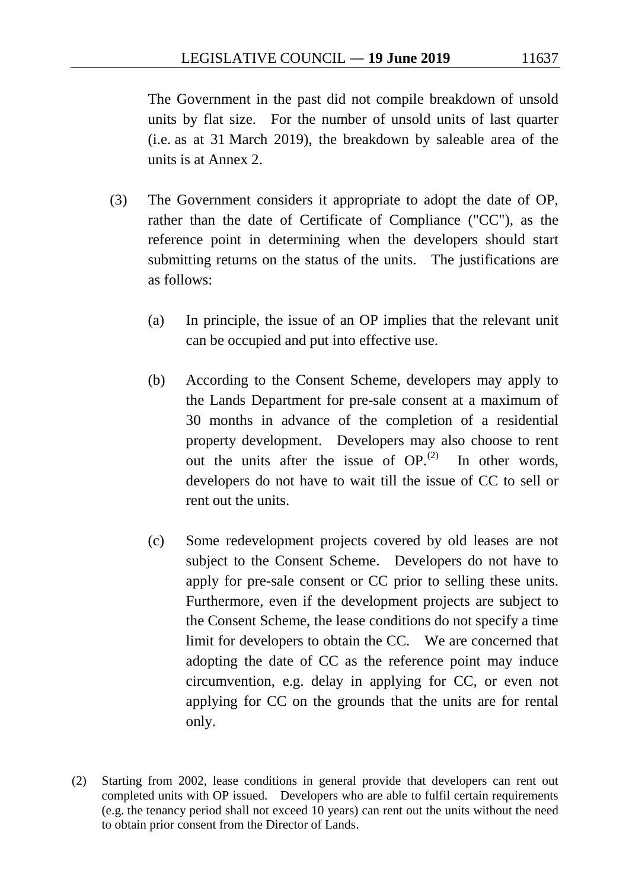The Government in the past did not compile breakdown of unsold units by flat size. For the number of unsold units of last quarter (i.e. as at 31 March 2019), the breakdown by saleable area of the units is at Annex 2.

(3) The Government considers it appropriate to adopt the date of OP, rather than the date of Certificate of Compliance ("CC"), as the reference point in determining when the developers should start submitting returns on the status of the units. The justifications are as follows:

(a) In principle, the issue of an OP implies that the relevant unit can be occupied and put into effective use.

(b) According to the Consent Scheme, developers may apply to the Lands Department for pre-sale consent at a maximum of 30 months in advance of the completion of a residential property development. Developers may also choose to rent out the units after the issue of OP.[(2)] In other words, developers do not have to wait till the issue of CC to sell or rent out the units.

(c) Some redevelopment projects covered by old leases are not subject to the Consent Scheme. Developers do not have to apply for pre-sale consent or CC prior to selling these units. Furthermore, even if the development projects are subject to the Consent Scheme, the lease conditions do not specify a time limit for developers to obtain the CC. We are concerned that adopting the date of CC as the reference point may induce circumvention, e.g. delay in applying for CC, or even not applying for CC on the grounds that the units are for rental only.

(2) Starting from 2002, lease conditions in general provide that developers can rent out completed units with OP issued. Developers who are able to fulfil certain requirements (e.g. the tenancy period shall not exceed 10 years) can rent out the units without the need to obtain prior consent from the Director of Lands.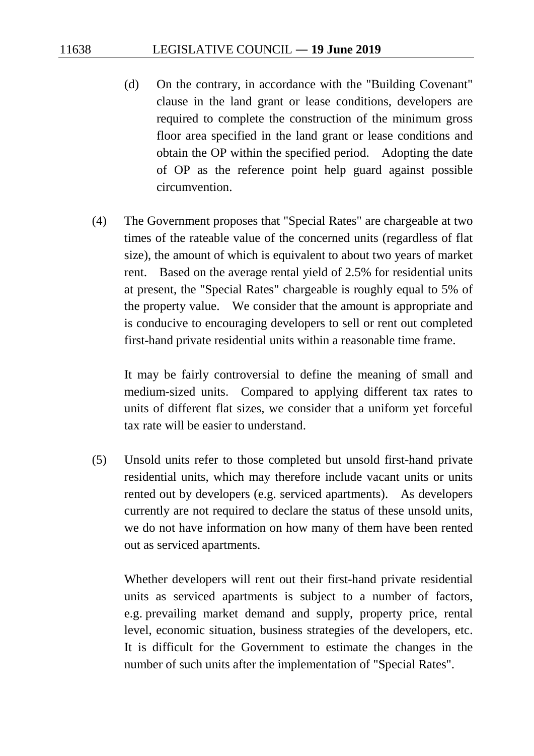(d) On the contrary, in accordance with the "Building Covenant" clause in the land grant or lease conditions, developers are required to complete the construction of the minimum gross floor area specified in the land grant or lease conditions and obtain the OP within the specified period. Adopting the date of OP as the reference point help guard against possible circumvention.

(4) The Government proposes that "Special Rates" are chargeable at two times of the rateable value of the concerned units (regardless of flat size), the amount of which is equivalent to about two years of market rent. Based on the average rental yield of 2.5% for residential units at present, the "Special Rates" chargeable is roughly equal to 5% of the property value. We consider that the amount is appropriate and is conducive to encouraging developers to sell or rent out completed first-hand private residential units within a reasonable time frame.

It may be fairly controversial to define the meaning of small and medium-sized units. Compared to applying different tax rates to units of different flat sizes, we consider that a uniform yet forceful tax rate will be easier to understand.

(5) Unsold units refer to those completed but unsold first-hand private residential units, which may therefore include vacant units or units rented out by developers (e.g. serviced apartments). As developers currently are not required to declare the status of these unsold units, we do not have information on how many of them have been rented out as serviced apartments.

Whether developers will rent out their first-hand private residential units as serviced apartments is subject to a number of factors, e.g. prevailing market demand and supply, property price, rental level, economic situation, business strategies of the developers, etc. It is difficult for the Government to estimate the changes in the number of such units after the implementation of "Special Rates".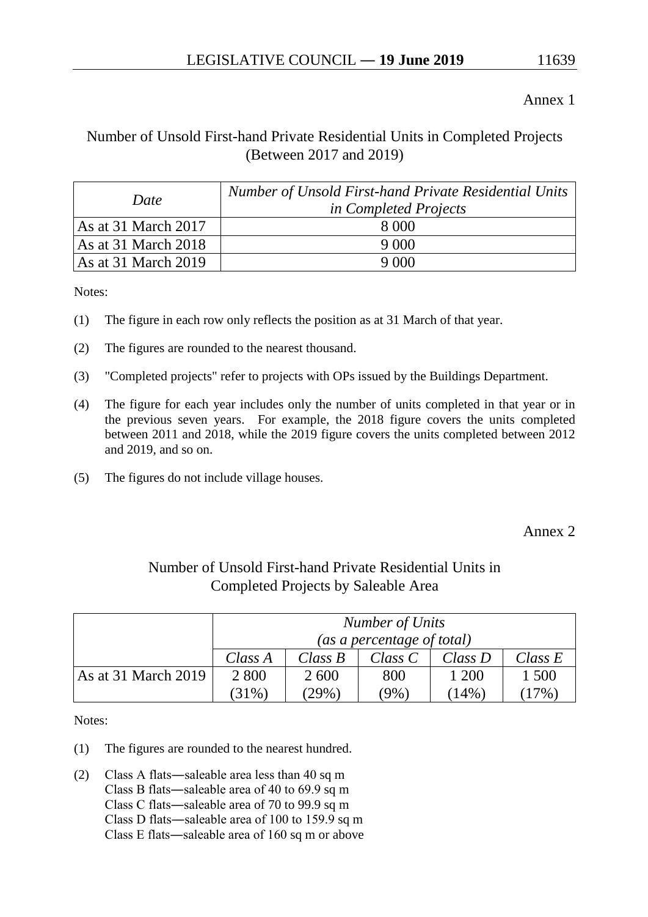Annex 1

## Number of Unsold First-hand Private Residential Units in Completed Projects (Between 2017 and 2019)

| *Date* | *Number of Unsold First-hand Private Residential Units in Completed Projects* |
|---|---|
| As at 31 March 2017 | 8 000 |
| As at 31 March 2018 | 9 000 |
| As at 31 March 2019 | 9 000 |

Notes:

(1) The figure in each row only reflects the position as at 31 March of that year.

(2) The figures are rounded to the nearest thousand.

(3) "Completed projects" refer to projects with OPs issued by the Buildings Department.

(4) The figure for each year includes only the number of units completed in that year or in the previous seven years. For example, the 2018 figure covers the units completed between 2011 and 2018, while the 2019 figure covers the units completed between 2012 and 2019, and so on.

(5) The figures do not include village houses.

Annex 2

## Number of Unsold First-hand Private Residential Units in Completed Projects by Saleable Area

| | *Number of Units (as a percentage of total)* | | | | |
|---|---|---|---|---|---|
| | *Class A* | *Class B* | *Class C* | *Class D* | *Class E* |
| As at 31 March 2019 | 2 800 (31%) | 2 600 (29%) | 800 (9%) | 1 200 (14%) | 1 500 (17%) |

Notes:

(1) The figures are rounded to the nearest hundred.

(2) Class A flats―saleable area less than 40 sq m
Class B flats―saleable area of 40 to 69.9 sq m
Class C flats―saleable area of 70 to 99.9 sq m
Class D flats―saleable area of 100 to 159.9 sq m
Class E flats―saleable area of 160 sq m or above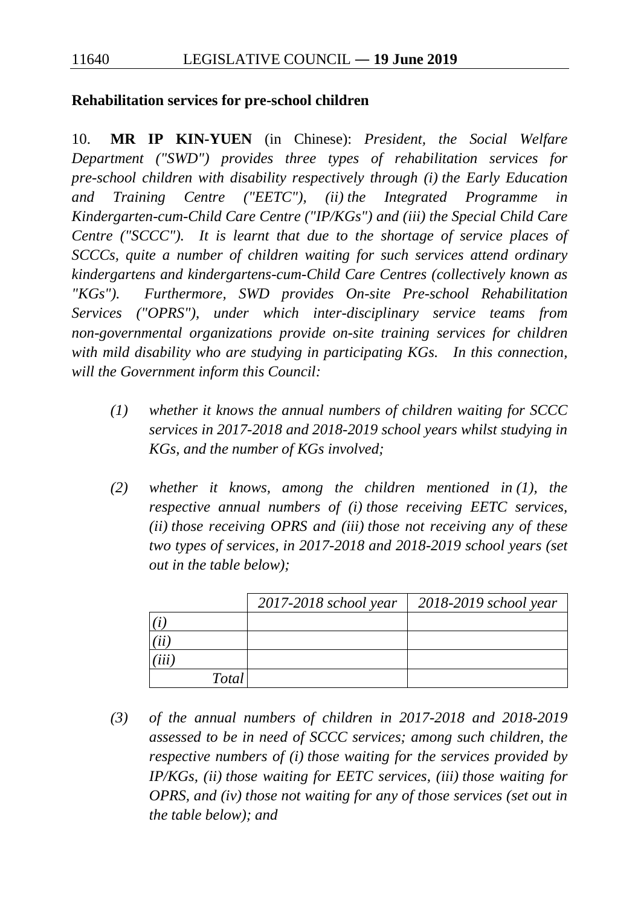**Rehabilitation services for pre-school children**

10. **MR IP KIN-YUEN** (in Chinese): *President, the Social Welfare Department ("SWD") provides three types of rehabilitation services for pre-school children with disability respectively through (i) the Early Education and Training Centre ("EETC"), (ii) the Integrated Programme in Kindergarten-cum-Child Care Centre ("IP/KGs") and (iii) the Special Child Care Centre ("SCCC"). It is learnt that due to the shortage of service places of SCCCs, quite a number of children waiting for such services attend ordinary kindergartens and kindergartens-cum-Child Care Centres (collectively known as "KGs"). Furthermore, SWD provides On-site Pre-school Rehabilitation Services ("OPRS"), under which inter-disciplinary service teams from non-governmental organizations provide on-site training services for children with mild disability who are studying in participating KGs. In this connection, will the Government inform this Council:*

*(1) whether it knows the annual numbers of children waiting for SCCC services in 2017-2018 and 2018-2019 school years whilst studying in KGs, and the number of KGs involved;*

*(2) whether it knows, among the children mentioned in (1), the respective annual numbers of (i) those receiving EETC services, (ii) those receiving OPRS and (iii) those not receiving any of these two types of services, in 2017-2018 and 2018-2019 school years (set out in the table below);*

| | *2017-2018 school year* | *2018-2019 school year* |
|---|---|---|
| *(i)* | | |
| *(ii)* | | |
| *(iii)* | | |
| *Total* | | |

*(3) of the annual numbers of children in 2017-2018 and 2018-2019 assessed to be in need of SCCC services; among such children, the respective numbers of (i) those waiting for the services provided by IP/KGs, (ii) those waiting for EETC services, (iii) those waiting for OPRS, and (iv) those not waiting for any of those services (set out in the table below); and*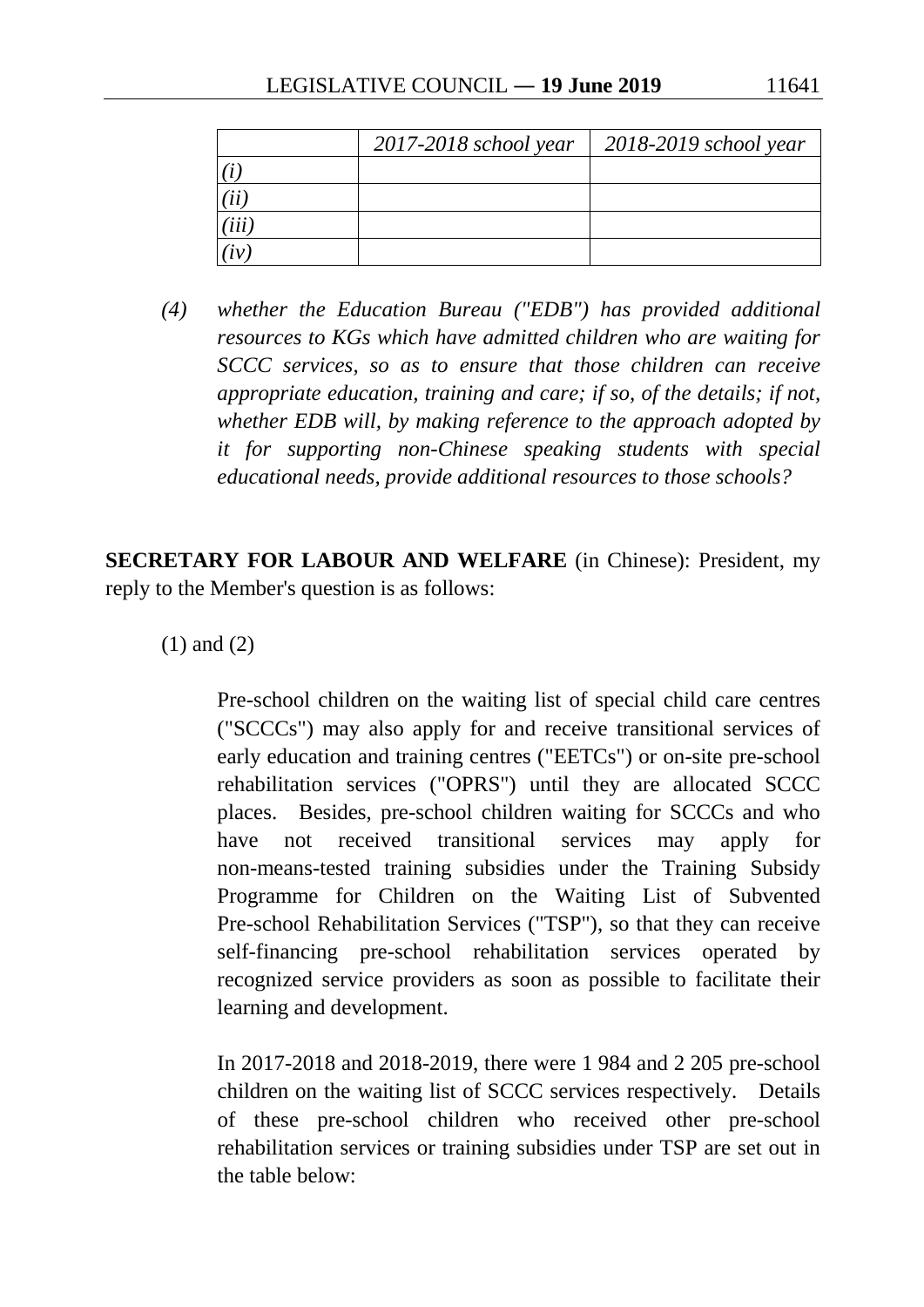| | *2017-2018 school year* | *2018-2019 school year* |
|---|---|---|
| *(i)* | | |
| *(ii)* | | |
| *(iii)* | | |
| *(iv)* | | |

*(4) whether the Education Bureau ("EDB") has provided additional resources to KGs which have admitted children who are waiting for SCCC services, so as to ensure that those children can receive appropriate education, training and care; if so, of the details; if not, whether EDB will, by making reference to the approach adopted by it for supporting non-Chinese speaking students with special educational needs, provide additional resources to those schools?*

**SECRETARY FOR LABOUR AND WELFARE** (in Chinese): President, my reply to the Member's question is as follows:

(1) and (2)

Pre-school children on the waiting list of special child care centres ("SCCCs") may also apply for and receive transitional services of early education and training centres ("EETCs") or on-site pre-school rehabilitation services ("OPRS") until they are allocated SCCC places. Besides, pre-school children waiting for SCCCs and who have not received transitional services may apply for non-means-tested training subsidies under the Training Subsidy Programme for Children on the Waiting List of Subvented Pre-school Rehabilitation Services ("TSP"), so that they can receive self-financing pre-school rehabilitation services operated by recognized service providers as soon as possible to facilitate their learning and development.

In 2017-2018 and 2018-2019, there were 1 984 and 2 205 pre-school children on the waiting list of SCCC services respectively. Details of these pre-school children who received other pre-school rehabilitation services or training subsidies under TSP are set out in the table below: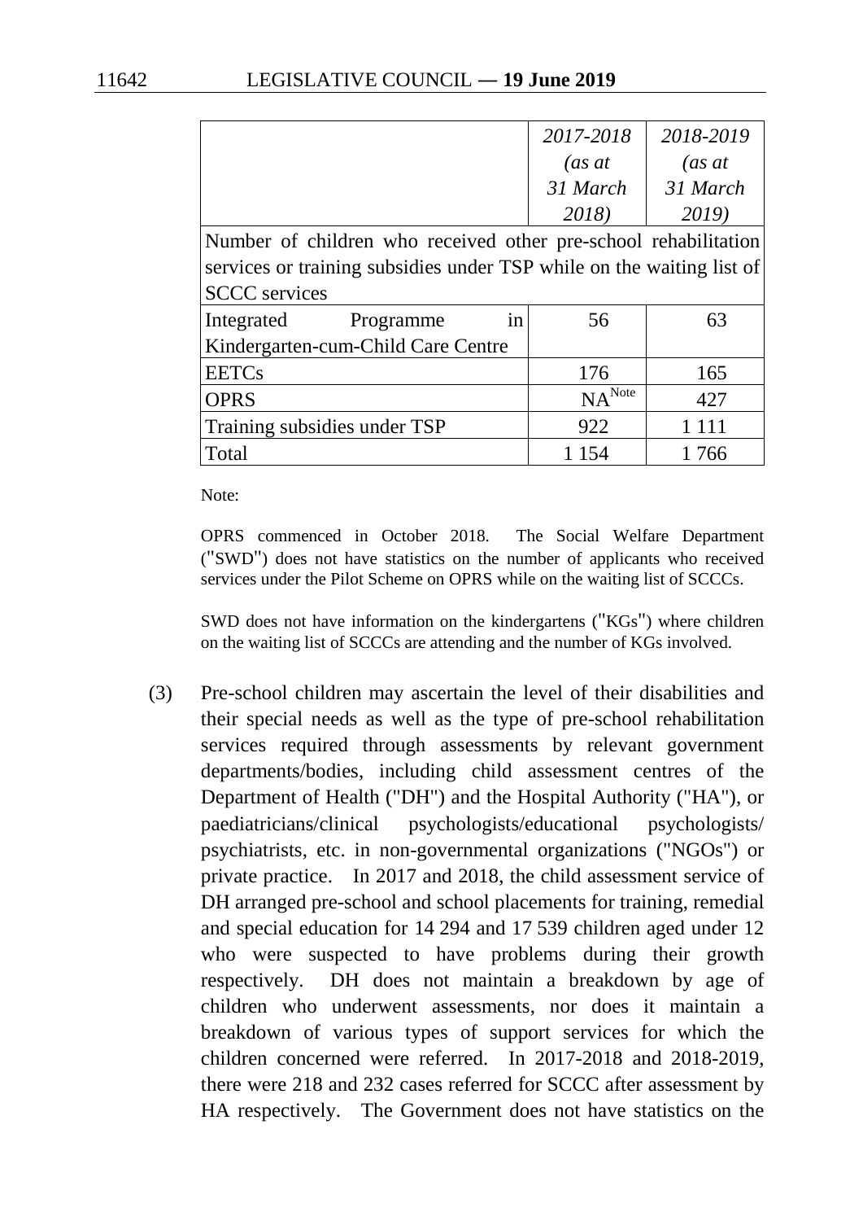| | *2017-2018 (as at 31 March 2018)* | *2018-2019 (as at 31 March 2019)* |
|---|---|---|
| Number of children who received other pre-school rehabilitation services or training subsidies under TSP while on the waiting list of SCCC services | | |
| Integrated Programme in Kindergarten-cum-Child Care Centre | 56 | 63 |
| EETCs | 176 | 165 |
| OPRS | NA[Note] | 427 |
| Training subsidies under TSP | 922 | 1 111 |
| Total | 1 154 | 1 766 |

Note:

OPRS commenced in October 2018. The Social Welfare Department ("SWD") does not have statistics on the number of applicants who received services under the Pilot Scheme on OPRS while on the waiting list of SCCCs.

SWD does not have information on the kindergartens ("KGs") where children on the waiting list of SCCCs are attending and the number of KGs involved.

(3) Pre-school children may ascertain the level of their disabilities and their special needs as well as the type of pre-school rehabilitation services required through assessments by relevant government departments/bodies, including child assessment centres of the Department of Health ("DH") and the Hospital Authority ("HA"), or paediatricians/clinical psychologists/educational psychologists/ psychiatrists, etc. in non-governmental organizations ("NGOs") or private practice. In 2017 and 2018, the child assessment service of DH arranged pre-school and school placements for training, remedial and special education for 14 294 and 17 539 children aged under 12 who were suspected to have problems during their growth respectively. DH does not maintain a breakdown by age of children who underwent assessments, nor does it maintain a breakdown of various types of support services for which the children concerned were referred. In 2017-2018 and 2018-2019, there were 218 and 232 cases referred for SCCC after assessment by HA respectively. The Government does not have statistics on the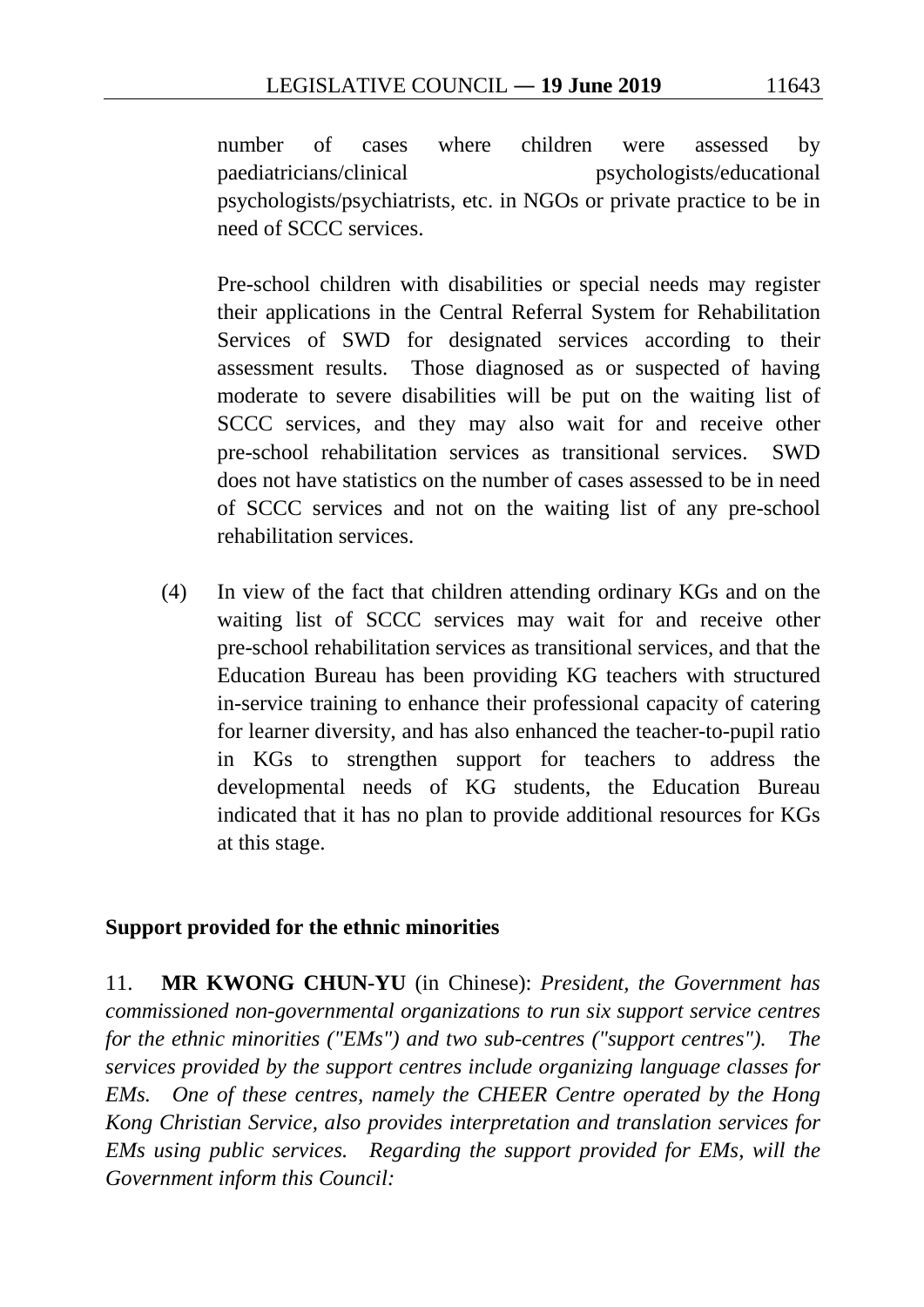number of cases where children were assessed by paediatricians/clinical psychologists/educational psychologists/psychiatrists, etc. in NGOs or private practice to be in need of SCCC services.

Pre-school children with disabilities or special needs may register their applications in the Central Referral System for Rehabilitation Services of SWD for designated services according to their assessment results. Those diagnosed as or suspected of having moderate to severe disabilities will be put on the waiting list of SCCC services, and they may also wait for and receive other pre-school rehabilitation services as transitional services. SWD does not have statistics on the number of cases assessed to be in need of SCCC services and not on the waiting list of any pre-school rehabilitation services.

(4) In view of the fact that children attending ordinary KGs and on the waiting list of SCCC services may wait for and receive other pre-school rehabilitation services as transitional services, and that the Education Bureau has been providing KG teachers with structured in-service training to enhance their professional capacity of catering for learner diversity, and has also enhanced the teacher-to-pupil ratio in KGs to strengthen support for teachers to address the developmental needs of KG students, the Education Bureau indicated that it has no plan to provide additional resources for KGs at this stage.

**Support provided for the ethnic minorities**

11. **MR KWONG CHUN-YU** (in Chinese): *President, the Government has commissioned non-governmental organizations to run six support service centres for the ethnic minorities ("EMs") and two sub-centres ("support centres"). The services provided by the support centres include organizing language classes for EMs. One of these centres, namely the CHEER Centre operated by the Hong Kong Christian Service, also provides interpretation and translation services for EMs using public services. Regarding the support provided for EMs, will the Government inform this Council:*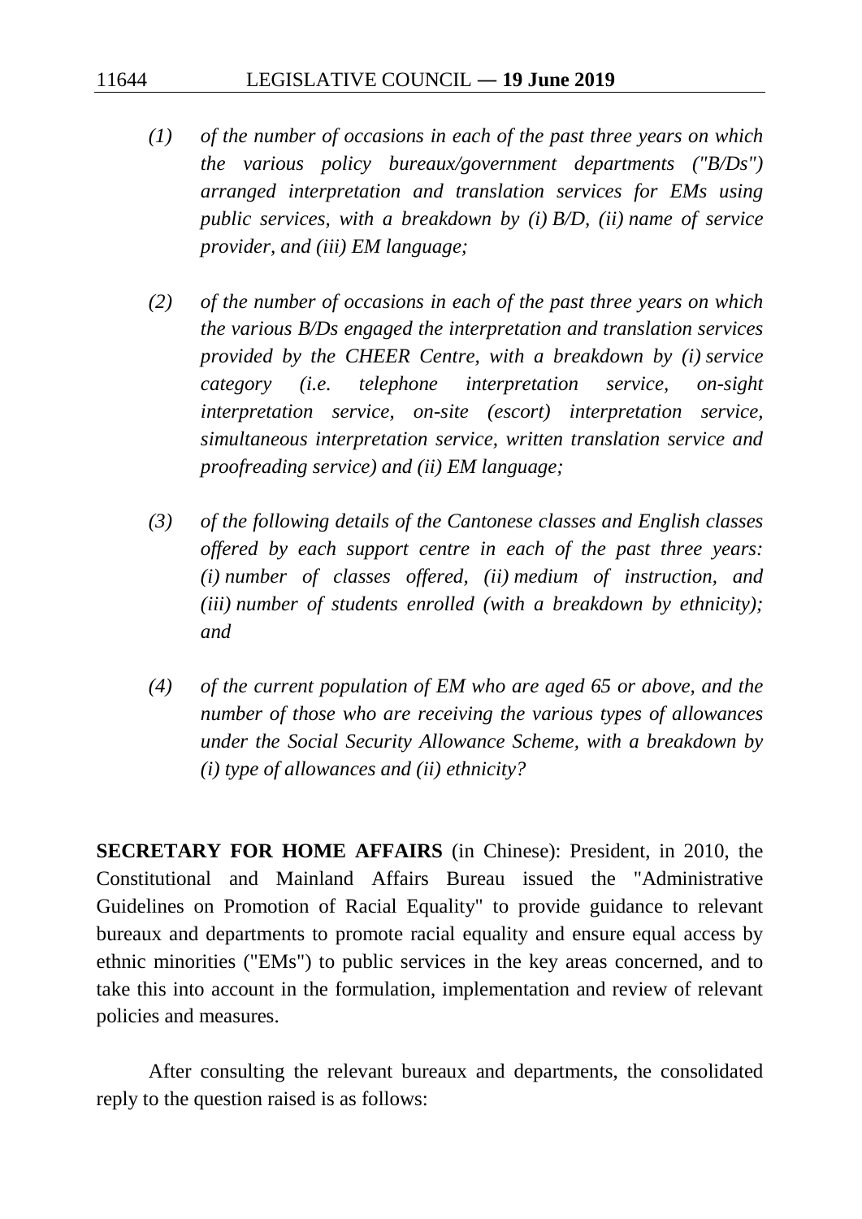*(1) of the number of occasions in each of the past three years on which the various policy bureaux/government departments ("B/Ds") arranged interpretation and translation services for EMs using public services, with a breakdown by (i) B/D, (ii) name of service provider, and (iii) EM language;*

*(2) of the number of occasions in each of the past three years on which the various B/Ds engaged the interpretation and translation services provided by the CHEER Centre, with a breakdown by (i) service category (i.e. telephone interpretation service, on-sight interpretation service, on-site (escort) interpretation service, simultaneous interpretation service, written translation service and proofreading service) and (ii) EM language;*

*(3) of the following details of the Cantonese classes and English classes offered by each support centre in each of the past three years: (i) number of classes offered, (ii) medium of instruction, and (iii) number of students enrolled (with a breakdown by ethnicity); and*

*(4) of the current population of EM who are aged 65 or above, and the number of those who are receiving the various types of allowances under the Social Security Allowance Scheme, with a breakdown by (i) type of allowances and (ii) ethnicity?*

**SECRETARY FOR HOME AFFAIRS** (in Chinese): President, in 2010, the Constitutional and Mainland Affairs Bureau issued the "Administrative Guidelines on Promotion of Racial Equality" to provide guidance to relevant bureaux and departments to promote racial equality and ensure equal access by ethnic minorities ("EMs") to public services in the key areas concerned, and to take this into account in the formulation, implementation and review of relevant policies and measures.

After consulting the relevant bureaux and departments, the consolidated reply to the question raised is as follows: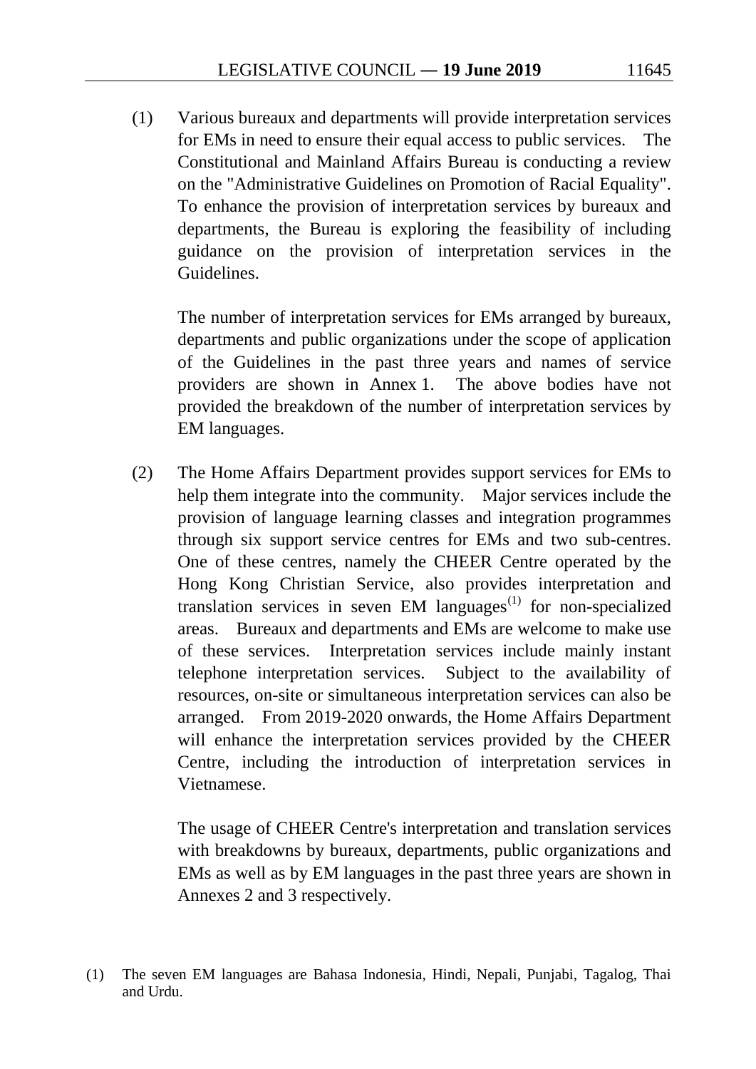(1) Various bureaux and departments will provide interpretation services for EMs in need to ensure their equal access to public services. The Constitutional and Mainland Affairs Bureau is conducting a review on the "Administrative Guidelines on Promotion of Racial Equality". To enhance the provision of interpretation services by bureaux and departments, the Bureau is exploring the feasibility of including guidance on the provision of interpretation services in the Guidelines.

The number of interpretation services for EMs arranged by bureaux, departments and public organizations under the scope of application of the Guidelines in the past three years and names of service providers are shown in Annex 1. The above bodies have not provided the breakdown of the number of interpretation services by EM languages.

(2) The Home Affairs Department provides support services for EMs to help them integrate into the community. Major services include the provision of language learning classes and integration programmes through six support service centres for EMs and two sub-centres. One of these centres, namely the CHEER Centre operated by the Hong Kong Christian Service, also provides interpretation and translation services in seven EM languages[1] for non-specialized areas. Bureaux and departments and EMs are welcome to make use of these services. Interpretation services include mainly instant telephone interpretation services. Subject to the availability of resources, on-site or simultaneous interpretation services can also be arranged. From 2019-2020 onwards, the Home Affairs Department will enhance the interpretation services provided by the CHEER Centre, including the introduction of interpretation services in Vietnamese.

The usage of CHEER Centre's interpretation and translation services with breakdowns by bureaux, departments, public organizations and EMs as well as by EM languages in the past three years are shown in Annexes 2 and 3 respectively.

(1) The seven EM languages are Bahasa Indonesia, Hindi, Nepali, Punjabi, Tagalog, Thai and Urdu.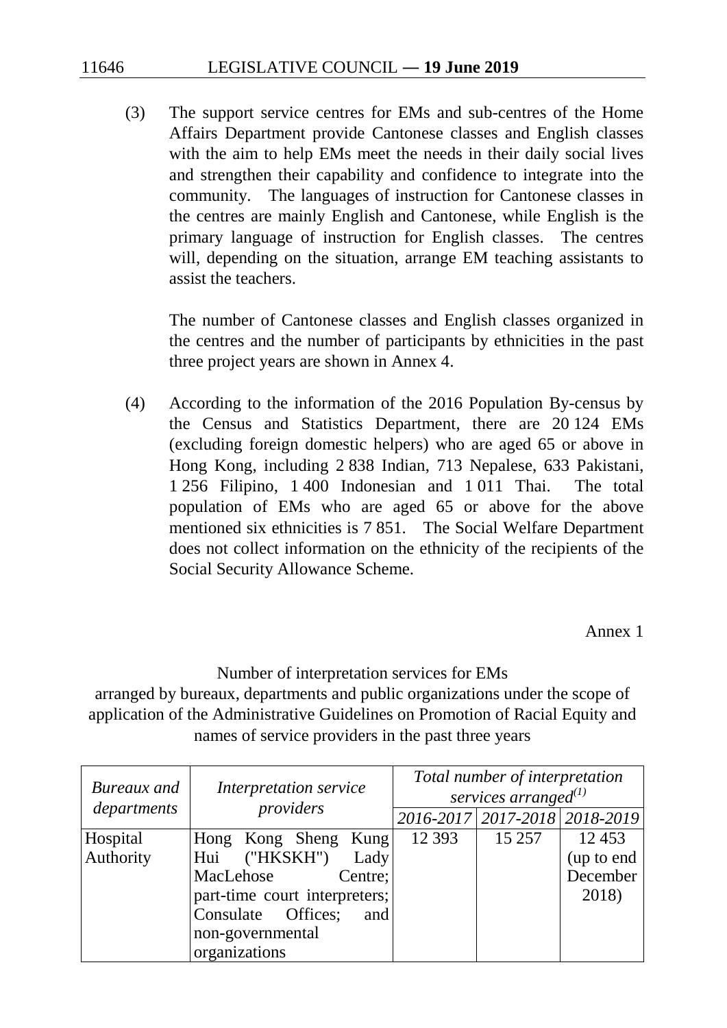(3) The support service centres for EMs and sub-centres of the Home Affairs Department provide Cantonese classes and English classes with the aim to help EMs meet the needs in their daily social lives and strengthen their capability and confidence to integrate into the community. The languages of instruction for Cantonese classes in the centres are mainly English and Cantonese, while English is the primary language of instruction for English classes. The centres will, depending on the situation, arrange EM teaching assistants to assist the teachers.

The number of Cantonese classes and English classes organized in the centres and the number of participants by ethnicities in the past three project years are shown in Annex 4.

(4) According to the information of the 2016 Population By-census by the Census and Statistics Department, there are 20 124 EMs (excluding foreign domestic helpers) who are aged 65 or above in Hong Kong, including 2 838 Indian, 713 Nepalese, 633 Pakistani, 1 256 Filipino, 1 400 Indonesian and 1 011 Thai. The total population of EMs who are aged 65 or above for the above mentioned six ethnicities is 7 851. The Social Welfare Department does not collect information on the ethnicity of the recipients of the Social Security Allowance Scheme.

Annex 1

Number of interpretation services for EMs arranged by bureaux, departments and public organizations under the scope of application of the Administrative Guidelines on Promotion of Racial Equity and names of service providers in the past three years

| *Bureaux and departments* | *Interpretation service providers* | *Total number of interpretation services arranged*[(1)] | | |
|---|---|---|---|---|
| | | *2016-2017* | *2017-2018* | *2018-2019* |
| Hospital Authority | Hong Kong Sheng Kung Hui ("HKSKH") Lady MacLehose Centre; part-time court interpreters; Consulate Offices; and non-governmental organizations | 12 393 | 15 257 | 12 453 (up to end December 2018) |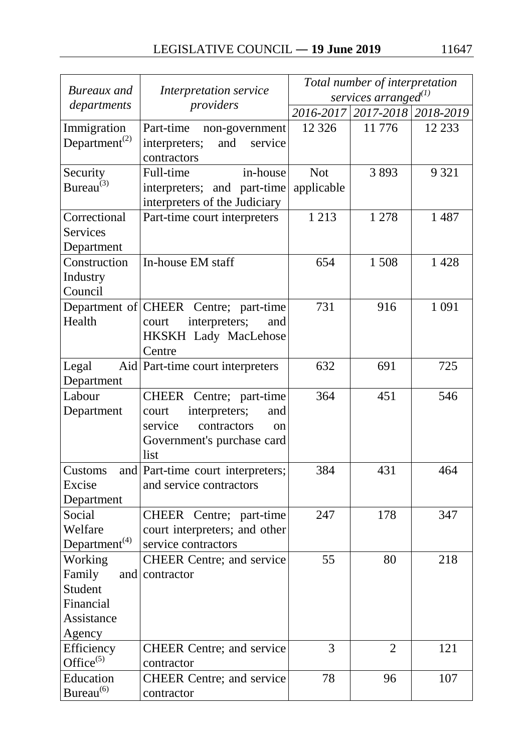| *Bureaux and departments* | *Interpretation service providers* | *Total number of interpretation services arranged*[(1)] | | |
|---|---|---|---|---|
| | | *2016-2017* | *2017-2018* | *2018-2019* |
| Immigration Department[(2)] | Part-time non-government interpreters; and service contractors | 12 326 | 11 776 | 12 233 |
| Security Bureau[(3)] | Full-time in-house interpreters; and part-time interpreters of the Judiciary | Not applicable | 3 893 | 9 321 |
| Correctional Services Department | Part-time court interpreters | 1 213 | 1 278 | 1 487 |
| Construction Industry Council | In-house EM staff | 654 | 1 508 | 1 428 |
| Department of Health | CHEER Centre; part-time court interpreters; and HKSKH Lady MacLehose Centre | 731 | 916 | 1 091 |
| Legal Aid Department | Part-time court interpreters | 632 | 691 | 725 |
| Labour Department | CHEER Centre; part-time court interpreters; and service contractors on Government's purchase card list | 364 | 451 | 546 |
| Customs and Excise Department | Part-time court interpreters; and service contractors | 384 | 431 | 464 |
| Social Welfare Department[(4)] | CHEER Centre; part-time court interpreters; and other service contractors | 247 | 178 | 347 |
| Working Family and Student Financial Assistance Agency | CHEER Centre; and service contractor | 55 | 80 | 218 |
| Efficiency Office[(5)] | CHEER Centre; and service contractor | 3 | 2 | 121 |
| Education Bureau[(6)] | CHEER Centre; and service contractor | 78 | 96 | 107 |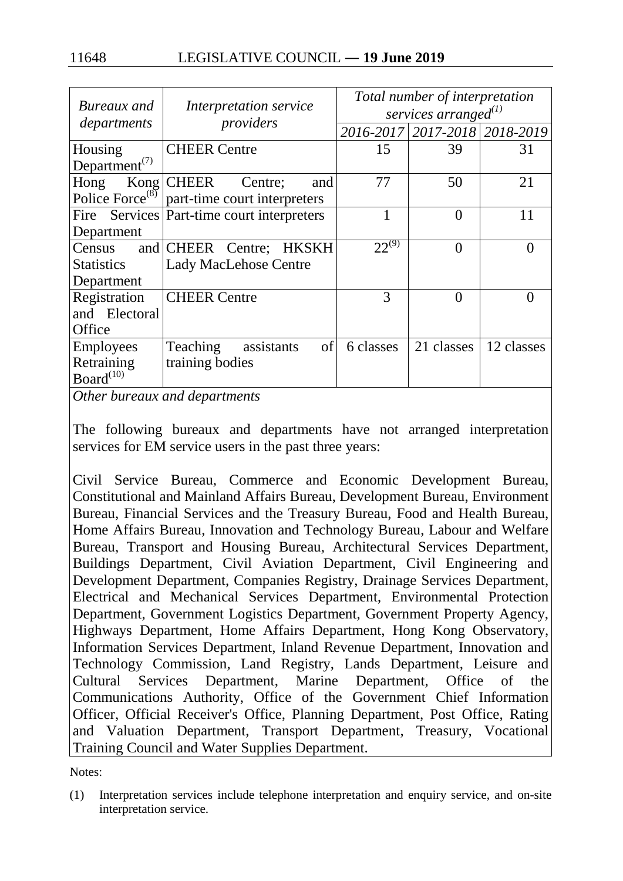| *Bureaux and departments* | *Interpretation service providers* | *Total number of interpretation services arranged*[(1)] | | |
|---|---|---|---|---|
| | | *2016-2017* | *2017-2018* | *2018-2019* |
| Housing Department[(7)] | CHEER Centre | 15 | 39 | 31 |
| Hong Kong Police Force[(8)] | CHEER Centre; and part-time court interpreters | 77 | 50 | 21 |
| Fire Services Department | Part-time court interpreters | 1 | 0 | 11 |
| Census and Statistics Department | CHEER Centre; HKSKH Lady MacLehose Centre | 22[(9)] | 0 | 0 |
| Registration and Electoral Office | CHEER Centre | 3 | 0 | 0 |
| Employees Retraining Board[(10)] | Teaching assistants of training bodies | 6 classes | 21 classes | 12 classes |

*Other bureaux and departments*

The following bureaux and departments have not arranged interpretation services for EM service users in the past three years:

Civil Service Bureau, Commerce and Economic Development Bureau, Constitutional and Mainland Affairs Bureau, Development Bureau, Environment Bureau, Financial Services and the Treasury Bureau, Food and Health Bureau, Home Affairs Bureau, Innovation and Technology Bureau, Labour and Welfare Bureau, Transport and Housing Bureau, Architectural Services Department, Buildings Department, Civil Aviation Department, Civil Engineering and Development Department, Companies Registry, Drainage Services Department, Electrical and Mechanical Services Department, Environmental Protection Department, Government Logistics Department, Government Property Agency, Highways Department, Home Affairs Department, Hong Kong Observatory, Information Services Department, Inland Revenue Department, Innovation and Technology Commission, Land Registry, Lands Department, Leisure and Cultural Services Department, Marine Department, Office of the Communications Authority, Office of the Government Chief Information Officer, Official Receiver's Office, Planning Department, Post Office, Rating and Valuation Department, Transport Department, Treasury, Vocational Training Council and Water Supplies Department.

Notes:

(1) Interpretation services include telephone interpretation and enquiry service, and on-site interpretation service.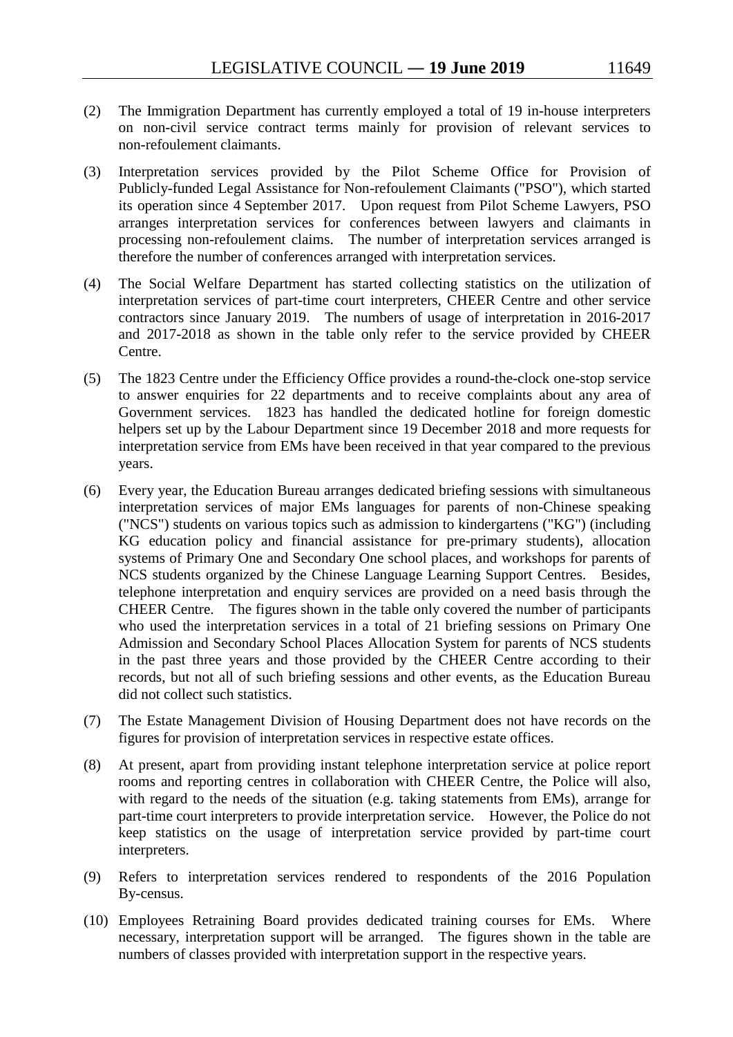(2) The Immigration Department has currently employed a total of 19 in-house interpreters on non-civil service contract terms mainly for provision of relevant services to non-refoulement claimants.

(3) Interpretation services provided by the Pilot Scheme Office for Provision of Publicly-funded Legal Assistance for Non-refoulement Claimants ("PSO"), which started its operation since 4 September 2017. Upon request from Pilot Scheme Lawyers, PSO arranges interpretation services for conferences between lawyers and claimants in processing non-refoulement claims. The number of interpretation services arranged is therefore the number of conferences arranged with interpretation services.

(4) The Social Welfare Department has started collecting statistics on the utilization of interpretation services of part-time court interpreters, CHEER Centre and other service contractors since January 2019. The numbers of usage of interpretation in 2016-2017 and 2017-2018 as shown in the table only refer to the service provided by CHEER Centre.

(5) The 1823 Centre under the Efficiency Office provides a round-the-clock one-stop service to answer enquiries for 22 departments and to receive complaints about any area of Government services. 1823 has handled the dedicated hotline for foreign domestic helpers set up by the Labour Department since 19 December 2018 and more requests for interpretation service from EMs have been received in that year compared to the previous years.

(6) Every year, the Education Bureau arranges dedicated briefing sessions with simultaneous interpretation services of major EMs languages for parents of non-Chinese speaking ("NCS") students on various topics such as admission to kindergartens ("KG") (including KG education policy and financial assistance for pre-primary students), allocation systems of Primary One and Secondary One school places, and workshops for parents of NCS students organized by the Chinese Language Learning Support Centres. Besides, telephone interpretation and enquiry services are provided on a need basis through the CHEER Centre. The figures shown in the table only covered the number of participants who used the interpretation services in a total of 21 briefing sessions on Primary One Admission and Secondary School Places Allocation System for parents of NCS students in the past three years and those provided by the CHEER Centre according to their records, but not all of such briefing sessions and other events, as the Education Bureau did not collect such statistics.

(7) The Estate Management Division of Housing Department does not have records on the figures for provision of interpretation services in respective estate offices.

(8) At present, apart from providing instant telephone interpretation service at police report rooms and reporting centres in collaboration with CHEER Centre, the Police will also, with regard to the needs of the situation (e.g. taking statements from EMs), arrange for part-time court interpreters to provide interpretation service. However, the Police do not keep statistics on the usage of interpretation service provided by part-time court interpreters.

(9) Refers to interpretation services rendered to respondents of the 2016 Population By-census.

(10) Employees Retraining Board provides dedicated training courses for EMs. Where necessary, interpretation support will be arranged. The figures shown in the table are numbers of classes provided with interpretation support in the respective years.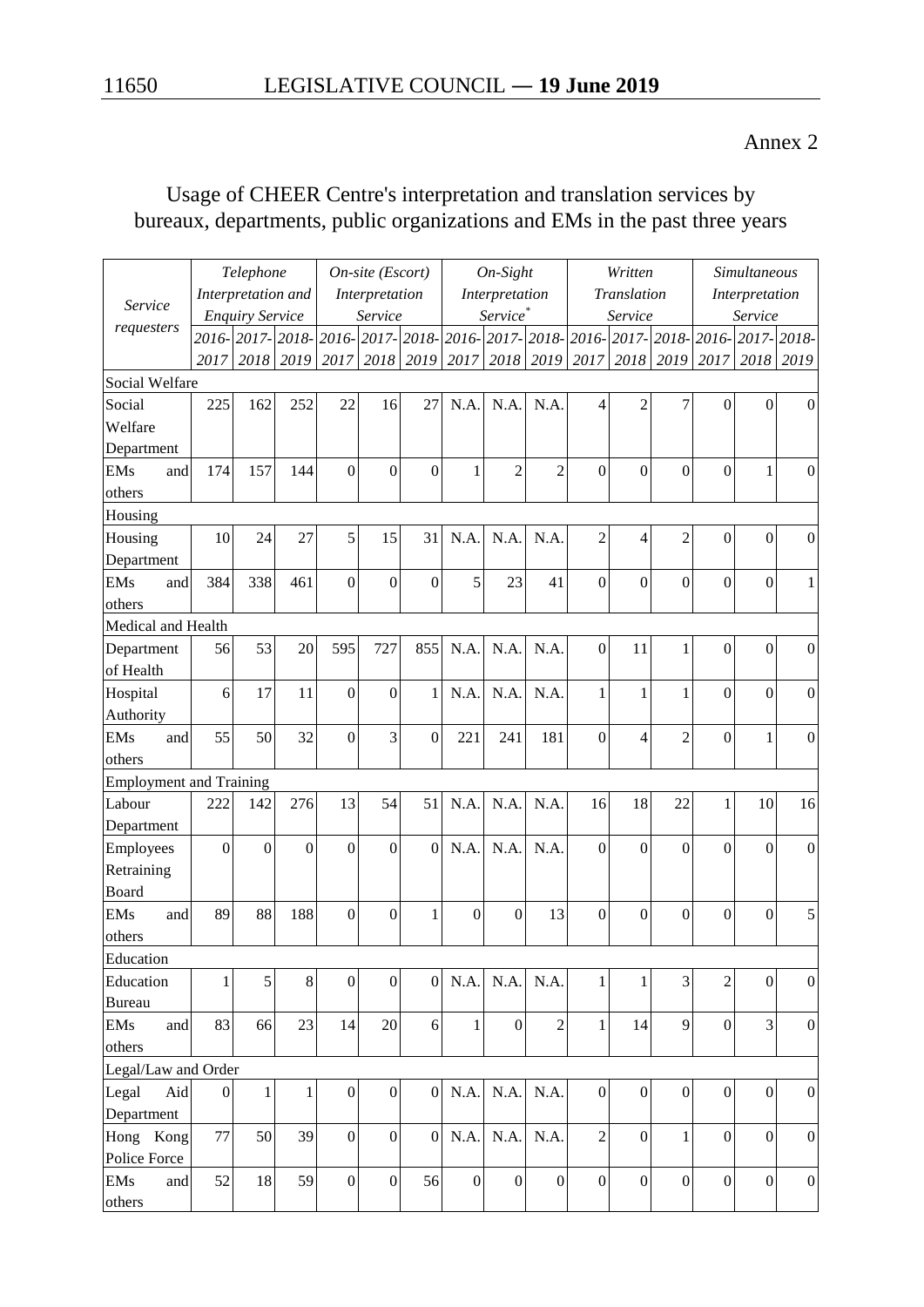Annex 2

## Usage of CHEER Centre's interpretation and translation services by bureaux, departments, public organizations and EMs in the past three years

| *Service requesters* | *Telephone Interpretation and Enquiry Service* | | | *On-site (Escort) Interpretation Service* | | | *On-Sight Interpretation Service*\* | | | *Written Translation Service* | | | *Simultaneous Interpretation Service* | | |
|---|---|---|---|---|---|---|---|---|---|---|---|---|---|---|---|
| | *2016-2017* | *2017-2018* | *2018-2019* | *2016-2017* | *2017-2018* | *2018-2019* | *2016-2017* | *2017-2018* | *2018-2019* | *2016-2017* | *2017-2018* | *2018-2019* | *2016-2017* | *2017-2018* | *2018-2019* |
| Social Welfare | | | | | | | | | | | | | | | |
| Social Welfare Department | 225 | 162 | 252 | 22 | 16 | 27 | N.A. | N.A. | N.A. | 4 | 2 | 7 | 0 | 0 | 0 |
| EMs and others | 174 | 157 | 144 | 0 | 0 | 0 | 1 | 2 | 2 | 0 | 0 | 0 | 0 | 1 | 0 |
| Housing | | | | | | | | | | | | | | | |
| Housing Department | 10 | 24 | 27 | 5 | 15 | 31 | N.A. | N.A. | N.A. | 2 | 4 | 2 | 0 | 0 | 0 |
| EMs and others | 384 | 338 | 461 | 0 | 0 | 0 | 5 | 23 | 41 | 0 | 0 | 0 | 0 | 0 | 1 |
| Medical and Health | | | | | | | | | | | | | | | |
| Department of Health | 56 | 53 | 20 | 595 | 727 | 855 | N.A. | N.A. | N.A. | 0 | 11 | 1 | 0 | 0 | 0 |
| Hospital Authority | 6 | 17 | 11 | 0 | 0 | 1 | N.A. | N.A. | N.A. | 1 | 1 | 1 | 0 | 0 | 0 |
| EMs and others | 55 | 50 | 32 | 0 | 3 | 0 | 221 | 241 | 181 | 0 | 4 | 2 | 0 | 1 | 0 |
| Employment and Training | | | | | | | | | | | | | | | |
| Labour Department | 222 | 142 | 276 | 13 | 54 | 51 | N.A. | N.A. | N.A. | 16 | 18 | 22 | 1 | 10 | 16 |
| Employees Retraining Board | 0 | 0 | 0 | 0 | 0 | 0 | N.A. | N.A. | N.A. | 0 | 0 | 0 | 0 | 0 | 0 |
| EMs and others | 89 | 88 | 188 | 0 | 0 | 1 | 0 | 0 | 13 | 0 | 0 | 0 | 0 | 0 | 5 |
| Education | | | | | | | | | | | | | | | |
| Education Bureau | 1 | 5 | 8 | 0 | 0 | 0 | N.A. | N.A. | N.A. | 1 | 1 | 3 | 2 | 0 | 0 |
| EMs and others | 83 | 66 | 23 | 14 | 20 | 6 | 1 | 0 | 2 | 1 | 14 | 9 | 0 | 3 | 0 |
| Legal/Law and Order | | | | | | | | | | | | | | | |
| Legal Aid Department | 0 | 1 | 1 | 0 | 0 | 0 | N.A. | N.A. | N.A. | 0 | 0 | 0 | 0 | 0 | 0 |
| Hong Kong Police Force | 77 | 50 | 39 | 0 | 0 | 0 | N.A. | N.A. | N.A. | 2 | 0 | 1 | 0 | 0 | 0 |
| EMs and others | 52 | 18 | 59 | 0 | 0 | 56 | 0 | 0 | 0 | 0 | 0 | 0 | 0 | 0 | 0 |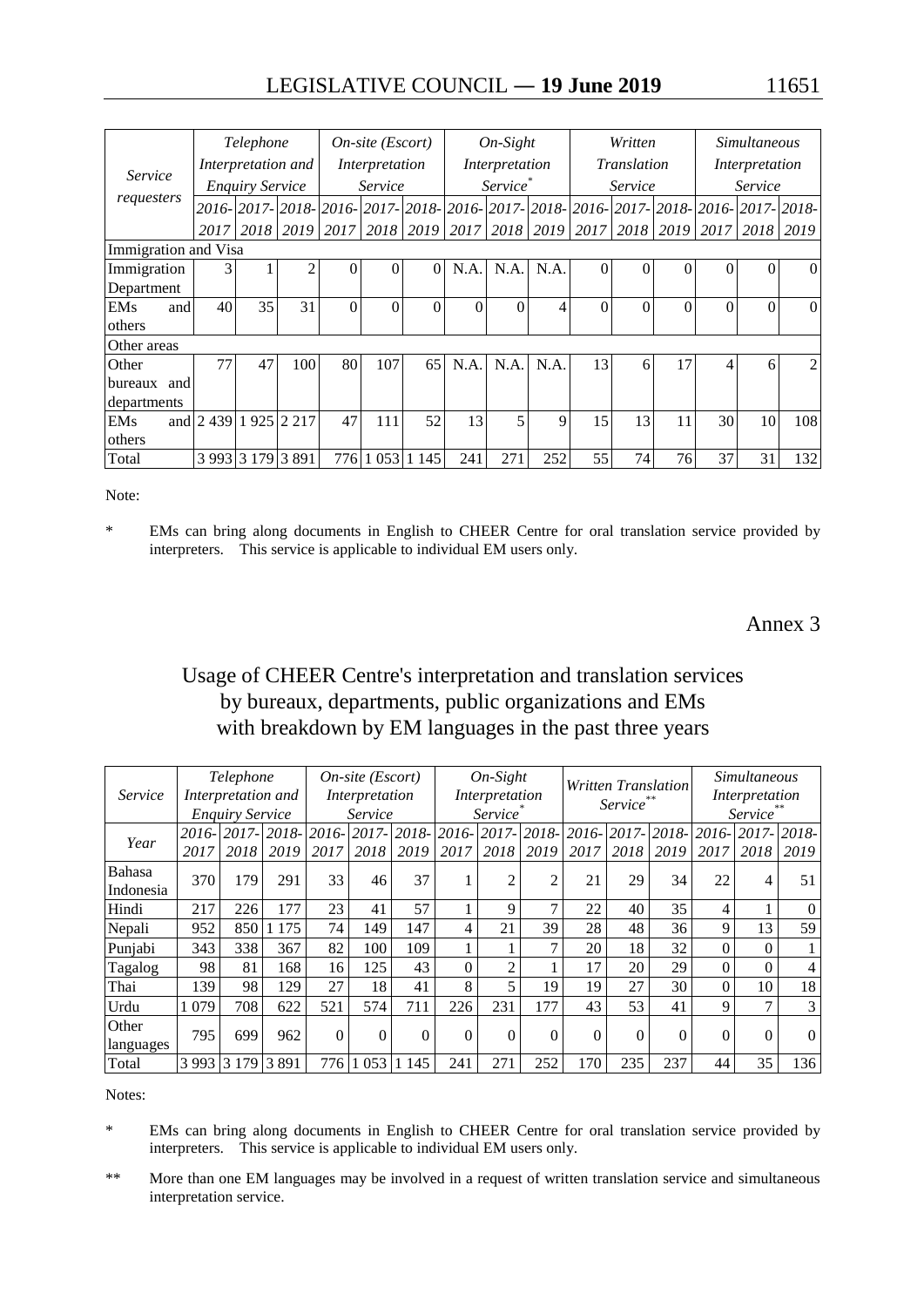| *Service requesters* | *Telephone Interpretation and Enquiry Service* | | | *On-site (Escort) Interpretation Service* | | | *On-Sight Interpretation Service*[*] | | | *Written Translation Service* | | | *Simultaneous Interpretation Service* | | |
|---|---|---|---|---|---|---|---|---|---|---|---|---|---|---|---|
| | *2016-2017* | *2017-2018* | *2018-2019* | *2016-2017* | *2017-2018* | *2018-2019* | *2016-2017* | *2017-2018* | *2018-2019* | *2016-2017* | *2017-2018* | *2018-2019* | *2016-2017* | *2017-2018* | *2018-2019* |
| Immigration and Visa | | | | | | | | | | | | | | | |
| Immigration Department | 3 | 1 | 2 | 0 | 0 | 0 | N.A. | N.A. | N.A. | 0 | 0 | 0 | 0 | 0 | 0 |
| EMs and others | 40 | 35 | 31 | 0 | 0 | 0 | 0 | 0 | 4 | 0 | 0 | 0 | 0 | 0 | 0 |
| Other areas | | | | | | | | | | | | | | | |
| Other bureaux and departments | 77 | 47 | 100 | 80 | 107 | 65 | N.A. | N.A. | N.A. | 13 | 6 | 17 | 4 | 6 | 2 |
| EMs and others | 2 439 | 1 925 | 2 217 | 47 | 111 | 52 | 13 | 5 | 9 | 15 | 13 | 11 | 30 | 10 | 108 |
| Total | 3 993 | 3 179 | 3 891 | 776 | 1 053 | 1 145 | 241 | 271 | 252 | 55 | 74 | 76 | 37 | 31 | 132 |

Note:

\* EMs can bring along documents in English to CHEER Centre for oral translation service provided by interpreters. This service is applicable to individual EM users only.

Annex 3

## Usage of CHEER Centre's interpretation and translation services by bureaux, departments, public organizations and EMs with breakdown by EM languages in the past three years

| *Service* | *Telephone Interpretation and Enquiry Service* | | | *On-site (Escort) Interpretation Service* | | | *On-Sight Interpretation Service*[*] | | | *Written Translation Service*[**] | | | *Simultaneous Interpretation Service*[**] | | |
|---|---|---|---|---|---|---|---|---|---|---|---|---|---|---|---|
| *Year* | *2016-2017* | *2017-2018* | *2018-2019* | *2016-2017* | *2017-2018* | *2018-2019* | *2016-2017* | *2017-2018* | *2018-2019* | *2016-2017* | *2017-2018* | *2018-2019* | *2016-2017* | *2017-2018* | *2018-2019* |
| Bahasa Indonesia | 370 | 179 | 291 | 33 | 46 | 37 | 1 | 2 | 2 | 21 | 29 | 34 | 22 | 4 | 51 |
| Hindi | 217 | 226 | 177 | 23 | 41 | 57 | 1 | 9 | 7 | 22 | 40 | 35 | 4 | 1 | 0 |
| Nepali | 952 | 850 | 1 175 | 74 | 149 | 147 | 4 | 21 | 39 | 28 | 48 | 36 | 9 | 13 | 59 |
| Punjabi | 343 | 338 | 367 | 82 | 100 | 109 | 1 | 1 | 7 | 20 | 18 | 32 | 0 | 0 | 1 |
| Tagalog | 98 | 81 | 168 | 16 | 125 | 43 | 0 | 2 | 1 | 17 | 20 | 29 | 0 | 0 | 4 |
| Thai | 139 | 98 | 129 | 27 | 18 | 41 | 8 | 5 | 19 | 19 | 27 | 30 | 0 | 10 | 18 |
| Urdu | 1 079 | 708 | 622 | 521 | 574 | 711 | 226 | 231 | 177 | 43 | 53 | 41 | 9 | 7 | 3 |
| Other languages | 795 | 699 | 962 | 0 | 0 | 0 | 0 | 0 | 0 | 0 | 0 | 0 | 0 | 0 | 0 |
| Total | 3 993 | 3 179 | 3 891 | 776 | 1 053 | 1 145 | 241 | 271 | 252 | 170 | 235 | 237 | 44 | 35 | 136 |

Notes:

\* EMs can bring along documents in English to CHEER Centre for oral translation service provided by interpreters. This service is applicable to individual EM users only.

\*\* More than one EM languages may be involved in a request of written translation service and simultaneous interpretation service.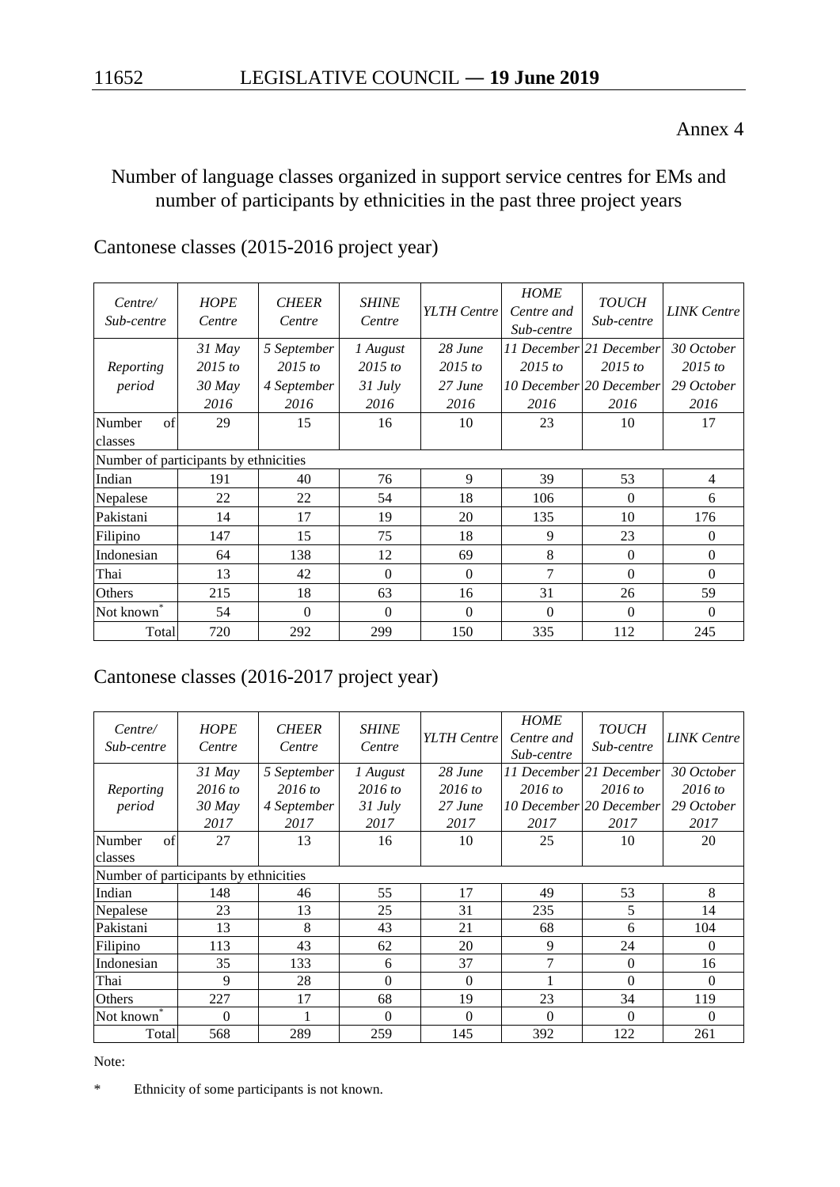Annex 4

## Number of language classes organized in support service centres for EMs and number of participants by ethnicities in the past three project years

### Cantonese classes (2015-2016 project year)

| *Centre/ Sub-centre* | *HOPE Centre* | *CHEER Centre* | *SHINE Centre* | *YLTH Centre* | *HOME Centre and Sub-centre* | *TOUCH Sub-centre* | *LINK Centre* |
|---|---|---|---|---|---|---|---|
| *Reporting period* | *31 May 2015 to 30 May 2016* | *5 September 2015 to 4 September 2016* | *1 August 2015 to 31 July 2016* | *28 June 2015 to 27 June 2016* | *11 December 2015 to 10 December 2016* | *21 December 2015 to 20 December 2016* | *30 October 2015 to 29 October 2016* |
| Number of classes | 29 | 15 | 16 | 10 | 23 | 10 | 17 |
| Number of participants by ethnicities | | | | | | | |
| Indian | 191 | 40 | 76 | 9 | 39 | 53 | 4 |
| Nepalese | 22 | 22 | 54 | 18 | 106 | 0 | 6 |
| Pakistani | 14 | 17 | 19 | 20 | 135 | 10 | 176 |
| Filipino | 147 | 15 | 75 | 18 | 9 | 23 | 0 |
| Indonesian | 64 | 138 | 12 | 69 | 8 | 0 | 0 |
| Thai | 13 | 42 | 0 | 0 | 7 | 0 | 0 |
| Others | 215 | 18 | 63 | 16 | 31 | 26 | 59 |
| Not known* | 54 | 0 | 0 | 0 | 0 | 0 | 0 |
| Total | 720 | 292 | 299 | 150 | 335 | 112 | 245 |

### Cantonese classes (2016-2017 project year)

| *Centre/ Sub-centre* | *HOPE Centre* | *CHEER Centre* | *SHINE Centre* | *YLTH Centre* | *HOME Centre and Sub-centre* | *TOUCH Sub-centre* | *LINK Centre* |
|---|---|---|---|---|---|---|---|
| *Reporting period* | *31 May 2016 to 30 May 2017* | *5 September 2016 to 4 September 2017* | *1 August 2016 to 31 July 2017* | *28 June 2016 to 27 June 2017* | *11 December 2016 to 10 December 2017* | *21 December 2016 to 20 December 2017* | *30 October 2016 to 29 October 2017* |
| Number of classes | 27 | 13 | 16 | 10 | 25 | 10 | 20 |
| Number of participants by ethnicities | | | | | | | |
| Indian | 148 | 46 | 55 | 17 | 49 | 53 | 8 |
| Nepalese | 23 | 13 | 25 | 31 | 235 | 5 | 14 |
| Pakistani | 13 | 8 | 43 | 21 | 68 | 6 | 104 |
| Filipino | 113 | 43 | 62 | 20 | 9 | 24 | 0 |
| Indonesian | 35 | 133 | 6 | 37 | 7 | 0 | 16 |
| Thai | 9 | 28 | 0 | 0 | 1 | 0 | 0 |
| Others | 227 | 17 | 68 | 19 | 23 | 34 | 119 |
| Not known* | 0 | 1 | 0 | 0 | 0 | 0 | 0 |
| Total | 568 | 289 | 259 | 145 | 392 | 122 | 261 |

Note:

\* Ethnicity of some participants is not known.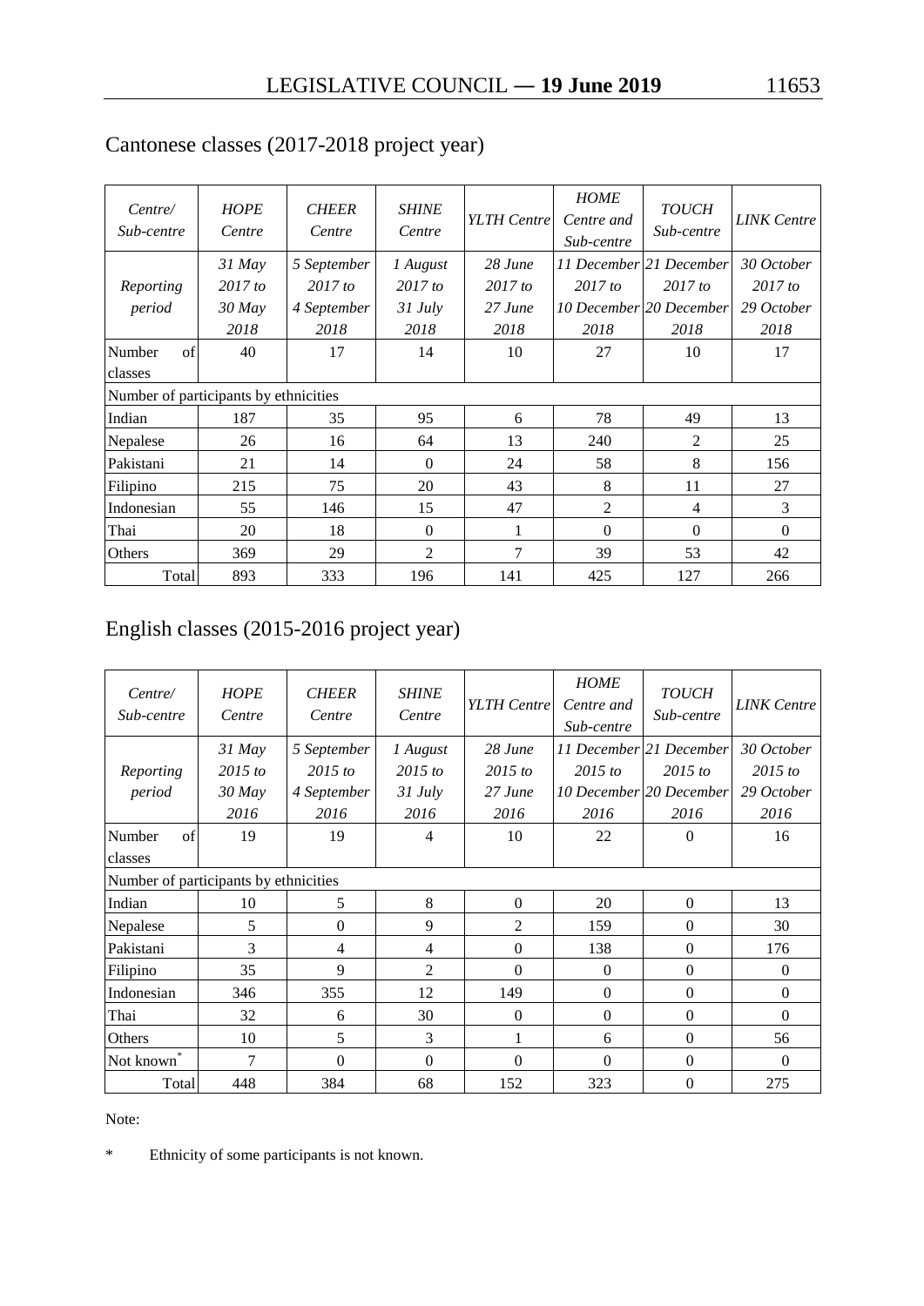## Cantonese classes (2017-2018 project year)

| *Centre/ Sub-centre* | *HOPE Centre* | *CHEER Centre* | *SHINE Centre* | *YLTH Centre* | *HOME Centre and Sub-centre* | *TOUCH Sub-centre* | *LINK Centre* |
|---|---|---|---|---|---|---|---|
| *Reporting period* | *31 May 2017 to 30 May 2018* | *5 September 2017 to 4 September 2018* | *1 August 2017 to 31 July 2018* | *28 June 2017 to 27 June 2018* | *11 December 2017 to 10 December 2018* | *21 December 2017 to 20 December 2018* | *30 October 2017 to 29 October 2018* |
| Number of classes | 40 | 17 | 14 | 10 | 27 | 10 | 17 |
| Number of participants by ethnicities | | | | | | | |
| Indian | 187 | 35 | 95 | 6 | 78 | 49 | 13 |
| Nepalese | 26 | 16 | 64 | 13 | 240 | 2 | 25 |
| Pakistani | 21 | 14 | 0 | 24 | 58 | 8 | 156 |
| Filipino | 215 | 75 | 20 | 43 | 8 | 11 | 27 |
| Indonesian | 55 | 146 | 15 | 47 | 2 | 4 | 3 |
| Thai | 20 | 18 | 0 | 1 | 0 | 0 | 0 |
| Others | 369 | 29 | 2 | 7 | 39 | 53 | 42 |
| Total | 893 | 333 | 196 | 141 | 425 | 127 | 266 |

## English classes (2015-2016 project year)

| *Centre/ Sub-centre* | *HOPE Centre* | *CHEER Centre* | *SHINE Centre* | *YLTH Centre* | *HOME Centre and Sub-centre* | *TOUCH Sub-centre* | *LINK Centre* |
|---|---|---|---|---|---|---|---|
| *Reporting period* | *31 May 2015 to 30 May 2016* | *5 September 2015 to 4 September 2016* | *1 August 2015 to 31 July 2016* | *28 June 2015 to 27 June 2016* | *11 December 2015 to 10 December 2016* | *21 December 2015 to 20 December 2016* | *30 October 2015 to 29 October 2016* |
| Number of classes | 19 | 19 | 4 | 10 | 22 | 0 | 16 |
| Number of participants by ethnicities | | | | | | | |
| Indian | 10 | 5 | 8 | 0 | 20 | 0 | 13 |
| Nepalese | 5 | 0 | 9 | 2 | 159 | 0 | 30 |
| Pakistani | 3 | 4 | 4 | 0 | 138 | 0 | 176 |
| Filipino | 35 | 9 | 2 | 0 | 0 | 0 | 0 |
| Indonesian | 346 | 355 | 12 | 149 | 0 | 0 | 0 |
| Thai | 32 | 6 | 30 | 0 | 0 | 0 | 0 |
| Others | 10 | 5 | 3 | 1 | 6 | 0 | 56 |
| Not known* | 7 | 0 | 0 | 0 | 0 | 0 | 0 |
| Total | 448 | 384 | 68 | 152 | 323 | 0 | 275 |

Note:

\* Ethnicity of some participants is not known.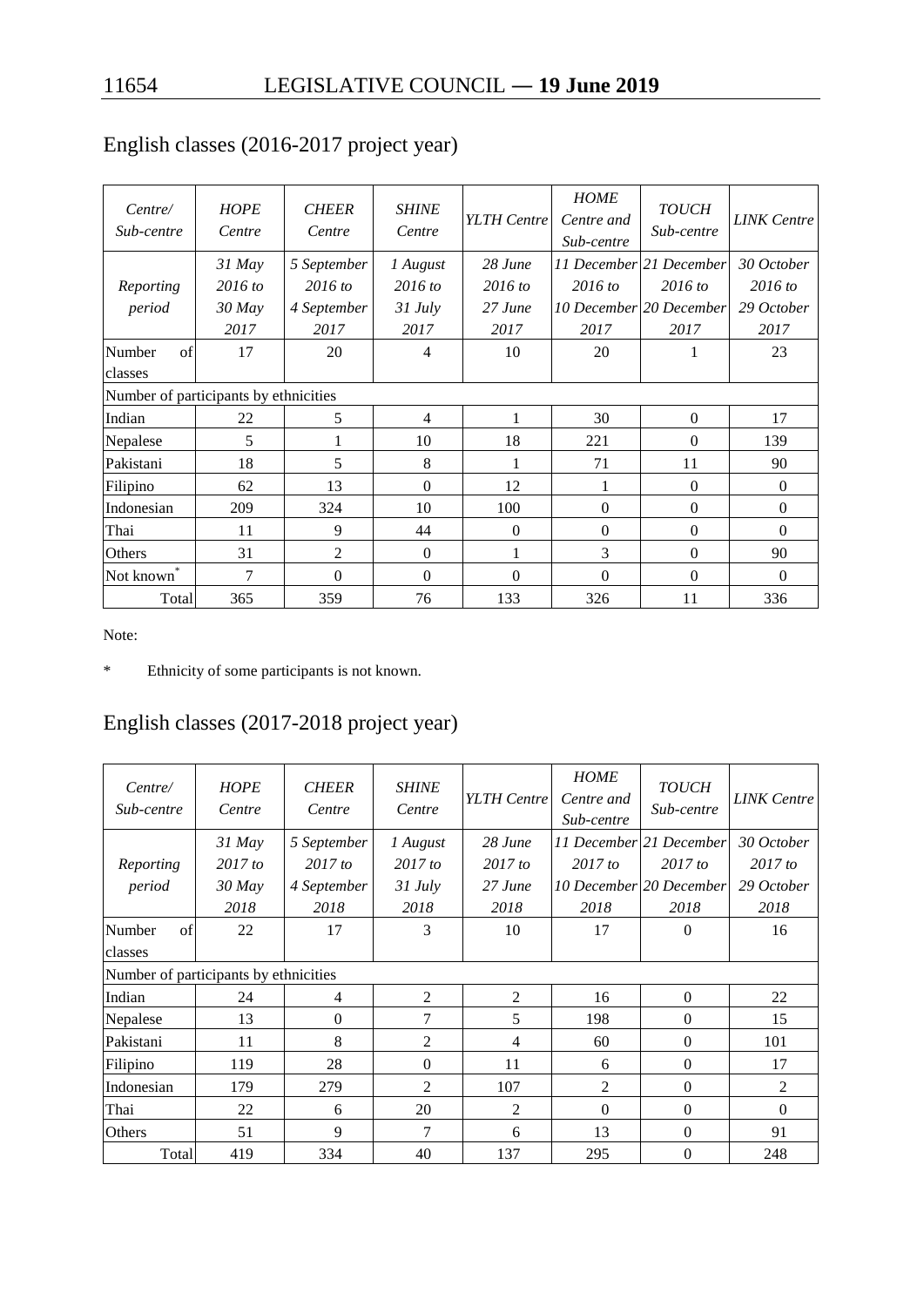## English classes (2016-2017 project year)

| *Centre/ Sub-centre* | *HOPE Centre* | *CHEER Centre* | *SHINE Centre* | *YLTH Centre* | *HOME Centre and Sub-centre* | *TOUCH Sub-centre* | *LINK Centre* |
|---|---|---|---|---|---|---|---|
| *Reporting period* | *31 May 2016 to 30 May 2017* | *5 September 2016 to 4 September 2017* | *1 August 2016 to 31 July 2017* | *28 June 2016 to 27 June 2017* | *11 December 2016 to 10 December 2017* | *21 December 2016 to 20 December 2017* | *30 October 2016 to 29 October 2017* |
| Number of classes | 17 | 20 | 4 | 10 | 20 | 1 | 23 |
| Number of participants by ethnicities | | | | | | | |
| Indian | 22 | 5 | 4 | 1 | 30 | 0 | 17 |
| Nepalese | 5 | 1 | 10 | 18 | 221 | 0 | 139 |
| Pakistani | 18 | 5 | 8 | 1 | 71 | 11 | 90 |
| Filipino | 62 | 13 | 0 | 12 | 1 | 0 | 0 |
| Indonesian | 209 | 324 | 10 | 100 | 0 | 0 | 0 |
| Thai | 11 | 9 | 44 | 0 | 0 | 0 | 0 |
| Others | 31 | 2 | 0 | 1 | 3 | 0 | 90 |
| Not known* | 7 | 0 | 0 | 0 | 0 | 0 | 0 |
| Total | 365 | 359 | 76 | 133 | 326 | 11 | 336 |

Note:

\* Ethnicity of some participants is not known.

## English classes (2017-2018 project year)

| *Centre/ Sub-centre* | *HOPE Centre* | *CHEER Centre* | *SHINE Centre* | *YLTH Centre* | *HOME Centre and Sub-centre* | *TOUCH Sub-centre* | *LINK Centre* |
|---|---|---|---|---|---|---|---|
| *Reporting period* | *31 May 2017 to 30 May 2018* | *5 September 2017 to 4 September 2018* | *1 August 2017 to 31 July 2018* | *28 June 2017 to 27 June 2018* | *11 December 2017 to 10 December 2018* | *21 December 2017 to 20 December 2018* | *30 October 2017 to 29 October 2018* |
| Number of classes | 22 | 17 | 3 | 10 | 17 | 0 | 16 |
| Number of participants by ethnicities | | | | | | | |
| Indian | 24 | 4 | 2 | 2 | 16 | 0 | 22 |
| Nepalese | 13 | 0 | 7 | 5 | 198 | 0 | 15 |
| Pakistani | 11 | 8 | 2 | 4 | 60 | 0 | 101 |
| Filipino | 119 | 28 | 0 | 11 | 6 | 0 | 17 |
| Indonesian | 179 | 279 | 2 | 107 | 2 | 0 | 2 |
| Thai | 22 | 6 | 20 | 2 | 0 | 0 | 0 |
| Others | 51 | 9 | 7 | 6 | 13 | 0 | 91 |
| Total | 419 | 334 | 40 | 137 | 295 | 0 | 248 |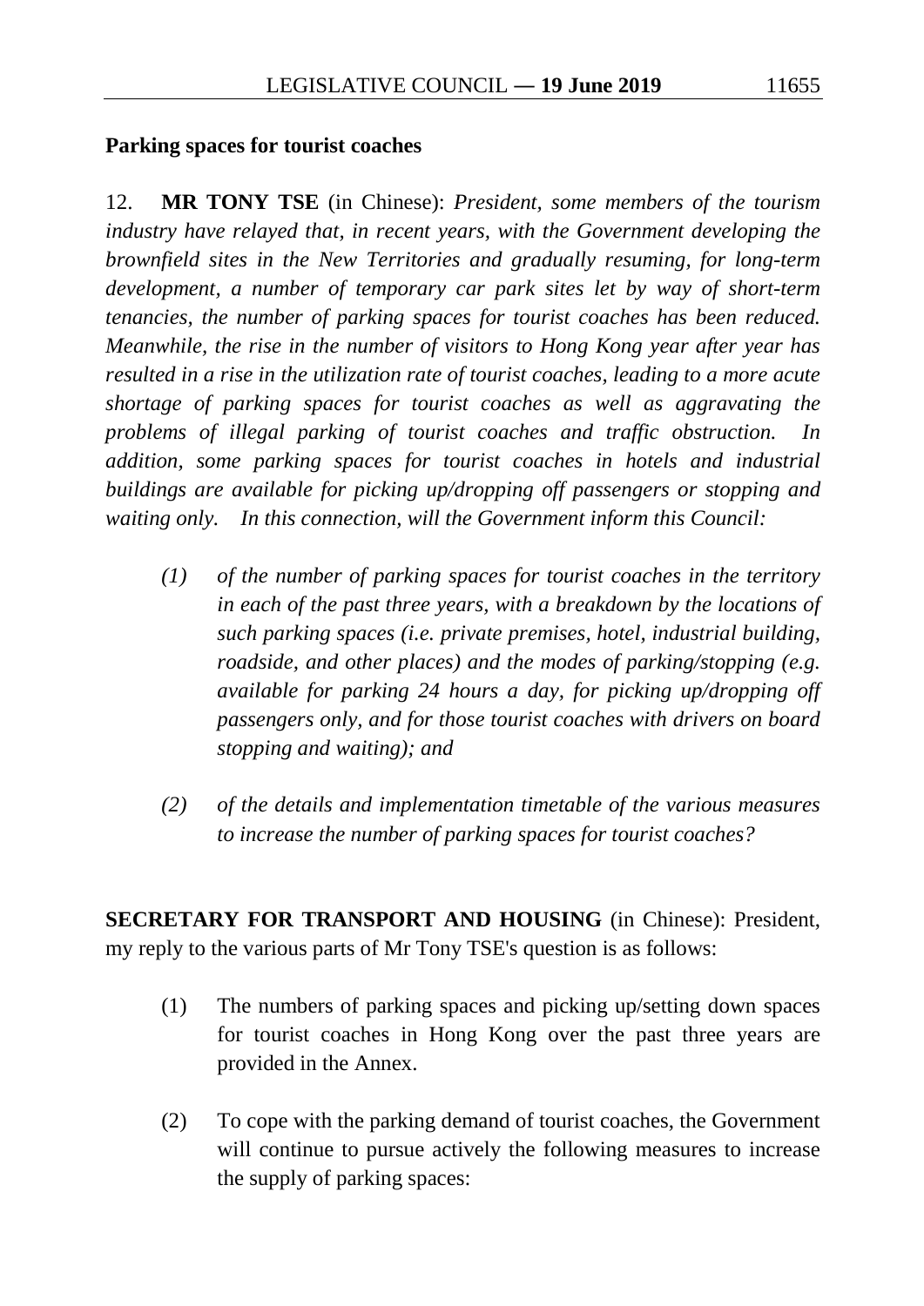**Parking spaces for tourist coaches**

12. **MR TONY TSE** (in Chinese): *President, some members of the tourism industry have relayed that, in recent years, with the Government developing the brownfield sites in the New Territories and gradually resuming, for long-term development, a number of temporary car park sites let by way of short-term tenancies, the number of parking spaces for tourist coaches has been reduced. Meanwhile, the rise in the number of visitors to Hong Kong year after year has resulted in a rise in the utilization rate of tourist coaches, leading to a more acute shortage of parking spaces for tourist coaches as well as aggravating the problems of illegal parking of tourist coaches and traffic obstruction. In addition, some parking spaces for tourist coaches in hotels and industrial buildings are available for picking up/dropping off passengers or stopping and waiting only. In this connection, will the Government inform this Council:*

*(1) of the number of parking spaces for tourist coaches in the territory in each of the past three years, with a breakdown by the locations of such parking spaces (i.e. private premises, hotel, industrial building, roadside, and other places) and the modes of parking/stopping (e.g. available for parking 24 hours a day, for picking up/dropping off passengers only, and for those tourist coaches with drivers on board stopping and waiting); and*

*(2) of the details and implementation timetable of the various measures to increase the number of parking spaces for tourist coaches?*

**SECRETARY FOR TRANSPORT AND HOUSING** (in Chinese): President, my reply to the various parts of Mr Tony TSE's question is as follows:

(1) The numbers of parking spaces and picking up/setting down spaces for tourist coaches in Hong Kong over the past three years are provided in the Annex.

(2) To cope with the parking demand of tourist coaches, the Government will continue to pursue actively the following measures to increase the supply of parking spaces: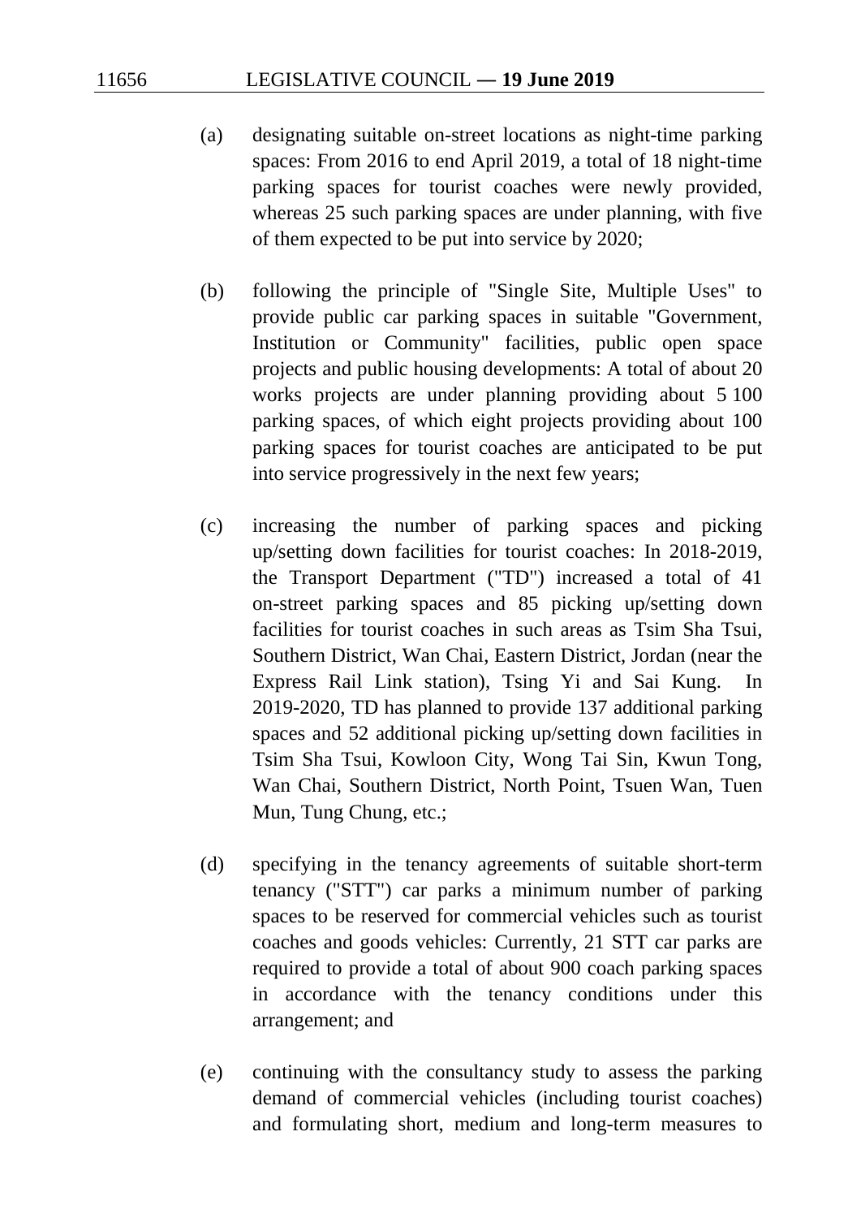(a) designating suitable on-street locations as night-time parking spaces: From 2016 to end April 2019, a total of 18 night-time parking spaces for tourist coaches were newly provided, whereas 25 such parking spaces are under planning, with five of them expected to be put into service by 2020;

(b) following the principle of "Single Site, Multiple Uses" to provide public car parking spaces in suitable "Government, Institution or Community" facilities, public open space projects and public housing developments: A total of about 20 works projects are under planning providing about 5 100 parking spaces, of which eight projects providing about 100 parking spaces for tourist coaches are anticipated to be put into service progressively in the next few years;

(c) increasing the number of parking spaces and picking up/setting down facilities for tourist coaches: In 2018-2019, the Transport Department ("TD") increased a total of 41 on-street parking spaces and 85 picking up/setting down facilities for tourist coaches in such areas as Tsim Sha Tsui, Southern District, Wan Chai, Eastern District, Jordan (near the Express Rail Link station), Tsing Yi and Sai Kung. In 2019-2020, TD has planned to provide 137 additional parking spaces and 52 additional picking up/setting down facilities in Tsim Sha Tsui, Kowloon City, Wong Tai Sin, Kwun Tong, Wan Chai, Southern District, North Point, Tsuen Wan, Tuen Mun, Tung Chung, etc.;

(d) specifying in the tenancy agreements of suitable short-term tenancy ("STT") car parks a minimum number of parking spaces to be reserved for commercial vehicles such as tourist coaches and goods vehicles: Currently, 21 STT car parks are required to provide a total of about 900 coach parking spaces in accordance with the tenancy conditions under this arrangement; and

(e) continuing with the consultancy study to assess the parking demand of commercial vehicles (including tourist coaches) and formulating short, medium and long-term measures to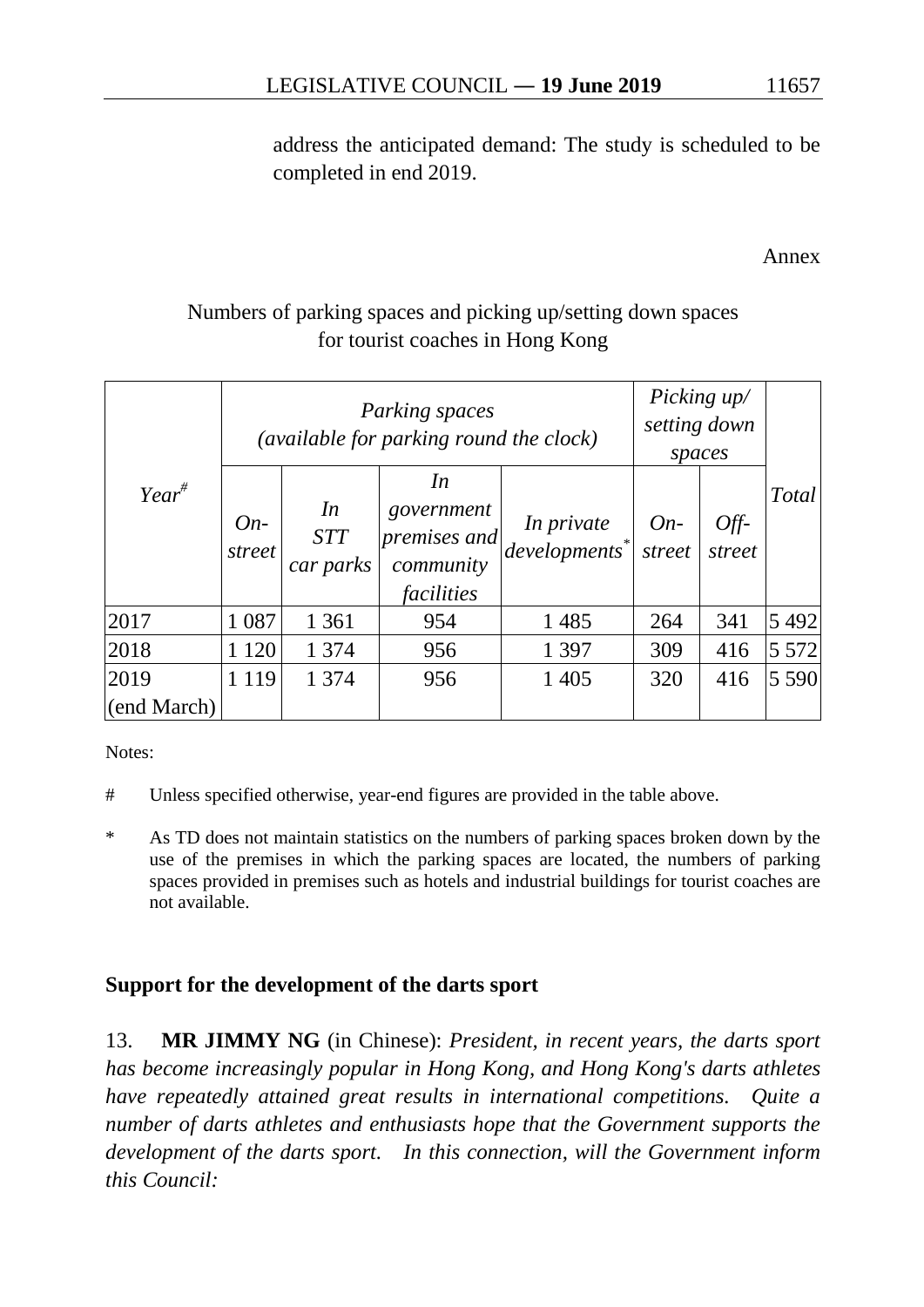address the anticipated demand: The study is scheduled to be completed in end 2019.

Annex

Numbers of parking spaces and picking up/setting down spaces for tourist coaches in Hong Kong

| *Year*# | *Parking spaces (available for parking round the clock)* | | | | *Picking up/ setting down spaces* | | *Total* |
|---|---|---|---|---|---|---|---|
| | *On-street* | *In STT car parks* | *In government premises and community facilities* | *In private developments*\* | *On-street* | *Off-street* | |
| 2017 | 1 087 | 1 361 | 954 | 1 485 | 264 | 341 | 5 492 |
| 2018 | 1 120 | 1 374 | 956 | 1 397 | 309 | 416 | 5 572 |
| 2019 (end March) | 1 119 | 1 374 | 956 | 1 405 | 320 | 416 | 5 590 |

Notes:

# Unless specified otherwise, year-end figures are provided in the table above.

\* As TD does not maintain statistics on the numbers of parking spaces broken down by the use of the premises in which the parking spaces are located, the numbers of parking spaces provided in premises such as hotels and industrial buildings for tourist coaches are not available.

## Support for the development of the darts sport

13. **MR JIMMY NG** (in Chinese): *President, in recent years, the darts sport has become increasingly popular in Hong Kong, and Hong Kong's darts athletes have repeatedly attained great results in international competitions. Quite a number of darts athletes and enthusiasts hope that the Government supports the development of the darts sport. In this connection, will the Government inform this Council:*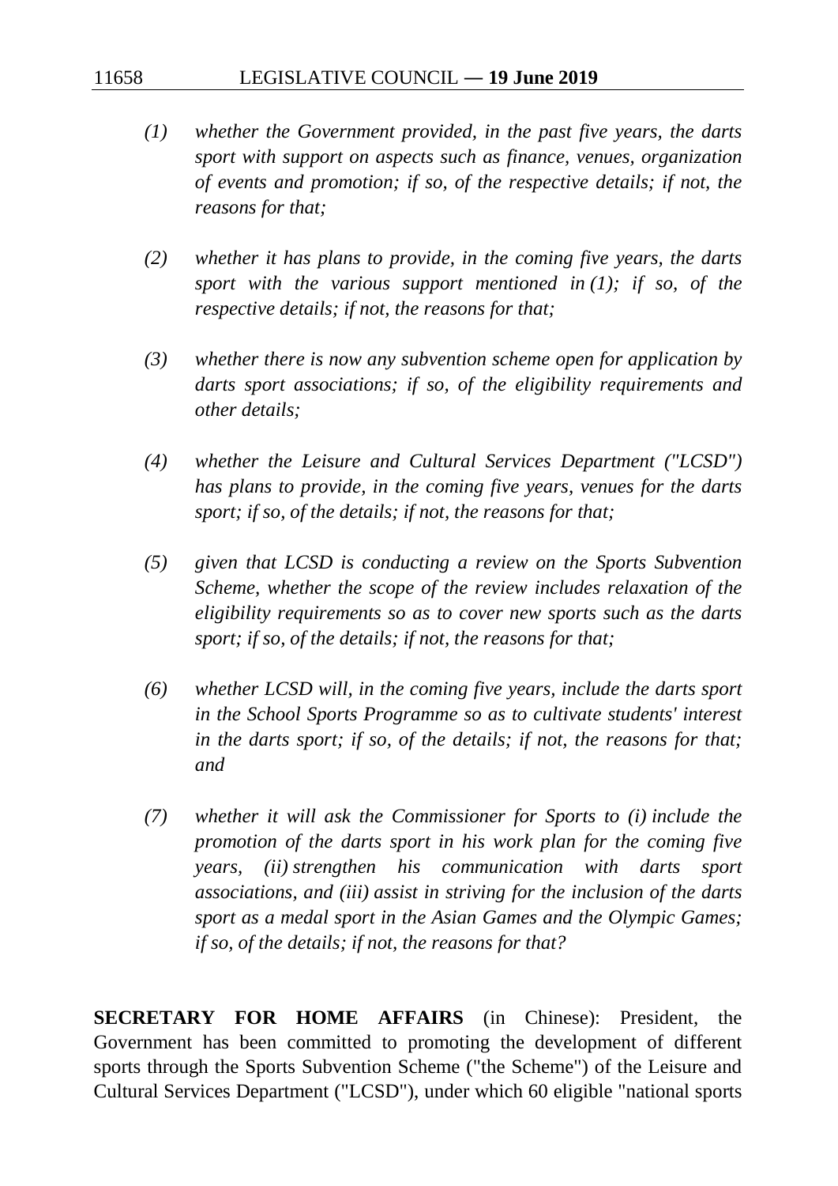*(1) whether the Government provided, in the past five years, the darts sport with support on aspects such as finance, venues, organization of events and promotion; if so, of the respective details; if not, the reasons for that;*

*(2) whether it has plans to provide, in the coming five years, the darts sport with the various support mentioned in (1); if so, of the respective details; if not, the reasons for that;*

*(3) whether there is now any subvention scheme open for application by darts sport associations; if so, of the eligibility requirements and other details;*

*(4) whether the Leisure and Cultural Services Department ("LCSD") has plans to provide, in the coming five years, venues for the darts sport; if so, of the details; if not, the reasons for that;*

*(5) given that LCSD is conducting a review on the Sports Subvention Scheme, whether the scope of the review includes relaxation of the eligibility requirements so as to cover new sports such as the darts sport; if so, of the details; if not, the reasons for that;*

*(6) whether LCSD will, in the coming five years, include the darts sport in the School Sports Programme so as to cultivate students' interest in the darts sport; if so, of the details; if not, the reasons for that; and*

*(7) whether it will ask the Commissioner for Sports to (i) include the promotion of the darts sport in his work plan for the coming five years, (ii) strengthen his communication with darts sport associations, and (iii) assist in striving for the inclusion of the darts sport as a medal sport in the Asian Games and the Olympic Games; if so, of the details; if not, the reasons for that?*

**SECRETARY FOR HOME AFFAIRS** (in Chinese): President, the Government has been committed to promoting the development of different sports through the Sports Subvention Scheme ("the Scheme") of the Leisure and Cultural Services Department ("LCSD"), under which 60 eligible "national sports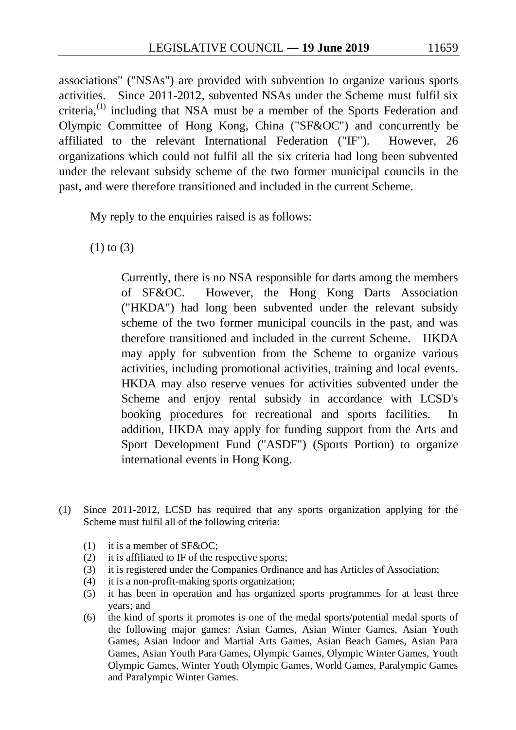associations" ("NSAs") are provided with subvention to organize various sports activities. Since 2011-2012, subvented NSAs under the Scheme must fulfil six criteria,[(1)] including that NSA must be a member of the Sports Federation and Olympic Committee of Hong Kong, China ("SF&OC") and concurrently be affiliated to the relevant International Federation ("IF"). However, 26 organizations which could not fulfil all the six criteria had long been subvented under the relevant subsidy scheme of the two former municipal councils in the past, and were therefore transitioned and included in the current Scheme.

My reply to the enquiries raised is as follows:

(1) to (3)

> Currently, there is no NSA responsible for darts among the members of SF&OC. However, the Hong Kong Darts Association ("HKDA") had long been subvented under the relevant subsidy scheme of the two former municipal councils in the past, and was therefore transitioned and included in the current Scheme. HKDA may apply for subvention from the Scheme to organize various activities, including promotional activities, training and local events. HKDA may also reserve venues for activities subvented under the Scheme and enjoy rental subsidy in accordance with LCSD's booking procedures for recreational and sports facilities. In addition, HKDA may apply for funding support from the Arts and Sport Development Fund ("ASDF") (Sports Portion) to organize international events in Hong Kong.

---

(1) Since 2011-2012, LCSD has required that any sports organization applying for the Scheme must fulfil all of the following criteria:

- (1) it is a member of SF&OC;
- (2) it is affiliated to IF of the respective sports;
- (3) it is registered under the Companies Ordinance and has Articles of Association;
- (4) it is a non-profit-making sports organization;
- (5) it has been in operation and has organized sports programmes for at least three years; and
- (6) the kind of sports it promotes is one of the medal sports/potential medal sports of the following major games: Asian Games, Asian Winter Games, Asian Youth Games, Asian Indoor and Martial Arts Games, Asian Beach Games, Asian Para Games, Asian Youth Para Games, Olympic Games, Olympic Winter Games, Youth Olympic Games, Winter Youth Olympic Games, World Games, Paralympic Games and Paralympic Winter Games.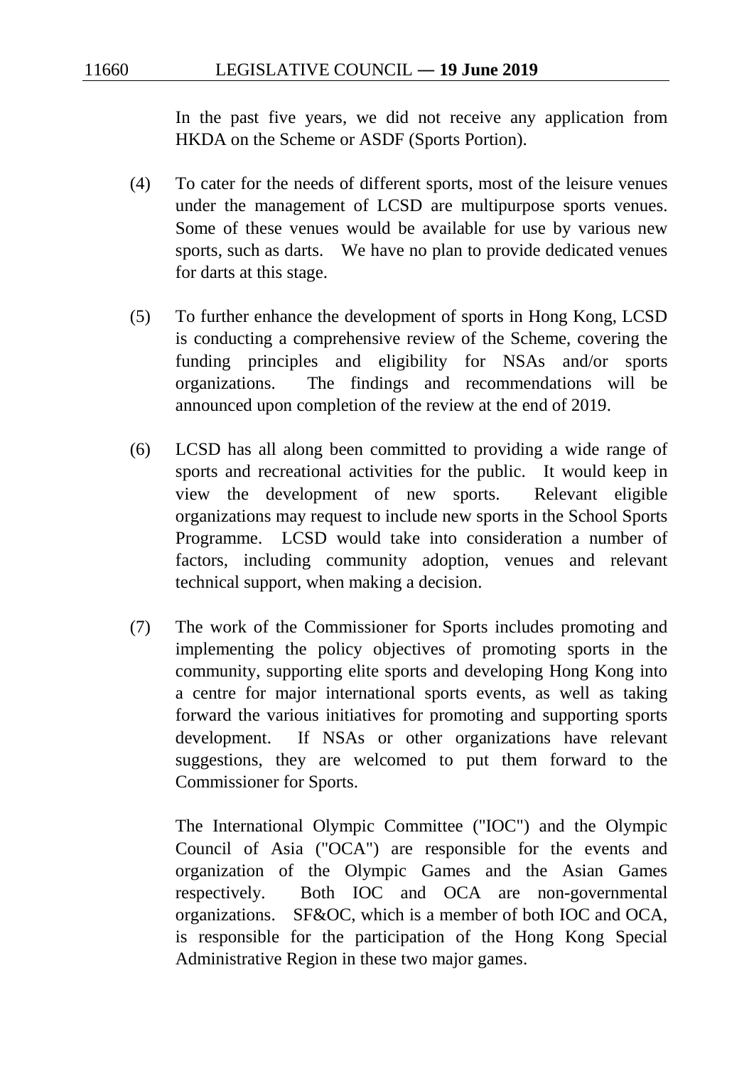In the past five years, we did not receive any application from HKDA on the Scheme or ASDF (Sports Portion).

(4) To cater for the needs of different sports, most of the leisure venues under the management of LCSD are multipurpose sports venues. Some of these venues would be available for use by various new sports, such as darts. We have no plan to provide dedicated venues for darts at this stage.

(5) To further enhance the development of sports in Hong Kong, LCSD is conducting a comprehensive review of the Scheme, covering the funding principles and eligibility for NSAs and/or sports organizations. The findings and recommendations will be announced upon completion of the review at the end of 2019.

(6) LCSD has all along been committed to providing a wide range of sports and recreational activities for the public. It would keep in view the development of new sports. Relevant eligible organizations may request to include new sports in the School Sports Programme. LCSD would take into consideration a number of factors, including community adoption, venues and relevant technical support, when making a decision.

(7) The work of the Commissioner for Sports includes promoting and implementing the policy objectives of promoting sports in the community, supporting elite sports and developing Hong Kong into a centre for major international sports events, as well as taking forward the various initiatives for promoting and supporting sports development. If NSAs or other organizations have relevant suggestions, they are welcomed to put them forward to the Commissioner for Sports.

The International Olympic Committee ("IOC") and the Olympic Council of Asia ("OCA") are responsible for the events and organization of the Olympic Games and the Asian Games respectively. Both IOC and OCA are non-governmental organizations. SF&OC, which is a member of both IOC and OCA, is responsible for the participation of the Hong Kong Special Administrative Region in these two major games.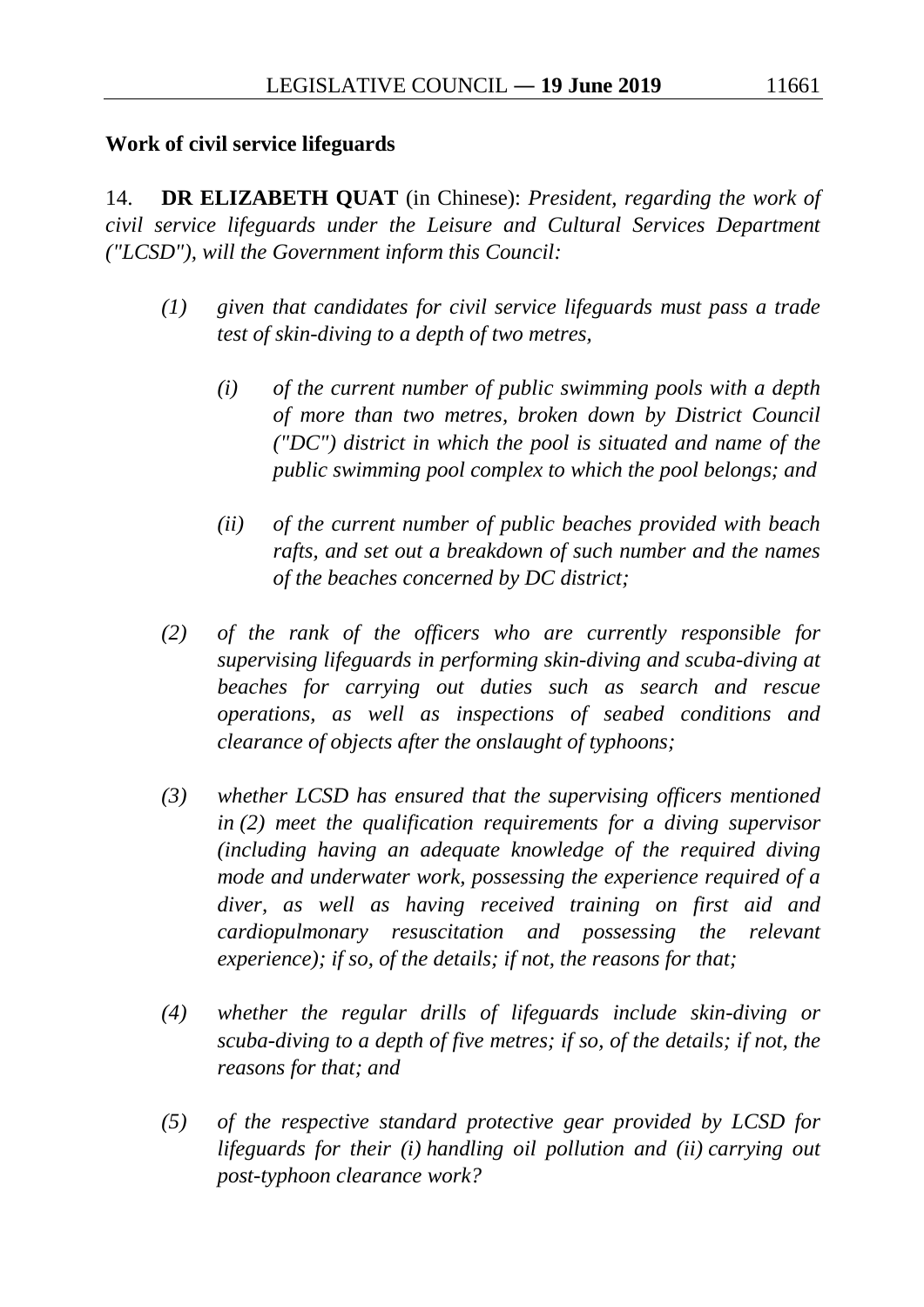**Work of civil service lifeguards**

14. **DR ELIZABETH QUAT** (in Chinese): *President, regarding the work of civil service lifeguards under the Leisure and Cultural Services Department ("LCSD"), will the Government inform this Council:*

- *(1) given that candidates for civil service lifeguards must pass a trade test of skin-diving to a depth of two metres,*

  - *(i) of the current number of public swimming pools with a depth of more than two metres, broken down by District Council ("DC") district in which the pool is situated and name of the public swimming pool complex to which the pool belongs; and*

  - *(ii) of the current number of public beaches provided with beach rafts, and set out a breakdown of such number and the names of the beaches concerned by DC district;*

- *(2) of the rank of the officers who are currently responsible for supervising lifeguards in performing skin-diving and scuba-diving at beaches for carrying out duties such as search and rescue operations, as well as inspections of seabed conditions and clearance of objects after the onslaught of typhoons;*

- *(3) whether LCSD has ensured that the supervising officers mentioned in (2) meet the qualification requirements for a diving supervisor (including having an adequate knowledge of the required diving mode and underwater work, possessing the experience required of a diver, as well as having received training on first aid and cardiopulmonary resuscitation and possessing the relevant experience); if so, of the details; if not, the reasons for that;*

- *(4) whether the regular drills of lifeguards include skin-diving or scuba-diving to a depth of five metres; if so, of the details; if not, the reasons for that; and*

- *(5) of the respective standard protective gear provided by LCSD for lifeguards for their (i) handling oil pollution and (ii) carrying out post-typhoon clearance work?*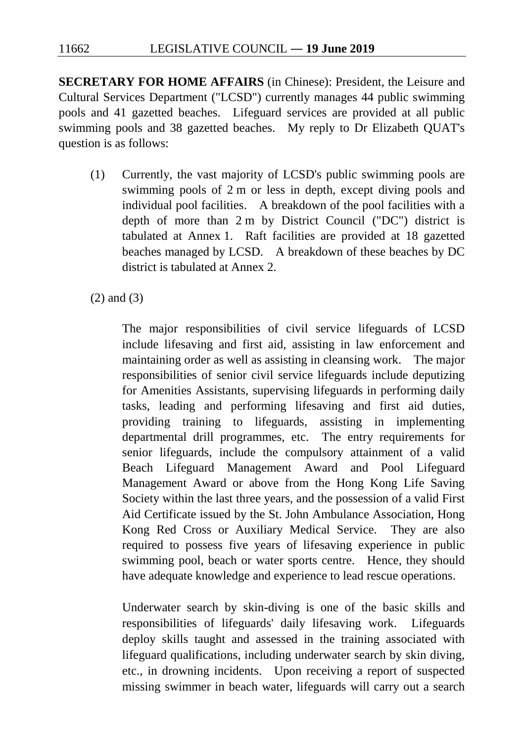**SECRETARY FOR HOME AFFAIRS** (in Chinese): President, the Leisure and Cultural Services Department ("LCSD") currently manages 44 public swimming pools and 41 gazetted beaches. Lifeguard services are provided at all public swimming pools and 38 gazetted beaches. My reply to Dr Elizabeth QUAT's question is as follows:

(1) Currently, the vast majority of LCSD's public swimming pools are swimming pools of 2 m or less in depth, except diving pools and individual pool facilities. A breakdown of the pool facilities with a depth of more than 2 m by District Council ("DC") district is tabulated at Annex 1. Raft facilities are provided at 18 gazetted beaches managed by LCSD. A breakdown of these beaches by DC district is tabulated at Annex 2.

(2) and (3)

The major responsibilities of civil service lifeguards of LCSD include lifesaving and first aid, assisting in law enforcement and maintaining order as well as assisting in cleansing work. The major responsibilities of senior civil service lifeguards include deputizing for Amenities Assistants, supervising lifeguards in performing daily tasks, leading and performing lifesaving and first aid duties, providing training to lifeguards, assisting in implementing departmental drill programmes, etc. The entry requirements for senior lifeguards, include the compulsory attainment of a valid Beach Lifeguard Management Award and Pool Lifeguard Management Award or above from the Hong Kong Life Saving Society within the last three years, and the possession of a valid First Aid Certificate issued by the St. John Ambulance Association, Hong Kong Red Cross or Auxiliary Medical Service. They are also required to possess five years of lifesaving experience in public swimming pool, beach or water sports centre. Hence, they should have adequate knowledge and experience to lead rescue operations.

Underwater search by skin-diving is one of the basic skills and responsibilities of lifeguards' daily lifesaving work. Lifeguards deploy skills taught and assessed in the training associated with lifeguard qualifications, including underwater search by skin diving, etc., in drowning incidents. Upon receiving a report of suspected missing swimmer in beach water, lifeguards will carry out a search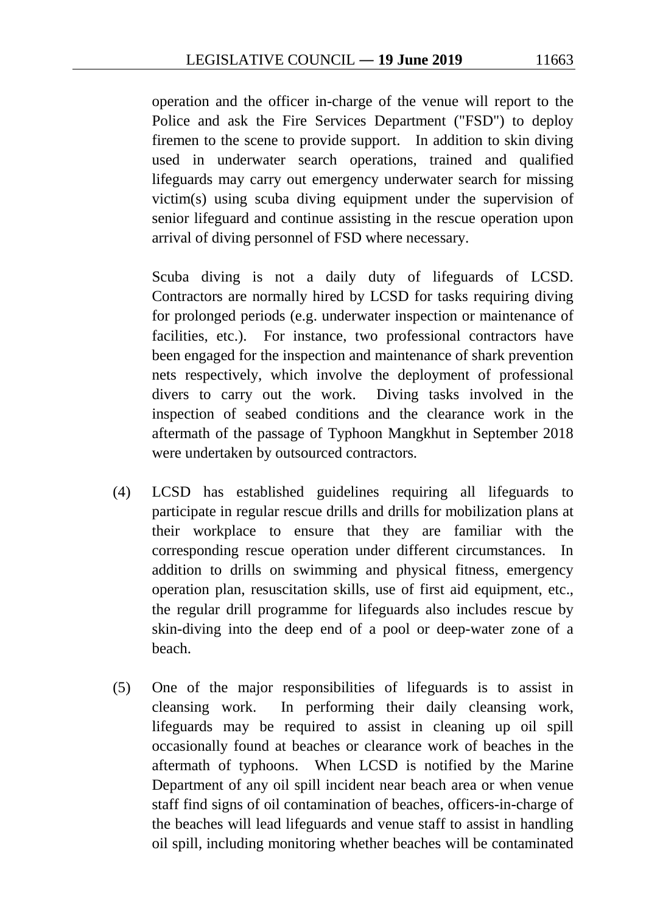operation and the officer in-charge of the venue will report to the Police and ask the Fire Services Department ("FSD") to deploy firemen to the scene to provide support. In addition to skin diving used in underwater search operations, trained and qualified lifeguards may carry out emergency underwater search for missing victim(s) using scuba diving equipment under the supervision of senior lifeguard and continue assisting in the rescue operation upon arrival of diving personnel of FSD where necessary.

Scuba diving is not a daily duty of lifeguards of LCSD. Contractors are normally hired by LCSD for tasks requiring diving for prolonged periods (e.g. underwater inspection or maintenance of facilities, etc.). For instance, two professional contractors have been engaged for the inspection and maintenance of shark prevention nets respectively, which involve the deployment of professional divers to carry out the work. Diving tasks involved in the inspection of seabed conditions and the clearance work in the aftermath of the passage of Typhoon Mangkhut in September 2018 were undertaken by outsourced contractors.

(4) LCSD has established guidelines requiring all lifeguards to participate in regular rescue drills and drills for mobilization plans at their workplace to ensure that they are familiar with the corresponding rescue operation under different circumstances. In addition to drills on swimming and physical fitness, emergency operation plan, resuscitation skills, use of first aid equipment, etc., the regular drill programme for lifeguards also includes rescue by skin-diving into the deep end of a pool or deep-water zone of a beach.

(5) One of the major responsibilities of lifeguards is to assist in cleansing work. In performing their daily cleansing work, lifeguards may be required to assist in cleaning up oil spill occasionally found at beaches or clearance work of beaches in the aftermath of typhoons. When LCSD is notified by the Marine Department of any oil spill incident near beach area or when venue staff find signs of oil contamination of beaches, officers-in-charge of the beaches will lead lifeguards and venue staff to assist in handling oil spill, including monitoring whether beaches will be contaminated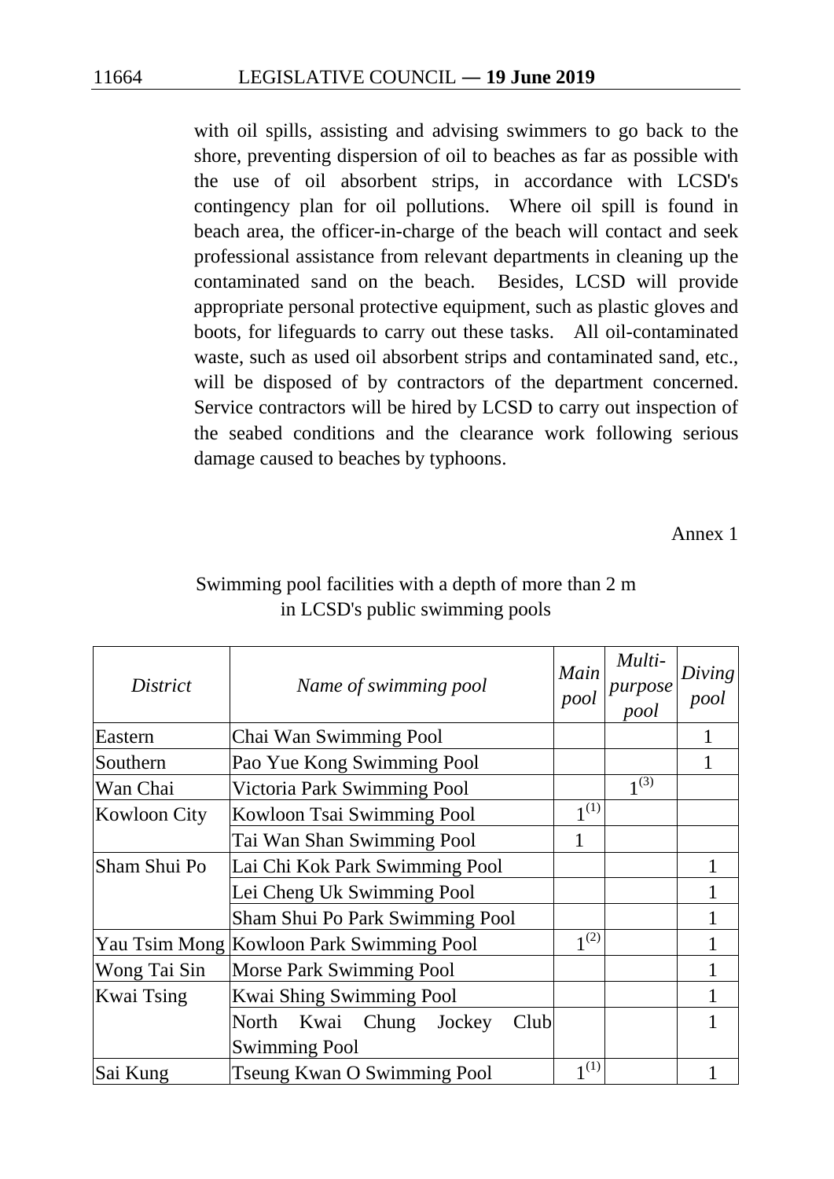with oil spills, assisting and advising swimmers to go back to the shore, preventing dispersion of oil to beaches as far as possible with the use of oil absorbent strips, in accordance with LCSD's contingency plan for oil pollutions. Where oil spill is found in beach area, the officer-in-charge of the beach will contact and seek professional assistance from relevant departments in cleaning up the contaminated sand on the beach. Besides, LCSD will provide appropriate personal protective equipment, such as plastic gloves and boots, for lifeguards to carry out these tasks. All oil-contaminated waste, such as used oil absorbent strips and contaminated sand, etc., will be disposed of by contractors of the department concerned. Service contractors will be hired by LCSD to carry out inspection of the seabed conditions and the clearance work following serious damage caused to beaches by typhoons.

Annex 1

Swimming pool facilities with a depth of more than 2 m in LCSD's public swimming pools

| *District* | *Name of swimming pool* | *Main pool* | *Multi-purpose pool* | *Diving pool* |
|---|---|---|---|---|
| Eastern | Chai Wan Swimming Pool | | | 1 |
| Southern | Pao Yue Kong Swimming Pool | | | 1 |
| Wan Chai | Victoria Park Swimming Pool | | 1(3) | |
| Kowloon City | Kowloon Tsai Swimming Pool | 1(1) | | |
| | Tai Wan Shan Swimming Pool | 1 | | |
| Sham Shui Po | Lai Chi Kok Park Swimming Pool | | | 1 |
| | Lei Cheng Uk Swimming Pool | | | 1 |
| | Sham Shui Po Park Swimming Pool | | | 1 |
| Yau Tsim Mong | Kowloon Park Swimming Pool | 1(2) | | 1 |
| Wong Tai Sin | Morse Park Swimming Pool | | | 1 |
| Kwai Tsing | Kwai Shing Swimming Pool | | | 1 |
| | North Kwai Chung Jockey Club Swimming Pool | | | 1 |
| Sai Kung | Tseung Kwan O Swimming Pool | 1(1) | | 1 |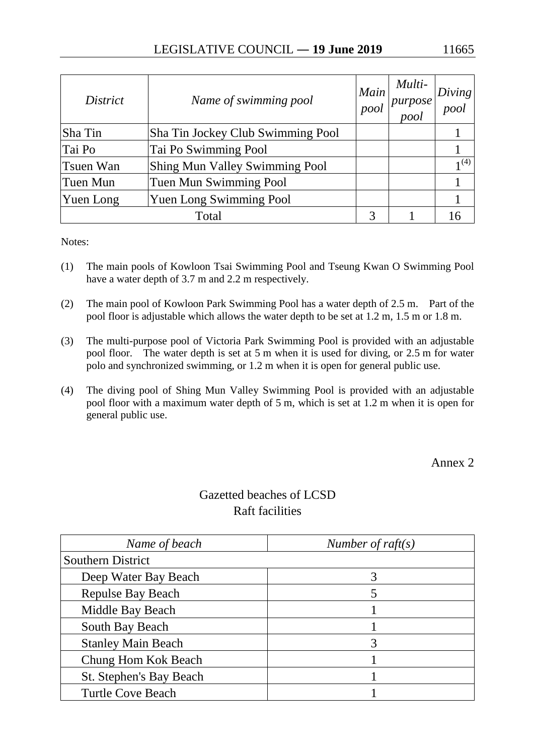| *District* | *Name of swimming pool* | *Main pool* | *Multi-purpose pool* | *Diving pool* |
|---|---|---|---|---|
| Sha Tin | Sha Tin Jockey Club Swimming Pool | | | 1 |
| Tai Po | Tai Po Swimming Pool | | | 1 |
| Tsuen Wan | Shing Mun Valley Swimming Pool | | | 1[(4)] |
| Tuen Mun | Tuen Mun Swimming Pool | | | 1 |
| Yuen Long | Yuen Long Swimming Pool | | | 1 |
| Total | | 3 | 1 | 16 |

Notes:

(1) The main pools of Kowloon Tsai Swimming Pool and Tseung Kwan O Swimming Pool have a water depth of 3.7 m and 2.2 m respectively.

(2) The main pool of Kowloon Park Swimming Pool has a water depth of 2.5 m. Part of the pool floor is adjustable which allows the water depth to be set at 1.2 m, 1.5 m or 1.8 m.

(3) The multi-purpose pool of Victoria Park Swimming Pool is provided with an adjustable pool floor. The water depth is set at 5 m when it is used for diving, or 2.5 m for water polo and synchronized swimming, or 1.2 m when it is open for general public use.

(4) The diving pool of Shing Mun Valley Swimming Pool is provided with an adjustable pool floor with a maximum water depth of 5 m, which is set at 1.2 m when it is open for general public use.

Annex 2

## Gazetted beaches of LCSD
## Raft facilities

| *Name of beach* | *Number of raft(s)* |
|---|---|
| Southern District | |
| Deep Water Bay Beach | 3 |
| Repulse Bay Beach | 5 |
| Middle Bay Beach | 1 |
| South Bay Beach | 1 |
| Stanley Main Beach | 3 |
| Chung Hom Kok Beach | 1 |
| St. Stephen's Bay Beach | 1 |
| Turtle Cove Beach | 1 |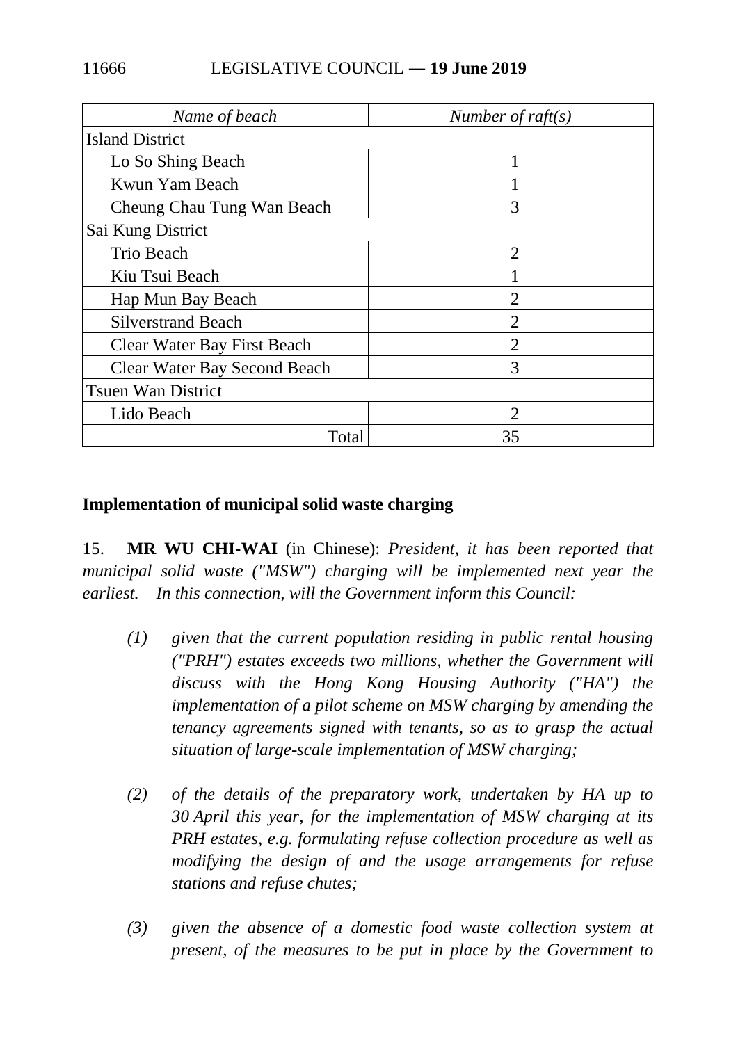| *Name of beach* | *Number of raft(s)* |
|---|---|
| Island District | |
| Lo So Shing Beach | 1 |
| Kwun Yam Beach | 1 |
| Cheung Chau Tung Wan Beach | 3 |
| Sai Kung District | |
| Trio Beach | 2 |
| Kiu Tsui Beach | 1 |
| Hap Mun Bay Beach | 2 |
| Silverstrand Beach | 2 |
| Clear Water Bay First Beach | 2 |
| Clear Water Bay Second Beach | 3 |
| Tsuen Wan District | |
| Lido Beach | 2 |
| Total | 35 |

**Implementation of municipal solid waste charging**

15. **MR WU CHI-WAI** (in Chinese): *President, it has been reported that municipal solid waste ("MSW") charging will be implemented next year the earliest. In this connection, will the Government inform this Council:*

*(1) given that the current population residing in public rental housing ("PRH") estates exceeds two millions, whether the Government will discuss with the Hong Kong Housing Authority ("HA") the implementation of a pilot scheme on MSW charging by amending the tenancy agreements signed with tenants, so as to grasp the actual situation of large-scale implementation of MSW charging;*

*(2) of the details of the preparatory work, undertaken by HA up to 30 April this year, for the implementation of MSW charging at its PRH estates, e.g. formulating refuse collection procedure as well as modifying the design of and the usage arrangements for refuse stations and refuse chutes;*

*(3) given the absence of a domestic food waste collection system at present, of the measures to be put in place by the Government to*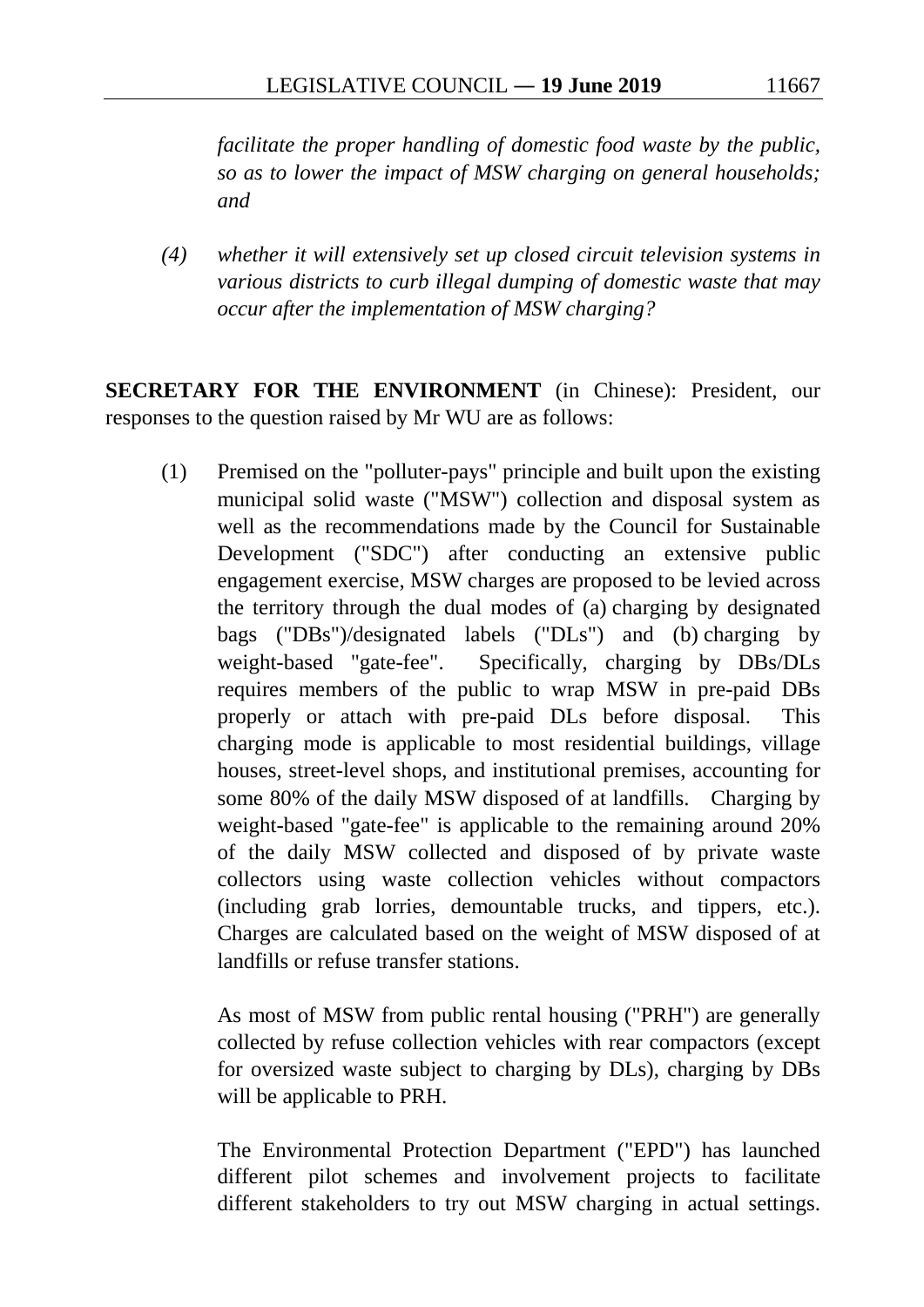*facilitate the proper handling of domestic food waste by the public, so as to lower the impact of MSW charging on general households; and*

*(4) whether it will extensively set up closed circuit television systems in various districts to curb illegal dumping of domestic waste that may occur after the implementation of MSW charging?*

**SECRETARY FOR THE ENVIRONMENT** (in Chinese): President, our responses to the question raised by Mr WU are as follows:

(1) Premised on the "polluter-pays" principle and built upon the existing municipal solid waste ("MSW") collection and disposal system as well as the recommendations made by the Council for Sustainable Development ("SDC") after conducting an extensive public engagement exercise, MSW charges are proposed to be levied across the territory through the dual modes of (a) charging by designated bags ("DBs")/designated labels ("DLs") and (b) charging by weight-based "gate-fee". Specifically, charging by DBs/DLs requires members of the public to wrap MSW in pre-paid DBs properly or attach with pre-paid DLs before disposal. This charging mode is applicable to most residential buildings, village houses, street-level shops, and institutional premises, accounting for some 80% of the daily MSW disposed of at landfills. Charging by weight-based "gate-fee" is applicable to the remaining around 20% of the daily MSW collected and disposed of by private waste collectors using waste collection vehicles without compactors (including grab lorries, demountable trucks, and tippers, etc.). Charges are calculated based on the weight of MSW disposed of at landfills or refuse transfer stations.

As most of MSW from public rental housing ("PRH") are generally collected by refuse collection vehicles with rear compactors (except for oversized waste subject to charging by DLs), charging by DBs will be applicable to PRH.

The Environmental Protection Department ("EPD") has launched different pilot schemes and involvement projects to facilitate different stakeholders to try out MSW charging in actual settings.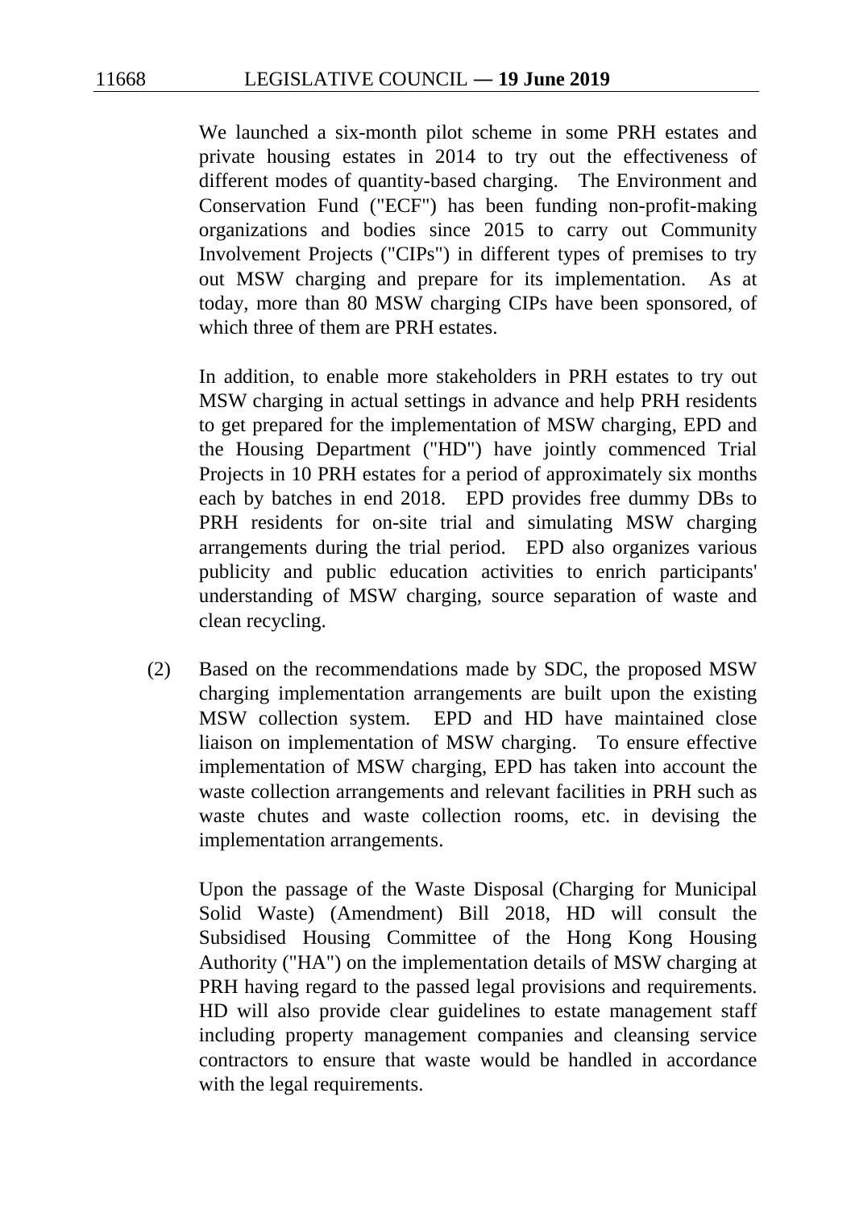We launched a six-month pilot scheme in some PRH estates and private housing estates in 2014 to try out the effectiveness of different modes of quantity-based charging. The Environment and Conservation Fund ("ECF") has been funding non-profit-making organizations and bodies since 2015 to carry out Community Involvement Projects ("CIPs") in different types of premises to try out MSW charging and prepare for its implementation. As at today, more than 80 MSW charging CIPs have been sponsored, of which three of them are PRH estates.

In addition, to enable more stakeholders in PRH estates to try out MSW charging in actual settings in advance and help PRH residents to get prepared for the implementation of MSW charging, EPD and the Housing Department ("HD") have jointly commenced Trial Projects in 10 PRH estates for a period of approximately six months each by batches in end 2018. EPD provides free dummy DBs to PRH residents for on-site trial and simulating MSW charging arrangements during the trial period. EPD also organizes various publicity and public education activities to enrich participants' understanding of MSW charging, source separation of waste and clean recycling.

(2) Based on the recommendations made by SDC, the proposed MSW charging implementation arrangements are built upon the existing MSW collection system. EPD and HD have maintained close liaison on implementation of MSW charging. To ensure effective implementation of MSW charging, EPD has taken into account the waste collection arrangements and relevant facilities in PRH such as waste chutes and waste collection rooms, etc. in devising the implementation arrangements.

Upon the passage of the Waste Disposal (Charging for Municipal Solid Waste) (Amendment) Bill 2018, HD will consult the Subsidised Housing Committee of the Hong Kong Housing Authority ("HA") on the implementation details of MSW charging at PRH having regard to the passed legal provisions and requirements. HD will also provide clear guidelines to estate management staff including property management companies and cleansing service contractors to ensure that waste would be handled in accordance with the legal requirements.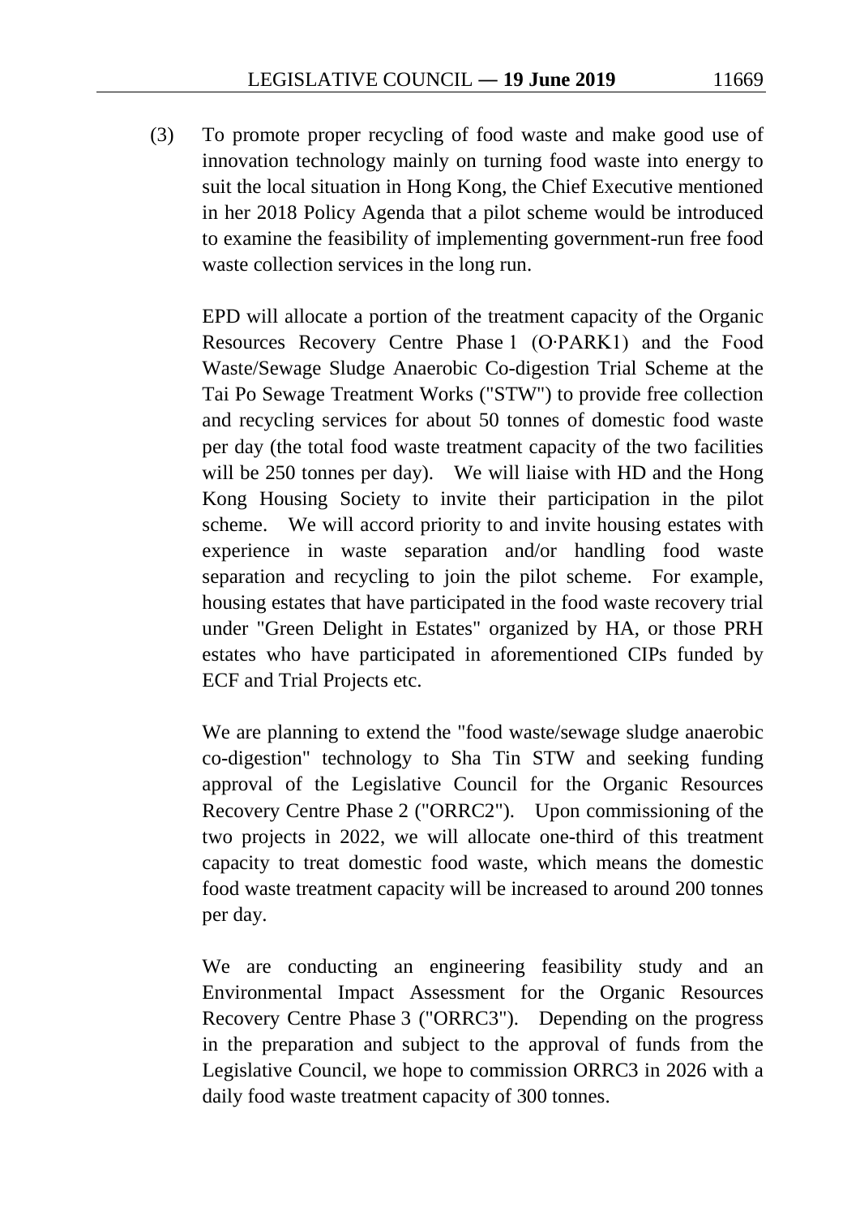(3) To promote proper recycling of food waste and make good use of innovation technology mainly on turning food waste into energy to suit the local situation in Hong Kong, the Chief Executive mentioned in her 2018 Policy Agenda that a pilot scheme would be introduced to examine the feasibility of implementing government-run free food waste collection services in the long run.

EPD will allocate a portion of the treatment capacity of the Organic Resources Recovery Centre Phase 1 (O·PARK1) and the Food Waste/Sewage Sludge Anaerobic Co-digestion Trial Scheme at the Tai Po Sewage Treatment Works ("STW") to provide free collection and recycling services for about 50 tonnes of domestic food waste per day (the total food waste treatment capacity of the two facilities will be 250 tonnes per day). We will liaise with HD and the Hong Kong Housing Society to invite their participation in the pilot scheme. We will accord priority to and invite housing estates with experience in waste separation and/or handling food waste separation and recycling to join the pilot scheme. For example, housing estates that have participated in the food waste recovery trial under "Green Delight in Estates" organized by HA, or those PRH estates who have participated in aforementioned CIPs funded by ECF and Trial Projects etc.

We are planning to extend the "food waste/sewage sludge anaerobic co-digestion" technology to Sha Tin STW and seeking funding approval of the Legislative Council for the Organic Resources Recovery Centre Phase 2 ("ORRC2"). Upon commissioning of the two projects in 2022, we will allocate one-third of this treatment capacity to treat domestic food waste, which means the domestic food waste treatment capacity will be increased to around 200 tonnes per day.

We are conducting an engineering feasibility study and an Environmental Impact Assessment for the Organic Resources Recovery Centre Phase 3 ("ORRC3"). Depending on the progress in the preparation and subject to the approval of funds from the Legislative Council, we hope to commission ORRC3 in 2026 with a daily food waste treatment capacity of 300 tonnes.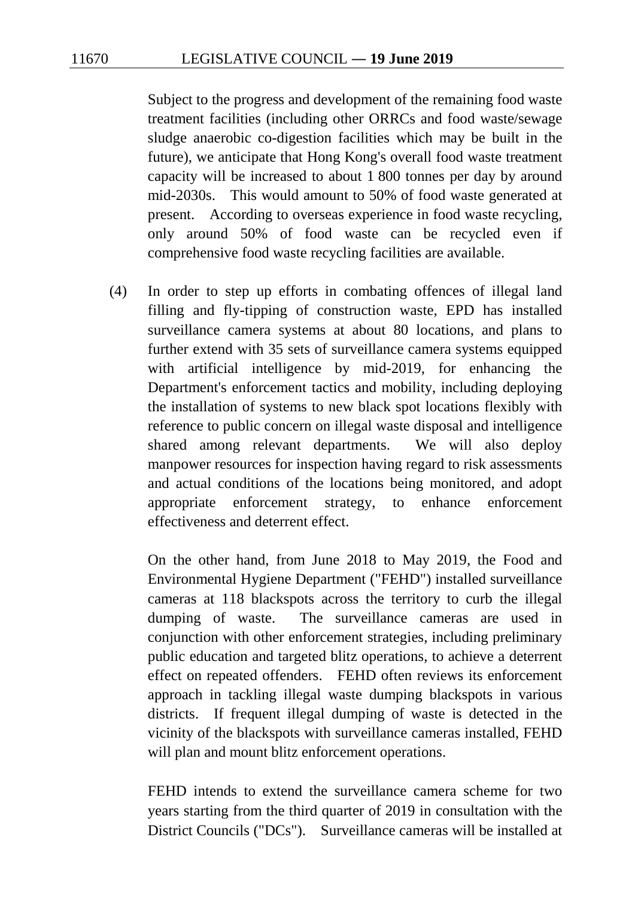Subject to the progress and development of the remaining food waste treatment facilities (including other ORRCs and food waste/sewage sludge anaerobic co-digestion facilities which may be built in the future), we anticipate that Hong Kong's overall food waste treatment capacity will be increased to about 1 800 tonnes per day by around mid-2030s. This would amount to 50% of food waste generated at present. According to overseas experience in food waste recycling, only around 50% of food waste can be recycled even if comprehensive food waste recycling facilities are available.

(4) In order to step up efforts in combating offences of illegal land filling and fly-tipping of construction waste, EPD has installed surveillance camera systems at about 80 locations, and plans to further extend with 35 sets of surveillance camera systems equipped with artificial intelligence by mid-2019, for enhancing the Department's enforcement tactics and mobility, including deploying the installation of systems to new black spot locations flexibly with reference to public concern on illegal waste disposal and intelligence shared among relevant departments. We will also deploy manpower resources for inspection having regard to risk assessments and actual conditions of the locations being monitored, and adopt appropriate enforcement strategy, to enhance enforcement effectiveness and deterrent effect.

On the other hand, from June 2018 to May 2019, the Food and Environmental Hygiene Department ("FEHD") installed surveillance cameras at 118 blackspots across the territory to curb the illegal dumping of waste. The surveillance cameras are used in conjunction with other enforcement strategies, including preliminary public education and targeted blitz operations, to achieve a deterrent effect on repeated offenders. FEHD often reviews its enforcement approach in tackling illegal waste dumping blackspots in various districts. If frequent illegal dumping of waste is detected in the vicinity of the blackspots with surveillance cameras installed, FEHD will plan and mount blitz enforcement operations.

FEHD intends to extend the surveillance camera scheme for two years starting from the third quarter of 2019 in consultation with the District Councils ("DCs"). Surveillance cameras will be installed at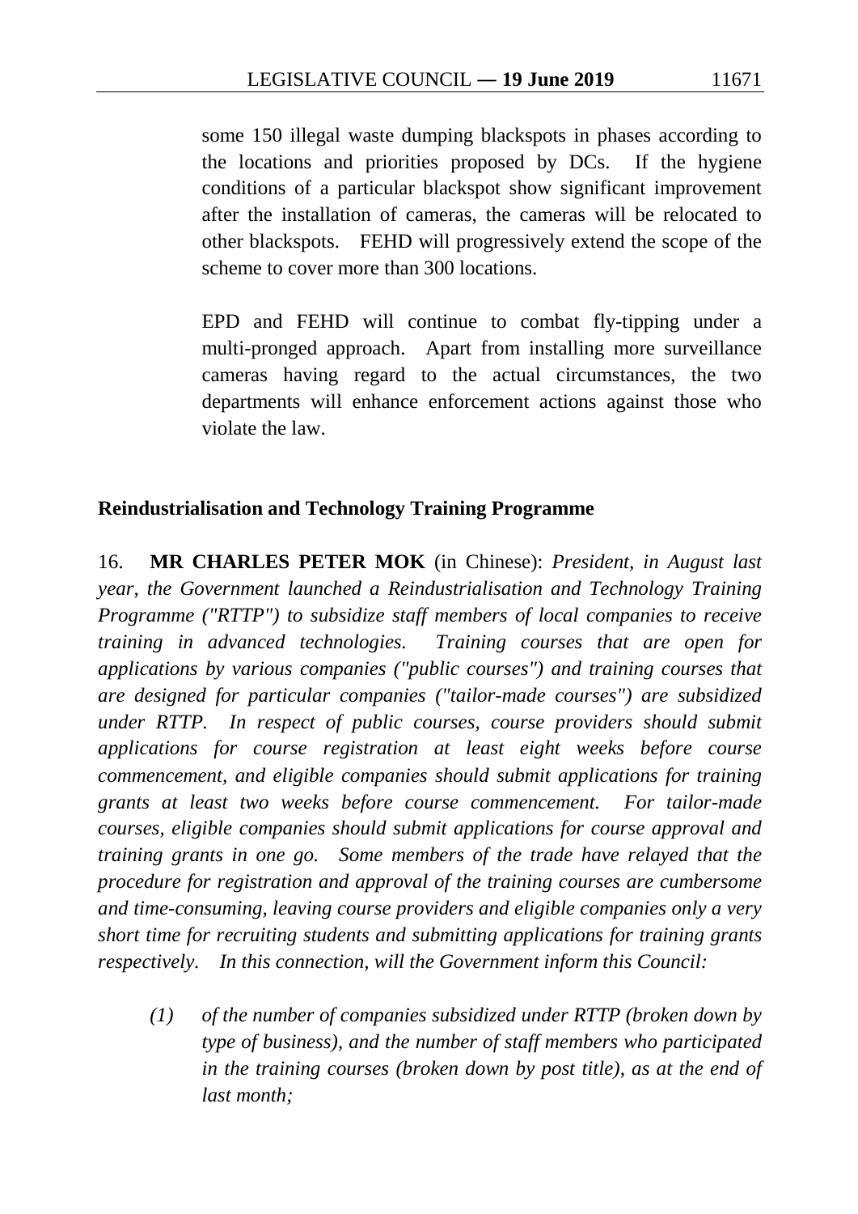some 150 illegal waste dumping blackspots in phases according to the locations and priorities proposed by DCs. If the hygiene conditions of a particular blackspot show significant improvement after the installation of cameras, the cameras will be relocated to other blackspots. FEHD will progressively extend the scope of the scheme to cover more than 300 locations.

EPD and FEHD will continue to combat fly-tipping under a multi-pronged approach. Apart from installing more surveillance cameras having regard to the actual circumstances, the two departments will enhance enforcement actions against those who violate the law.

**Reindustrialisation and Technology Training Programme**

16. **MR CHARLES PETER MOK** (in Chinese): *President, in August last year, the Government launched a Reindustrialisation and Technology Training Programme ("RTTP") to subsidize staff members of local companies to receive training in advanced technologies. Training courses that are open for applications by various companies ("public courses") and training courses that are designed for particular companies ("tailor-made courses") are subsidized under RTTP. In respect of public courses, course providers should submit applications for course registration at least eight weeks before course commencement, and eligible companies should submit applications for training grants at least two weeks before course commencement. For tailor-made courses, eligible companies should submit applications for course approval and training grants in one go. Some members of the trade have relayed that the procedure for registration and approval of the training courses are cumbersome and time-consuming, leaving course providers and eligible companies only a very short time for recruiting students and submitting applications for training grants respectively. In this connection, will the Government inform this Council:*

*(1) of the number of companies subsidized under RTTP (broken down by type of business), and the number of staff members who participated in the training courses (broken down by post title), as at the end of last month;*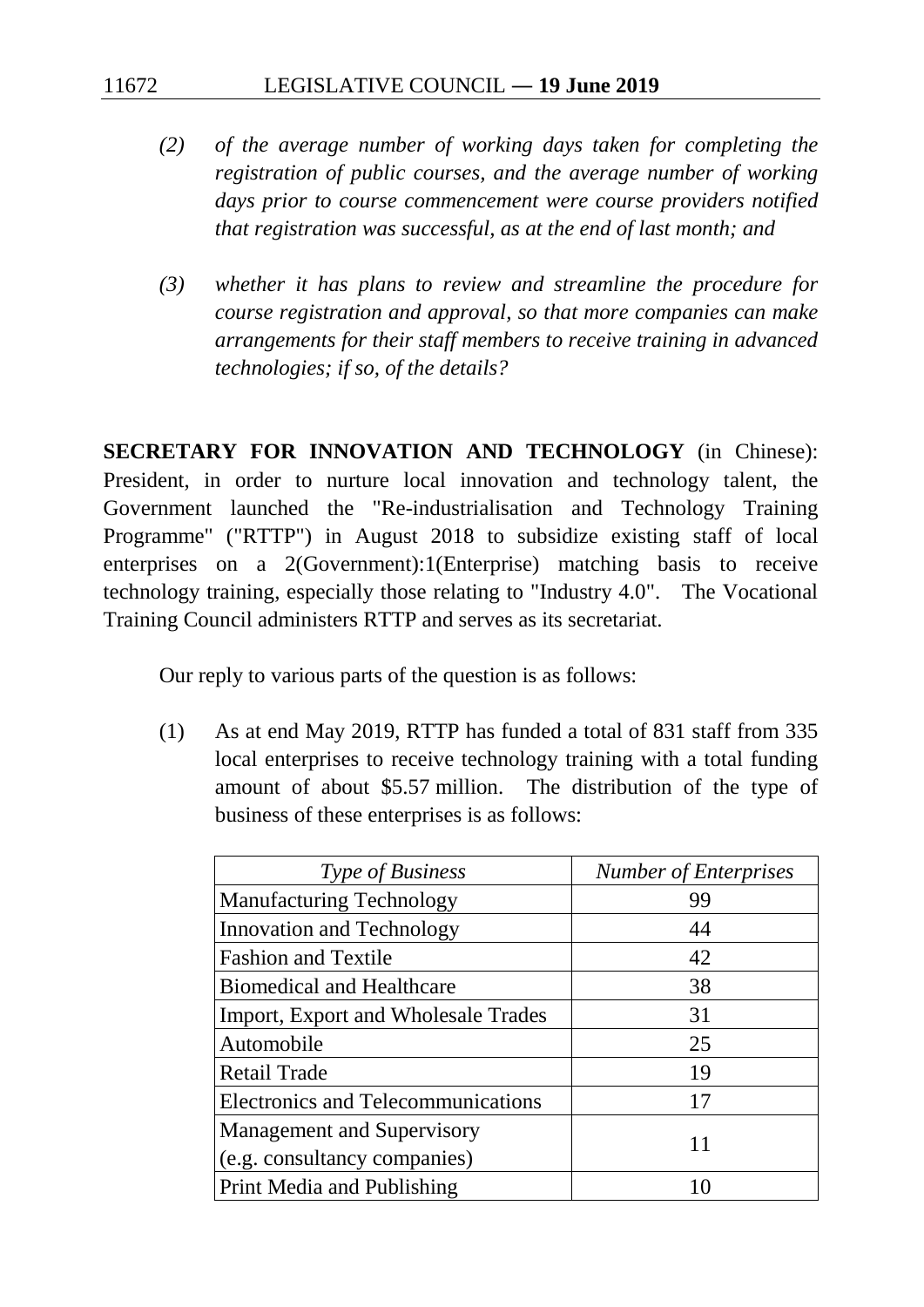*(2) of the average number of working days taken for completing the registration of public courses, and the average number of working days prior to course commencement were course providers notified that registration was successful, as at the end of last month; and*

*(3) whether it has plans to review and streamline the procedure for course registration and approval, so that more companies can make arrangements for their staff members to receive training in advanced technologies; if so, of the details?*

**SECRETARY FOR INNOVATION AND TECHNOLOGY** (in Chinese): President, in order to nurture local innovation and technology talent, the Government launched the "Re-industrialisation and Technology Training Programme" ("RTTP") in August 2018 to subsidize existing staff of local enterprises on a 2(Government):1(Enterprise) matching basis to receive technology training, especially those relating to "Industry 4.0". The Vocational Training Council administers RTTP and serves as its secretariat.

Our reply to various parts of the question is as follows:

(1) As at end May 2019, RTTP has funded a total of 831 staff from 335 local enterprises to receive technology training with a total funding amount of about $5.57 million. The distribution of the type of business of these enterprises is as follows:

| *Type of Business* | *Number of Enterprises* |
|---|---|
| Manufacturing Technology | 99 |
| Innovation and Technology | 44 |
| Fashion and Textile | 42 |
| Biomedical and Healthcare | 38 |
| Import, Export and Wholesale Trades | 31 |
| Automobile | 25 |
| Retail Trade | 19 |
| Electronics and Telecommunications | 17 |
| Management and Supervisory (e.g. consultancy companies) | 11 |
| Print Media and Publishing | 10 |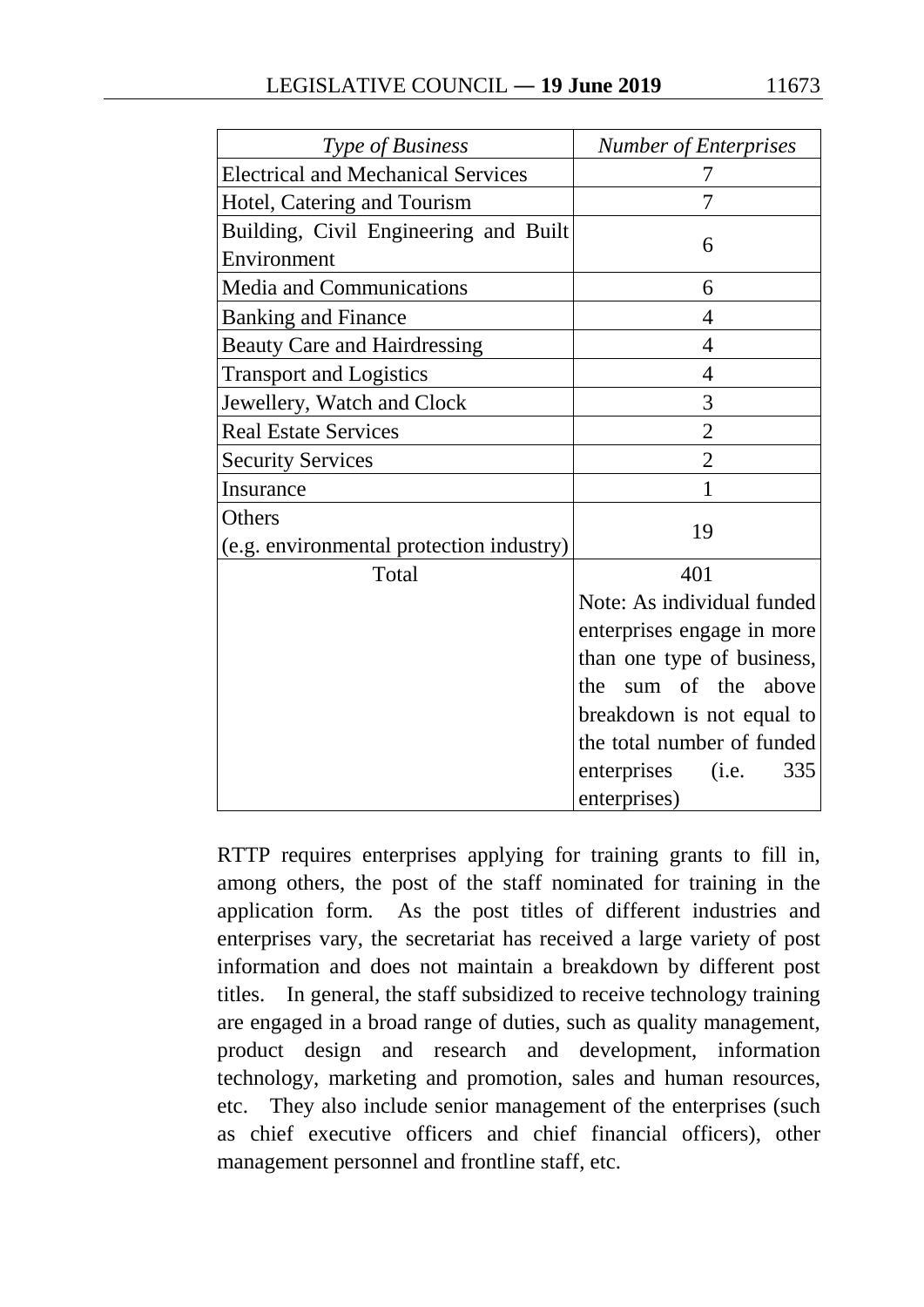| *Type of Business* | *Number of Enterprises* |
|---|---|
| Electrical and Mechanical Services | 7 |
| Hotel, Catering and Tourism | 7 |
| Building, Civil Engineering and Built Environment | 6 |
| Media and Communications | 6 |
| Banking and Finance | 4 |
| Beauty Care and Hairdressing | 4 |
| Transport and Logistics | 4 |
| Jewellery, Watch and Clock | 3 |
| Real Estate Services | 2 |
| Security Services | 2 |
| Insurance | 1 |
| Others (e.g. environmental protection industry) | 19 |
| Total | 401<br>Note: As individual funded enterprises engage in more than one type of business, the sum of the above breakdown is not equal to the total number of funded enterprises (i.e. 335 enterprises) |

RTTP requires enterprises applying for training grants to fill in, among others, the post of the staff nominated for training in the application form. As the post titles of different industries and enterprises vary, the secretariat has received a large variety of post information and does not maintain a breakdown by different post titles. In general, the staff subsidized to receive technology training are engaged in a broad range of duties, such as quality management, product design and research and development, information technology, marketing and promotion, sales and human resources, etc. They also include senior management of the enterprises (such as chief executive officers and chief financial officers), other management personnel and frontline staff, etc.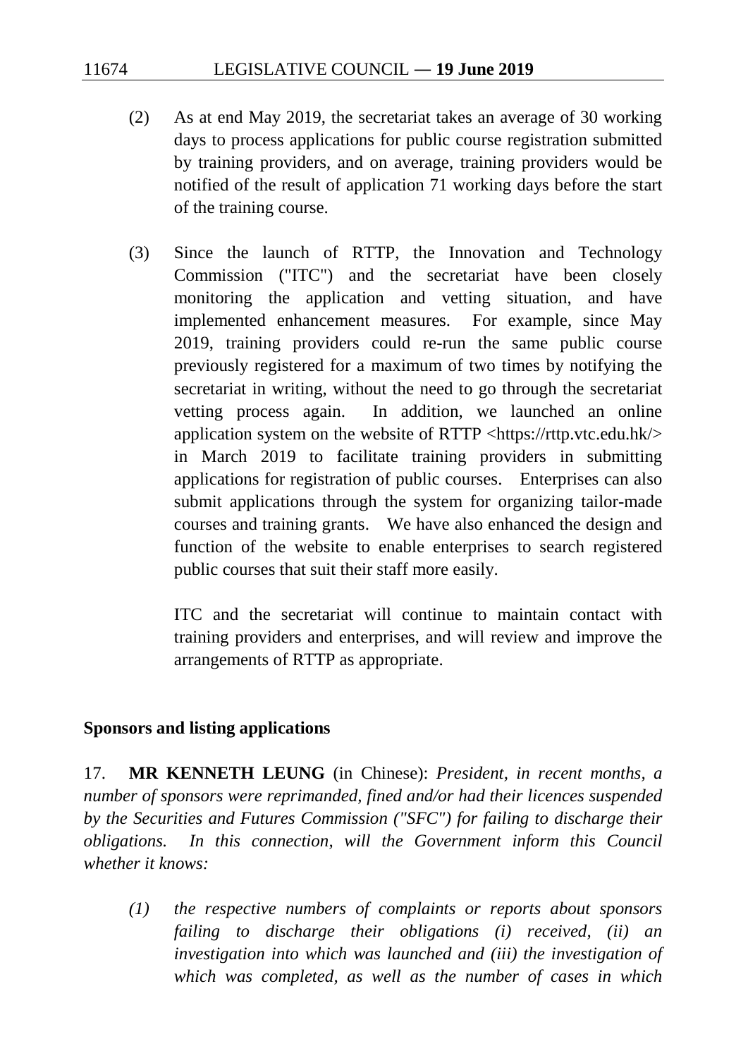(2) As at end May 2019, the secretariat takes an average of 30 working days to process applications for public course registration submitted by training providers, and on average, training providers would be notified of the result of application 71 working days before the start of the training course.

(3) Since the launch of RTTP, the Innovation and Technology Commission ("ITC") and the secretariat have been closely monitoring the application and vetting situation, and have implemented enhancement measures. For example, since May 2019, training providers could re-run the same public course previously registered for a maximum of two times by notifying the secretariat in writing, without the need to go through the secretariat vetting process again. In addition, we launched an online application system on the website of RTTP <https://rttp.vtc.edu.hk/> in March 2019 to facilitate training providers in submitting applications for registration of public courses. Enterprises can also submit applications through the system for organizing tailor-made courses and training grants. We have also enhanced the design and function of the website to enable enterprises to search registered public courses that suit their staff more easily.

ITC and the secretariat will continue to maintain contact with training providers and enterprises, and will review and improve the arrangements of RTTP as appropriate.

**Sponsors and listing applications**

17. **MR KENNETH LEUNG** (in Chinese): *President, in recent months, a number of sponsors were reprimanded, fined and/or had their licences suspended by the Securities and Futures Commission ("SFC") for failing to discharge their obligations. In this connection, will the Government inform this Council whether it knows:*

*(1) the respective numbers of complaints or reports about sponsors failing to discharge their obligations (i) received, (ii) an investigation into which was launched and (iii) the investigation of which was completed, as well as the number of cases in which*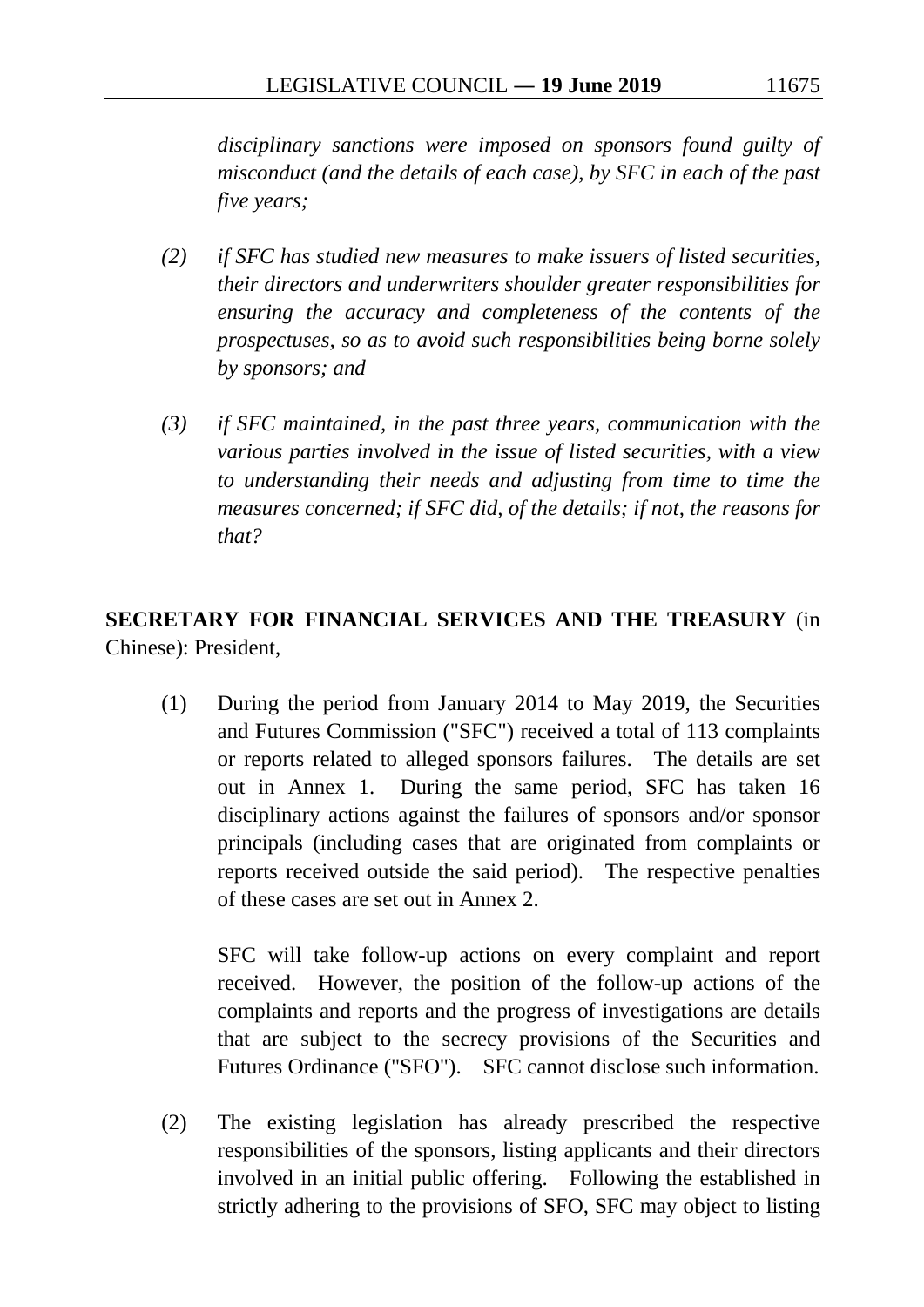*disciplinary sanctions were imposed on sponsors found guilty of misconduct (and the details of each case), by SFC in each of the past five years;*

*(2) if SFC has studied new measures to make issuers of listed securities, their directors and underwriters shoulder greater responsibilities for ensuring the accuracy and completeness of the contents of the prospectuses, so as to avoid such responsibilities being borne solely by sponsors; and*

*(3) if SFC maintained, in the past three years, communication with the various parties involved in the issue of listed securities, with a view to understanding their needs and adjusting from time to time the measures concerned; if SFC did, of the details; if not, the reasons for that?*

**SECRETARY FOR FINANCIAL SERVICES AND THE TREASURY** (in Chinese): President,

(1) During the period from January 2014 to May 2019, the Securities and Futures Commission ("SFC") received a total of 113 complaints or reports related to alleged sponsors failures. The details are set out in Annex 1. During the same period, SFC has taken 16 disciplinary actions against the failures of sponsors and/or sponsor principals (including cases that are originated from complaints or reports received outside the said period). The respective penalties of these cases are set out in Annex 2.

SFC will take follow-up actions on every complaint and report received. However, the position of the follow-up actions of the complaints and reports and the progress of investigations are details that are subject to the secrecy provisions of the Securities and Futures Ordinance ("SFO"). SFC cannot disclose such information.

(2) The existing legislation has already prescribed the respective responsibilities of the sponsors, listing applicants and their directors involved in an initial public offering. Following the established in strictly adhering to the provisions of SFO, SFC may object to listing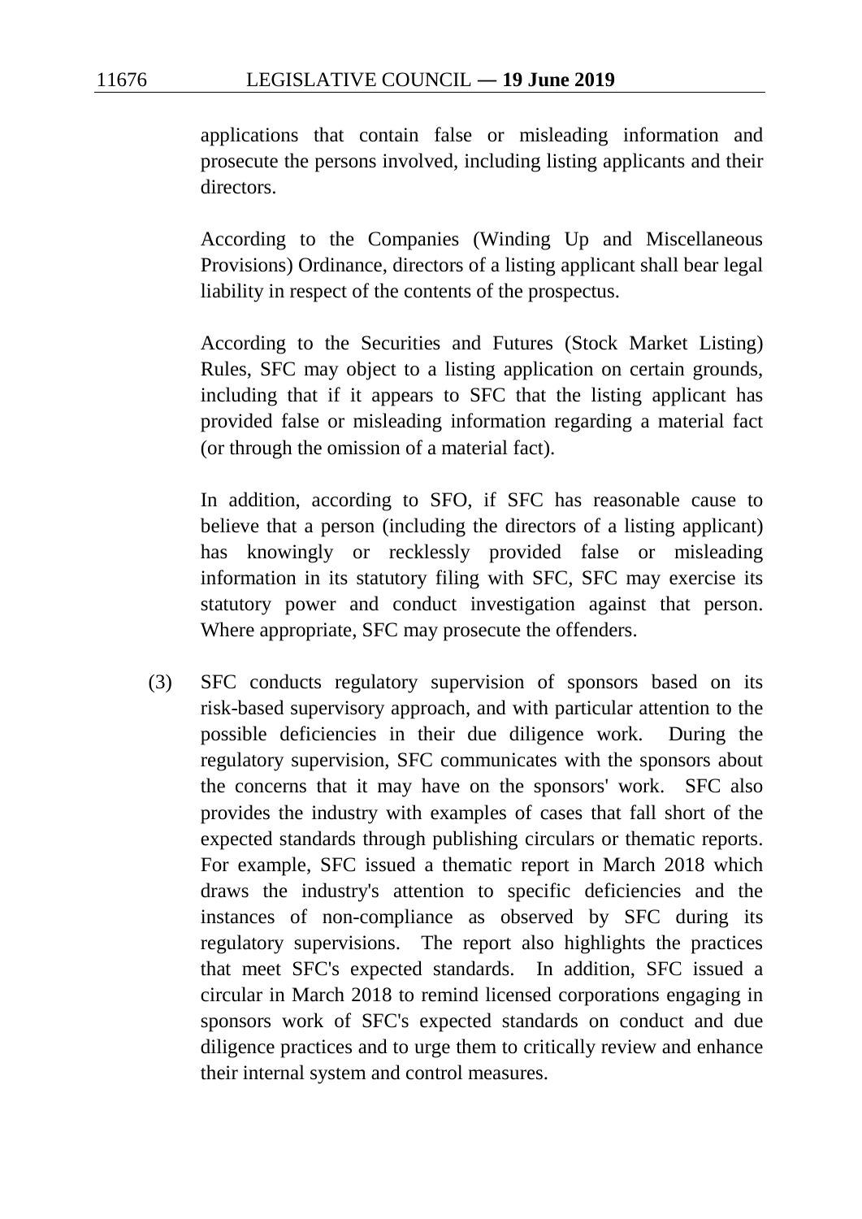applications that contain false or misleading information and prosecute the persons involved, including listing applicants and their directors.

According to the Companies (Winding Up and Miscellaneous Provisions) Ordinance, directors of a listing applicant shall bear legal liability in respect of the contents of the prospectus.

According to the Securities and Futures (Stock Market Listing) Rules, SFC may object to a listing application on certain grounds, including that if it appears to SFC that the listing applicant has provided false or misleading information regarding a material fact (or through the omission of a material fact).

In addition, according to SFO, if SFC has reasonable cause to believe that a person (including the directors of a listing applicant) has knowingly or recklessly provided false or misleading information in its statutory filing with SFC, SFC may exercise its statutory power and conduct investigation against that person. Where appropriate, SFC may prosecute the offenders.

(3) SFC conducts regulatory supervision of sponsors based on its risk-based supervisory approach, and with particular attention to the possible deficiencies in their due diligence work. During the regulatory supervision, SFC communicates with the sponsors about the concerns that it may have on the sponsors' work. SFC also provides the industry with examples of cases that fall short of the expected standards through publishing circulars or thematic reports. For example, SFC issued a thematic report in March 2018 which draws the industry's attention to specific deficiencies and the instances of non-compliance as observed by SFC during its regulatory supervisions. The report also highlights the practices that meet SFC's expected standards. In addition, SFC issued a circular in March 2018 to remind licensed corporations engaging in sponsors work of SFC's expected standards on conduct and due diligence practices and to urge them to critically review and enhance their internal system and control measures.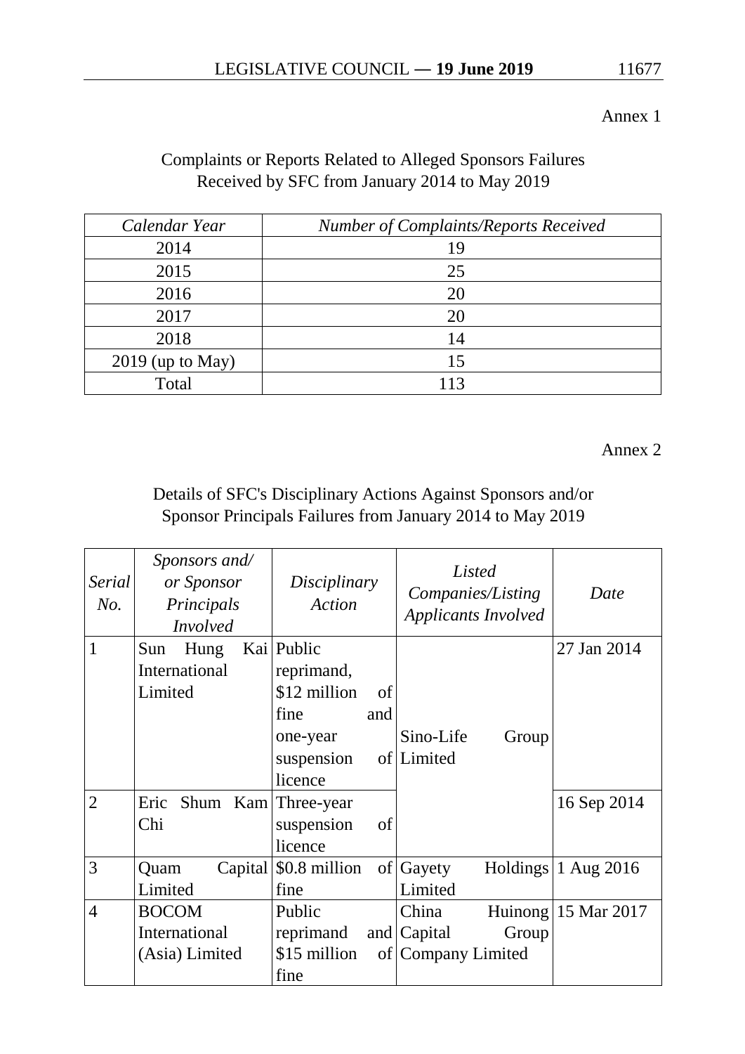Annex 1

Complaints or Reports Related to Alleged Sponsors Failures
Received by SFC from January 2014 to May 2019

| *Calendar Year* | *Number of Complaints/Reports Received* |
|---|---|
| 2014 | 19 |
| 2015 | 25 |
| 2016 | 20 |
| 2017 | 20 |
| 2018 | 14 |
| 2019 (up to May) | 15 |
| Total | 113 |

Annex 2

Details of SFC's Disciplinary Actions Against Sponsors and/or
Sponsor Principals Failures from January 2014 to May 2019

| *Serial No.* | *Sponsors and/ or Sponsor Principals Involved* | *Disciplinary Action* | *Listed Companies/Listing Applicants Involved* | *Date* |
|---|---|---|---|---|
| 1 | Sun Hung Kai International Limited | Public reprimand, $12 million of fine and one-year suspension of licence | Sino-Life Group Limited | 27 Jan 2014 |
| 2 | Eric Shum Kam Chi | Three-year suspension of licence | | 16 Sep 2014 |
| 3 | Quam Capital Limited | $0.8 million of fine | Gayety Holdings Limited | 1 Aug 2016 |
| 4 | BOCOM International (Asia) Limited | Public reprimand and $15 million of fine | China Huinong Capital Group Company Limited | 15 Mar 2017 |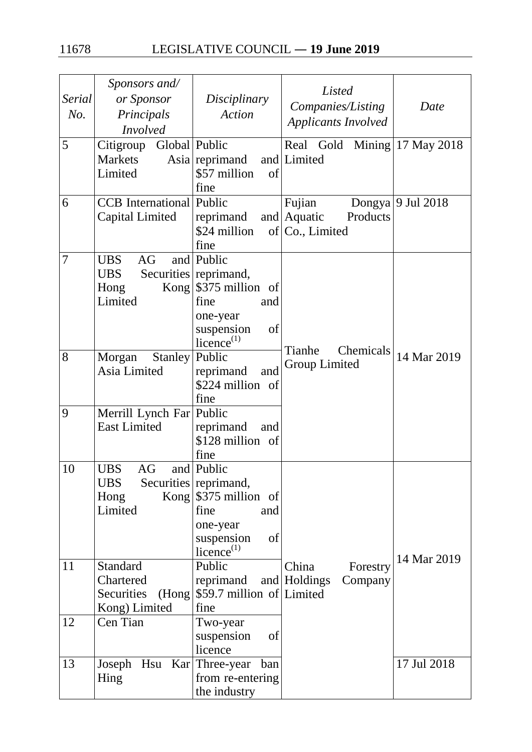| *Serial No.* | *Sponsors and/ or Sponsor Principals Involved* | *Disciplinary Action* | *Listed Companies/Listing Applicants Involved* | *Date* |
|---|---|---|---|---|
| 5 | Citigroup Global Markets Asia Limited | Public reprimand and $57 million of fine | Real Gold Mining Limited | 17 May 2018 |
| 6 | CCB International Capital Limited | Public reprimand and $24 million of fine | Fujian Dongya Aquatic Products Co., Limited | 9 Jul 2018 |
| 7 | UBS AG and UBS Securities Hong Kong Limited | Public reprimand, $375 million of fine and one-year suspension of licence[(1)] | Tianhe Chemicals Group Limited | 14 Mar 2019 |
| 8 | Morgan Stanley Asia Limited | Public reprimand and $224 million of fine | Tianhe Chemicals Group Limited | 14 Mar 2019 |
| 9 | Merrill Lynch Far East Limited | Public reprimand and $128 million of fine | Tianhe Chemicals Group Limited | 14 Mar 2019 |
| 10 | UBS AG and UBS Securities Hong Kong Limited | Public reprimand, $375 million of fine and one-year suspension of licence[(1)] | China Forestry Holdings Company Limited | 14 Mar 2019 |
| 11 | Standard Chartered Securities (Hong Kong) Limited | Public reprimand and $59.7 million of fine | China Forestry Holdings Company Limited | 14 Mar 2019 |
| 12 | Cen Tian | Two-year suspension of licence | China Forestry Holdings Company Limited | 14 Mar 2019 |
| 13 | Joseph Hsu Kar Hing | Three-year ban from re-entering the industry | China Forestry Holdings Company Limited | 17 Jul 2018 |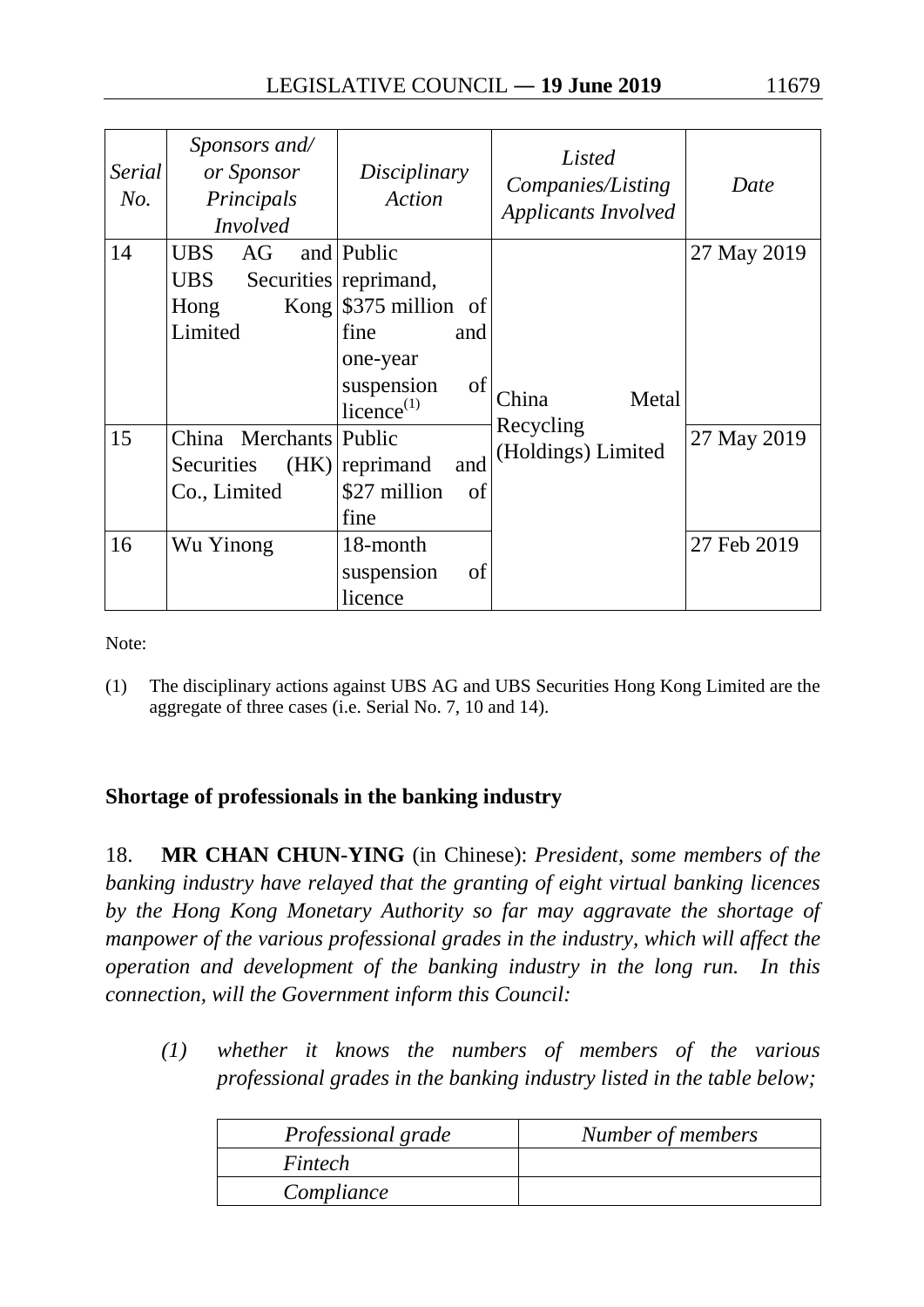| *Serial No.* | *Sponsors and/ or Sponsor Principals Involved* | *Disciplinary Action* | *Listed Companies/Listing Applicants Involved* | *Date* |
|---|---|---|---|---|
| 14 | UBS AG and UBS Securities Hong Kong Limited | Public reprimand, \$375 million of fine and one-year suspension of licence[(1)] | China Metal Recycling (Holdings) Limited | 27 May 2019 |
| 15 | China Merchants Securities (HK) Co., Limited | Public reprimand and \$27 million of fine | | 27 May 2019 |
| 16 | Wu Yinong | 18-month suspension of licence | | 27 Feb 2019 |

Note:

(1) The disciplinary actions against UBS AG and UBS Securities Hong Kong Limited are the aggregate of three cases (i.e. Serial No. 7, 10 and 14).

## Shortage of professionals in the banking industry

18. **MR CHAN CHUN-YING** (in Chinese): *President, some members of the banking industry have relayed that the granting of eight virtual banking licences by the Hong Kong Monetary Authority so far may aggravate the shortage of manpower of the various professional grades in the industry, which will affect the operation and development of the banking industry in the long run. In this connection, will the Government inform this Council:*

*(1) whether it knows the numbers of members of the various professional grades in the banking industry listed in the table below;*

| *Professional grade* | *Number of members* |
|---|---|
| *Fintech* | |
| *Compliance* | |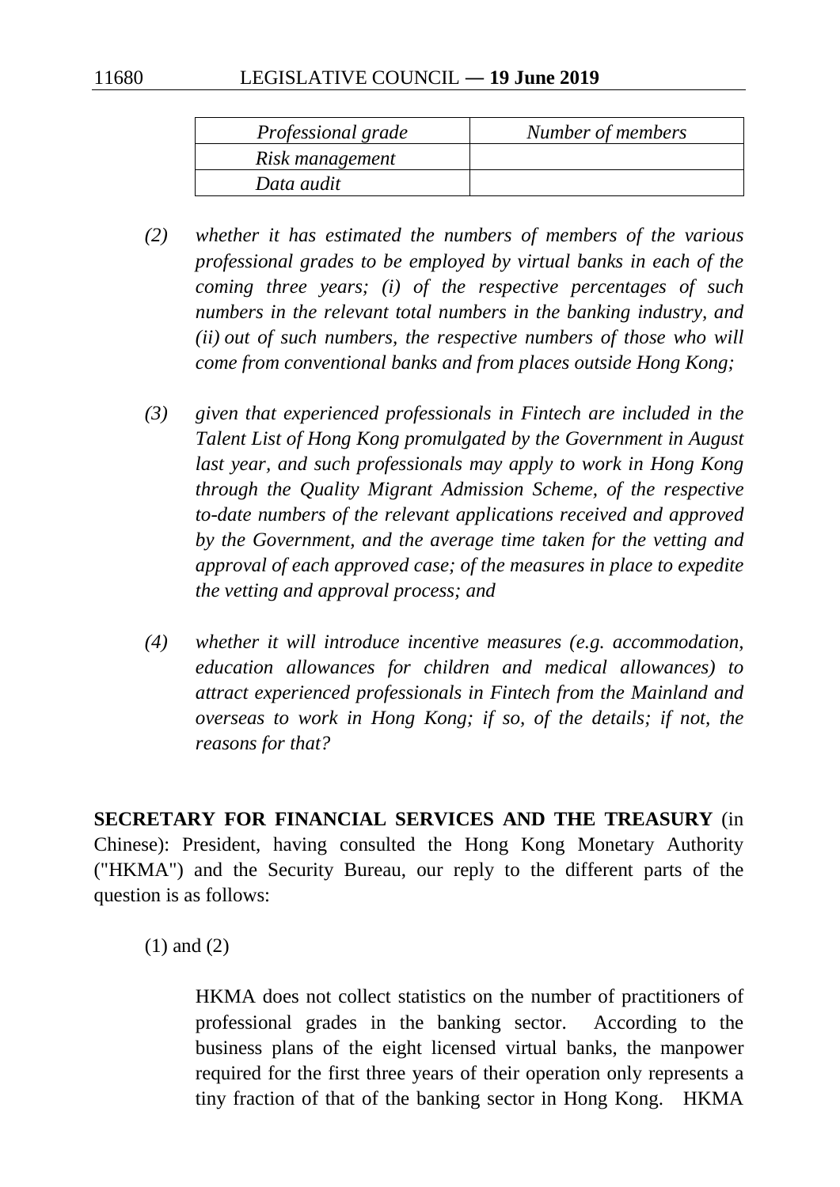| *Professional grade* | *Number of members* |
|---|---|
| *Risk management* | |
| *Data audit* | |

*(2) whether it has estimated the numbers of members of the various professional grades to be employed by virtual banks in each of the coming three years; (i) of the respective percentages of such numbers in the relevant total numbers in the banking industry, and (ii) out of such numbers, the respective numbers of those who will come from conventional banks and from places outside Hong Kong;*

*(3) given that experienced professionals in Fintech are included in the Talent List of Hong Kong promulgated by the Government in August last year, and such professionals may apply to work in Hong Kong through the Quality Migrant Admission Scheme, of the respective to-date numbers of the relevant applications received and approved by the Government, and the average time taken for the vetting and approval of each approved case; of the measures in place to expedite the vetting and approval process; and*

*(4) whether it will introduce incentive measures (e.g. accommodation, education allowances for children and medical allowances) to attract experienced professionals in Fintech from the Mainland and overseas to work in Hong Kong; if so, of the details; if not, the reasons for that?*

**SECRETARY FOR FINANCIAL SERVICES AND THE TREASURY** (in Chinese): President, having consulted the Hong Kong Monetary Authority ("HKMA") and the Security Bureau, our reply to the different parts of the question is as follows:

(1) and (2)

HKMA does not collect statistics on the number of practitioners of professional grades in the banking sector. According to the business plans of the eight licensed virtual banks, the manpower required for the first three years of their operation only represents a tiny fraction of that of the banking sector in Hong Kong. HKMA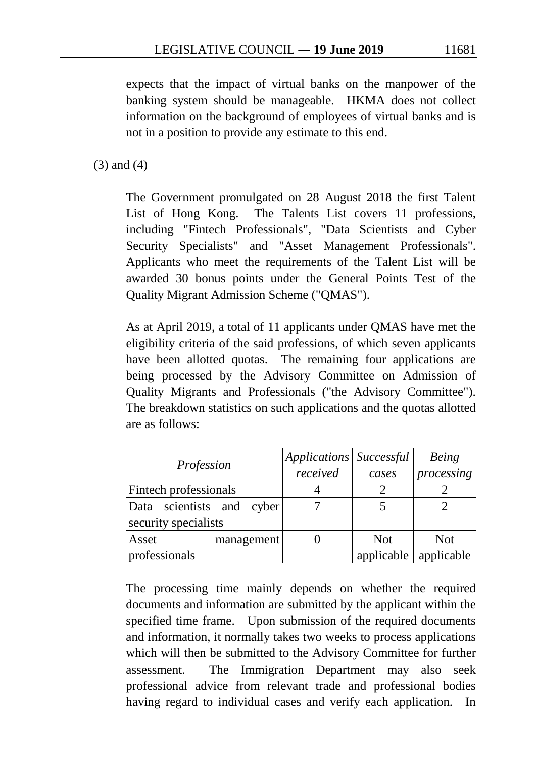expects that the impact of virtual banks on the manpower of the banking system should be manageable. HKMA does not collect information on the background of employees of virtual banks and is not in a position to provide any estimate to this end.

(3) and (4)

The Government promulgated on 28 August 2018 the first Talent List of Hong Kong. The Talents List covers 11 professions, including "Fintech Professionals", "Data Scientists and Cyber Security Specialists" and "Asset Management Professionals". Applicants who meet the requirements of the Talent List will be awarded 30 bonus points under the General Points Test of the Quality Migrant Admission Scheme ("QMAS").

As at April 2019, a total of 11 applicants under QMAS have met the eligibility criteria of the said professions, of which seven applicants have been allotted quotas. The remaining four applications are being processed by the Advisory Committee on Admission of Quality Migrants and Professionals ("the Advisory Committee"). The breakdown statistics on such applications and the quotas allotted are as follows:

| *Profession* | *Applications received* | *Successful cases* | *Being processing* |
|---|---|---|---|
| Fintech professionals | 4 | 2 | 2 |
| Data scientists and cyber security specialists | 7 | 5 | 2 |
| Asset management professionals | 0 | Not applicable | Not applicable |

The processing time mainly depends on whether the required documents and information are submitted by the applicant within the specified time frame. Upon submission of the required documents and information, it normally takes two weeks to process applications which will then be submitted to the Advisory Committee for further assessment. The Immigration Department may also seek professional advice from relevant trade and professional bodies having regard to individual cases and verify each application. In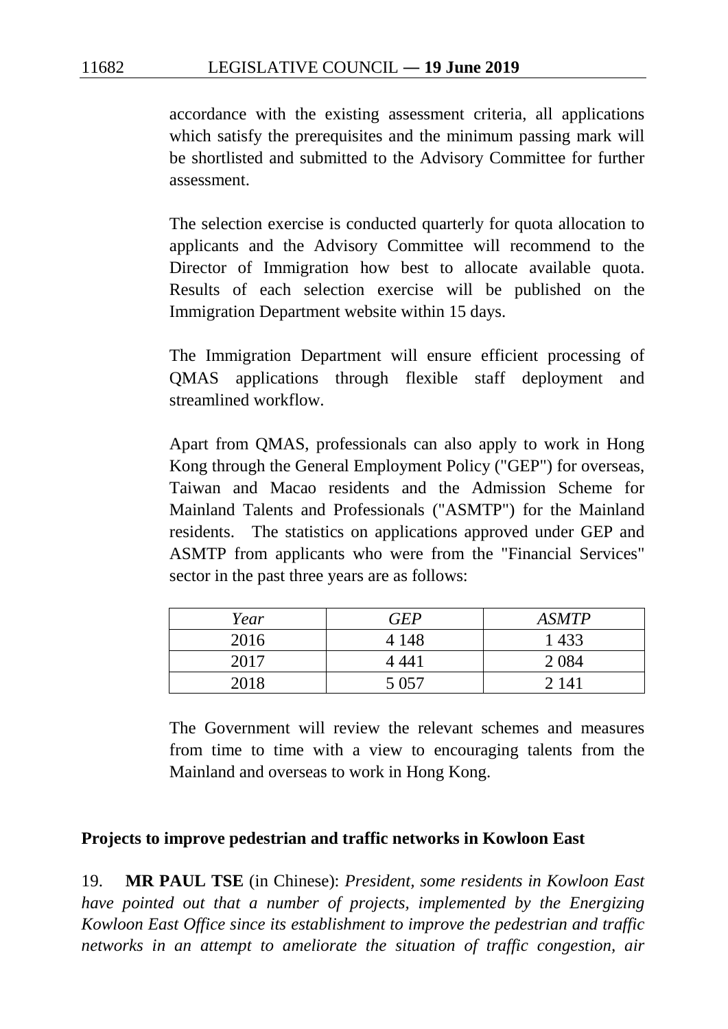accordance with the existing assessment criteria, all applications which satisfy the prerequisites and the minimum passing mark will be shortlisted and submitted to the Advisory Committee for further assessment.

The selection exercise is conducted quarterly for quota allocation to applicants and the Advisory Committee will recommend to the Director of Immigration how best to allocate available quota. Results of each selection exercise will be published on the Immigration Department website within 15 days.

The Immigration Department will ensure efficient processing of QMAS applications through flexible staff deployment and streamlined workflow.

Apart from QMAS, professionals can also apply to work in Hong Kong through the General Employment Policy ("GEP") for overseas, Taiwan and Macao residents and the Admission Scheme for Mainland Talents and Professionals ("ASMTP") for the Mainland residents. The statistics on applications approved under GEP and ASMTP from applicants who were from the "Financial Services" sector in the past three years are as follows:

| *Year* | *GEP* | *ASMTP* |
|---|---|---|
| 2016 | 4 148 | 1 433 |
| 2017 | 4 441 | 2 084 |
| 2018 | 5 057 | 2 141 |

The Government will review the relevant schemes and measures from time to time with a view to encouraging talents from the Mainland and overseas to work in Hong Kong.

**Projects to improve pedestrian and traffic networks in Kowloon East**

19. **MR PAUL TSE** (in Chinese): *President, some residents in Kowloon East have pointed out that a number of projects, implemented by the Energizing Kowloon East Office since its establishment to improve the pedestrian and traffic networks in an attempt to ameliorate the situation of traffic congestion, air*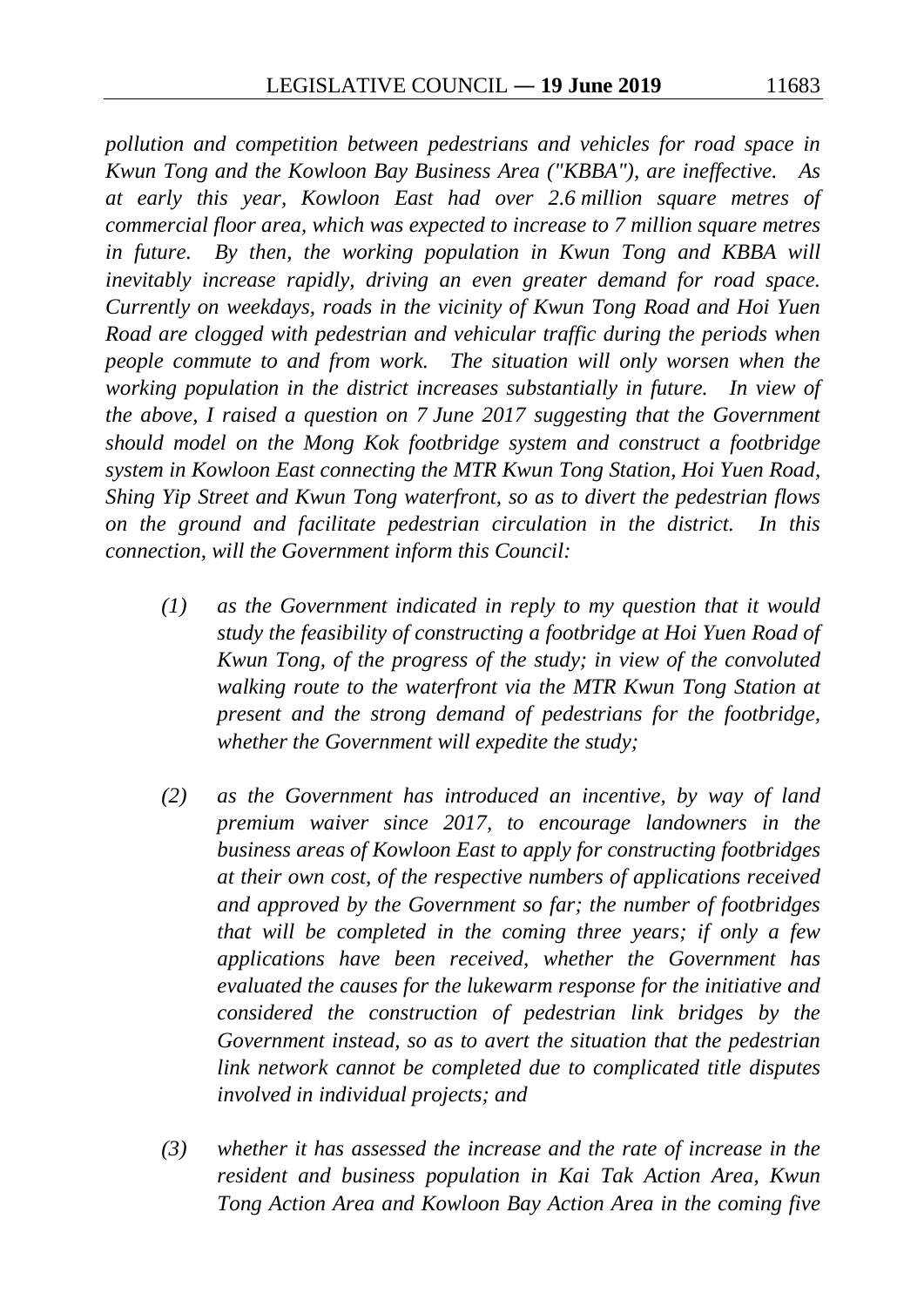*pollution and competition between pedestrians and vehicles for road space in Kwun Tong and the Kowloon Bay Business Area ("KBBA"), are ineffective. As at early this year, Kowloon East had over 2.6 million square metres of commercial floor area, which was expected to increase to 7 million square metres in future. By then, the working population in Kwun Tong and KBBA will inevitably increase rapidly, driving an even greater demand for road space. Currently on weekdays, roads in the vicinity of Kwun Tong Road and Hoi Yuen Road are clogged with pedestrian and vehicular traffic during the periods when people commute to and from work. The situation will only worsen when the working population in the district increases substantially in future. In view of the above, I raised a question on 7 June 2017 suggesting that the Government should model on the Mong Kok footbridge system and construct a footbridge system in Kowloon East connecting the MTR Kwun Tong Station, Hoi Yuen Road, Shing Yip Street and Kwun Tong waterfront, so as to divert the pedestrian flows on the ground and facilitate pedestrian circulation in the district. In this connection, will the Government inform this Council:*

*(1) as the Government indicated in reply to my question that it would study the feasibility of constructing a footbridge at Hoi Yuen Road of Kwun Tong, of the progress of the study; in view of the convoluted walking route to the waterfront via the MTR Kwun Tong Station at present and the strong demand of pedestrians for the footbridge, whether the Government will expedite the study;*

*(2) as the Government has introduced an incentive, by way of land premium waiver since 2017, to encourage landowners in the business areas of Kowloon East to apply for constructing footbridges at their own cost, of the respective numbers of applications received and approved by the Government so far; the number of footbridges that will be completed in the coming three years; if only a few applications have been received, whether the Government has evaluated the causes for the lukewarm response for the initiative and considered the construction of pedestrian link bridges by the Government instead, so as to avert the situation that the pedestrian link network cannot be completed due to complicated title disputes involved in individual projects; and*

*(3) whether it has assessed the increase and the rate of increase in the resident and business population in Kai Tak Action Area, Kwun Tong Action Area and Kowloon Bay Action Area in the coming five*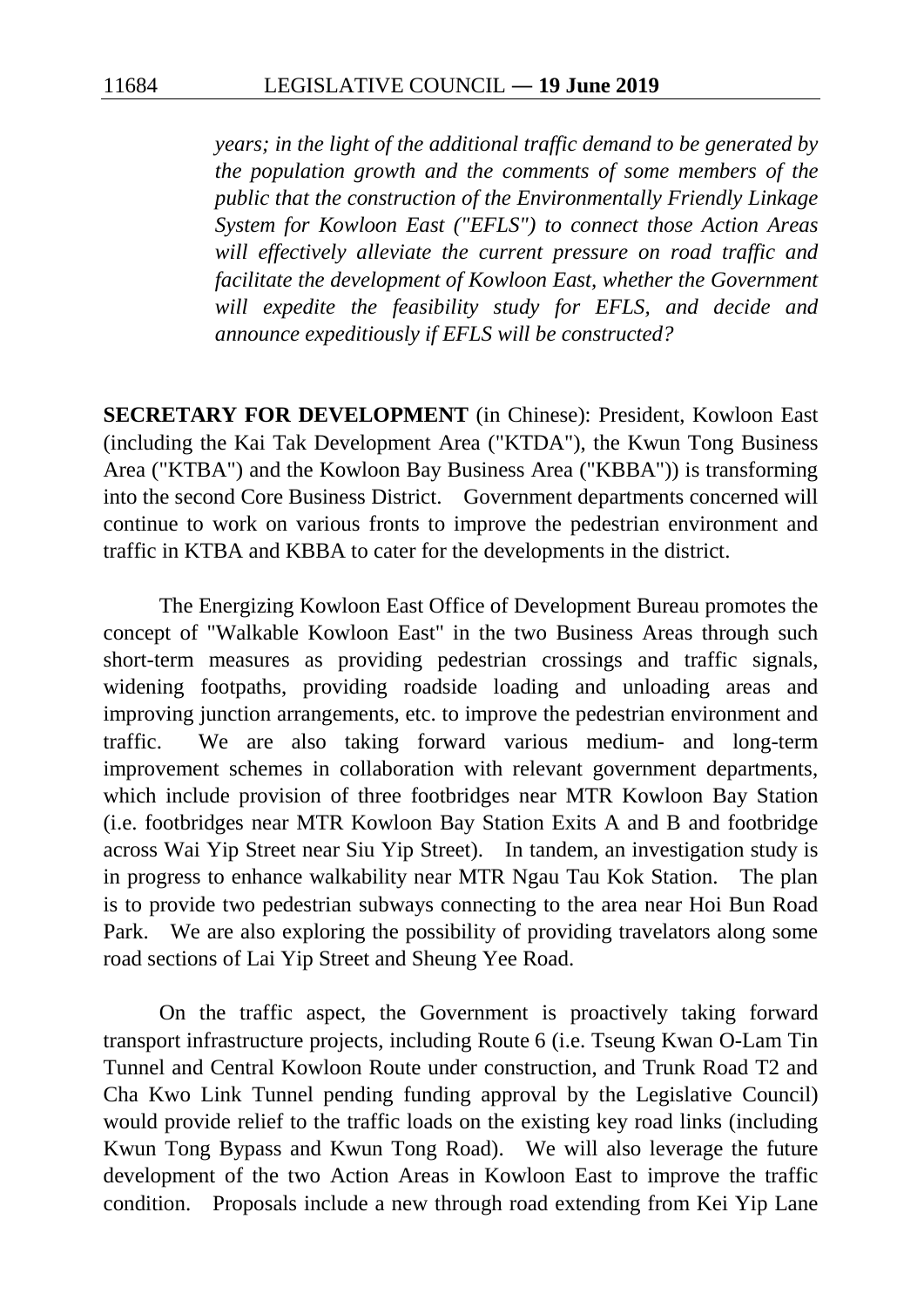*years; in the light of the additional traffic demand to be generated by the population growth and the comments of some members of the public that the construction of the Environmentally Friendly Linkage System for Kowloon East ("EFLS") to connect those Action Areas will effectively alleviate the current pressure on road traffic and facilitate the development of Kowloon East, whether the Government will expedite the feasibility study for EFLS, and decide and announce expeditiously if EFLS will be constructed?*

**SECRETARY FOR DEVELOPMENT** (in Chinese): President, Kowloon East (including the Kai Tak Development Area ("KTDA"), the Kwun Tong Business Area ("KTBA") and the Kowloon Bay Business Area ("KBBA")) is transforming into the second Core Business District. Government departments concerned will continue to work on various fronts to improve the pedestrian environment and traffic in KTBA and KBBA to cater for the developments in the district.

The Energizing Kowloon East Office of Development Bureau promotes the concept of "Walkable Kowloon East" in the two Business Areas through such short-term measures as providing pedestrian crossings and traffic signals, widening footpaths, providing roadside loading and unloading areas and improving junction arrangements, etc. to improve the pedestrian environment and traffic. We are also taking forward various medium- and long-term improvement schemes in collaboration with relevant government departments, which include provision of three footbridges near MTR Kowloon Bay Station (i.e. footbridges near MTR Kowloon Bay Station Exits A and B and footbridge across Wai Yip Street near Siu Yip Street). In tandem, an investigation study is in progress to enhance walkability near MTR Ngau Tau Kok Station. The plan is to provide two pedestrian subways connecting to the area near Hoi Bun Road Park. We are also exploring the possibility of providing travelators along some road sections of Lai Yip Street and Sheung Yee Road.

On the traffic aspect, the Government is proactively taking forward transport infrastructure projects, including Route 6 (i.e. Tseung Kwan O-Lam Tin Tunnel and Central Kowloon Route under construction, and Trunk Road T2 and Cha Kwo Link Tunnel pending funding approval by the Legislative Council) would provide relief to the traffic loads on the existing key road links (including Kwun Tong Bypass and Kwun Tong Road). We will also leverage the future development of the two Action Areas in Kowloon East to improve the traffic condition. Proposals include a new through road extending from Kei Yip Lane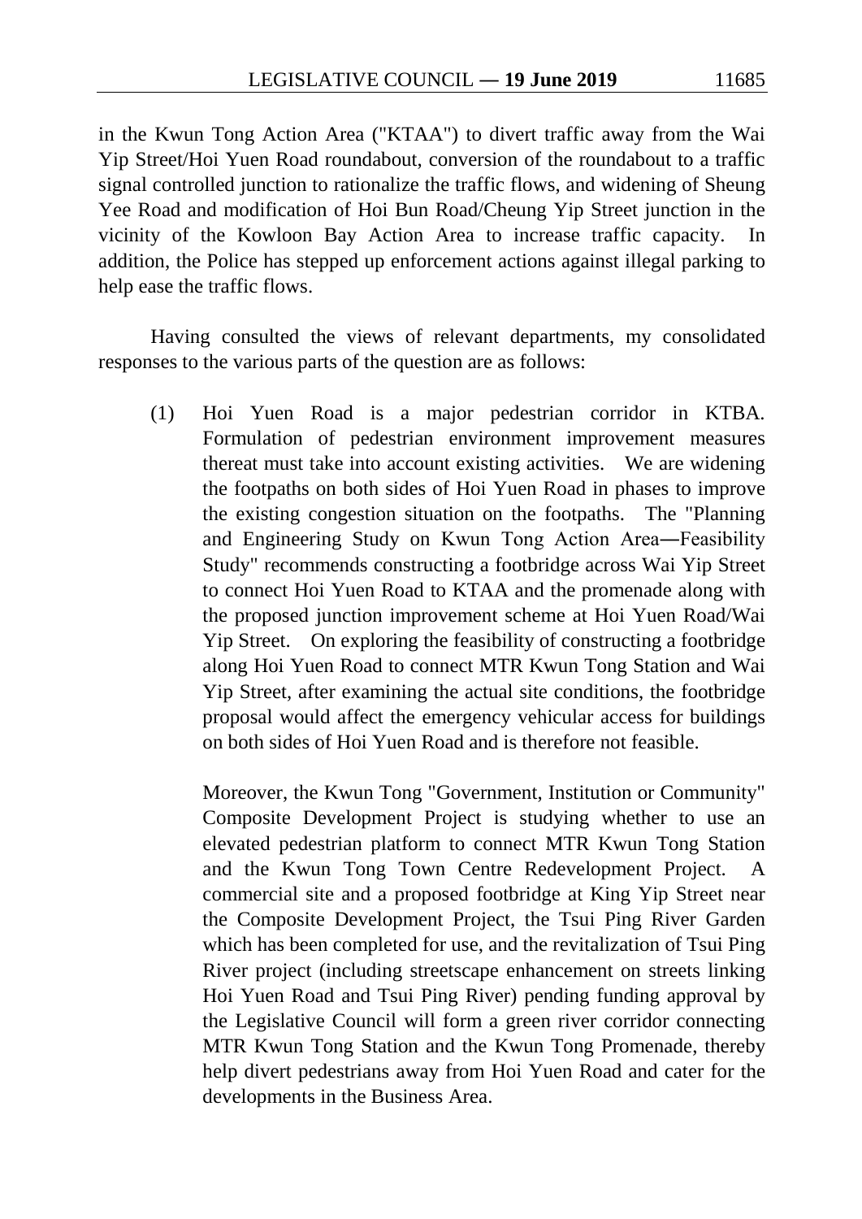in the Kwun Tong Action Area ("KTAA") to divert traffic away from the Wai Yip Street/Hoi Yuen Road roundabout, conversion of the roundabout to a traffic signal controlled junction to rationalize the traffic flows, and widening of Sheung Yee Road and modification of Hoi Bun Road/Cheung Yip Street junction in the vicinity of the Kowloon Bay Action Area to increase traffic capacity. In addition, the Police has stepped up enforcement actions against illegal parking to help ease the traffic flows.

Having consulted the views of relevant departments, my consolidated responses to the various parts of the question are as follows:

(1) Hoi Yuen Road is a major pedestrian corridor in KTBA. Formulation of pedestrian environment improvement measures thereat must take into account existing activities. We are widening the footpaths on both sides of Hoi Yuen Road in phases to improve the existing congestion situation on the footpaths. The "Planning and Engineering Study on Kwun Tong Action Area―Feasibility Study" recommends constructing a footbridge across Wai Yip Street to connect Hoi Yuen Road to KTAA and the promenade along with the proposed junction improvement scheme at Hoi Yuen Road/Wai Yip Street. On exploring the feasibility of constructing a footbridge along Hoi Yuen Road to connect MTR Kwun Tong Station and Wai Yip Street, after examining the actual site conditions, the footbridge proposal would affect the emergency vehicular access for buildings on both sides of Hoi Yuen Road and is therefore not feasible.

Moreover, the Kwun Tong "Government, Institution or Community" Composite Development Project is studying whether to use an elevated pedestrian platform to connect MTR Kwun Tong Station and the Kwun Tong Town Centre Redevelopment Project. A commercial site and a proposed footbridge at King Yip Street near the Composite Development Project, the Tsui Ping River Garden which has been completed for use, and the revitalization of Tsui Ping River project (including streetscape enhancement on streets linking Hoi Yuen Road and Tsui Ping River) pending funding approval by the Legislative Council will form a green river corridor connecting MTR Kwun Tong Station and the Kwun Tong Promenade, thereby help divert pedestrians away from Hoi Yuen Road and cater for the developments in the Business Area.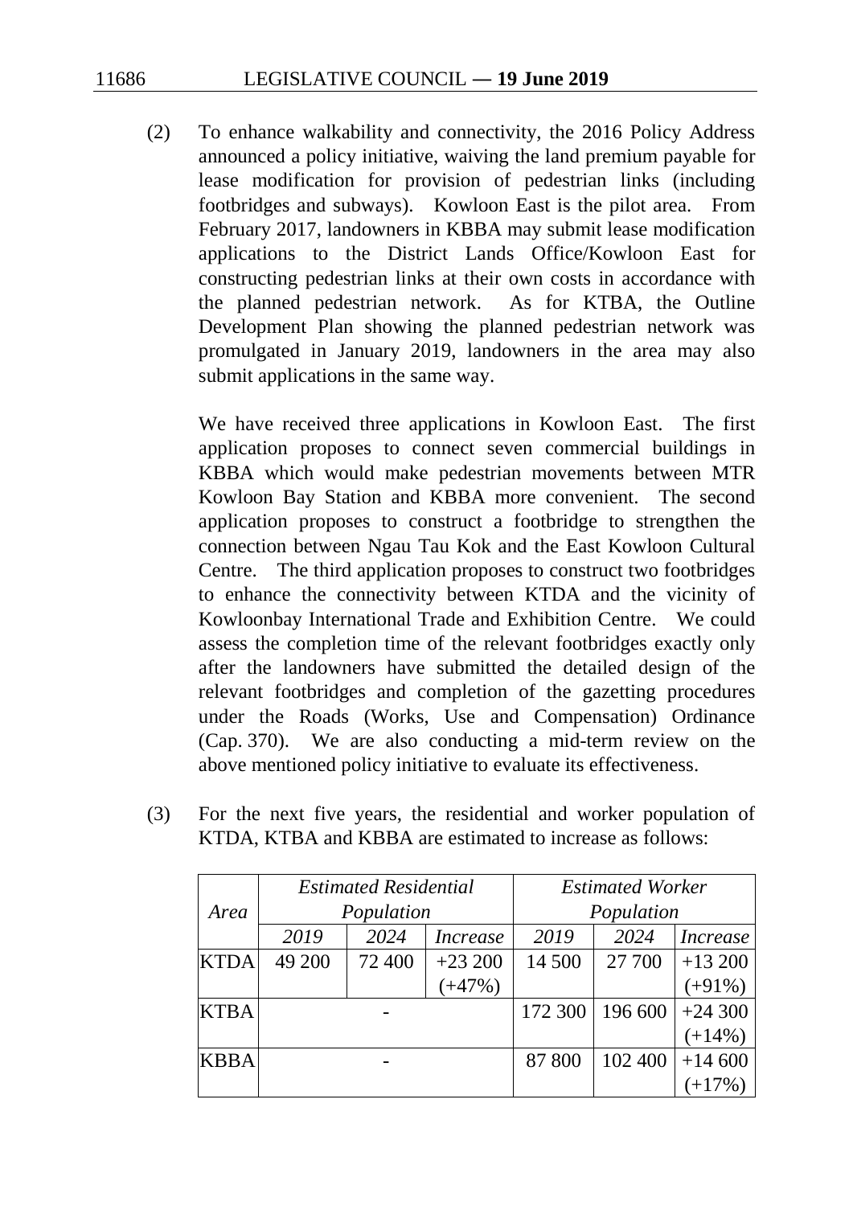(2) To enhance walkability and connectivity, the 2016 Policy Address announced a policy initiative, waiving the land premium payable for lease modification for provision of pedestrian links (including footbridges and subways). Kowloon East is the pilot area. From February 2017, landowners in KBBA may submit lease modification applications to the District Lands Office/Kowloon East for constructing pedestrian links at their own costs in accordance with the planned pedestrian network. As for KTBA, the Outline Development Plan showing the planned pedestrian network was promulgated in January 2019, landowners in the area may also submit applications in the same way.

We have received three applications in Kowloon East. The first application proposes to connect seven commercial buildings in KBBA which would make pedestrian movements between MTR Kowloon Bay Station and KBBA more convenient. The second application proposes to construct a footbridge to strengthen the connection between Ngau Tau Kok and the East Kowloon Cultural Centre. The third application proposes to construct two footbridges to enhance the connectivity between KTDA and the vicinity of Kowloonbay International Trade and Exhibition Centre. We could assess the completion time of the relevant footbridges exactly only after the landowners have submitted the detailed design of the relevant footbridges and completion of the gazetting procedures under the Roads (Works, Use and Compensation) Ordinance (Cap. 370). We are also conducting a mid-term review on the above mentioned policy initiative to evaluate its effectiveness.

(3) For the next five years, the residential and worker population of KTDA, KTBA and KBBA are estimated to increase as follows:

| *Area* | *Estimated Residential Population* | | | *Estimated Worker Population* | | |
|---|---|---|---|---|---|---|
| | *2019* | *2024* | *Increase* | *2019* | *2024* | *Increase* |
| KTDA | 49 200 | 72 400 | +23 200 (+47%) | 14 500 | 27 700 | +13 200 (+91%) |
| KTBA | - | | | 172 300 | 196 600 | +24 300 (+14%) |
| KBBA | - | | | 87 800 | 102 400 | +14 600 (+17%) |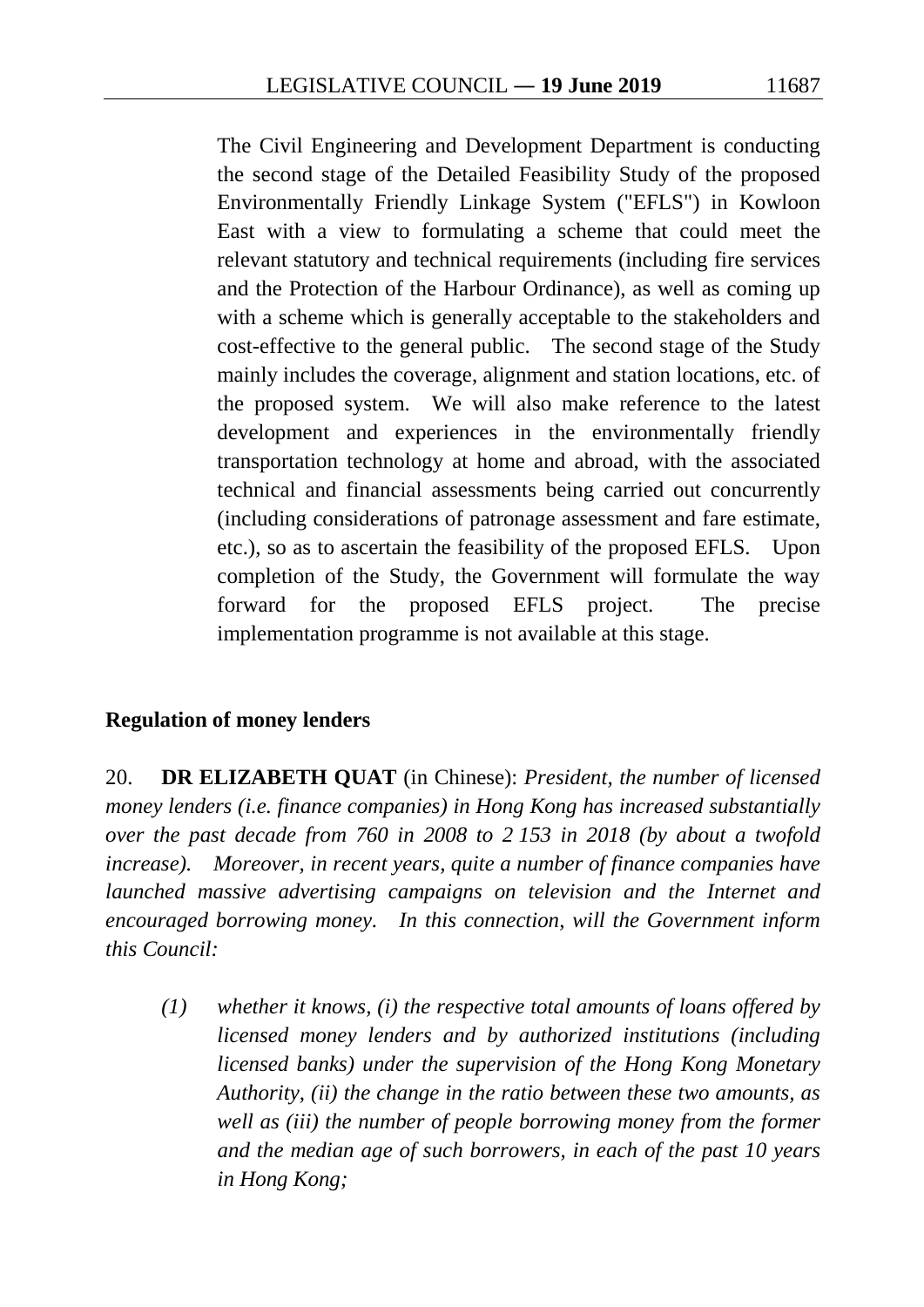The Civil Engineering and Development Department is conducting the second stage of the Detailed Feasibility Study of the proposed Environmentally Friendly Linkage System ("EFLS") in Kowloon East with a view to formulating a scheme that could meet the relevant statutory and technical requirements (including fire services and the Protection of the Harbour Ordinance), as well as coming up with a scheme which is generally acceptable to the stakeholders and cost-effective to the general public. The second stage of the Study mainly includes the coverage, alignment and station locations, etc. of the proposed system. We will also make reference to the latest development and experiences in the environmentally friendly transportation technology at home and abroad, with the associated technical and financial assessments being carried out concurrently (including considerations of patronage assessment and fare estimate, etc.), so as to ascertain the feasibility of the proposed EFLS. Upon completion of the Study, the Government will formulate the way forward for the proposed EFLS project. The precise implementation programme is not available at this stage.

## Regulation of money lenders

20. **DR ELIZABETH QUAT** (in Chinese): *President, the number of licensed money lenders (i.e. finance companies) in Hong Kong has increased substantially over the past decade from 760 in 2008 to 2 153 in 2018 (by about a twofold increase). Moreover, in recent years, quite a number of finance companies have launched massive advertising campaigns on television and the Internet and encouraged borrowing money. In this connection, will the Government inform this Council:*

*(1) whether it knows, (i) the respective total amounts of loans offered by licensed money lenders and by authorized institutions (including licensed banks) under the supervision of the Hong Kong Monetary Authority, (ii) the change in the ratio between these two amounts, as well as (iii) the number of people borrowing money from the former and the median age of such borrowers, in each of the past 10 years in Hong Kong;*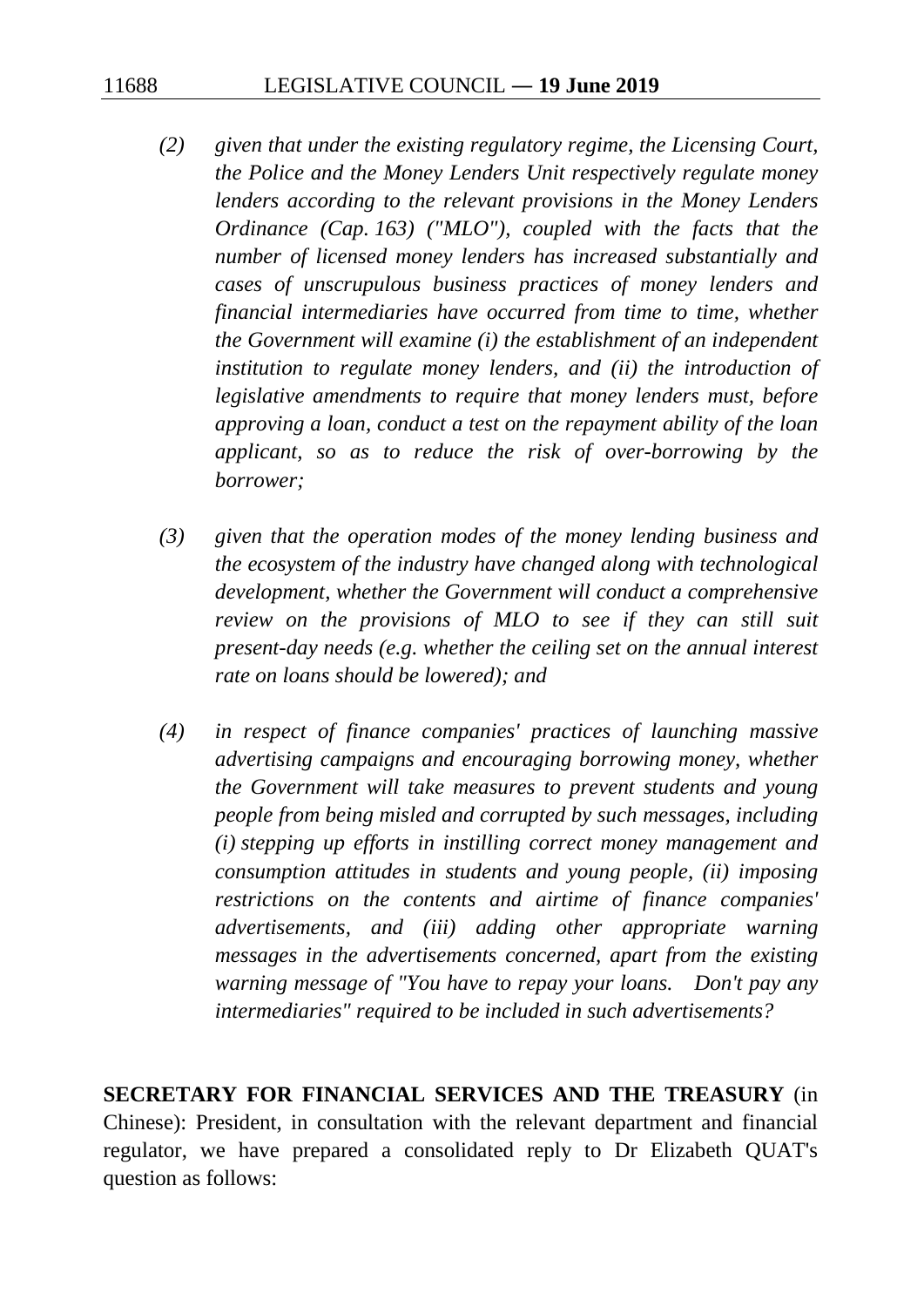*(2) given that under the existing regulatory regime, the Licensing Court, the Police and the Money Lenders Unit respectively regulate money lenders according to the relevant provisions in the Money Lenders Ordinance (Cap. 163) ("MLO"), coupled with the facts that the number of licensed money lenders has increased substantially and cases of unscrupulous business practices of money lenders and financial intermediaries have occurred from time to time, whether the Government will examine (i) the establishment of an independent institution to regulate money lenders, and (ii) the introduction of legislative amendments to require that money lenders must, before approving a loan, conduct a test on the repayment ability of the loan applicant, so as to reduce the risk of over-borrowing by the borrower;*

*(3) given that the operation modes of the money lending business and the ecosystem of the industry have changed along with technological development, whether the Government will conduct a comprehensive review on the provisions of MLO to see if they can still suit present-day needs (e.g. whether the ceiling set on the annual interest rate on loans should be lowered); and*

*(4) in respect of finance companies' practices of launching massive advertising campaigns and encouraging borrowing money, whether the Government will take measures to prevent students and young people from being misled and corrupted by such messages, including (i) stepping up efforts in instilling correct money management and consumption attitudes in students and young people, (ii) imposing restrictions on the contents and airtime of finance companies' advertisements, and (iii) adding other appropriate warning messages in the advertisements concerned, apart from the existing warning message of "You have to repay your loans. Don't pay any intermediaries" required to be included in such advertisements?*

**SECRETARY FOR FINANCIAL SERVICES AND THE TREASURY** (in Chinese): President, in consultation with the relevant department and financial regulator, we have prepared a consolidated reply to Dr Elizabeth QUAT's question as follows: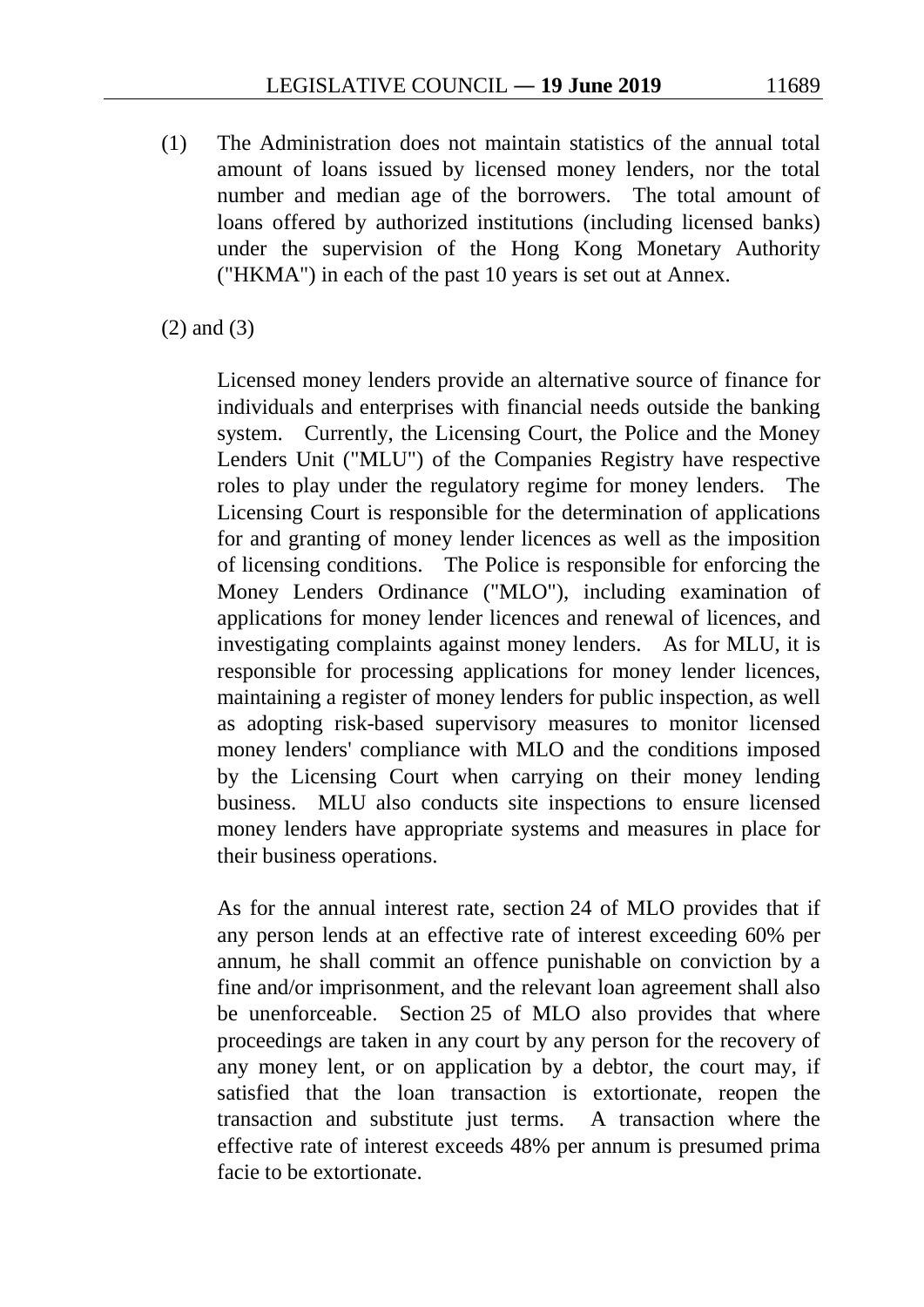(1) The Administration does not maintain statistics of the annual total amount of loans issued by licensed money lenders, nor the total number and median age of the borrowers. The total amount of loans offered by authorized institutions (including licensed banks) under the supervision of the Hong Kong Monetary Authority ("HKMA") in each of the past 10 years is set out at Annex.

(2) and (3)

Licensed money lenders provide an alternative source of finance for individuals and enterprises with financial needs outside the banking system. Currently, the Licensing Court, the Police and the Money Lenders Unit ("MLU") of the Companies Registry have respective roles to play under the regulatory regime for money lenders. The Licensing Court is responsible for the determination of applications for and granting of money lender licences as well as the imposition of licensing conditions. The Police is responsible for enforcing the Money Lenders Ordinance ("MLO"), including examination of applications for money lender licences and renewal of licences, and investigating complaints against money lenders. As for MLU, it is responsible for processing applications for money lender licences, maintaining a register of money lenders for public inspection, as well as adopting risk-based supervisory measures to monitor licensed money lenders' compliance with MLO and the conditions imposed by the Licensing Court when carrying on their money lending business. MLU also conducts site inspections to ensure licensed money lenders have appropriate systems and measures in place for their business operations.

As for the annual interest rate, section 24 of MLO provides that if any person lends at an effective rate of interest exceeding 60% per annum, he shall commit an offence punishable on conviction by a fine and/or imprisonment, and the relevant loan agreement shall also be unenforceable. Section 25 of MLO also provides that where proceedings are taken in any court by any person for the recovery of any money lent, or on application by a debtor, the court may, if satisfied that the loan transaction is extortionate, reopen the transaction and substitute just terms. A transaction where the effective rate of interest exceeds 48% per annum is presumed prima facie to be extortionate.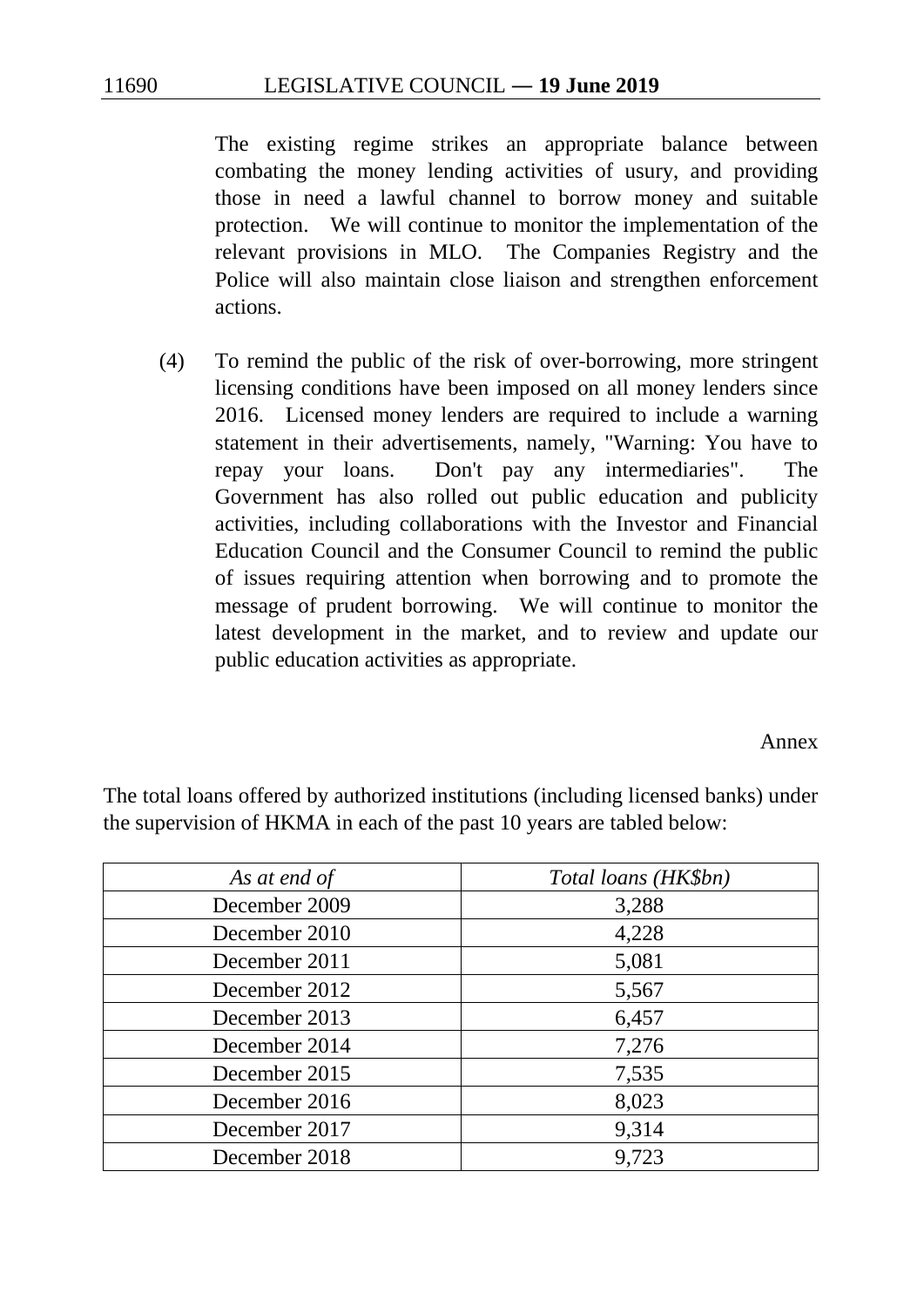The existing regime strikes an appropriate balance between combating the money lending activities of usury, and providing those in need a lawful channel to borrow money and suitable protection. We will continue to monitor the implementation of the relevant provisions in MLO. The Companies Registry and the Police will also maintain close liaison and strengthen enforcement actions.

(4) To remind the public of the risk of over-borrowing, more stringent licensing conditions have been imposed on all money lenders since 2016. Licensed money lenders are required to include a warning statement in their advertisements, namely, "Warning: You have to repay your loans. Don't pay any intermediaries". The Government has also rolled out public education and publicity activities, including collaborations with the Investor and Financial Education Council and the Consumer Council to remind the public of issues requiring attention when borrowing and to promote the message of prudent borrowing. We will continue to monitor the latest development in the market, and to review and update our public education activities as appropriate.

Annex

The total loans offered by authorized institutions (including licensed banks) under the supervision of HKMA in each of the past 10 years are tabled below:

| *As at end of* | *Total loans (HK$bn)* |
|---|---|
| December 2009 | 3,288 |
| December 2010 | 4,228 |
| December 2011 | 5,081 |
| December 2012 | 5,567 |
| December 2013 | 6,457 |
| December 2014 | 7,276 |
| December 2015 | 7,535 |
| December 2016 | 8,023 |
| December 2017 | 9,314 |
| December 2018 | 9,723 |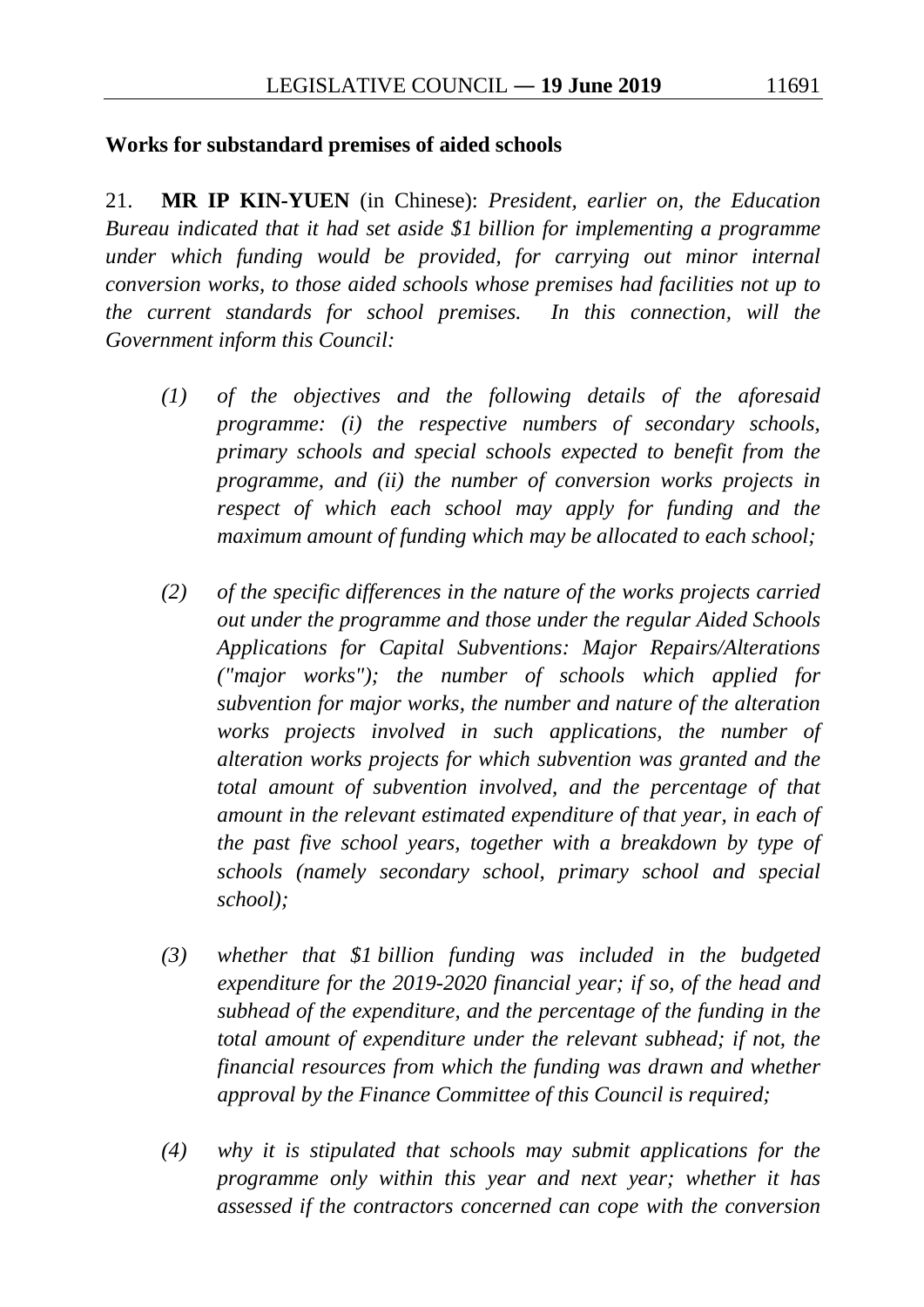**Works for substandard premises of aided schools**

21. **MR IP KIN-YUEN** (in Chinese): *President, earlier on, the Education Bureau indicated that it had set aside $1 billion for implementing a programme under which funding would be provided, for carrying out minor internal conversion works, to those aided schools whose premises had facilities not up to the current standards for school premises. In this connection, will the Government inform this Council:*

- *(1) of the objectives and the following details of the aforesaid programme: (i) the respective numbers of secondary schools, primary schools and special schools expected to benefit from the programme, and (ii) the number of conversion works projects in respect of which each school may apply for funding and the maximum amount of funding which may be allocated to each school;*

- *(2) of the specific differences in the nature of the works projects carried out under the programme and those under the regular Aided Schools Applications for Capital Subventions: Major Repairs/Alterations ("major works"); the number of schools which applied for subvention for major works, the number and nature of the alteration works projects involved in such applications, the number of alteration works projects for which subvention was granted and the total amount of subvention involved, and the percentage of that amount in the relevant estimated expenditure of that year, in each of the past five school years, together with a breakdown by type of schools (namely secondary school, primary school and special school);*

- *(3) whether that $1 billion funding was included in the budgeted expenditure for the 2019-2020 financial year; if so, of the head and subhead of the expenditure, and the percentage of the funding in the total amount of expenditure under the relevant subhead; if not, the financial resources from which the funding was drawn and whether approval by the Finance Committee of this Council is required;*

- *(4) why it is stipulated that schools may submit applications for the programme only within this year and next year; whether it has assessed if the contractors concerned can cope with the conversion*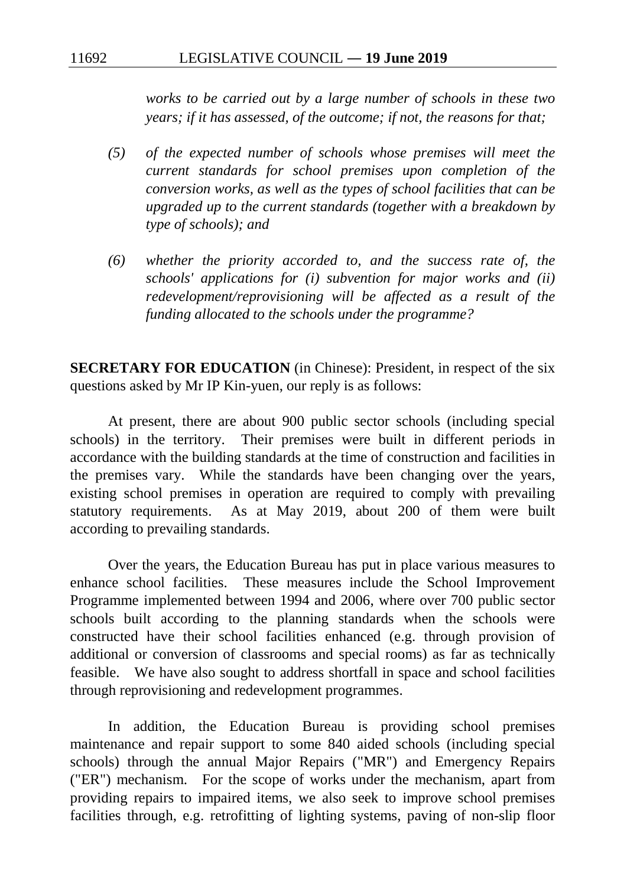*works to be carried out by a large number of schools in these two years; if it has assessed, of the outcome; if not, the reasons for that;*

*(5) of the expected number of schools whose premises will meet the current standards for school premises upon completion of the conversion works, as well as the types of school facilities that can be upgraded up to the current standards (together with a breakdown by type of schools); and*

*(6) whether the priority accorded to, and the success rate of, the schools' applications for (i) subvention for major works and (ii) redevelopment/reprovisioning will be affected as a result of the funding allocated to the schools under the programme?*

**SECRETARY FOR EDUCATION** (in Chinese): President, in respect of the six questions asked by Mr IP Kin-yuen, our reply is as follows:

At present, there are about 900 public sector schools (including special schools) in the territory. Their premises were built in different periods in accordance with the building standards at the time of construction and facilities in the premises vary. While the standards have been changing over the years, existing school premises in operation are required to comply with prevailing statutory requirements. As at May 2019, about 200 of them were built according to prevailing standards.

Over the years, the Education Bureau has put in place various measures to enhance school facilities. These measures include the School Improvement Programme implemented between 1994 and 2006, where over 700 public sector schools built according to the planning standards when the schools were constructed have their school facilities enhanced (e.g. through provision of additional or conversion of classrooms and special rooms) as far as technically feasible. We have also sought to address shortfall in space and school facilities through reprovisioning and redevelopment programmes.

In addition, the Education Bureau is providing school premises maintenance and repair support to some 840 aided schools (including special schools) through the annual Major Repairs ("MR") and Emergency Repairs ("ER") mechanism. For the scope of works under the mechanism, apart from providing repairs to impaired items, we also seek to improve school premises facilities through, e.g. retrofitting of lighting systems, paving of non-slip floor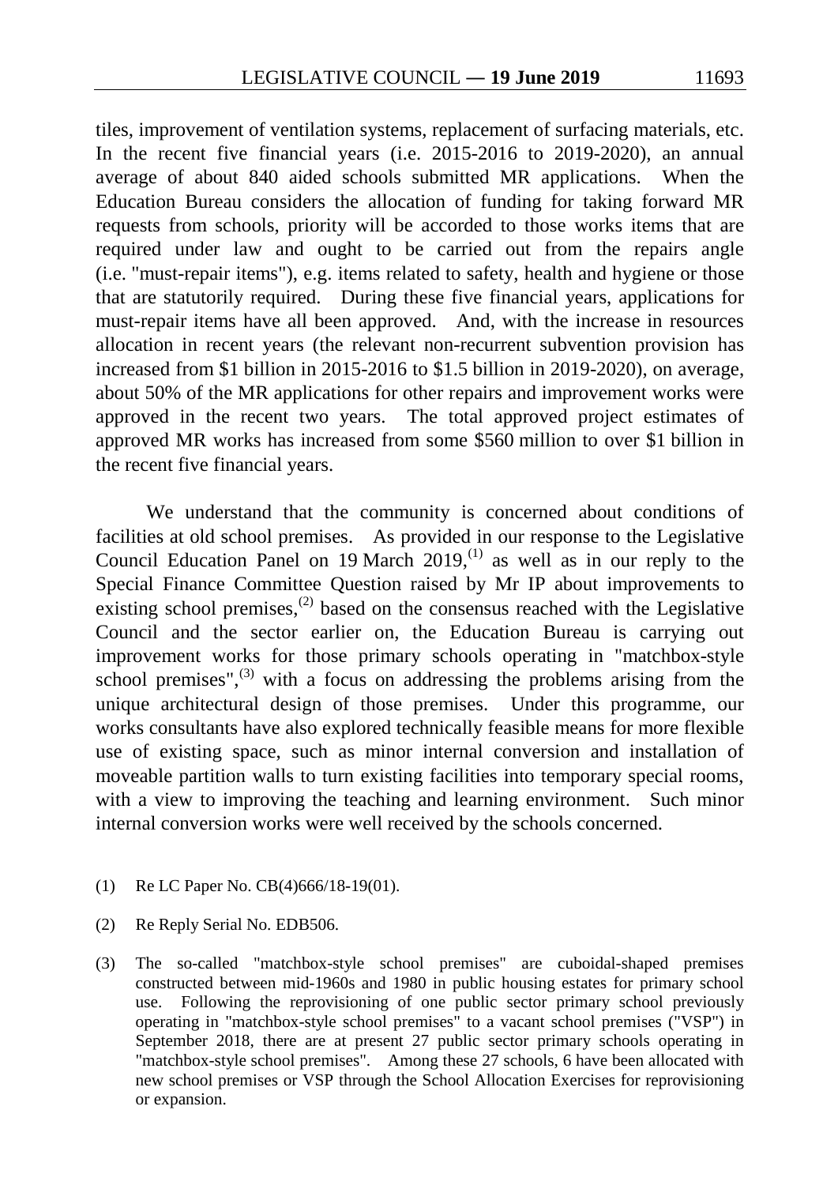tiles, improvement of ventilation systems, replacement of surfacing materials, etc. In the recent five financial years (i.e. 2015-2016 to 2019-2020), an annual average of about 840 aided schools submitted MR applications. When the Education Bureau considers the allocation of funding for taking forward MR requests from schools, priority will be accorded to those works items that are required under law and ought to be carried out from the repairs angle (i.e. "must-repair items"), e.g. items related to safety, health and hygiene or those that are statutorily required. During these five financial years, applications for must-repair items have all been approved. And, with the increase in resources allocation in recent years (the relevant non-recurrent subvention provision has increased from $1 billion in 2015-2016 to $1.5 billion in 2019-2020), on average, about 50% of the MR applications for other repairs and improvement works were approved in the recent two years. The total approved project estimates of approved MR works has increased from some $560 million to over $1 billion in the recent five financial years.

We understand that the community is concerned about conditions of facilities at old school premises. As provided in our response to the Legislative Council Education Panel on 19 March 2019,(1) as well as in our reply to the Special Finance Committee Question raised by Mr IP about improvements to existing school premises,(2) based on the consensus reached with the Legislative Council and the sector earlier on, the Education Bureau is carrying out improvement works for those primary schools operating in "matchbox-style school premises",(3) with a focus on addressing the problems arising from the unique architectural design of those premises. Under this programme, our works consultants have also explored technically feasible means for more flexible use of existing space, such as minor internal conversion and installation of moveable partition walls to turn existing facilities into temporary special rooms, with a view to improving the teaching and learning environment. Such minor internal conversion works were well received by the schools concerned.

(1) Re LC Paper No. CB(4)666/18-19(01).

(2) Re Reply Serial No. EDB506.

(3) The so-called "matchbox-style school premises" are cuboidal-shaped premises constructed between mid-1960s and 1980 in public housing estates for primary school use. Following the reprovisioning of one public sector primary school previously operating in "matchbox-style school premises" to a vacant school premises ("VSP") in September 2018, there are at present 27 public sector primary schools operating in "matchbox-style school premises". Among these 27 schools, 6 have been allocated with new school premises or VSP through the School Allocation Exercises for reprovisioning or expansion.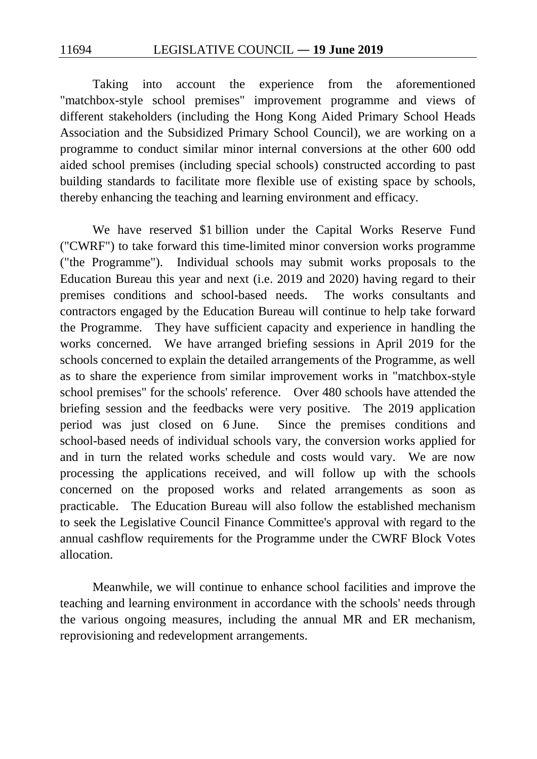Taking into account the experience from the aforementioned "matchbox-style school premises" improvement programme and views of different stakeholders (including the Hong Kong Aided Primary School Heads Association and the Subsidized Primary School Council), we are working on a programme to conduct similar minor internal conversions at the other 600 odd aided school premises (including special schools) constructed according to past building standards to facilitate more flexible use of existing space by schools, thereby enhancing the teaching and learning environment and efficacy.

We have reserved $1 billion under the Capital Works Reserve Fund ("CWRF") to take forward this time-limited minor conversion works programme ("the Programme"). Individual schools may submit works proposals to the Education Bureau this year and next (i.e. 2019 and 2020) having regard to their premises conditions and school-based needs. The works consultants and contractors engaged by the Education Bureau will continue to help take forward the Programme. They have sufficient capacity and experience in handling the works concerned. We have arranged briefing sessions in April 2019 for the schools concerned to explain the detailed arrangements of the Programme, as well as to share the experience from similar improvement works in "matchbox-style school premises" for the schools' reference. Over 480 schools have attended the briefing session and the feedbacks were very positive. The 2019 application period was just closed on 6 June. Since the premises conditions and school-based needs of individual schools vary, the conversion works applied for and in turn the related works schedule and costs would vary. We are now processing the applications received, and will follow up with the schools concerned on the proposed works and related arrangements as soon as practicable. The Education Bureau will also follow the established mechanism to seek the Legislative Council Finance Committee's approval with regard to the annual cashflow requirements for the Programme under the CWRF Block Votes allocation.

Meanwhile, we will continue to enhance school facilities and improve the teaching and learning environment in accordance with the schools' needs through the various ongoing measures, including the annual MR and ER mechanism, reprovisioning and redevelopment arrangements.